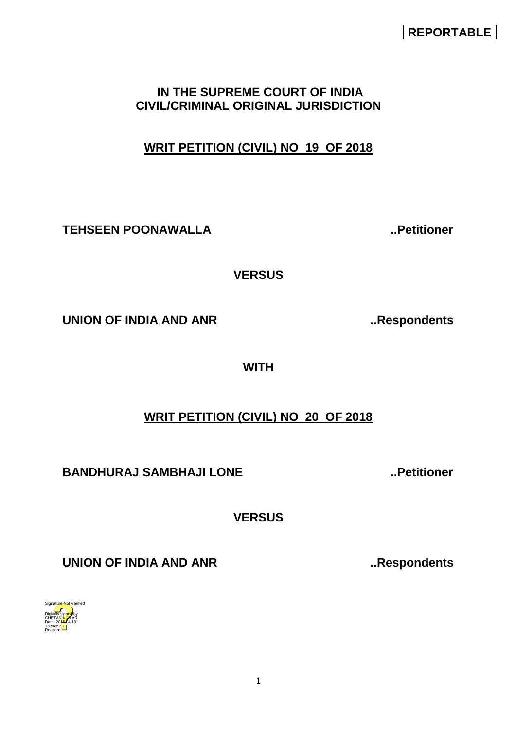**REPORTABLE**

**IN THE SUPREME COURT OF INDIA**
**CIVIL/CRIMINAL ORIGINAL JURISDICTION**

**WRIT PETITION (CIVIL) NO 19 OF 2018**

**TEHSEEN POONAWALLA** ..Petitioner

**VERSUS**

**UNION OF INDIA AND ANR** ..Respondents

**WITH**

**WRIT PETITION (CIVIL) NO 20 OF 2018**

**BANDHURAJ SAMBHAJI LONE** ..Petitioner

**VERSUS**

**UNION OF INDIA AND ANR** ..Respondents

Signature Not Verified
Digitally signed by CHETAN KUMAR
Date: 2018.04.19
13:54:52 IST
Reason: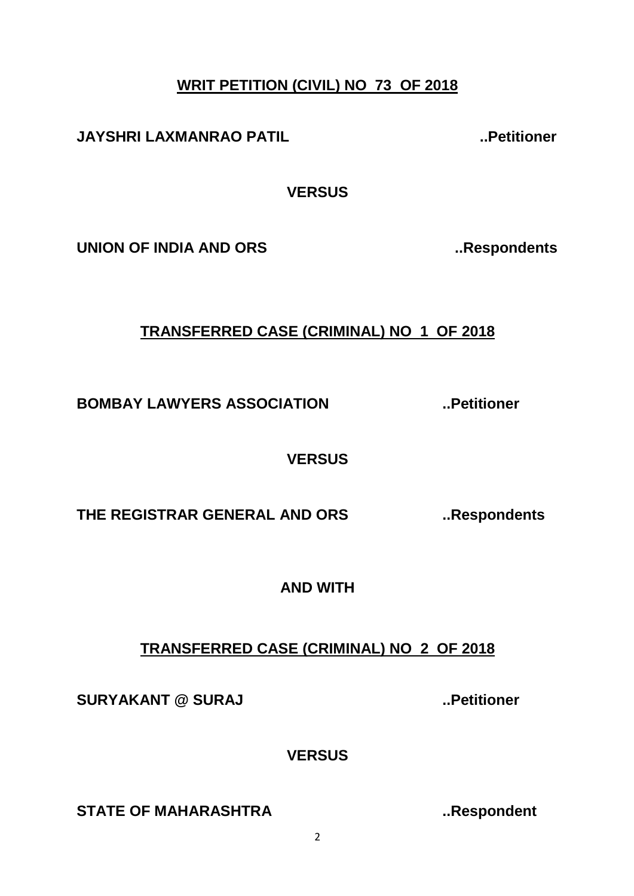**<u>WRIT PETITION (CIVIL) NO 73 OF 2018</u>**

**JAYSHRI LAXMANRAO PATIL ..Petitioner**

**VERSUS**

**UNION OF INDIA AND ORS ..Respondents**

**<u>TRANSFERRED CASE (CRIMINAL) NO 1 OF 2018</u>**

**BOMBAY LAWYERS ASSOCIATION ..Petitioner**

**VERSUS**

**THE REGISTRAR GENERAL AND ORS ..Respondents**

**AND WITH**

**<u>TRANSFERRED CASE (CRIMINAL) NO 2 OF 2018</u>**

**SURYAKANT @ SURAJ ..Petitioner**

**VERSUS**

**STATE OF MAHARASHTRA ..Respondent**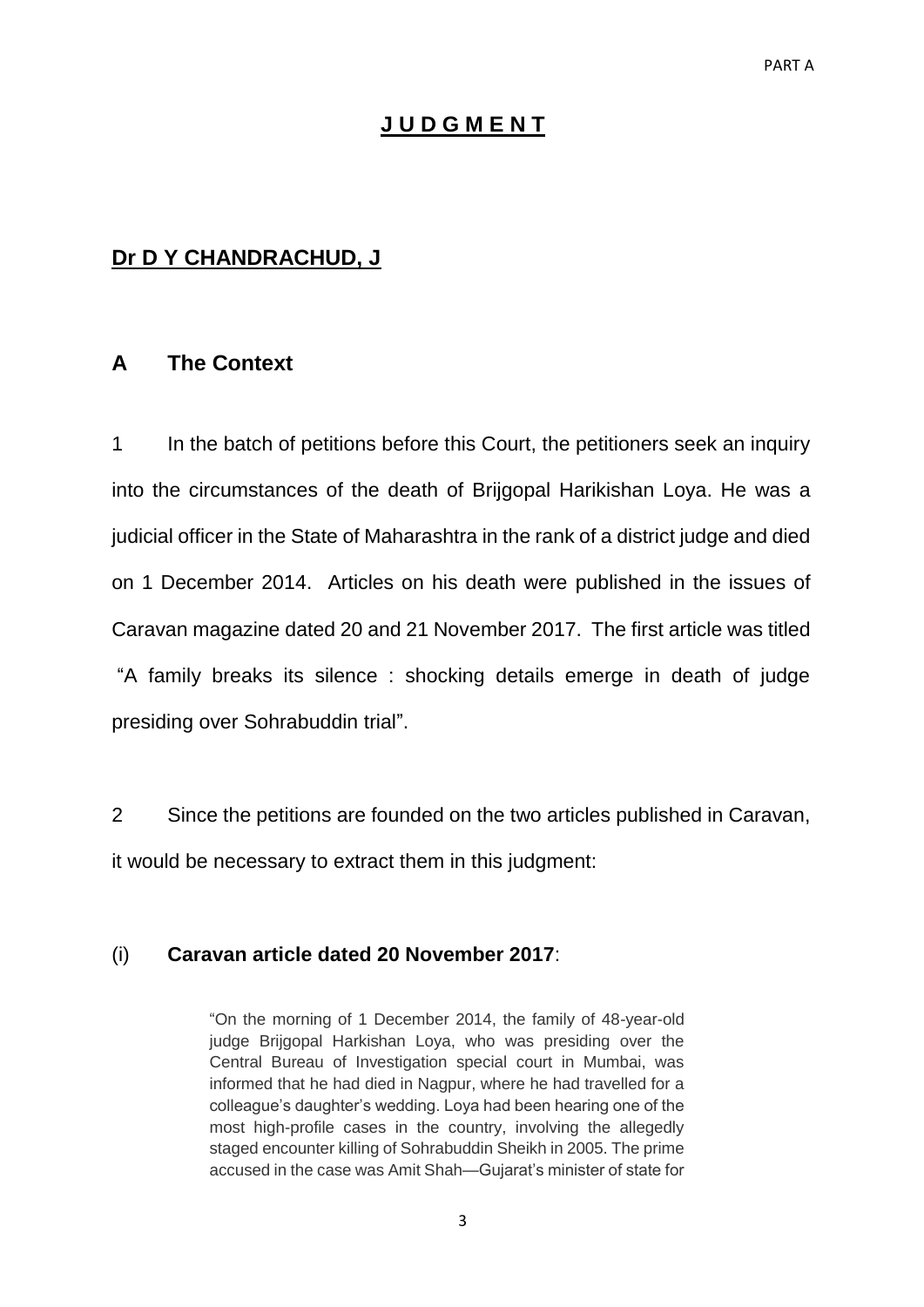# **J U D G M E N T**

## **Dr D Y CHANDRACHUD, J**

## **A The Context**

1 In the batch of petitions before this Court, the petitioners seek an inquiry into the circumstances of the death of Brijgopal Harikishan Loya. He was a judicial officer in the State of Maharashtra in the rank of a district judge and died on 1 December 2014. Articles on his death were published in the issues of Caravan magazine dated 20 and 21 November 2017. The first article was titled "A family breaks its silence : shocking details emerge in death of judge presiding over Sohrabuddin trial".

2 Since the petitions are founded on the two articles published in Caravan, it would be necessary to extract them in this judgment:

(i) **Caravan article dated 20 November 2017**:

> "On the morning of 1 December 2014, the family of 48-year-old judge Brijgopal Harkishan Loya, who was presiding over the Central Bureau of Investigation special court in Mumbai, was informed that he had died in Nagpur, where he had travelled for a colleague's daughter's wedding. Loya had been hearing one of the most high-profile cases in the country, involving the allegedly staged encounter killing of Sohrabuddin Sheikh in 2005. The prime accused in the case was Amit Shah—Gujarat's minister of state for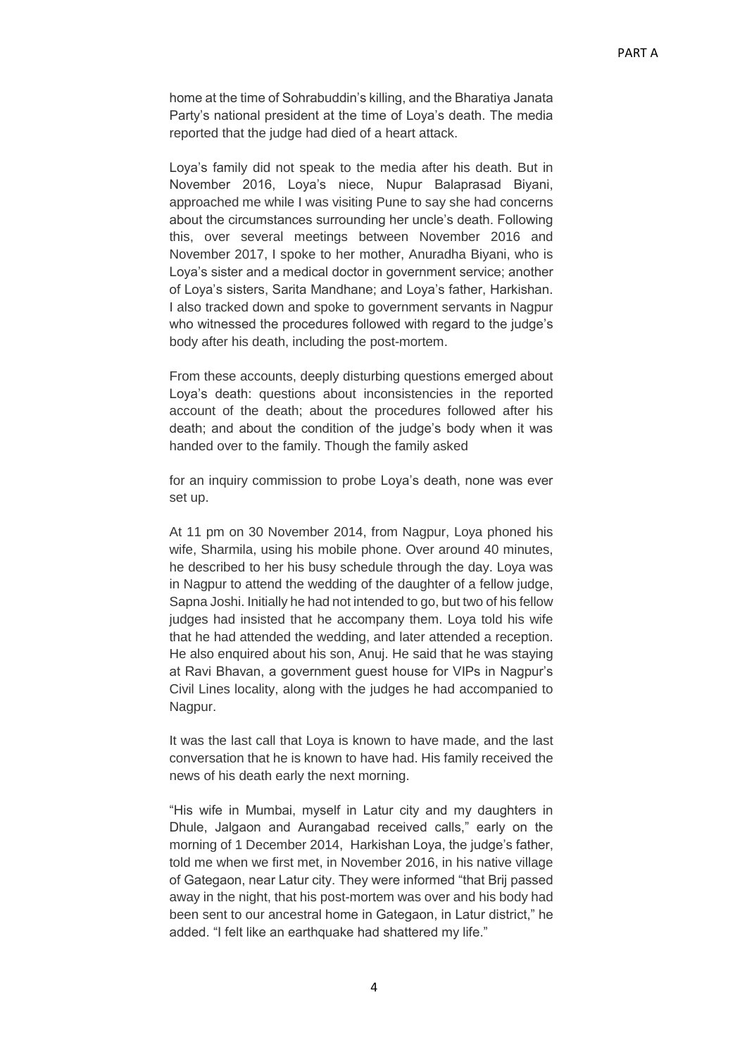home at the time of Sohrabuddin's killing, and the Bharatiya Janata Party's national president at the time of Loya's death. The media reported that the judge had died of a heart attack.

Loya's family did not speak to the media after his death. But in November 2016, Loya's niece, Nupur Balaprasad Biyani, approached me while I was visiting Pune to say she had concerns about the circumstances surrounding her uncle's death. Following this, over several meetings between November 2016 and November 2017, I spoke to her mother, Anuradha Biyani, who is Loya's sister and a medical doctor in government service; another of Loya's sisters, Sarita Mandhane; and Loya's father, Harkishan. I also tracked down and spoke to government servants in Nagpur who witnessed the procedures followed with regard to the judge's body after his death, including the post-mortem.

From these accounts, deeply disturbing questions emerged about Loya's death: questions about inconsistencies in the reported account of the death; about the procedures followed after his death; and about the condition of the judge's body when it was handed over to the family. Though the family asked for an inquiry commission to probe Loya's death, none was ever set up.

At 11 pm on 30 November 2014, from Nagpur, Loya phoned his wife, Sharmila, using his mobile phone. Over around 40 minutes, he described to her his busy schedule through the day. Loya was in Nagpur to attend the wedding of the daughter of a fellow judge, Sapna Joshi. Initially he had not intended to go, but two of his fellow judges had insisted that he accompany them. Loya told his wife that he had attended the wedding, and later attended a reception. He also enquired about his son, Anuj. He said that he was staying at Ravi Bhavan, a government guest house for VIPs in Nagpur's Civil Lines locality, along with the judges he had accompanied to Nagpur.

It was the last call that Loya is known to have made, and the last conversation that he is known to have had. His family received the news of his death early the next morning.

"His wife in Mumbai, myself in Latur city and my daughters in Dhule, Jalgaon and Aurangabad received calls," early on the morning of 1 December 2014, Harkishan Loya, the judge's father, told me when we first met, in November 2016, in his native village of Gategaon, near Latur city. They were informed "that Brij passed away in the night, that his post-mortem was over and his body had been sent to our ancestral home in Gategaon, in Latur district," he added. "I felt like an earthquake had shattered my life."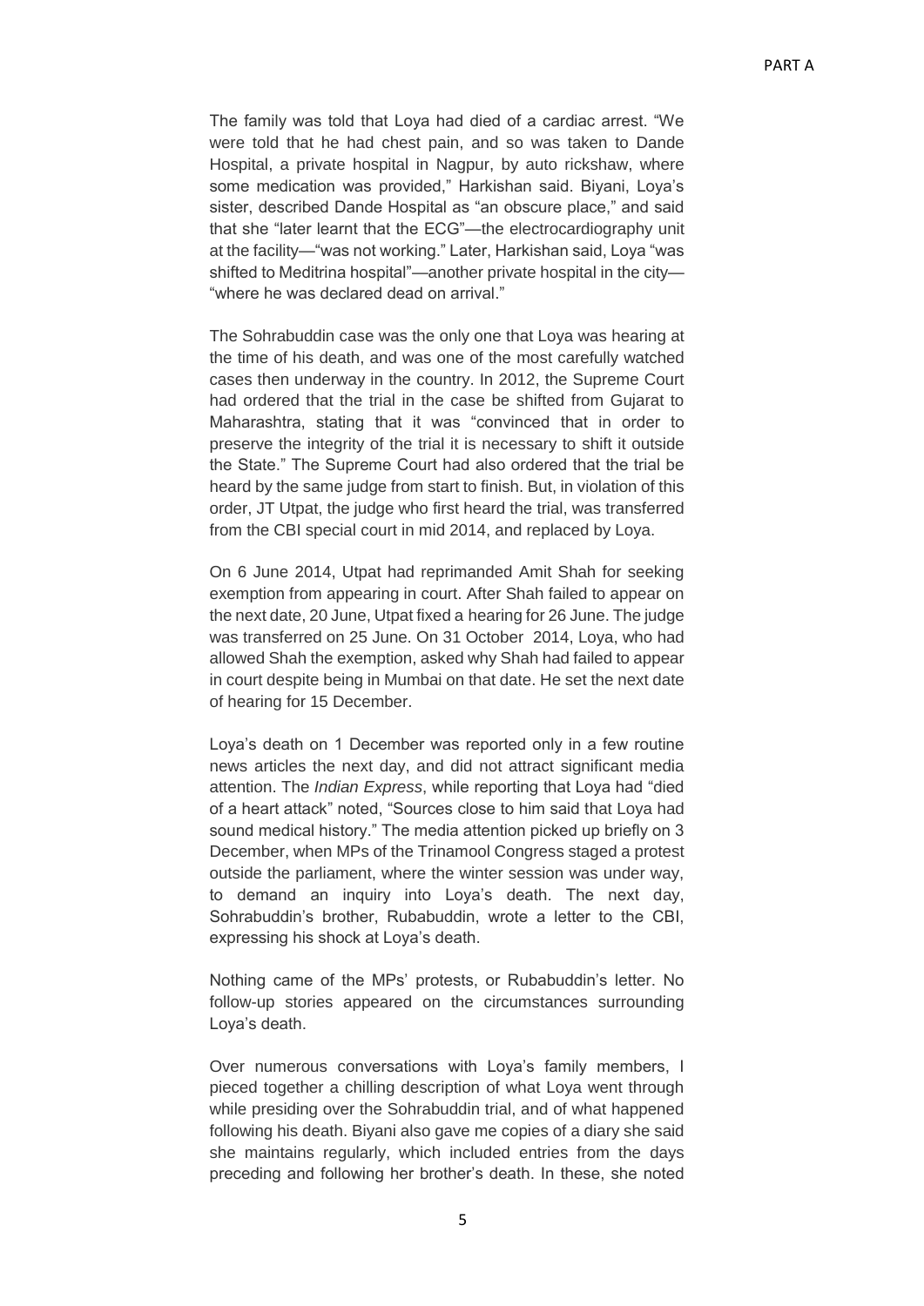The family was told that Loya had died of a cardiac arrest. "We were told that he had chest pain, and so was taken to Dande Hospital, a private hospital in Nagpur, by auto rickshaw, where some medication was provided," Harkishan said. Biyani, Loya's sister, described Dande Hospital as "an obscure place," and said that she "later learnt that the ECG"—the electrocardiography unit at the facility—"was not working." Later, Harkishan said, Loya "was shifted to Meditrina hospital"—another private hospital in the city—"where he was declared dead on arrival."

The Sohrabuddin case was the only one that Loya was hearing at the time of his death, and was one of the most carefully watched cases then underway in the country. In 2012, the Supreme Court had ordered that the trial in the case be shifted from Gujarat to Maharashtra, stating that it was "convinced that in order to preserve the integrity of the trial it is necessary to shift it outside the State." The Supreme Court had also ordered that the trial be heard by the same judge from start to finish. But, in violation of this order, JT Utpat, the judge who first heard the trial, was transferred from the CBI special court in mid 2014, and replaced by Loya.

On 6 June 2014, Utpat had reprimanded Amit Shah for seeking exemption from appearing in court. After Shah failed to appear on the next date, 20 June, Utpat fixed a hearing for 26 June. The judge was transferred on 25 June. On 31 October 2014, Loya, who had allowed Shah the exemption, asked why Shah had failed to appear in court despite being in Mumbai on that date. He set the next date of hearing for 15 December.

Loya's death on 1 December was reported only in a few routine news articles the next day, and did not attract significant media attention. The *Indian Express*, while reporting that Loya had "died of a heart attack" noted, "Sources close to him said that Loya had sound medical history." The media attention picked up briefly on 3 December, when MPs of the Trinamool Congress staged a protest outside the parliament, where the winter session was under way, to demand an inquiry into Loya's death. The next day, Sohrabuddin's brother, Rubabuddin, wrote a letter to the CBI, expressing his shock at Loya's death.

Nothing came of the MPs' protests, or Rubabuddin's letter. No follow-up stories appeared on the circumstances surrounding Loya's death.

Over numerous conversations with Loya's family members, I pieced together a chilling description of what Loya went through while presiding over the Sohrabuddin trial, and of what happened following his death. Biyani also gave me copies of a diary she said she maintains regularly, which included entries from the days preceding and following her brother's death. In these, she noted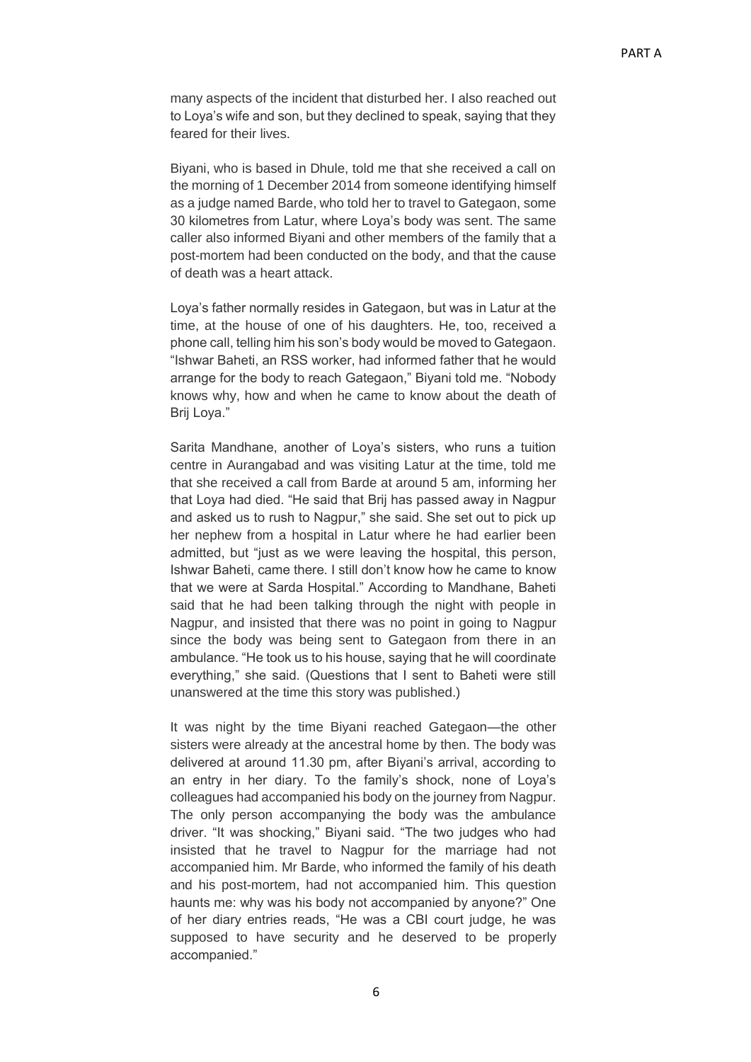many aspects of the incident that disturbed her. I also reached out to Loya's wife and son, but they declined to speak, saying that they feared for their lives.

Biyani, who is based in Dhule, told me that she received a call on the morning of 1 December 2014 from someone identifying himself as a judge named Barde, who told her to travel to Gategaon, some 30 kilometres from Latur, where Loya's body was sent. The same caller also informed Biyani and other members of the family that a post-mortem had been conducted on the body, and that the cause of death was a heart attack.

Loya's father normally resides in Gategaon, but was in Latur at the time, at the house of one of his daughters. He, too, received a phone call, telling him his son's body would be moved to Gategaon. "Ishwar Baheti, an RSS worker, had informed father that he would arrange for the body to reach Gategaon," Biyani told me. "Nobody knows why, how and when he came to know about the death of Brij Loya."

Sarita Mandhane, another of Loya's sisters, who runs a tuition centre in Aurangabad and was visiting Latur at the time, told me that she received a call from Barde at around 5 am, informing her that Loya had died. "He said that Brij has passed away in Nagpur and asked us to rush to Nagpur," she said. She set out to pick up her nephew from a hospital in Latur where he had earlier been admitted, but "just as we were leaving the hospital, this person, Ishwar Baheti, came there. I still don't know how he came to know that we were at Sarda Hospital." According to Mandhane, Baheti said that he had been talking through the night with people in Nagpur, and insisted that there was no point in going to Nagpur since the body was being sent to Gategaon from there in an ambulance. "He took us to his house, saying that he will coordinate everything," she said. (Questions that I sent to Baheti were still unanswered at the time this story was published.)

It was night by the time Biyani reached Gategaon—the other sisters were already at the ancestral home by then. The body was delivered at around 11.30 pm, after Biyani's arrival, according to an entry in her diary. To the family's shock, none of Loya's colleagues had accompanied his body on the journey from Nagpur. The only person accompanying the body was the ambulance driver. "It was shocking," Biyani said. "The two judges who had insisted that he travel to Nagpur for the marriage had not accompanied him. Mr Barde, who informed the family of his death and his post-mortem, had not accompanied him. This question haunts me: why was his body not accompanied by anyone?" One of her diary entries reads, "He was a CBI court judge, he was supposed to have security and he deserved to be properly accompanied."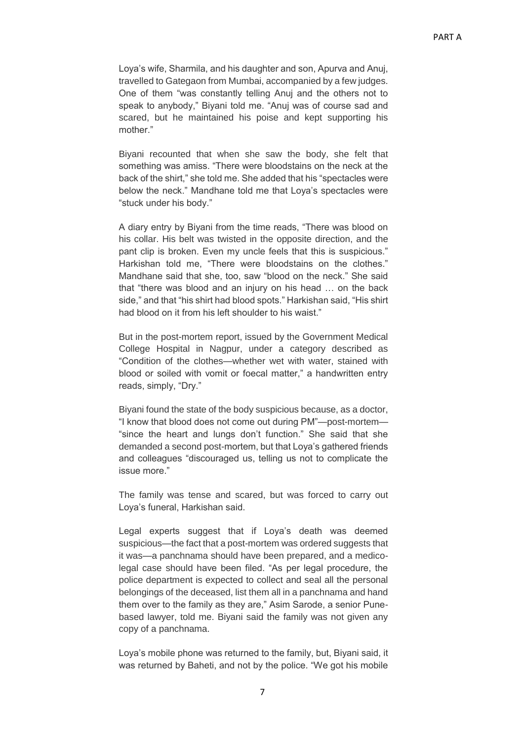Loya's wife, Sharmila, and his daughter and son, Apurva and Anuj, travelled to Gategaon from Mumbai, accompanied by a few judges. One of them "was constantly telling Anuj and the others not to speak to anybody," Biyani told me. "Anuj was of course sad and scared, but he maintained his poise and kept supporting his mother."

Biyani recounted that when she saw the body, she felt that something was amiss. "There were bloodstains on the neck at the back of the shirt," she told me. She added that his "spectacles were below the neck." Mandhane told me that Loya's spectacles were "stuck under his body."

A diary entry by Biyani from the time reads, "There was blood on his collar. His belt was twisted in the opposite direction, and the pant clip is broken. Even my uncle feels that this is suspicious." Harkishan told me, "There were bloodstains on the clothes." Mandhane said that she, too, saw "blood on the neck." She said that "there was blood and an injury on his head … on the back side," and that "his shirt had blood spots." Harkishan said, "His shirt had blood on it from his left shoulder to his waist."

But in the post-mortem report, issued by the Government Medical College Hospital in Nagpur, under a category described as "Condition of the clothes—whether wet with water, stained with blood or soiled with vomit or foecal matter," a handwritten entry reads, simply, "Dry."

Biyani found the state of the body suspicious because, as a doctor, "I know that blood does not come out during PM"—post-mortem—"since the heart and lungs don't function." She said that she demanded a second post-mortem, but that Loya's gathered friends and colleagues "discouraged us, telling us not to complicate the issue more."

The family was tense and scared, but was forced to carry out Loya's funeral, Harkishan said.

Legal experts suggest that if Loya's death was deemed suspicious—the fact that a post-mortem was ordered suggests that it was—a panchnama should have been prepared, and a medico-legal case should have been filed. "As per legal procedure, the police department is expected to collect and seal all the personal belongings of the deceased, list them all in a panchnama and hand them over to the family as they are," Asim Sarode, a senior Pune-based lawyer, told me. Biyani said the family was not given any copy of a panchnama.

Loya's mobile phone was returned to the family, but, Biyani said, it was returned by Baheti, and not by the police. "We got his mobile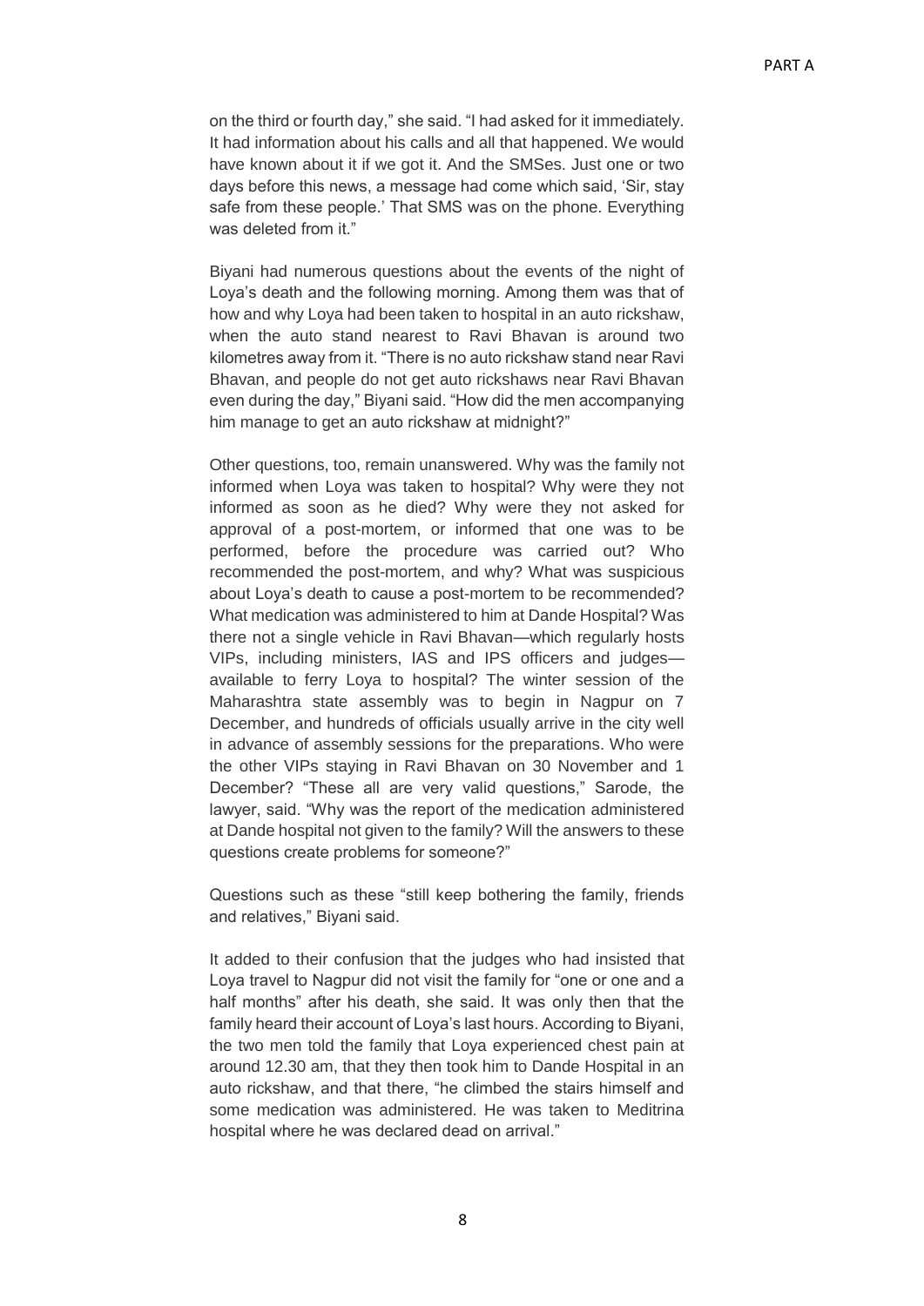on the third or fourth day," she said. "I had asked for it immediately. It had information about his calls and all that happened. We would have known about it if we got it. And the SMSes. Just one or two days before this news, a message had come which said, 'Sir, stay safe from these people.' That SMS was on the phone. Everything was deleted from it."

Biyani had numerous questions about the events of the night of Loya's death and the following morning. Among them was that of how and why Loya had been taken to hospital in an auto rickshaw, when the auto stand nearest to Ravi Bhavan is around two kilometres away from it. "There is no auto rickshaw stand near Ravi Bhavan, and people do not get auto rickshaws near Ravi Bhavan even during the day," Biyani said. "How did the men accompanying him manage to get an auto rickshaw at midnight?"

Other questions, too, remain unanswered. Why was the family not informed when Loya was taken to hospital? Why were they not informed as soon as he died? Why were they not asked for approval of a post-mortem, or informed that one was to be performed, before the procedure was carried out? Who recommended the post-mortem, and why? What was suspicious about Loya's death to cause a post-mortem to be recommended? What medication was administered to him at Dande Hospital? Was there not a single vehicle in Ravi Bhavan—which regularly hosts VIPs, including ministers, IAS and IPS officers and judges—available to ferry Loya to hospital? The winter session of the Maharashtra state assembly was to begin in Nagpur on 7 December, and hundreds of officials usually arrive in the city well in advance of assembly sessions for the preparations. Who were the other VIPs staying in Ravi Bhavan on 30 November and 1 December? "These all are very valid questions," Sarode, the lawyer, said. "Why was the report of the medication administered at Dande hospital not given to the family? Will the answers to these questions create problems for someone?"

Questions such as these "still keep bothering the family, friends and relatives," Biyani said.

It added to their confusion that the judges who had insisted that Loya travel to Nagpur did not visit the family for "one or one and a half months" after his death, she said. It was only then that the family heard their account of Loya's last hours. According to Biyani, the two men told the family that Loya experienced chest pain at around 12.30 am, that they then took him to Dande Hospital in an auto rickshaw, and that there, "he climbed the stairs himself and some medication was administered. He was taken to Meditrina hospital where he was declared dead on arrival."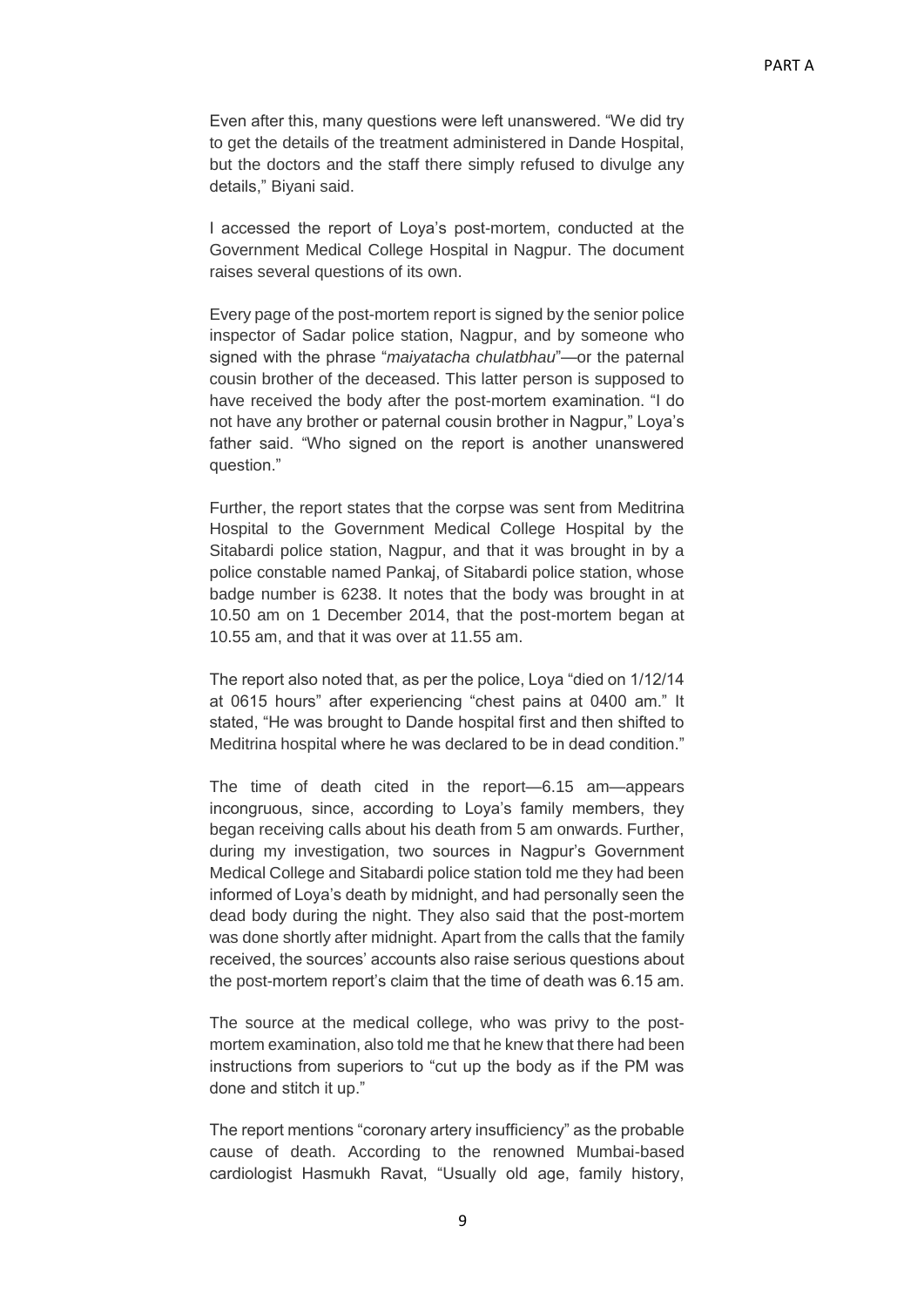Even after this, many questions were left unanswered. “We did try to get the details of the treatment administered in Dande Hospital, but the doctors and the staff there simply refused to divulge any details,” Biyani said.

I accessed the report of Loya’s post-mortem, conducted at the Government Medical College Hospital in Nagpur. The document raises several questions of its own.

Every page of the post-mortem report is signed by the senior police inspector of Sadar police station, Nagpur, and by someone who signed with the phrase “*maiyatacha chulatbhau*”—or the paternal cousin brother of the deceased. This latter person is supposed to have received the body after the post-mortem examination. “I do not have any brother or paternal cousin brother in Nagpur,” Loya’s father said. “Who signed on the report is another unanswered question.”

Further, the report states that the corpse was sent from Meditrina Hospital to the Government Medical College Hospital by the Sitabardi police station, Nagpur, and that it was brought in by a police constable named Pankaj, of Sitabardi police station, whose badge number is 6238. It notes that the body was brought in at 10.50 am on 1 December 2014, that the post-mortem began at 10.55 am, and that it was over at 11.55 am.

The report also noted that, as per the police, Loya “died on 1/12/14 at 0615 hours” after experiencing “chest pains at 0400 am.” It stated, “He was brought to Dande hospital first and then shifted to Meditrina hospital where he was declared to be in dead condition.”

The time of death cited in the report—6.15 am—appears incongruous, since, according to Loya’s family members, they began receiving calls about his death from 5 am onwards. Further, during my investigation, two sources in Nagpur’s Government Medical College and Sitabardi police station told me they had been informed of Loya’s death by midnight, and had personally seen the dead body during the night. They also said that the post-mortem was done shortly after midnight. Apart from the calls that the family received, the sources’ accounts also raise serious questions about the post-mortem report’s claim that the time of death was 6.15 am.

The source at the medical college, who was privy to the post-mortem examination, also told me that he knew that there had been instructions from superiors to “cut up the body as if the PM was done and stitch it up.”

The report mentions “coronary artery insufficiency” as the probable cause of death. According to the renowned Mumbai-based cardiologist Hasmukh Ravat, “Usually old age, family history,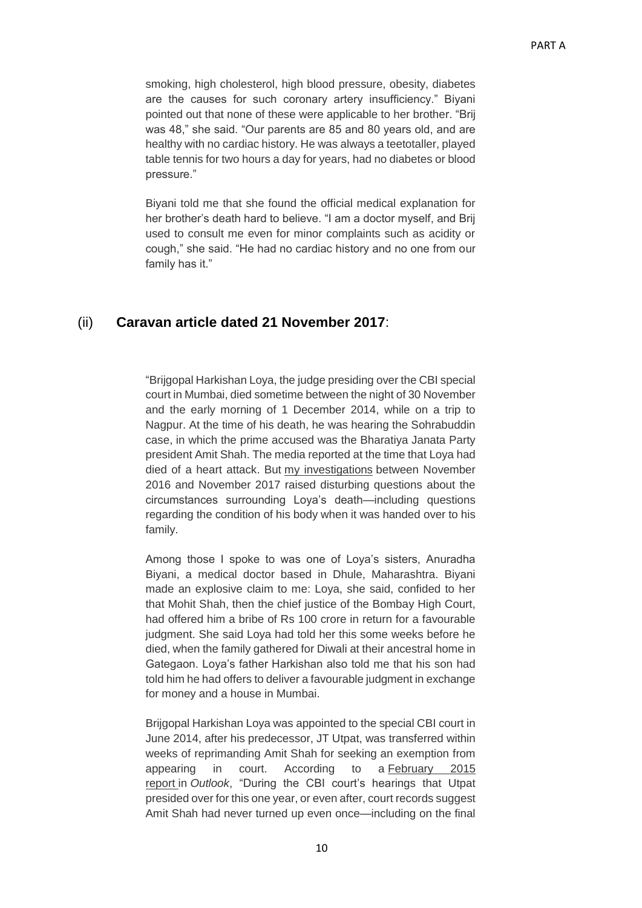smoking, high cholesterol, high blood pressure, obesity, diabetes are the causes for such coronary artery insufficiency." Biyani pointed out that none of these were applicable to her brother. "Brij was 48," she said. "Our parents are 85 and 80 years old, and are healthy with no cardiac history. He was always a teetotaller, played table tennis for two hours a day for years, had no diabetes or blood pressure."

Biyani told me that she found the official medical explanation for her brother's death hard to believe. "I am a doctor myself, and Brij used to consult me even for minor complaints such as acidity or cough," she said. "He had no cardiac history and no one from our family has it."

## (ii) **Caravan article dated 21 November 2017**:

"Brijgopal Harkishan Loya, the judge presiding over the CBI special court in Mumbai, died sometime between the night of 30 November and the early morning of 1 December 2014, while on a trip to Nagpur. At the time of his death, he was hearing the Sohrabuddin case, in which the prime accused was the Bharatiya Janata Party president Amit Shah. The media reported at the time that Loya had died of a heart attack. But my investigations between November 2016 and November 2017 raised disturbing questions about the circumstances surrounding Loya's death—including questions regarding the condition of his body when it was handed over to his family.

Among those I spoke to was one of Loya's sisters, Anuradha Biyani, a medical doctor based in Dhule, Maharashtra. Biyani made an explosive claim to me: Loya, she said, confided to her that Mohit Shah, then the chief justice of the Bombay High Court, had offered him a bribe of Rs 100 crore in return for a favourable judgment. She said Loya had told her this some weeks before he died, when the family gathered for Diwali at their ancestral home in Gategaon. Loya's father Harkishan also told me that his son had told him he had offers to deliver a favourable judgment in exchange for money and a house in Mumbai.

Brijgopal Harkishan Loya was appointed to the special CBI court in June 2014, after his predecessor, JT Utpat, was transferred within weeks of reprimanding Amit Shah for seeking an exemption from appearing in court. According to a February 2015 report in *Outlook*, "During the CBI court's hearings that Utpat presided over for this one year, or even after, court records suggest Amit Shah had never turned up even once—including on the final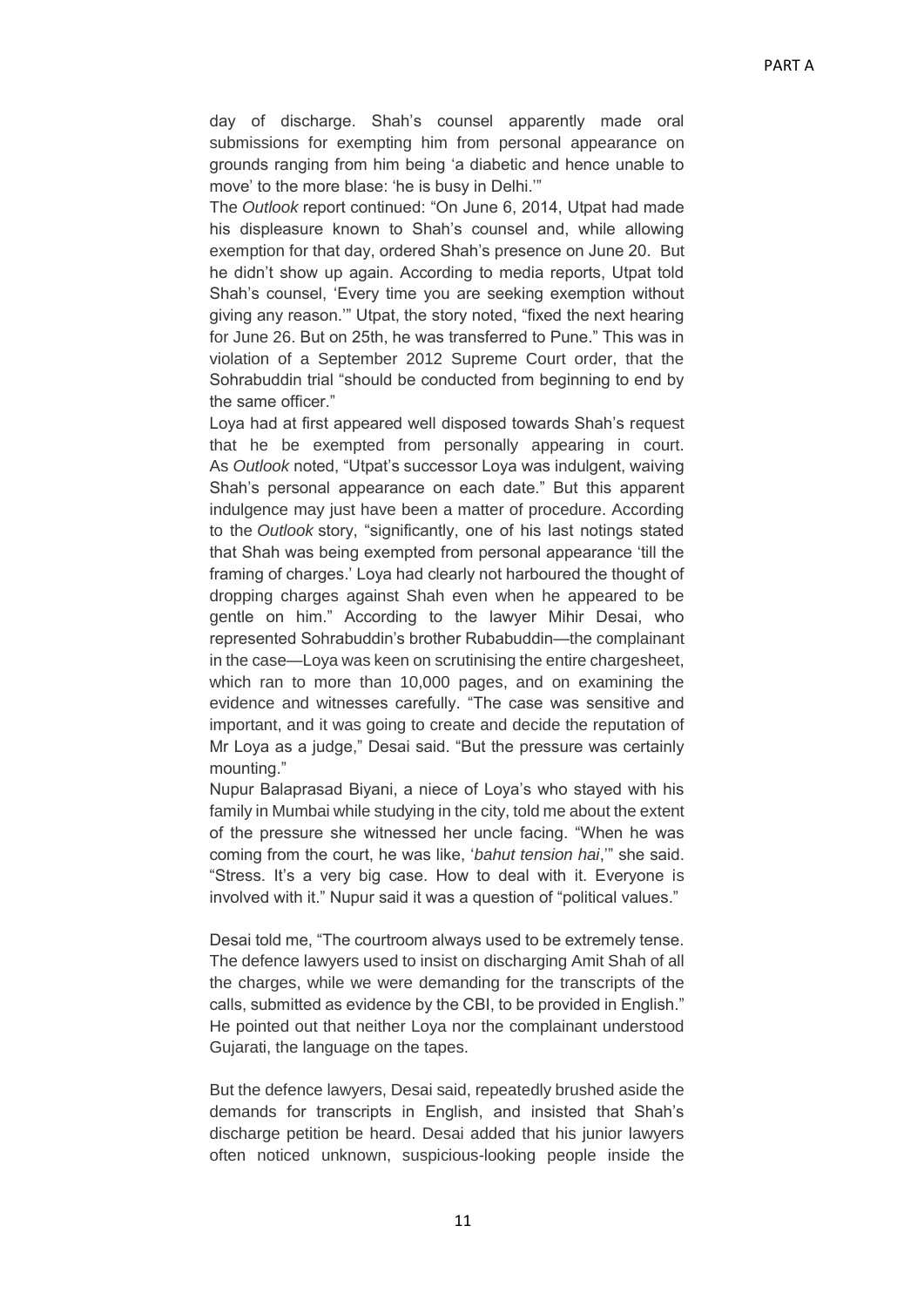day of discharge. Shah's counsel apparently made oral submissions for exempting him from personal appearance on grounds ranging from him being 'a diabetic and hence unable to move' to the more blase: 'he is busy in Delhi.'"

The *Outlook* report continued: "On June 6, 2014, Utpat had made his displeasure known to Shah's counsel and, while allowing exemption for that day, ordered Shah's presence on June 20. But he didn't show up again. According to media reports, Utpat told Shah's counsel, 'Every time you are seeking exemption without giving any reason.'" Utpat, the story noted, "fixed the next hearing for June 26. But on 25th, he was transferred to Pune." This was in violation of a September 2012 Supreme Court order, that the Sohrabuddin trial "should be conducted from beginning to end by the same officer."

Loya had at first appeared well disposed towards Shah's request that he be exempted from personally appearing in court. As *Outlook* noted, "Utpat's successor Loya was indulgent, waiving Shah's personal appearance on each date." But this apparent indulgence may just have been a matter of procedure. According to the *Outlook* story, "significantly, one of his last notings stated that Shah was being exempted from personal appearance 'till the framing of charges.' Loya had clearly not harboured the thought of dropping charges against Shah even when he appeared to be gentle on him." According to the lawyer Mihir Desai, who represented Sohrabuddin's brother Rubabuddin—the complainant in the case—Loya was keen on scrutinising the entire chargesheet, which ran to more than 10,000 pages, and on examining the evidence and witnesses carefully. "The case was sensitive and important, and it was going to create and decide the reputation of Mr Loya as a judge," Desai said. "But the pressure was certainly mounting."

Nupur Balaprasad Biyani, a niece of Loya's who stayed with his family in Mumbai while studying in the city, told me about the extent of the pressure she witnessed her uncle facing. "When he was coming from the court, he was like, '*bahut tension hai*,'" she said. "Stress. It's a very big case. How to deal with it. Everyone is involved with it." Nupur said it was a question of "political values."

Desai told me, "The courtroom always used to be extremely tense. The defence lawyers used to insist on discharging Amit Shah of all the charges, while we were demanding for the transcripts of the calls, submitted as evidence by the CBI, to be provided in English." He pointed out that neither Loya nor the complainant understood Gujarati, the language on the tapes.

But the defence lawyers, Desai said, repeatedly brushed aside the demands for transcripts in English, and insisted that Shah's discharge petition be heard. Desai added that his junior lawyers often noticed unknown, suspicious-looking people inside the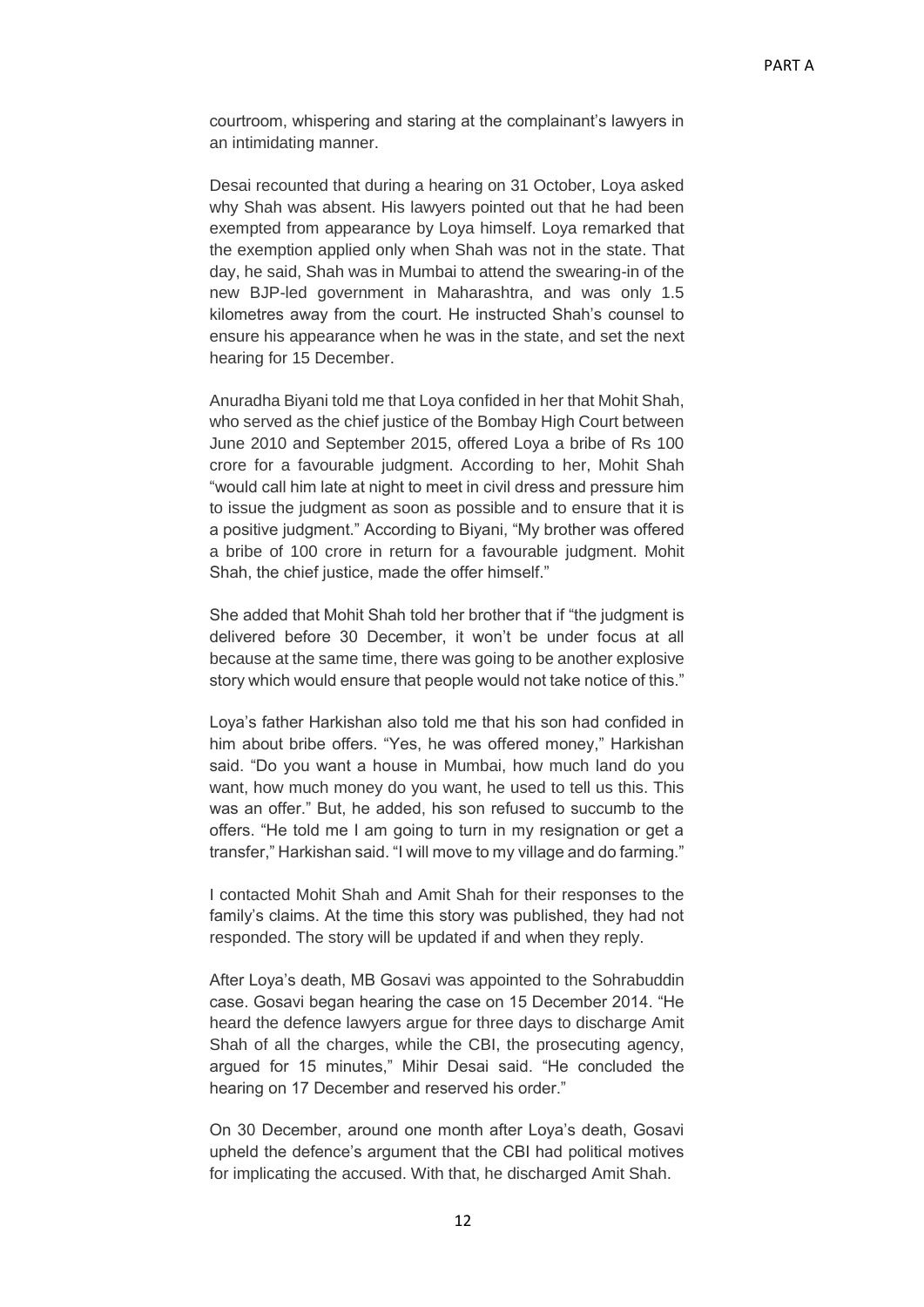courtroom, whispering and staring at the complainant's lawyers in an intimidating manner.

Desai recounted that during a hearing on 31 October, Loya asked why Shah was absent. His lawyers pointed out that he had been exempted from appearance by Loya himself. Loya remarked that the exemption applied only when Shah was not in the state. That day, he said, Shah was in Mumbai to attend the swearing-in of the new BJP-led government in Maharashtra, and was only 1.5 kilometres away from the court. He instructed Shah's counsel to ensure his appearance when he was in the state, and set the next hearing for 15 December.

Anuradha Biyani told me that Loya confided in her that Mohit Shah, who served as the chief justice of the Bombay High Court between June 2010 and September 2015, offered Loya a bribe of Rs 100 crore for a favourable judgment. According to her, Mohit Shah "would call him late at night to meet in civil dress and pressure him to issue the judgment as soon as possible and to ensure that it is a positive judgment." According to Biyani, "My brother was offered a bribe of 100 crore in return for a favourable judgment. Mohit Shah, the chief justice, made the offer himself."

She added that Mohit Shah told her brother that if "the judgment is delivered before 30 December, it won't be under focus at all because at the same time, there was going to be another explosive story which would ensure that people would not take notice of this."

Loya's father Harkishan also told me that his son had confided in him about bribe offers. "Yes, he was offered money," Harkishan said. "Do you want a house in Mumbai, how much land do you want, how much money do you want, he used to tell us this. This was an offer." But, he added, his son refused to succumb to the offers. "He told me I am going to turn in my resignation or get a transfer," Harkishan said. "I will move to my village and do farming."

I contacted Mohit Shah and Amit Shah for their responses to the family's claims. At the time this story was published, they had not responded. The story will be updated if and when they reply.

After Loya's death, MB Gosavi was appointed to the Sohrabuddin case. Gosavi began hearing the case on 15 December 2014. "He heard the defence lawyers argue for three days to discharge Amit Shah of all the charges, while the CBI, the prosecuting agency, argued for 15 minutes," Mihir Desai said. "He concluded the hearing on 17 December and reserved his order."

On 30 December, around one month after Loya's death, Gosavi upheld the defence's argument that the CBI had political motives for implicating the accused. With that, he discharged Amit Shah.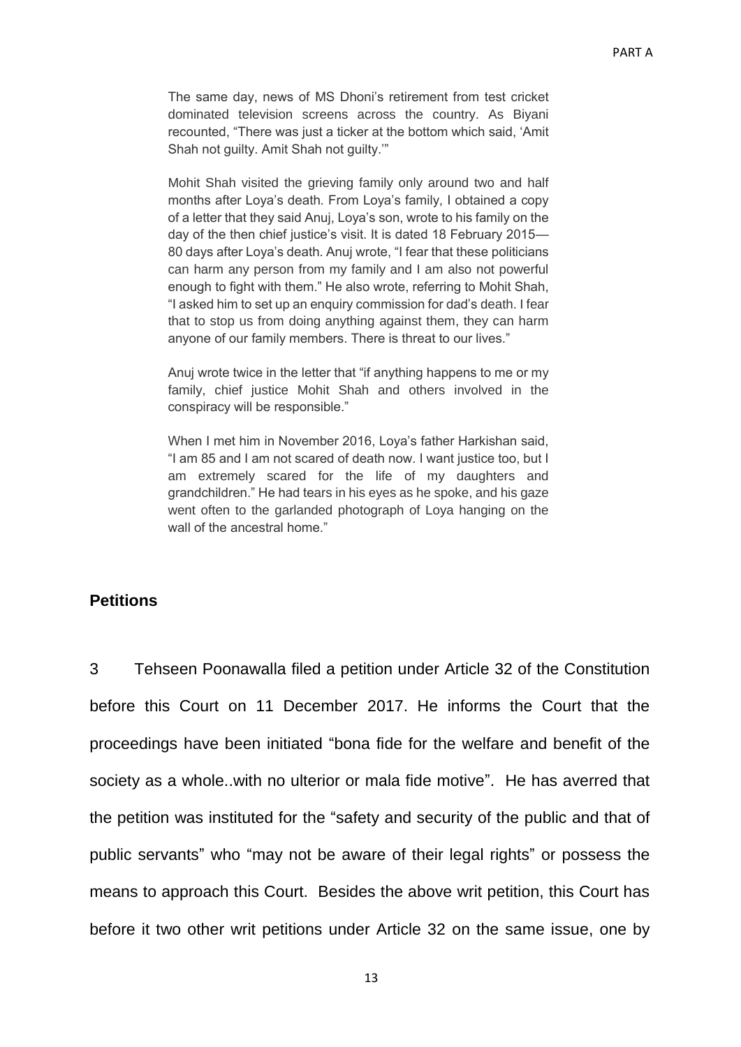> The same day, news of MS Dhoni's retirement from test cricket dominated television screens across the country. As Biyani recounted, "There was just a ticker at the bottom which said, 'Amit Shah not guilty. Amit Shah not guilty.'"
>
> Mohit Shah visited the grieving family only around two and half months after Loya's death. From Loya's family, I obtained a copy of a letter that they said Anuj, Loya's son, wrote to his family on the day of the then chief justice's visit. It is dated 18 February 2015—80 days after Loya's death. Anuj wrote, "I fear that these politicians can harm any person from my family and I am also not powerful enough to fight with them." He also wrote, referring to Mohit Shah, "I asked him to set up an enquiry commission for dad's death. I fear that to stop us from doing anything against them, they can harm anyone of our family members. There is threat to our lives."
>
> Anuj wrote twice in the letter that "if anything happens to me or my family, chief justice Mohit Shah and others involved in the conspiracy will be responsible."
>
> When I met him in November 2016, Loya's father Harkishan said, "I am 85 and I am not scared of death now. I want justice too, but I am extremely scared for the life of my daughters and grandchildren." He had tears in his eyes as he spoke, and his gaze went often to the garlanded photograph of Loya hanging on the wall of the ancestral home."

### Petitions

3 Tehseen Poonawalla filed a petition under Article 32 of the Constitution before this Court on 11 December 2017. He informs the Court that the proceedings have been initiated "bona fide for the welfare and benefit of the society as a whole..with no ulterior or mala fide motive". He has averred that the petition was instituted for the "safety and security of the public and that of public servants" who "may not be aware of their legal rights" or possess the means to approach this Court. Besides the above writ petition, this Court has before it two other writ petitions under Article 32 on the same issue, one by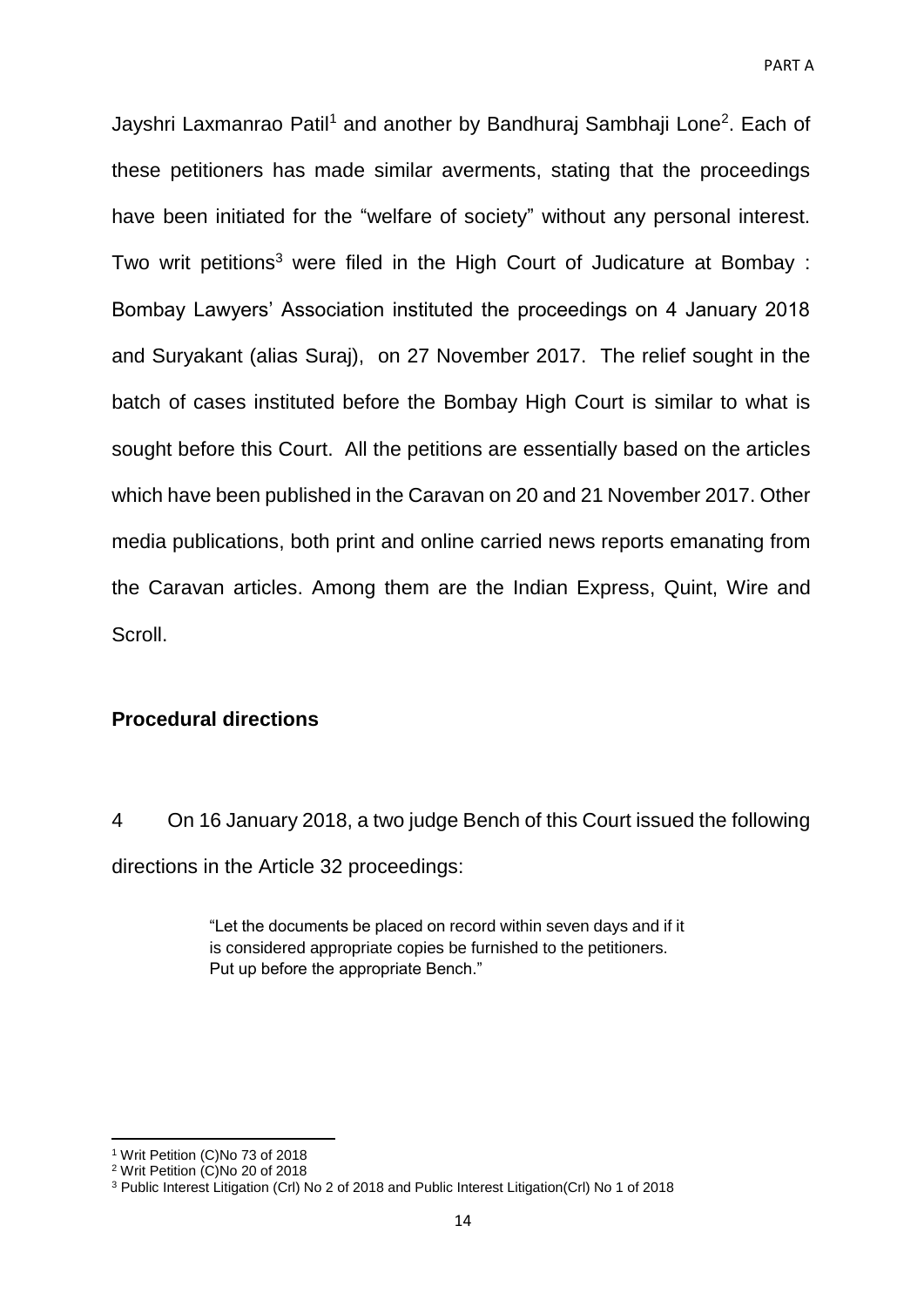Jayshri Laxmanrao Patil[1] and another by Bandhuraj Sambhaji Lone[2]. Each of these petitioners has made similar averments, stating that the proceedings have been initiated for the "welfare of society" without any personal interest. Two writ petitions[3] were filed in the High Court of Judicature at Bombay : Bombay Lawyers' Association instituted the proceedings on 4 January 2018 and Suryakant (alias Suraj), on 27 November 2017. The relief sought in the batch of cases instituted before the Bombay High Court is similar to what is sought before this Court. All the petitions are essentially based on the articles which have been published in the Caravan on 20 and 21 November 2017. Other media publications, both print and online carried news reports emanating from the Caravan articles. Among them are the Indian Express, Quint, Wire and Scroll.

**Procedural directions**

4 On 16 January 2018, a two judge Bench of this Court issued the following directions in the Article 32 proceedings:

> "Let the documents be placed on record within seven days and if it is considered appropriate copies be furnished to the petitioners. Put up before the appropriate Bench."

---

[1] Writ Petition (C)No 73 of 2018

[2] Writ Petition (C)No 20 of 2018

[3] Public Interest Litigation (Crl) No 2 of 2018 and Public Interest Litigation(Crl) No 1 of 2018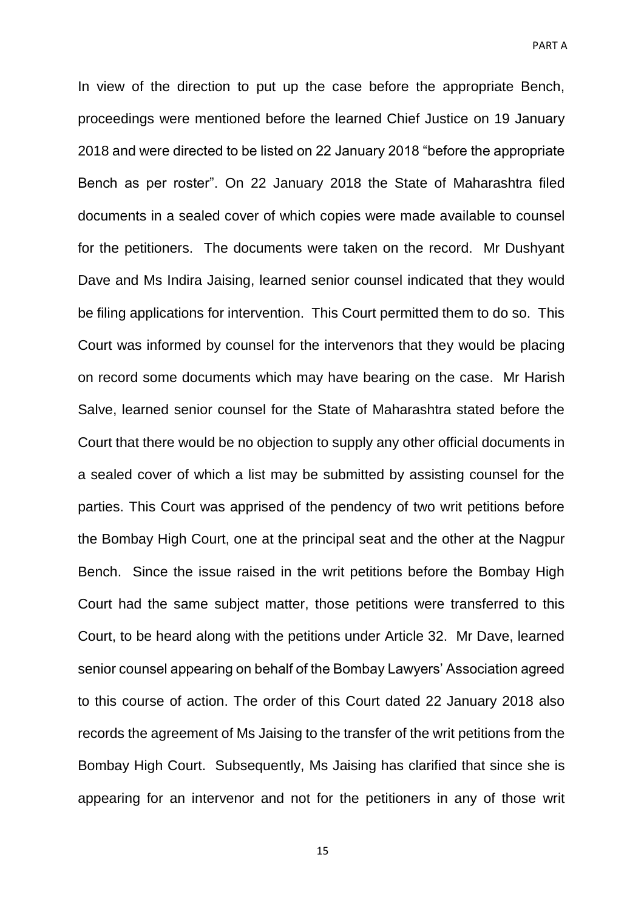In view of the direction to put up the case before the appropriate Bench, proceedings were mentioned before the learned Chief Justice on 19 January 2018 and were directed to be listed on 22 January 2018 "before the appropriate Bench as per roster". On 22 January 2018 the State of Maharashtra filed documents in a sealed cover of which copies were made available to counsel for the petitioners. The documents were taken on the record. Mr Dushyant Dave and Ms Indira Jaising, learned senior counsel indicated that they would be filing applications for intervention. This Court permitted them to do so. This Court was informed by counsel for the intervenors that they would be placing on record some documents which may have bearing on the case. Mr Harish Salve, learned senior counsel for the State of Maharashtra stated before the Court that there would be no objection to supply any other official documents in a sealed cover of which a list may be submitted by assisting counsel for the parties. This Court was apprised of the pendency of two writ petitions before the Bombay High Court, one at the principal seat and the other at the Nagpur Bench. Since the issue raised in the writ petitions before the Bombay High Court had the same subject matter, those petitions were transferred to this Court, to be heard along with the petitions under Article 32. Mr Dave, learned senior counsel appearing on behalf of the Bombay Lawyers' Association agreed to this course of action. The order of this Court dated 22 January 2018 also records the agreement of Ms Jaising to the transfer of the writ petitions from the Bombay High Court. Subsequently, Ms Jaising has clarified that since she is appearing for an intervenor and not for the petitioners in any of those writ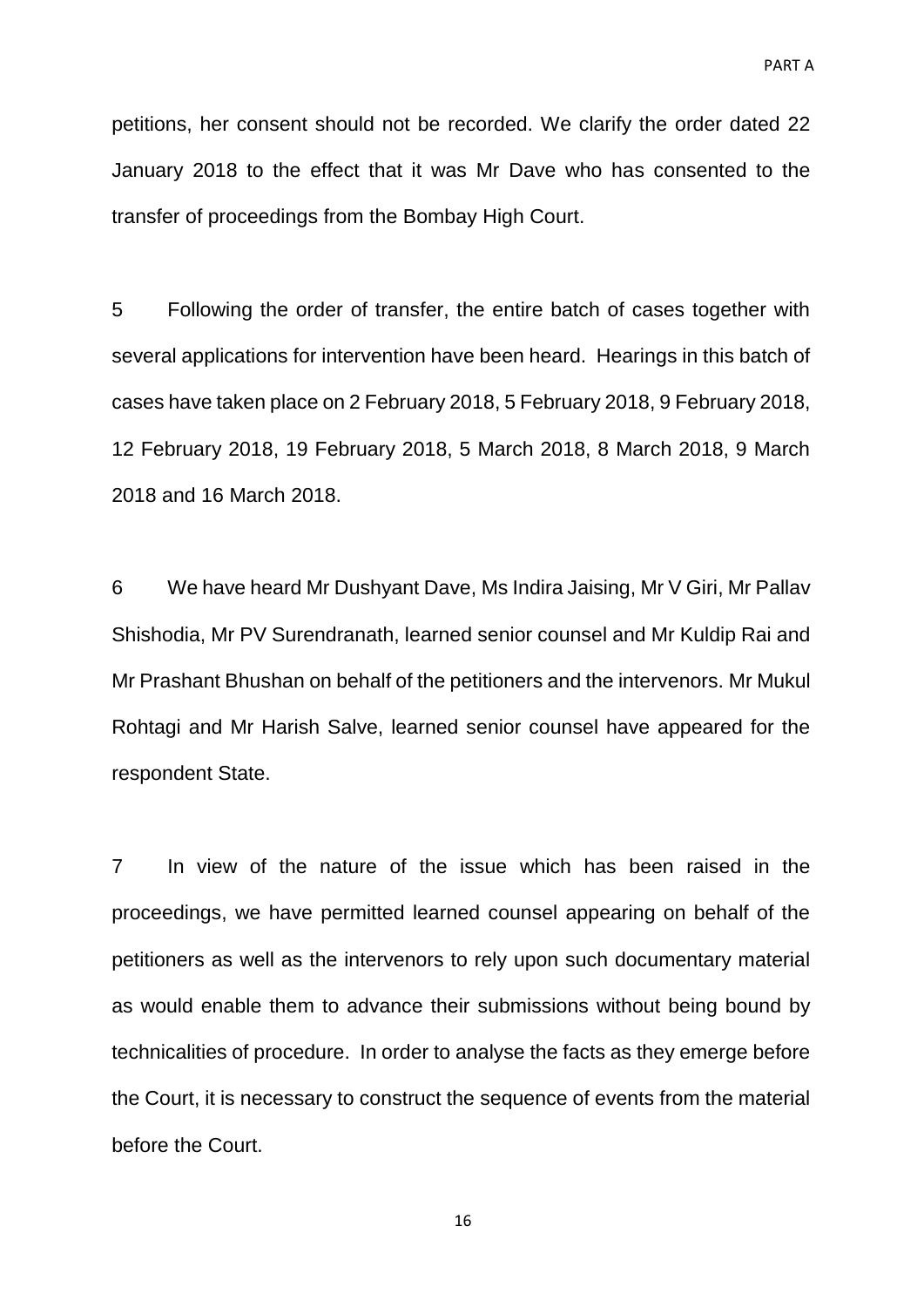petitions, her consent should not be recorded. We clarify the order dated 22 January 2018 to the effect that it was Mr Dave who has consented to the transfer of proceedings from the Bombay High Court.

5 Following the order of transfer, the entire batch of cases together with several applications for intervention have been heard. Hearings in this batch of cases have taken place on 2 February 2018, 5 February 2018, 9 February 2018, 12 February 2018, 19 February 2018, 5 March 2018, 8 March 2018, 9 March 2018 and 16 March 2018.

6 We have heard Mr Dushyant Dave, Ms Indira Jaising, Mr V Giri, Mr Pallav Shishodia, Mr PV Surendranath, learned senior counsel and Mr Kuldip Rai and Mr Prashant Bhushan on behalf of the petitioners and the intervenors. Mr Mukul Rohtagi and Mr Harish Salve, learned senior counsel have appeared for the respondent State.

7 In view of the nature of the issue which has been raised in the proceedings, we have permitted learned counsel appearing on behalf of the petitioners as well as the intervenors to rely upon such documentary material as would enable them to advance their submissions without being bound by technicalities of procedure. In order to analyse the facts as they emerge before the Court, it is necessary to construct the sequence of events from the material before the Court.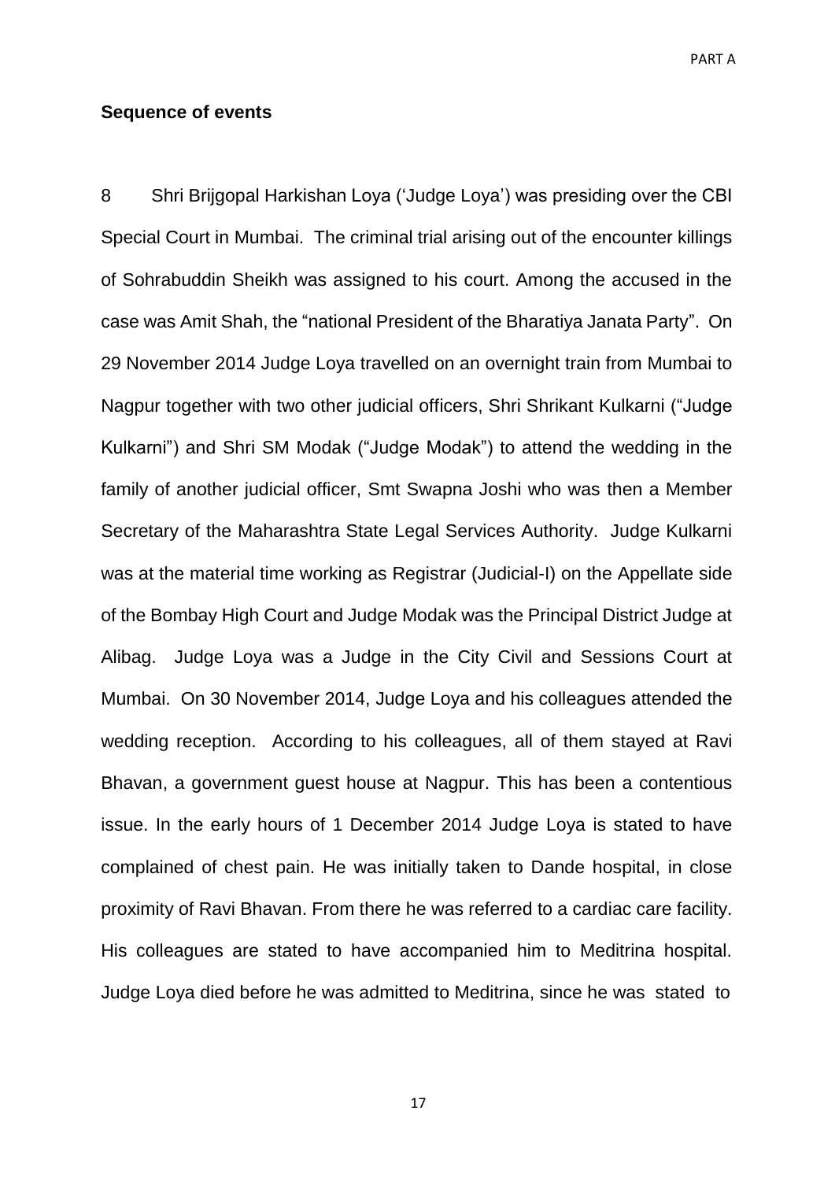## Sequence of events

8 Shri Brijgopal Harkishan Loya ('Judge Loya') was presiding over the CBI Special Court in Mumbai. The criminal trial arising out of the encounter killings of Sohrabuddin Sheikh was assigned to his court. Among the accused in the case was Amit Shah, the "national President of the Bharatiya Janata Party". On 29 November 2014 Judge Loya travelled on an overnight train from Mumbai to Nagpur together with two other judicial officers, Shri Shrikant Kulkarni ("Judge Kulkarni") and Shri SM Modak ("Judge Modak") to attend the wedding in the family of another judicial officer, Smt Swapna Joshi who was then a Member Secretary of the Maharashtra State Legal Services Authority. Judge Kulkarni was at the material time working as Registrar (Judicial-I) on the Appellate side of the Bombay High Court and Judge Modak was the Principal District Judge at Alibag. Judge Loya was a Judge in the City Civil and Sessions Court at Mumbai. On 30 November 2014, Judge Loya and his colleagues attended the wedding reception. According to his colleagues, all of them stayed at Ravi Bhavan, a government guest house at Nagpur. This has been a contentious issue. In the early hours of 1 December 2014 Judge Loya is stated to have complained of chest pain. He was initially taken to Dande hospital, in close proximity of Ravi Bhavan. From there he was referred to a cardiac care facility. His colleagues are stated to have accompanied him to Meditrina hospital. Judge Loya died before he was admitted to Meditrina, since he was stated to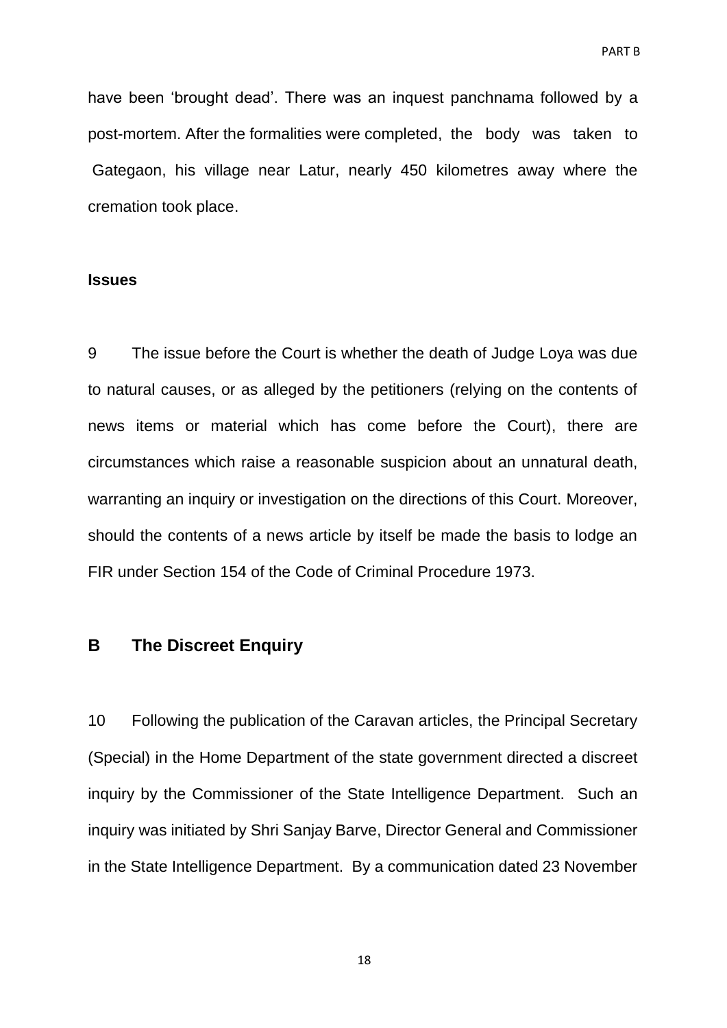have been 'brought dead'. There was an inquest panchnama followed by a post-mortem. After the formalities were completed, the body was taken to Gategaon, his village near Latur, nearly 450 kilometres away where the cremation took place.

**Issues**

9 The issue before the Court is whether the death of Judge Loya was due to natural causes, or as alleged by the petitioners (relying on the contents of news items or material which has come before the Court), there are circumstances which raise a reasonable suspicion about an unnatural death, warranting an inquiry or investigation on the directions of this Court. Moreover, should the contents of a news article by itself be made the basis to lodge an FIR under Section 154 of the Code of Criminal Procedure 1973.

## B The Discreet Enquiry

10 Following the publication of the Caravan articles, the Principal Secretary (Special) in the Home Department of the state government directed a discreet inquiry by the Commissioner of the State Intelligence Department. Such an inquiry was initiated by Shri Sanjay Barve, Director General and Commissioner in the State Intelligence Department. By a communication dated 23 November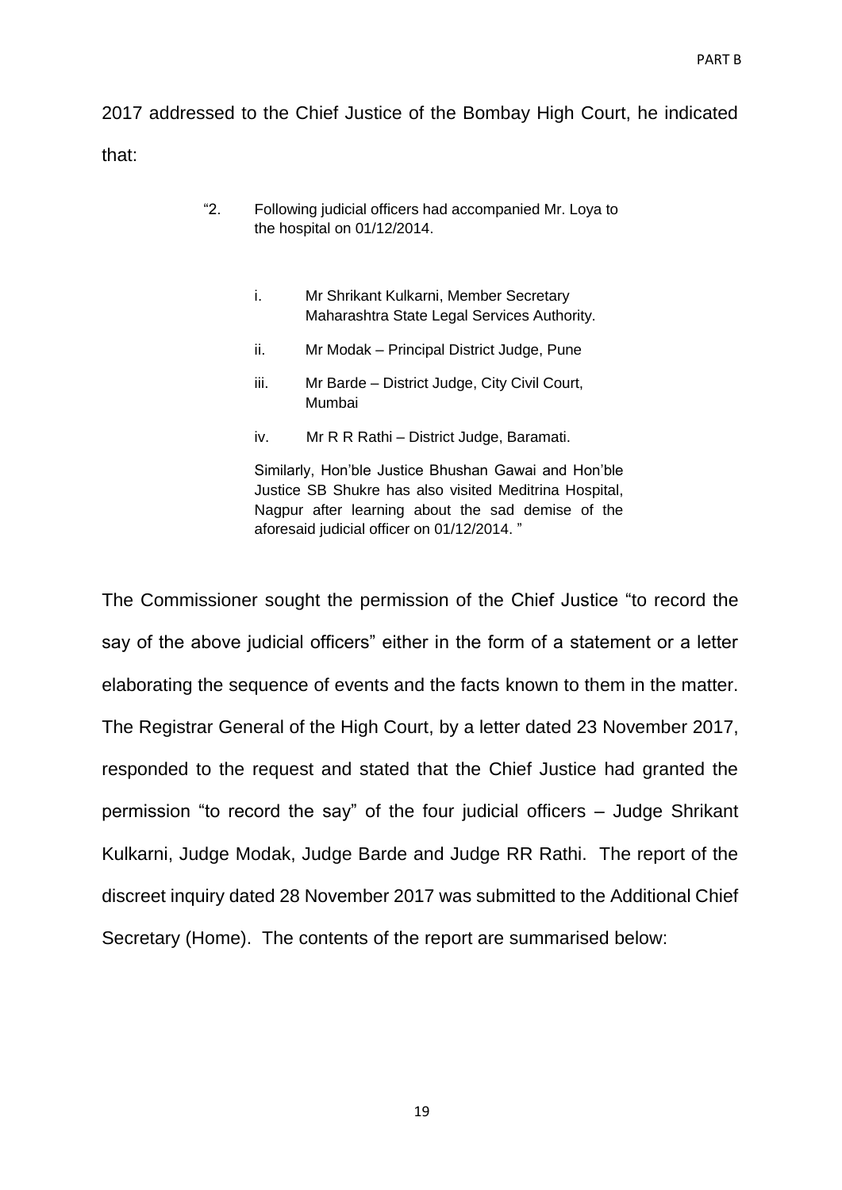2017 addressed to the Chief Justice of the Bombay High Court, he indicated that:

> "2. Following judicial officers had accompanied Mr. Loya to the hospital on 01/12/2014.
>
> i. Mr Shrikant Kulkarni, Member Secretary Maharashtra State Legal Services Authority.
>
> ii. Mr Modak – Principal District Judge, Pune
>
> iii. Mr Barde – District Judge, City Civil Court, Mumbai
>
> iv. Mr R R Rathi – District Judge, Baramati.
>
> Similarly, Hon'ble Justice Bhushan Gawai and Hon'ble Justice SB Shukre has also visited Meditrina Hospital, Nagpur after learning about the sad demise of the aforesaid judicial officer on 01/12/2014. "

The Commissioner sought the permission of the Chief Justice "to record the say of the above judicial officers" either in the form of a statement or a letter elaborating the sequence of events and the facts known to them in the matter. The Registrar General of the High Court, by a letter dated 23 November 2017, responded to the request and stated that the Chief Justice had granted the permission "to record the say" of the four judicial officers – Judge Shrikant Kulkarni, Judge Modak, Judge Barde and Judge RR Rathi. The report of the discreet inquiry dated 28 November 2017 was submitted to the Additional Chief Secretary (Home). The contents of the report are summarised below: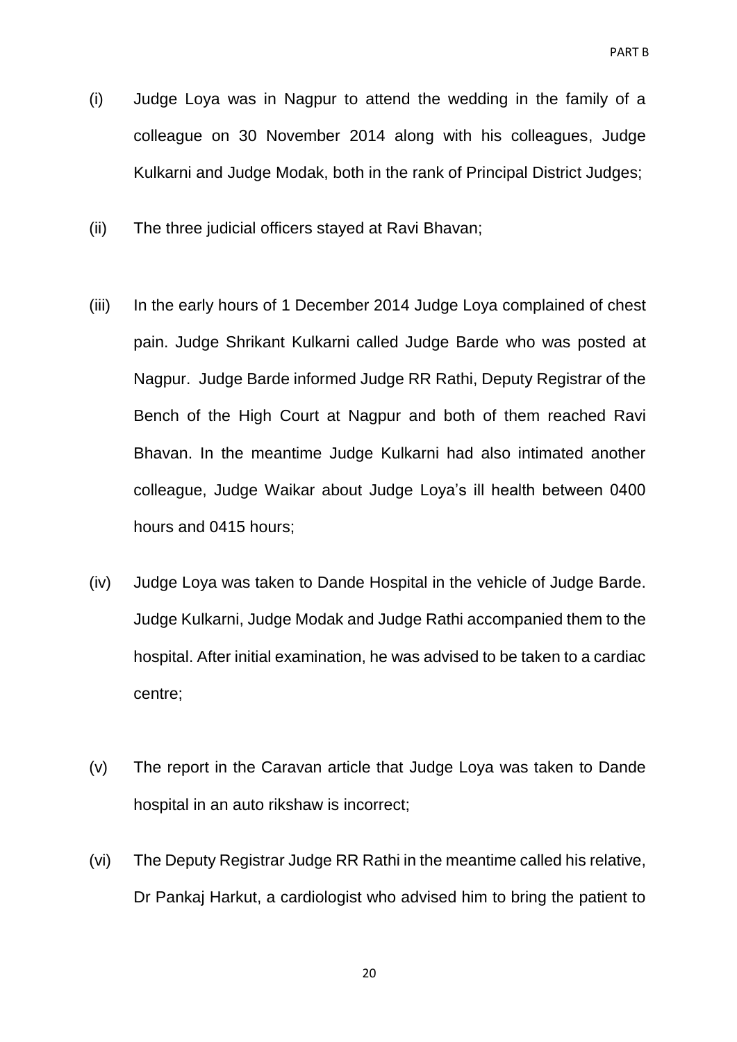(i) Judge Loya was in Nagpur to attend the wedding in the family of a colleague on 30 November 2014 along with his colleagues, Judge Kulkarni and Judge Modak, both in the rank of Principal District Judges;

(ii) The three judicial officers stayed at Ravi Bhavan;

(iii) In the early hours of 1 December 2014 Judge Loya complained of chest pain. Judge Shrikant Kulkarni called Judge Barde who was posted at Nagpur. Judge Barde informed Judge RR Rathi, Deputy Registrar of the Bench of the High Court at Nagpur and both of them reached Ravi Bhavan. In the meantime Judge Kulkarni had also intimated another colleague, Judge Waikar about Judge Loya's ill health between 0400 hours and 0415 hours;

(iv) Judge Loya was taken to Dande Hospital in the vehicle of Judge Barde. Judge Kulkarni, Judge Modak and Judge Rathi accompanied them to the hospital. After initial examination, he was advised to be taken to a cardiac centre;

(v) The report in the Caravan article that Judge Loya was taken to Dande hospital in an auto rikshaw is incorrect;

(vi) The Deputy Registrar Judge RR Rathi in the meantime called his relative, Dr Pankaj Harkut, a cardiologist who advised him to bring the patient to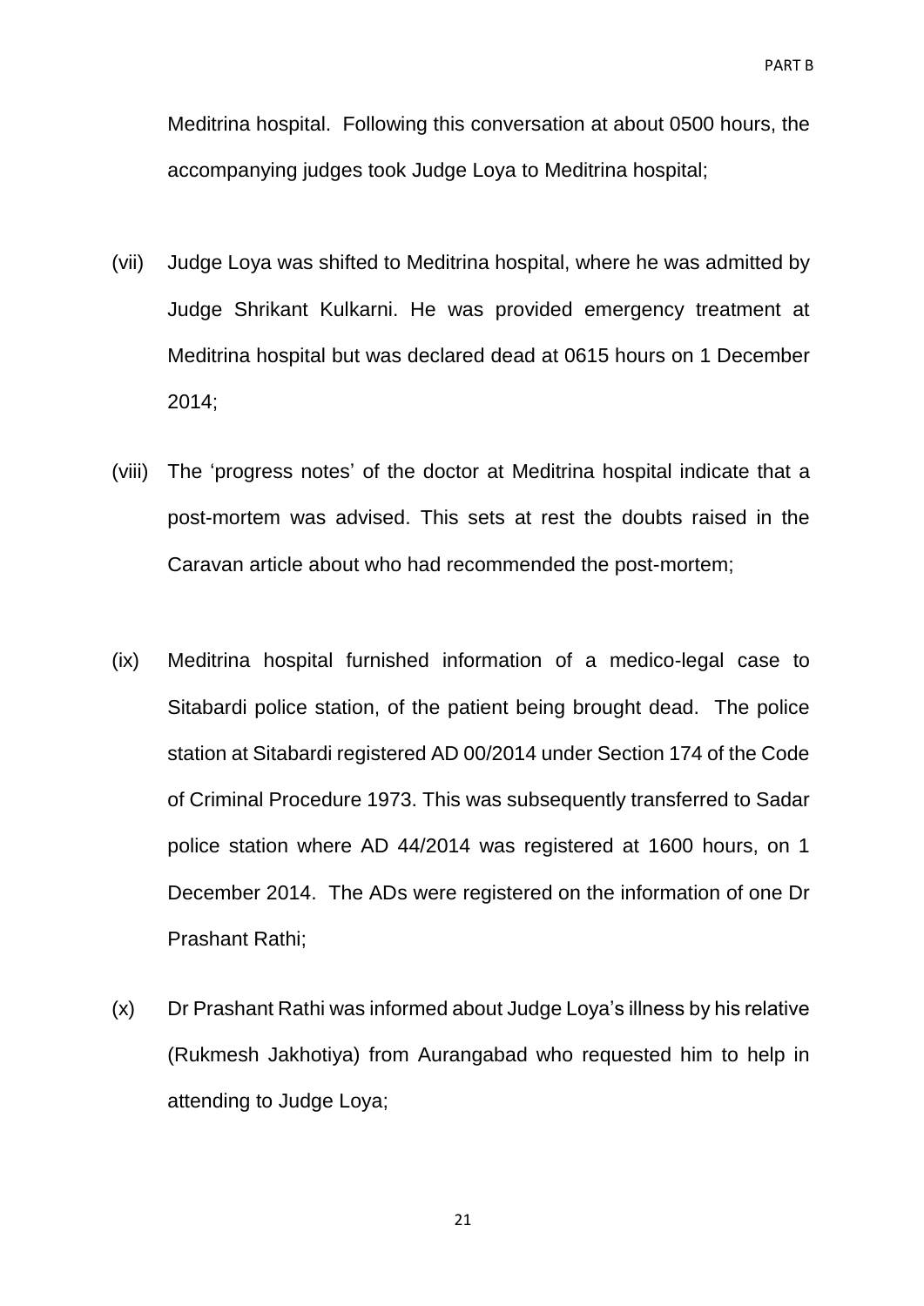Meditrina hospital. Following this conversation at about 0500 hours, the accompanying judges took Judge Loya to Meditrina hospital;

(vii) Judge Loya was shifted to Meditrina hospital, where he was admitted by Judge Shrikant Kulkarni. He was provided emergency treatment at Meditrina hospital but was declared dead at 0615 hours on 1 December 2014;

(viii) The 'progress notes' of the doctor at Meditrina hospital indicate that a post-mortem was advised. This sets at rest the doubts raised in the Caravan article about who had recommended the post-mortem;

(ix) Meditrina hospital furnished information of a medico-legal case to Sitabardi police station, of the patient being brought dead. The police station at Sitabardi registered AD 00/2014 under Section 174 of the Code of Criminal Procedure 1973. This was subsequently transferred to Sadar police station where AD 44/2014 was registered at 1600 hours, on 1 December 2014. The ADs were registered on the information of one Dr Prashant Rathi;

(x) Dr Prashant Rathi was informed about Judge Loya's illness by his relative (Rukmesh Jakhotiya) from Aurangabad who requested him to help in attending to Judge Loya;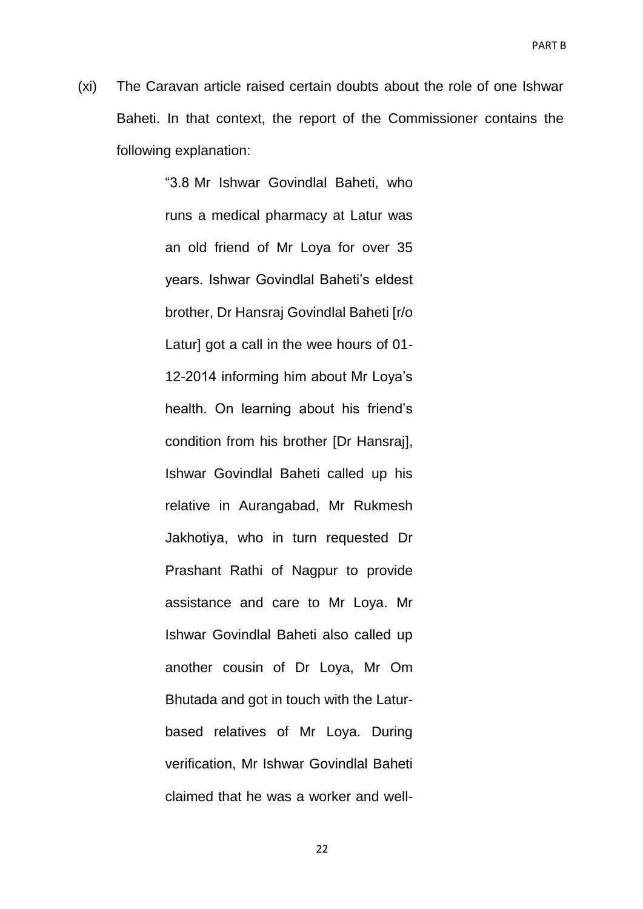(xi) The Caravan article raised certain doubts about the role of one Ishwar Baheti. In that context, the report of the Commissioner contains the following explanation:

> "3.8 Mr Ishwar Govindlal Baheti, who runs a medical pharmacy at Latur was an old friend of Mr Loya for over 35 years. Ishwar Govindlal Baheti's eldest brother, Dr Hansraj Govindlal Baheti [r/o Latur] got a call in the wee hours of 01-12-2014 informing him about Mr Loya's health. On learning about his friend's condition from his brother [Dr Hansraj], Ishwar Govindlal Baheti called up his relative in Aurangabad, Mr Rukmesh Jakhotiya, who in turn requested Dr Prashant Rathi of Nagpur to provide assistance and care to Mr Loya. Mr Ishwar Govindlal Baheti also called up another cousin of Dr Loya, Mr Om Bhutada and got in touch with the Latur-based relatives of Mr Loya. During verification, Mr Ishwar Govindlal Baheti claimed that he was a worker and well-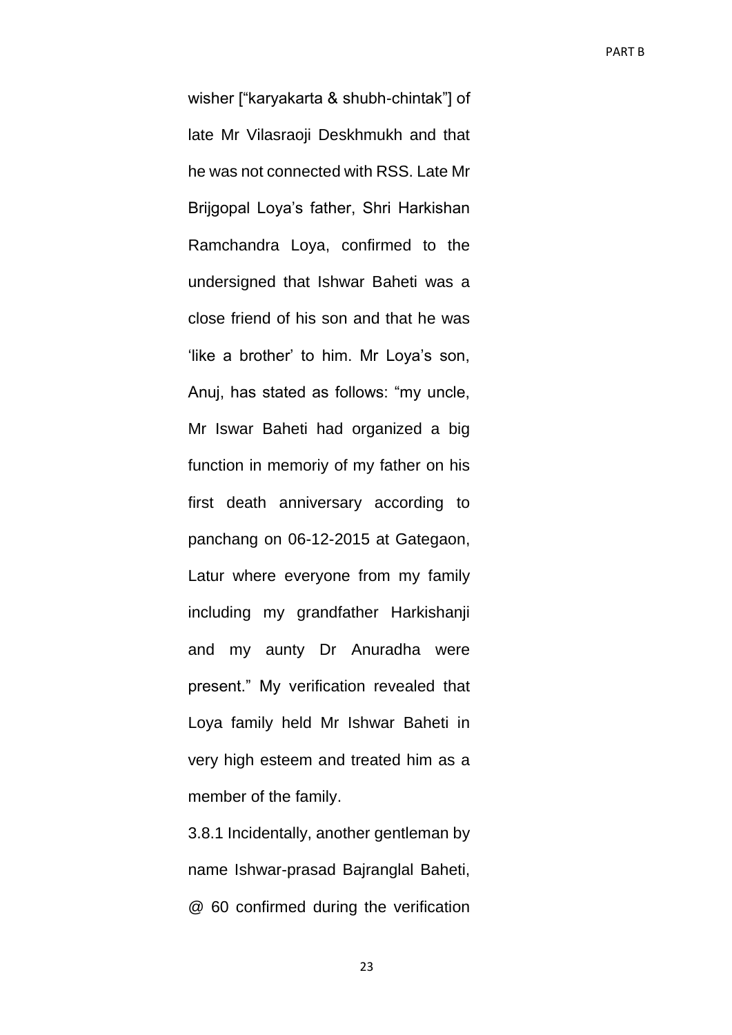wisher ["karyakarta & shubh-chintak"] of late Mr Vilasraoji Deskhmukh and that he was not connected with RSS. Late Mr Brijgopal Loya's father, Shri Harkishan Ramchandra Loya, confirmed to the undersigned that Ishwar Baheti was a close friend of his son and that he was 'like a brother' to him. Mr Loya's son, Anuj, has stated as follows: "my uncle, Mr Iswar Baheti had organized a big function in memoriy of my father on his first death anniversary according to panchang on 06-12-2015 at Gategaon, Latur where everyone from my family including my grandfather Harkishanji and my aunty Dr Anuradha were present." My verification revealed that Loya family held Mr Ishwar Baheti in very high esteem and treated him as a member of the family.

3.8.1 Incidentally, another gentleman by name Ishwar-prasad Bajranglal Baheti, @ 60 confirmed during the verification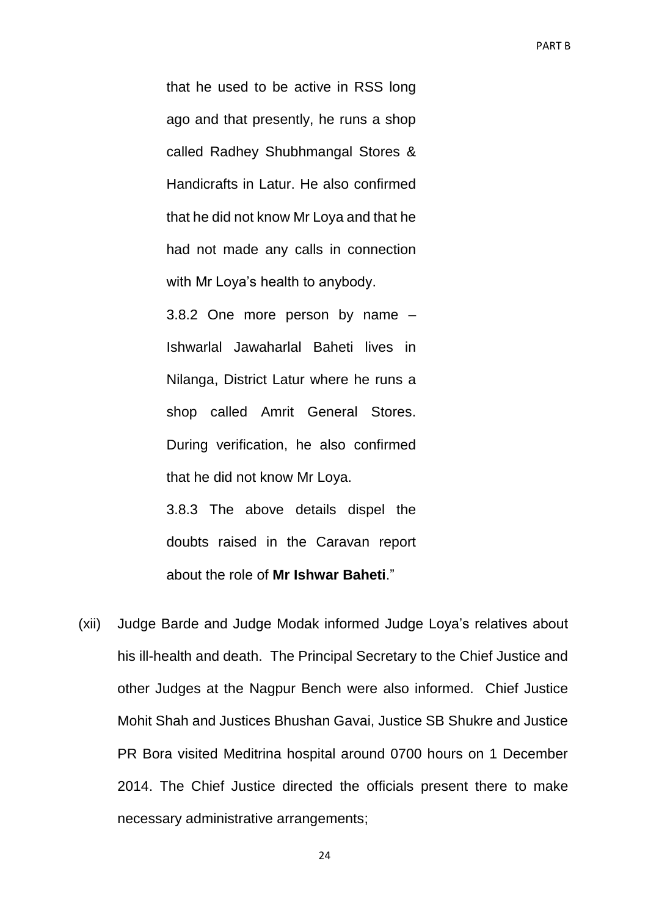> that he used to be active in RSS long ago and that presently, he runs a shop called Radhey Shubhmangal Stores & Handicrafts in Latur. He also confirmed that he did not know Mr Loya and that he had not made any calls in connection with Mr Loya's health to anybody.
>
> 3.8.2 One more person by name – Ishwarlal Jawaharlal Baheti lives in Nilanga, District Latur where he runs a shop called Amrit General Stores. During verification, he also confirmed that he did not know Mr Loya.
>
> 3.8.3 The above details dispel the doubts raised in the Caravan report about the role of **Mr Ishwar Baheti**."

(xii) Judge Barde and Judge Modak informed Judge Loya's relatives about his ill-health and death. The Principal Secretary to the Chief Justice and other Judges at the Nagpur Bench were also informed. Chief Justice Mohit Shah and Justices Bhushan Gavai, Justice SB Shukre and Justice PR Bora visited Meditrina hospital around 0700 hours on 1 December 2014. The Chief Justice directed the officials present there to make necessary administrative arrangements;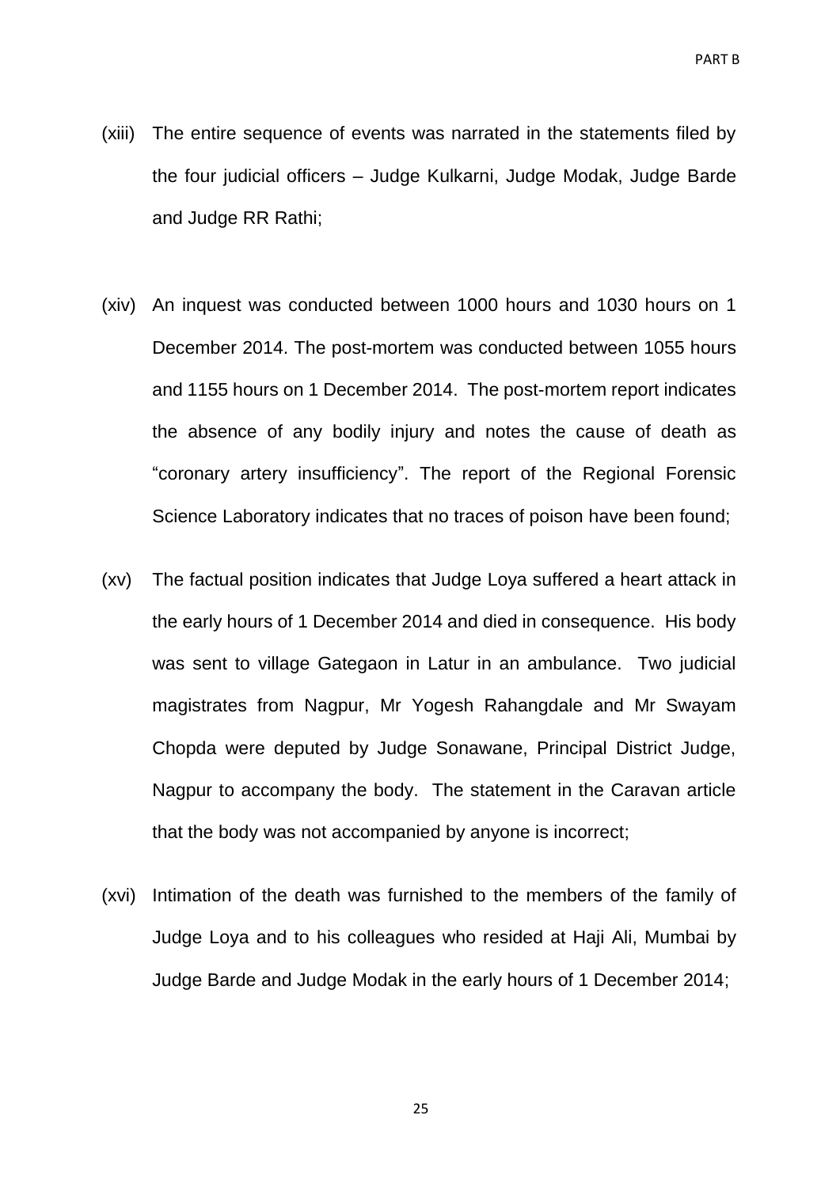(xiii) The entire sequence of events was narrated in the statements filed by the four judicial officers – Judge Kulkarni, Judge Modak, Judge Barde and Judge RR Rathi;

(xiv) An inquest was conducted between 1000 hours and 1030 hours on 1 December 2014. The post-mortem was conducted between 1055 hours and 1155 hours on 1 December 2014. The post-mortem report indicates the absence of any bodily injury and notes the cause of death as "coronary artery insufficiency". The report of the Regional Forensic Science Laboratory indicates that no traces of poison have been found;

(xv) The factual position indicates that Judge Loya suffered a heart attack in the early hours of 1 December 2014 and died in consequence. His body was sent to village Gategaon in Latur in an ambulance. Two judicial magistrates from Nagpur, Mr Yogesh Rahangdale and Mr Swayam Chopda were deputed by Judge Sonawane, Principal District Judge, Nagpur to accompany the body. The statement in the Caravan article that the body was not accompanied by anyone is incorrect;

(xvi) Intimation of the death was furnished to the members of the family of Judge Loya and to his colleagues who resided at Haji Ali, Mumbai by Judge Barde and Judge Modak in the early hours of 1 December 2014;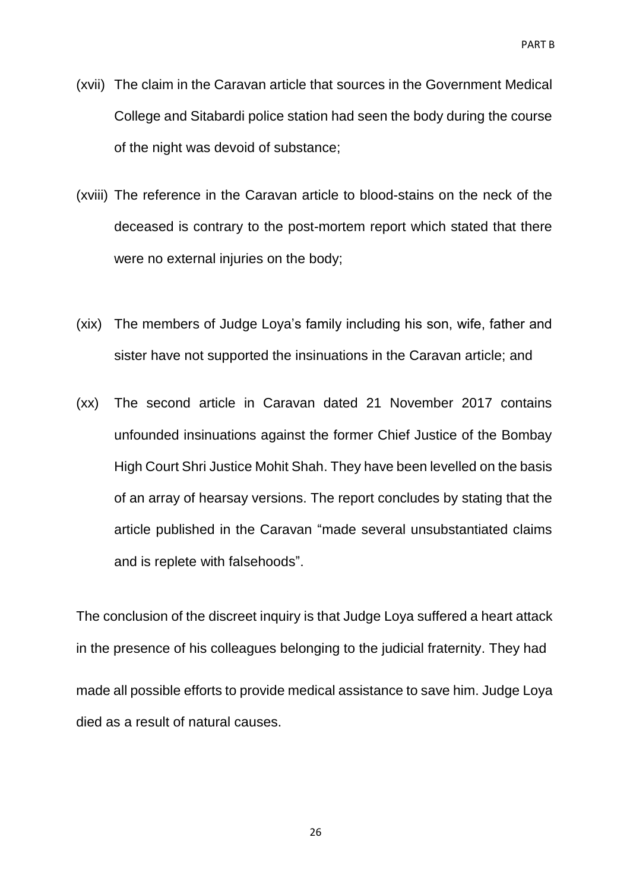(xvii) The claim in the Caravan article that sources in the Government Medical College and Sitabardi police station had seen the body during the course of the night was devoid of substance;

(xviii) The reference in the Caravan article to blood-stains on the neck of the deceased is contrary to the post-mortem report which stated that there were no external injuries on the body;

(xix) The members of Judge Loya's family including his son, wife, father and sister have not supported the insinuations in the Caravan article; and

(xx) The second article in Caravan dated 21 November 2017 contains unfounded insinuations against the former Chief Justice of the Bombay High Court Shri Justice Mohit Shah. They have been levelled on the basis of an array of hearsay versions. The report concludes by stating that the article published in the Caravan "made several unsubstantiated claims and is replete with falsehoods".

The conclusion of the discreet inquiry is that Judge Loya suffered a heart attack in the presence of his colleagues belonging to the judicial fraternity. They had made all possible efforts to provide medical assistance to save him. Judge Loya died as a result of natural causes.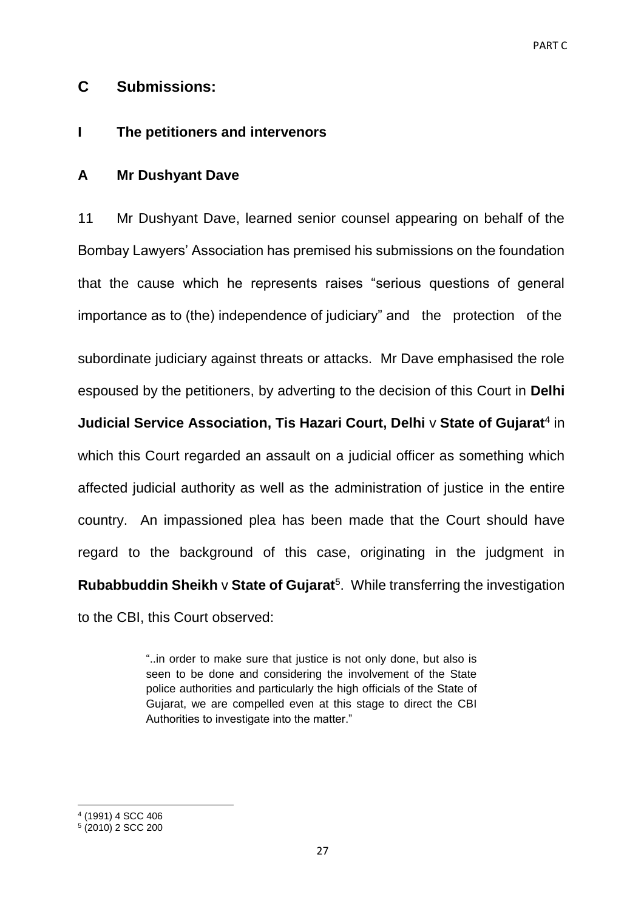## C Submissions:

### I The petitioners and intervenors

### A Mr Dushyant Dave

11 Mr Dushyant Dave, learned senior counsel appearing on behalf of the Bombay Lawyers' Association has premised his submissions on the foundation that the cause which he represents raises "serious questions of general importance as to (the) independence of judiciary" and the protection of the subordinate judiciary against threats or attacks. Mr Dave emphasised the role espoused by the petitioners, by adverting to the decision of this Court in **Delhi Judicial Service Association, Tis Hazari Court, Delhi** v **State of Gujarat**[4] in which this Court regarded an assault on a judicial officer as something which affected judicial authority as well as the administration of justice in the entire country. An impassioned plea has been made that the Court should have regard to the background of this case, originating in the judgment in **Rubabbuddin Sheikh** v **State of Gujarat**[5]. While transferring the investigation to the CBI, this Court observed:

> "..in order to make sure that justice is not only done, but also is seen to be done and considering the involvement of the State police authorities and particularly the high officials of the State of Gujarat, we are compelled even at this stage to direct the CBI Authorities to investigate into the matter."

---

[4] (1991) 4 SCC 406

[5] (2010) 2 SCC 200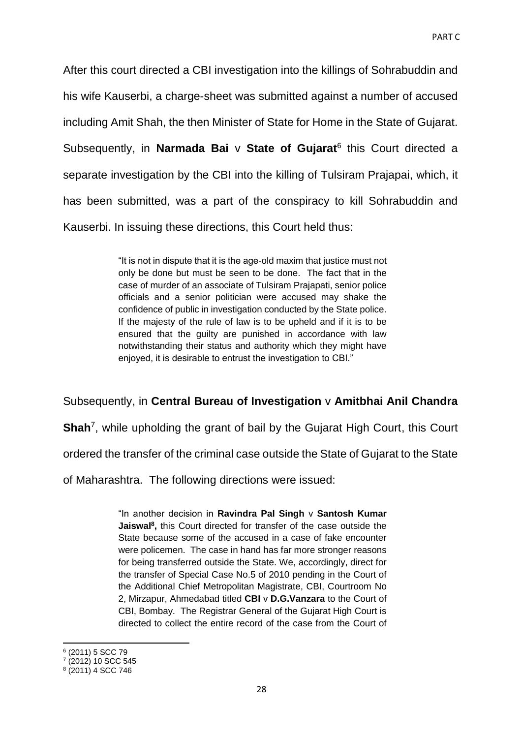After this court directed a CBI investigation into the killings of Sohrabuddin and his wife Kauserbi, a charge-sheet was submitted against a number of accused including Amit Shah, the then Minister of State for Home in the State of Gujarat. Subsequently, in **Narmada Bai** v **State of Gujarat**[6] this Court directed a separate investigation by the CBI into the killing of Tulsiram Prajapai, which, it has been submitted, was a part of the conspiracy to kill Sohrabuddin and Kauserbi. In issuing these directions, this Court held thus:

> "It is not in dispute that it is the age-old maxim that justice must not only be done but must be seen to be done. The fact that in the case of murder of an associate of Tulsiram Prajapati, senior police officials and a senior politician were accused may shake the confidence of public in investigation conducted by the State police. If the majesty of the rule of law is to be upheld and if it is to be ensured that the guilty are punished in accordance with law notwithstanding their status and authority which they might have enjoyed, it is desirable to entrust the investigation to CBI."

Subsequently, in **Central Bureau of Investigation** v **Amitbhai Anil Chandra Shah**[7], while upholding the grant of bail by the Gujarat High Court, this Court ordered the transfer of the criminal case outside the State of Gujarat to the State of Maharashtra. The following directions were issued:

> "In another decision in **Ravindra Pal Singh** v **Santosh Kumar Jaiswal**[8], this Court directed for transfer of the case outside the State because some of the accused in a case of fake encounter were policemen. The case in hand has far more stronger reasons for being transferred outside the State. We, accordingly, direct for the transfer of Special Case No.5 of 2010 pending in the Court of the Additional Chief Metropolitan Magistrate, CBI, Courtroom No 2, Mirzapur, Ahmedabad titled **CBI** v **D.G.Vanzara** to the Court of CBI, Bombay. The Registrar General of the Gujarat High Court is directed to collect the entire record of the case from the Court of

---

[6] (2011) 5 SCC 79

[7] (2012) 10 SCC 545

[8] (2011) 4 SCC 746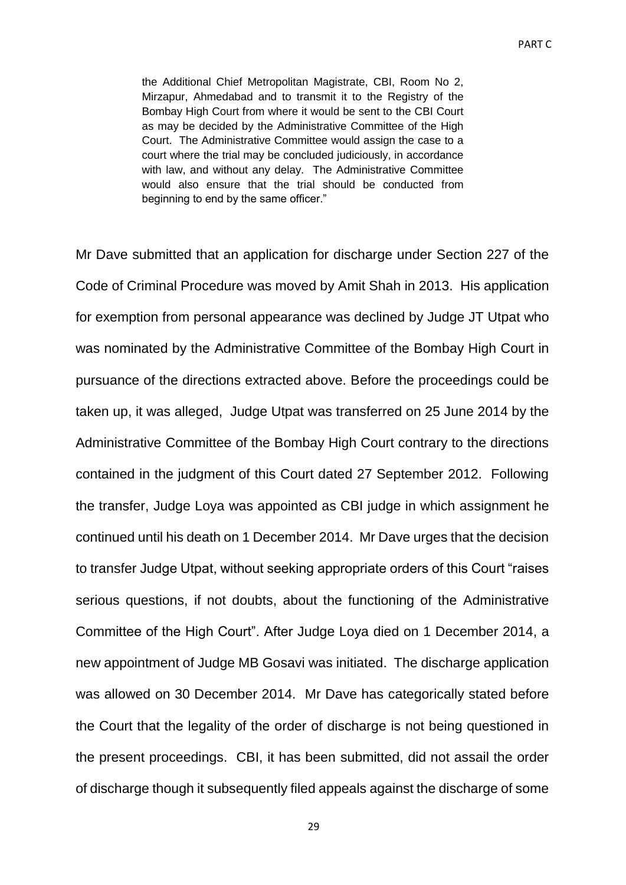> the Additional Chief Metropolitan Magistrate, CBI, Room No 2, Mirzapur, Ahmedabad and to transmit it to the Registry of the Bombay High Court from where it would be sent to the CBI Court as may be decided by the Administrative Committee of the High Court. The Administrative Committee would assign the case to a court where the trial may be concluded judiciously, in accordance with law, and without any delay. The Administrative Committee would also ensure that the trial should be conducted from beginning to end by the same officer."

Mr Dave submitted that an application for discharge under Section 227 of the Code of Criminal Procedure was moved by Amit Shah in 2013. His application for exemption from personal appearance was declined by Judge JT Utpat who was nominated by the Administrative Committee of the Bombay High Court in pursuance of the directions extracted above. Before the proceedings could be taken up, it was alleged, Judge Utpat was transferred on 25 June 2014 by the Administrative Committee of the Bombay High Court contrary to the directions contained in the judgment of this Court dated 27 September 2012. Following the transfer, Judge Loya was appointed as CBI judge in which assignment he continued until his death on 1 December 2014. Mr Dave urges that the decision to transfer Judge Utpat, without seeking appropriate orders of this Court "raises serious questions, if not doubts, about the functioning of the Administrative Committee of the High Court". After Judge Loya died on 1 December 2014, a new appointment of Judge MB Gosavi was initiated. The discharge application was allowed on 30 December 2014. Mr Dave has categorically stated before the Court that the legality of the order of discharge is not being questioned in the present proceedings. CBI, it has been submitted, did not assail the order of discharge though it subsequently filed appeals against the discharge of some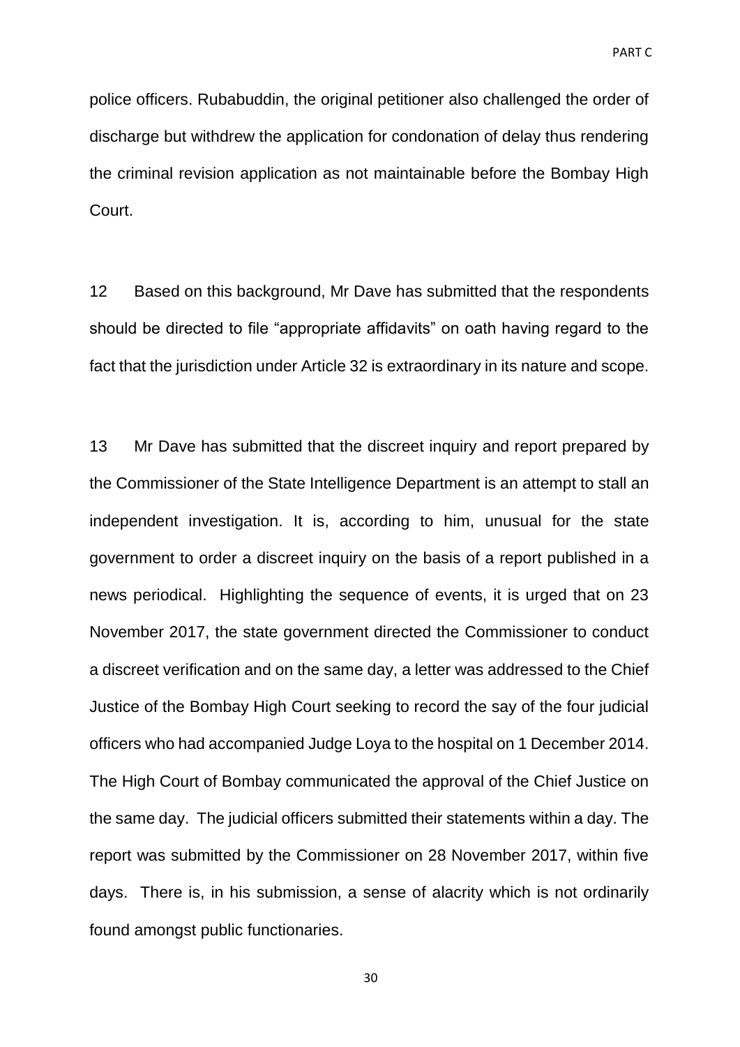police officers. Rubabuddin, the original petitioner also challenged the order of discharge but withdrew the application for condonation of delay thus rendering the criminal revision application as not maintainable before the Bombay High Court.

12 Based on this background, Mr Dave has submitted that the respondents should be directed to file "appropriate affidavits" on oath having regard to the fact that the jurisdiction under Article 32 is extraordinary in its nature and scope.

13 Mr Dave has submitted that the discreet inquiry and report prepared by the Commissioner of the State Intelligence Department is an attempt to stall an independent investigation. It is, according to him, unusual for the state government to order a discreet inquiry on the basis of a report published in a news periodical. Highlighting the sequence of events, it is urged that on 23 November 2017, the state government directed the Commissioner to conduct a discreet verification and on the same day, a letter was addressed to the Chief Justice of the Bombay High Court seeking to record the say of the four judicial officers who had accompanied Judge Loya to the hospital on 1 December 2014. The High Court of Bombay communicated the approval of the Chief Justice on the same day. The judicial officers submitted their statements within a day. The report was submitted by the Commissioner on 28 November 2017, within five days. There is, in his submission, a sense of alacrity which is not ordinarily found amongst public functionaries.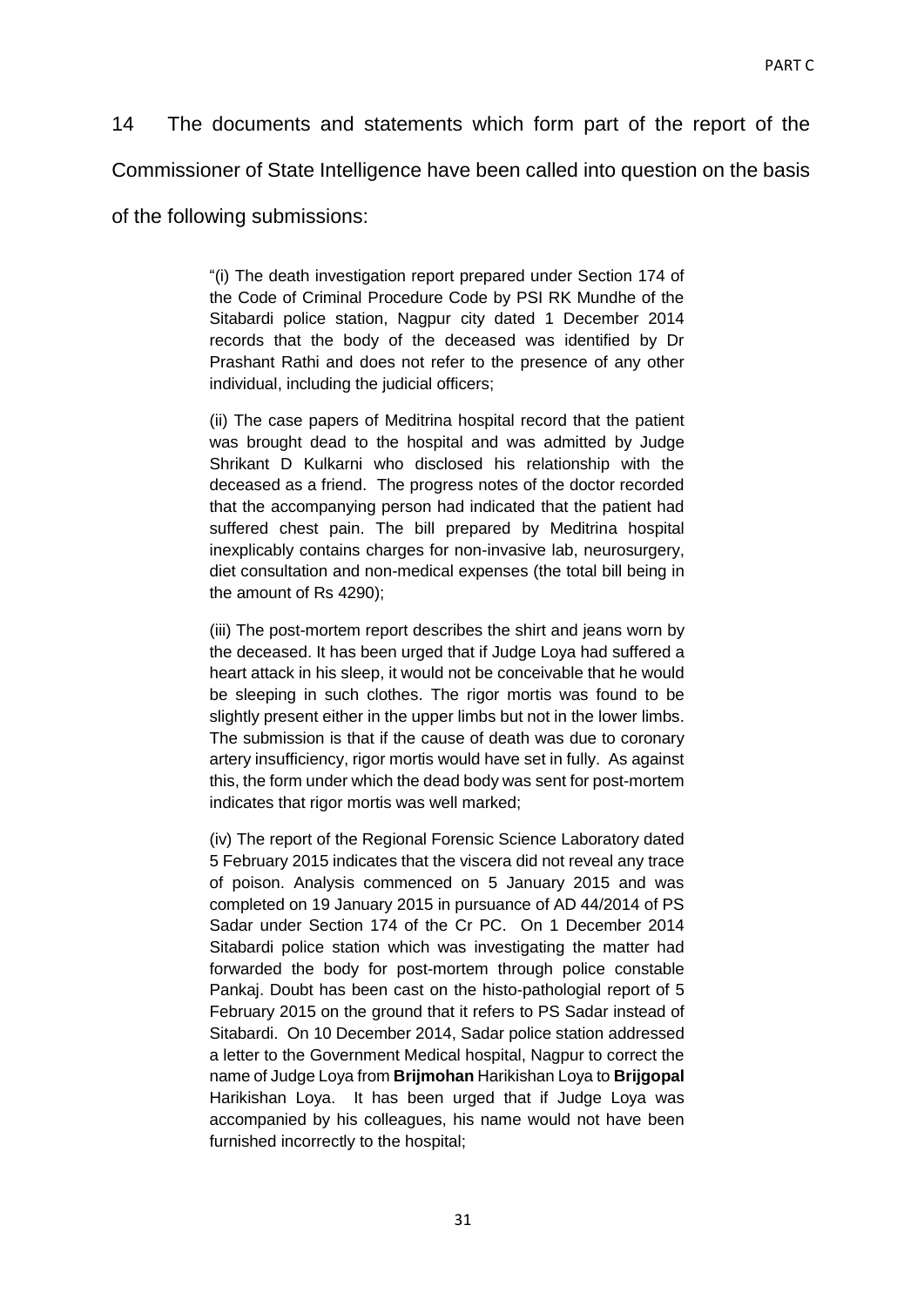14 The documents and statements which form part of the report of the Commissioner of State Intelligence have been called into question on the basis of the following submissions:

> "(i) The death investigation report prepared under Section 174 of the Code of Criminal Procedure Code by PSI RK Mundhe of the Sitabardi police station, Nagpur city dated 1 December 2014 records that the body of the deceased was identified by Dr Prashant Rathi and does not refer to the presence of any other individual, including the judicial officers;
>
> (ii) The case papers of Meditrina hospital record that the patient was brought dead to the hospital and was admitted by Judge Shrikant D Kulkarni who disclosed his relationship with the deceased as a friend. The progress notes of the doctor recorded that the accompanying person had indicated that the patient had suffered chest pain. The bill prepared by Meditrina hospital inexplicably contains charges for non-invasive lab, neurosurgery, diet consultation and non-medical expenses (the total bill being in the amount of Rs 4290);
>
> (iii) The post-mortem report describes the shirt and jeans worn by the deceased. It has been urged that if Judge Loya had suffered a heart attack in his sleep, it would not be conceivable that he would be sleeping in such clothes. The rigor mortis was found to be slightly present either in the upper limbs but not in the lower limbs. The submission is that if the cause of death was due to coronary artery insufficiency, rigor mortis would have set in fully. As against this, the form under which the dead body was sent for post-mortem indicates that rigor mortis was well marked;
>
> (iv) The report of the Regional Forensic Science Laboratory dated 5 February 2015 indicates that the viscera did not reveal any trace of poison. Analysis commenced on 5 January 2015 and was completed on 19 January 2015 in pursuance of AD 44/2014 of PS Sadar under Section 174 of the Cr PC. On 1 December 2014 Sitabardi police station which was investigating the matter had forwarded the body for post-mortem through police constable Pankaj. Doubt has been cast on the histo-pathologial report of 5 February 2015 on the ground that it refers to PS Sadar instead of Sitabardi. On 10 December 2014, Sadar police station addressed a letter to the Government Medical hospital, Nagpur to correct the name of Judge Loya from **Brijmohan** Harikishan Loya to **Brijgopal** Harikishan Loya. It has been urged that if Judge Loya was accompanied by his colleagues, his name would not have been furnished incorrectly to the hospital;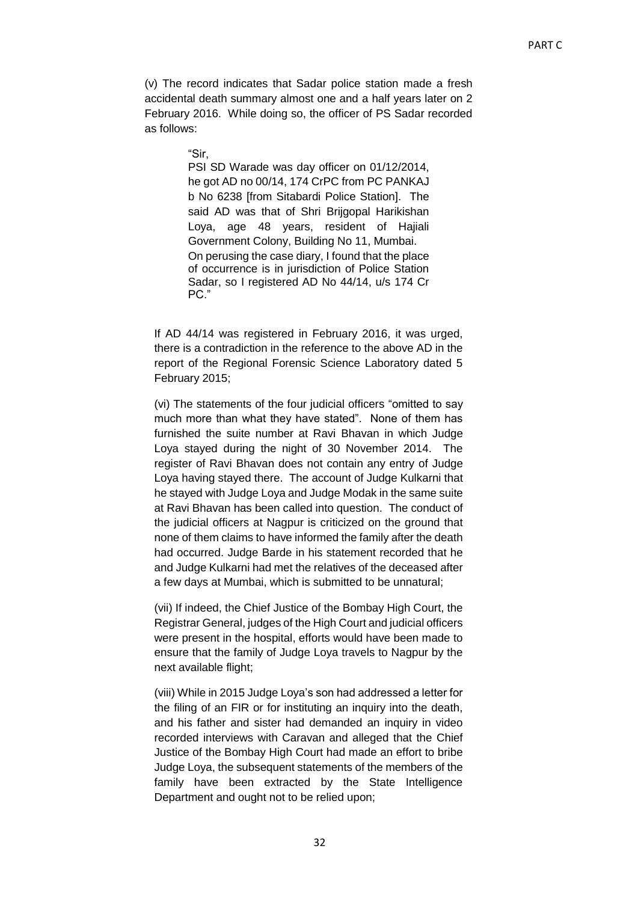(v) The record indicates that Sadar police station made a fresh accidental death summary almost one and a half years later on 2 February 2016. While doing so, the officer of PS Sadar recorded as follows:

> "Sir,
> PSI SD Warade was day officer on 01/12/2014, he got AD no 00/14, 174 CrPC from PC PANKAJ b No 6238 [from Sitabardi Police Station]. The said AD was that of Shri Brijgopal Harikishan Loya, age 48 years, resident of Hajiali Government Colony, Building No 11, Mumbai.
> On perusing the case diary, I found that the place of occurrence is in jurisdiction of Police Station Sadar, so I registered AD No 44/14, u/s 174 Cr PC."

If AD 44/14 was registered in February 2016, it was urged, there is a contradiction in the reference to the above AD in the report of the Regional Forensic Science Laboratory dated 5 February 2015;

(vi) The statements of the four judicial officers "omitted to say much more than what they have stated". None of them has furnished the suite number at Ravi Bhavan in which Judge Loya stayed during the night of 30 November 2014. The register of Ravi Bhavan does not contain any entry of Judge Loya having stayed there. The account of Judge Kulkarni that he stayed with Judge Loya and Judge Modak in the same suite at Ravi Bhavan has been called into question. The conduct of the judicial officers at Nagpur is criticized on the ground that none of them claims to have informed the family after the death had occurred. Judge Barde in his statement recorded that he and Judge Kulkarni had met the relatives of the deceased after a few days at Mumbai, which is submitted to be unnatural;

(vii) If indeed, the Chief Justice of the Bombay High Court, the Registrar General, judges of the High Court and judicial officers were present in the hospital, efforts would have been made to ensure that the family of Judge Loya travels to Nagpur by the next available flight;

(viii) While in 2015 Judge Loya's son had addressed a letter for the filing of an FIR or for instituting an inquiry into the death, and his father and sister had demanded an inquiry in video recorded interviews with Caravan and alleged that the Chief Justice of the Bombay High Court had made an effort to bribe Judge Loya, the subsequent statements of the members of the family have been extracted by the State Intelligence Department and ought not to be relied upon;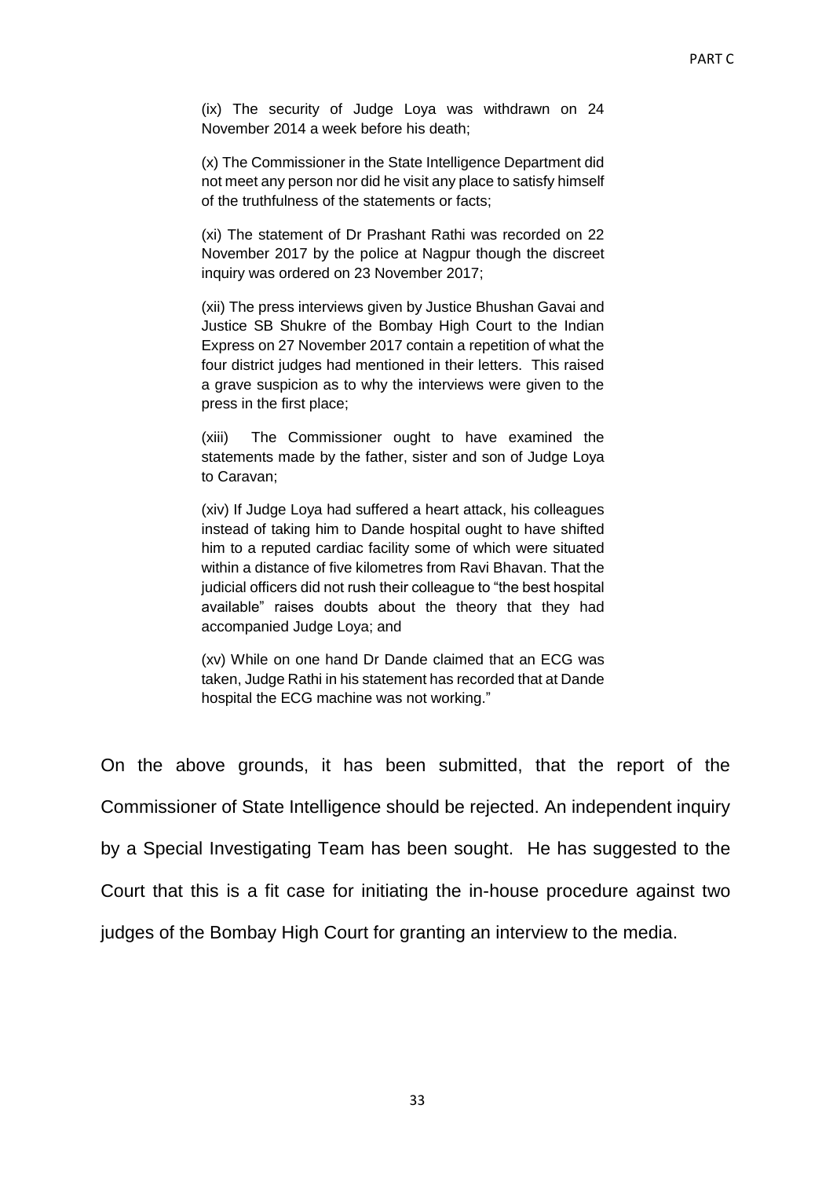(ix) The security of Judge Loya was withdrawn on 24 November 2014 a week before his death;

(x) The Commissioner in the State Intelligence Department did not meet any person nor did he visit any place to satisfy himself of the truthfulness of the statements or facts;

(xi) The statement of Dr Prashant Rathi was recorded on 22 November 2017 by the police at Nagpur though the discreet inquiry was ordered on 23 November 2017;

(xii) The press interviews given by Justice Bhushan Gavai and Justice SB Shukre of the Bombay High Court to the Indian Express on 27 November 2017 contain a repetition of what the four district judges had mentioned in their letters. This raised a grave suspicion as to why the interviews were given to the press in the first place;

(xiii) The Commissioner ought to have examined the statements made by the father, sister and son of Judge Loya to Caravan;

(xiv) If Judge Loya had suffered a heart attack, his colleagues instead of taking him to Dande hospital ought to have shifted him to a reputed cardiac facility some of which were situated within a distance of five kilometres from Ravi Bhavan. That the judicial officers did not rush their colleague to "the best hospital available" raises doubts about the theory that they had accompanied Judge Loya; and

(xv) While on one hand Dr Dande claimed that an ECG was taken, Judge Rathi in his statement has recorded that at Dande hospital the ECG machine was not working."

On the above grounds, it has been submitted, that the report of the Commissioner of State Intelligence should be rejected. An independent inquiry by a Special Investigating Team has been sought. He has suggested to the Court that this is a fit case for initiating the in-house procedure against two judges of the Bombay High Court for granting an interview to the media.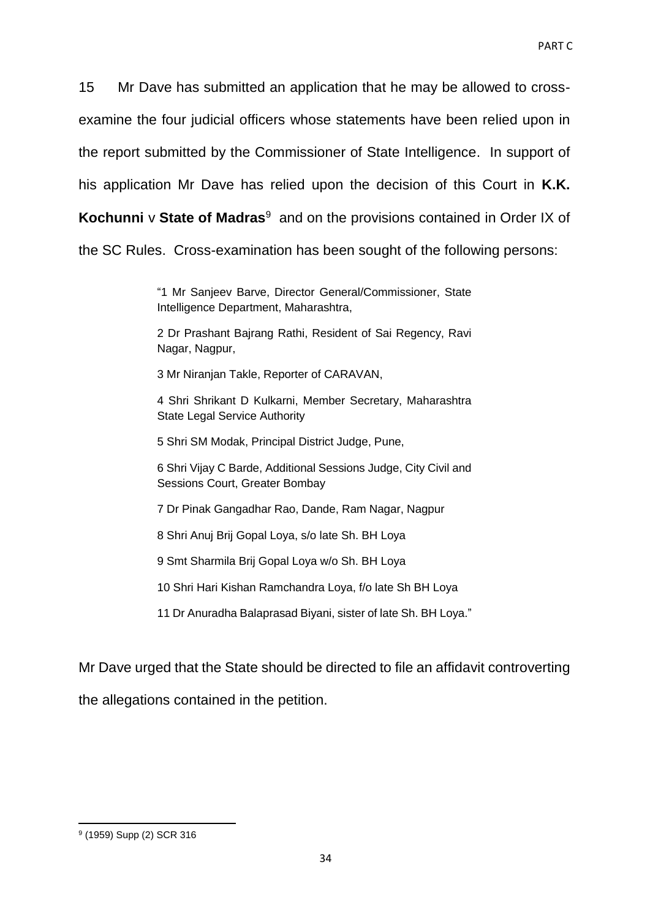15 Mr Dave has submitted an application that he may be allowed to cross-examine the four judicial officers whose statements have been relied upon in the report submitted by the Commissioner of State Intelligence. In support of his application Mr Dave has relied upon the decision of this Court in **K.K. Kochunni** v **State of Madras**[9] and on the provisions contained in Order IX of the SC Rules. Cross-examination has been sought of the following persons:

> "1 Mr Sanjeev Barve, Director General/Commissioner, State Intelligence Department, Maharashtra,
>
> 2 Dr Prashant Bajrang Rathi, Resident of Sai Regency, Ravi Nagar, Nagpur,
>
> 3 Mr Niranjan Takle, Reporter of CARAVAN,
>
> 4 Shri Shrikant D Kulkarni, Member Secretary, Maharashtra State Legal Service Authority
>
> 5 Shri SM Modak, Principal District Judge, Pune,
>
> 6 Shri Vijay C Barde, Additional Sessions Judge, City Civil and Sessions Court, Greater Bombay
>
> 7 Dr Pinak Gangadhar Rao, Dande, Ram Nagar, Nagpur
>
> 8 Shri Anuj Brij Gopal Loya, s/o late Sh. BH Loya
>
> 9 Smt Sharmila Brij Gopal Loya w/o Sh. BH Loya
>
> 10 Shri Hari Kishan Ramchandra Loya, f/o late Sh BH Loya
>
> 11 Dr Anuradha Balaprasad Biyani, sister of late Sh. BH Loya."

Mr Dave urged that the State should be directed to file an affidavit controverting the allegations contained in the petition.

[9] (1959) Supp (2) SCR 316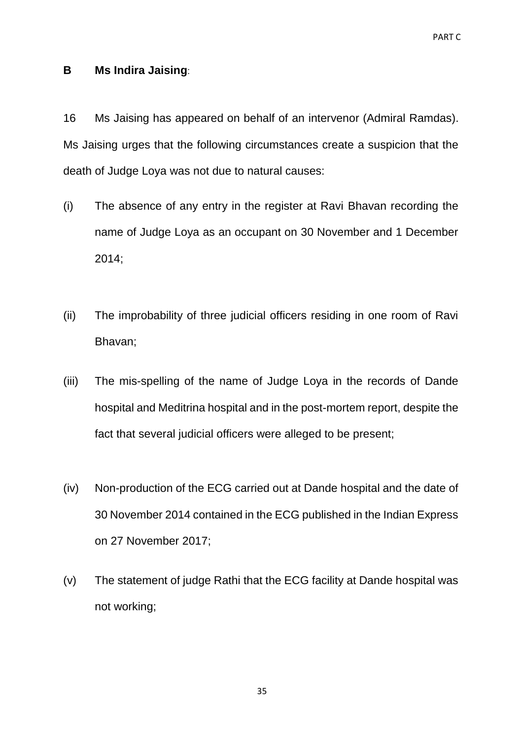## B Ms Indira Jaising:

16 Ms Jaising has appeared on behalf of an intervenor (Admiral Ramdas). Ms Jaising urges that the following circumstances create a suspicion that the death of Judge Loya was not due to natural causes:

(i) The absence of any entry in the register at Ravi Bhavan recording the name of Judge Loya as an occupant on 30 November and 1 December 2014;

(ii) The improbability of three judicial officers residing in one room of Ravi Bhavan;

(iii) The mis-spelling of the name of Judge Loya in the records of Dande hospital and Meditrina hospital and in the post-mortem report, despite the fact that several judicial officers were alleged to be present;

(iv) Non-production of the ECG carried out at Dande hospital and the date of 30 November 2014 contained in the ECG published in the Indian Express on 27 November 2017;

(v) The statement of judge Rathi that the ECG facility at Dande hospital was not working;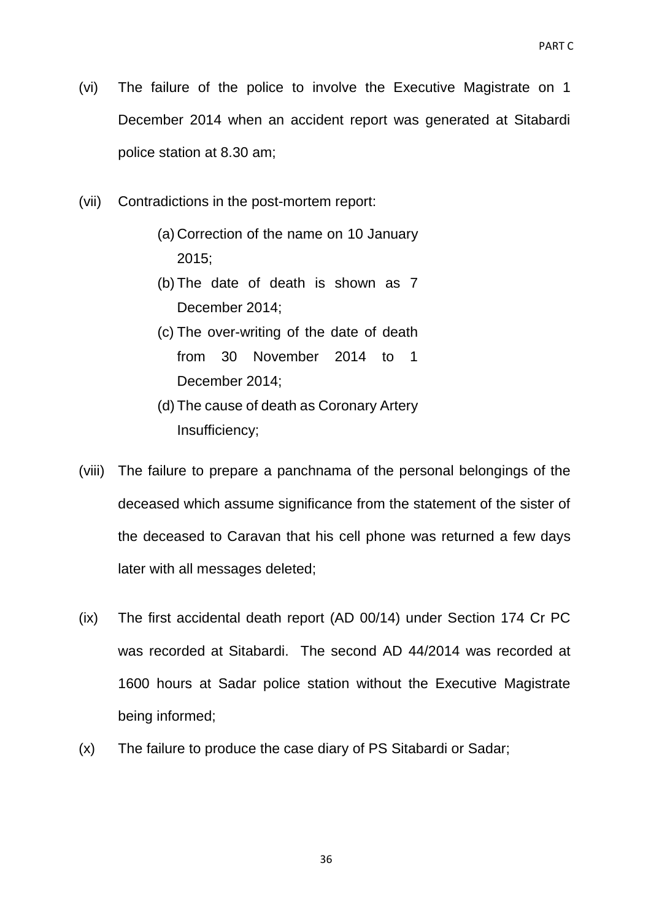(vi) The failure of the police to involve the Executive Magistrate on 1 December 2014 when an accident report was generated at Sitabardi police station at 8.30 am;

(vii) Contradictions in the post-mortem report:

   (a) Correction of the name on 10 January 2015;
   (b) The date of death is shown as 7 December 2014;
   (c) The over-writing of the date of death from 30 November 2014 to 1 December 2014;
   (d) The cause of death as Coronary Artery Insufficiency;

(viii) The failure to prepare a panchnama of the personal belongings of the deceased which assume significance from the statement of the sister of the deceased to Caravan that his cell phone was returned a few days later with all messages deleted;

(ix) The first accidental death report (AD 00/14) under Section 174 Cr PC was recorded at Sitabardi. The second AD 44/2014 was recorded at 1600 hours at Sadar police station without the Executive Magistrate being informed;

(x) The failure to produce the case diary of PS Sitabardi or Sadar;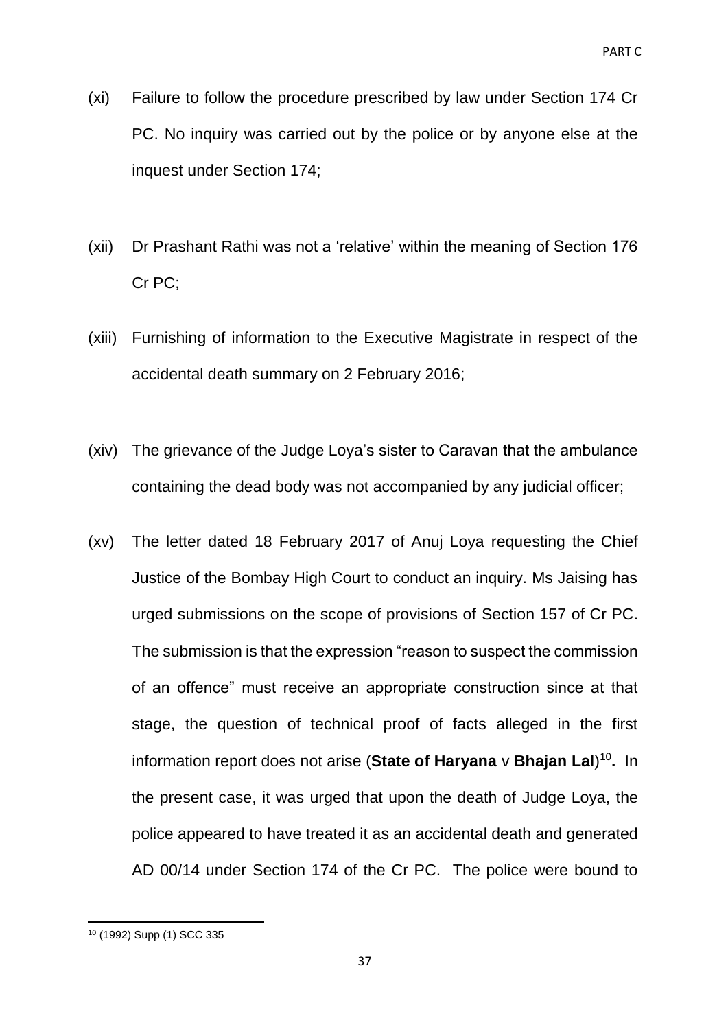(xi) Failure to follow the procedure prescribed by law under Section 174 Cr PC. No inquiry was carried out by the police or by anyone else at the inquest under Section 174;

(xii) Dr Prashant Rathi was not a 'relative' within the meaning of Section 176 Cr PC;

(xiii) Furnishing of information to the Executive Magistrate in respect of the accidental death summary on 2 February 2016;

(xiv) The grievance of the Judge Loya's sister to Caravan that the ambulance containing the dead body was not accompanied by any judicial officer;

(xv) The letter dated 18 February 2017 of Anuj Loya requesting the Chief Justice of the Bombay High Court to conduct an inquiry. Ms Jaising has urged submissions on the scope of provisions of Section 157 of Cr PC. The submission is that the expression "reason to suspect the commission of an offence" must receive an appropriate construction since at that stage, the question of technical proof of facts alleged in the first information report does not arise (**State of Haryana** v **Bhajan Lal**)[10]**.** In the present case, it was urged that upon the death of Judge Loya, the police appeared to have treated it as an accidental death and generated AD 00/14 under Section 174 of the Cr PC. The police were bound to

---

[10] (1992) Supp (1) SCC 335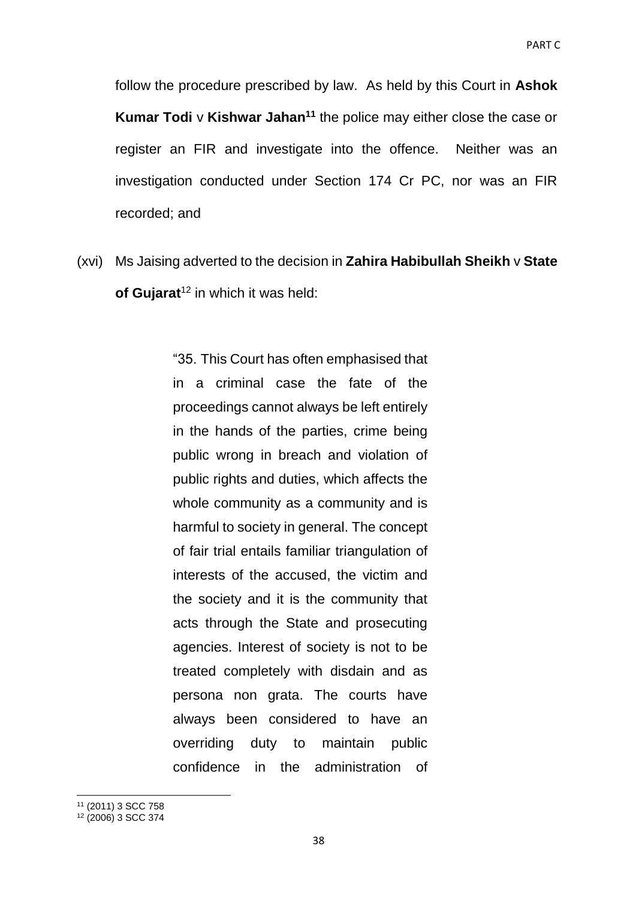follow the procedure prescribed by law. As held by this Court in **Ashok Kumar Todi** v **Kishwar Jahan**[11] the police may either close the case or register an FIR and investigate into the offence. Neither was an investigation conducted under Section 174 Cr PC, nor was an FIR recorded; and

(xvi) Ms Jaising adverted to the decision in **Zahira Habibullah Sheikh** v **State of Gujarat**[12] in which it was held:

> "35. This Court has often emphasised that in a criminal case the fate of the proceedings cannot always be left entirely in the hands of the parties, crime being public wrong in breach and violation of public rights and duties, which affects the whole community as a community and is harmful to society in general. The concept of fair trial entails familiar triangulation of interests of the accused, the victim and the society and it is the community that acts through the State and prosecuting agencies. Interest of society is not to be treated completely with disdain and as persona non grata. The courts have always been considered to have an overriding duty to maintain public confidence in the administration of

---

[11] (2011) 3 SCC 758

[12] (2006) 3 SCC 374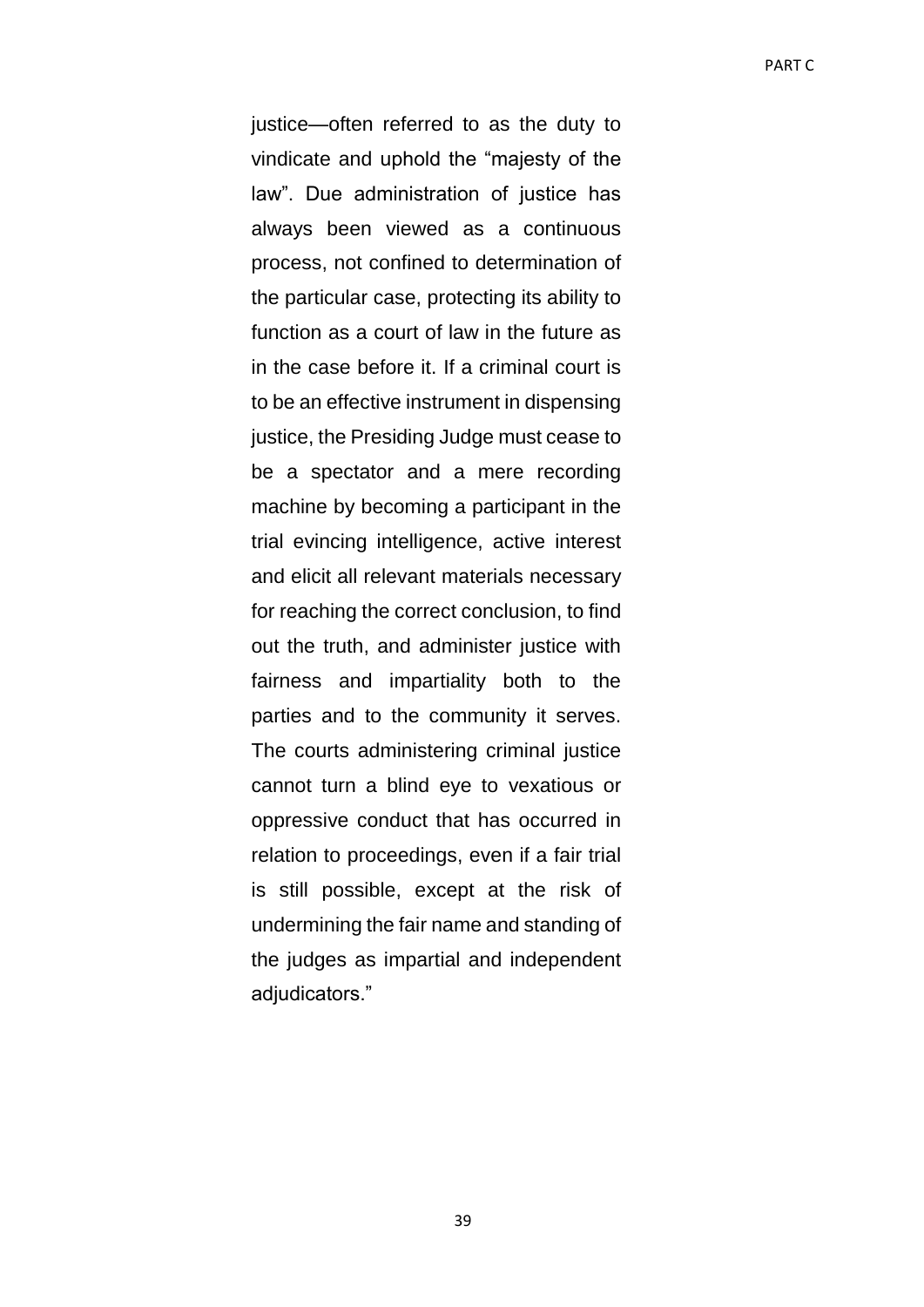justice—often referred to as the duty to vindicate and uphold the "majesty of the law". Due administration of justice has always been viewed as a continuous process, not confined to determination of the particular case, protecting its ability to function as a court of law in the future as in the case before it. If a criminal court is to be an effective instrument in dispensing justice, the Presiding Judge must cease to be a spectator and a mere recording machine by becoming a participant in the trial evincing intelligence, active interest and elicit all relevant materials necessary for reaching the correct conclusion, to find out the truth, and administer justice with fairness and impartiality both to the parties and to the community it serves. The courts administering criminal justice cannot turn a blind eye to vexatious or oppressive conduct that has occurred in relation to proceedings, even if a fair trial is still possible, except at the risk of undermining the fair name and standing of the judges as impartial and independent adjudicators."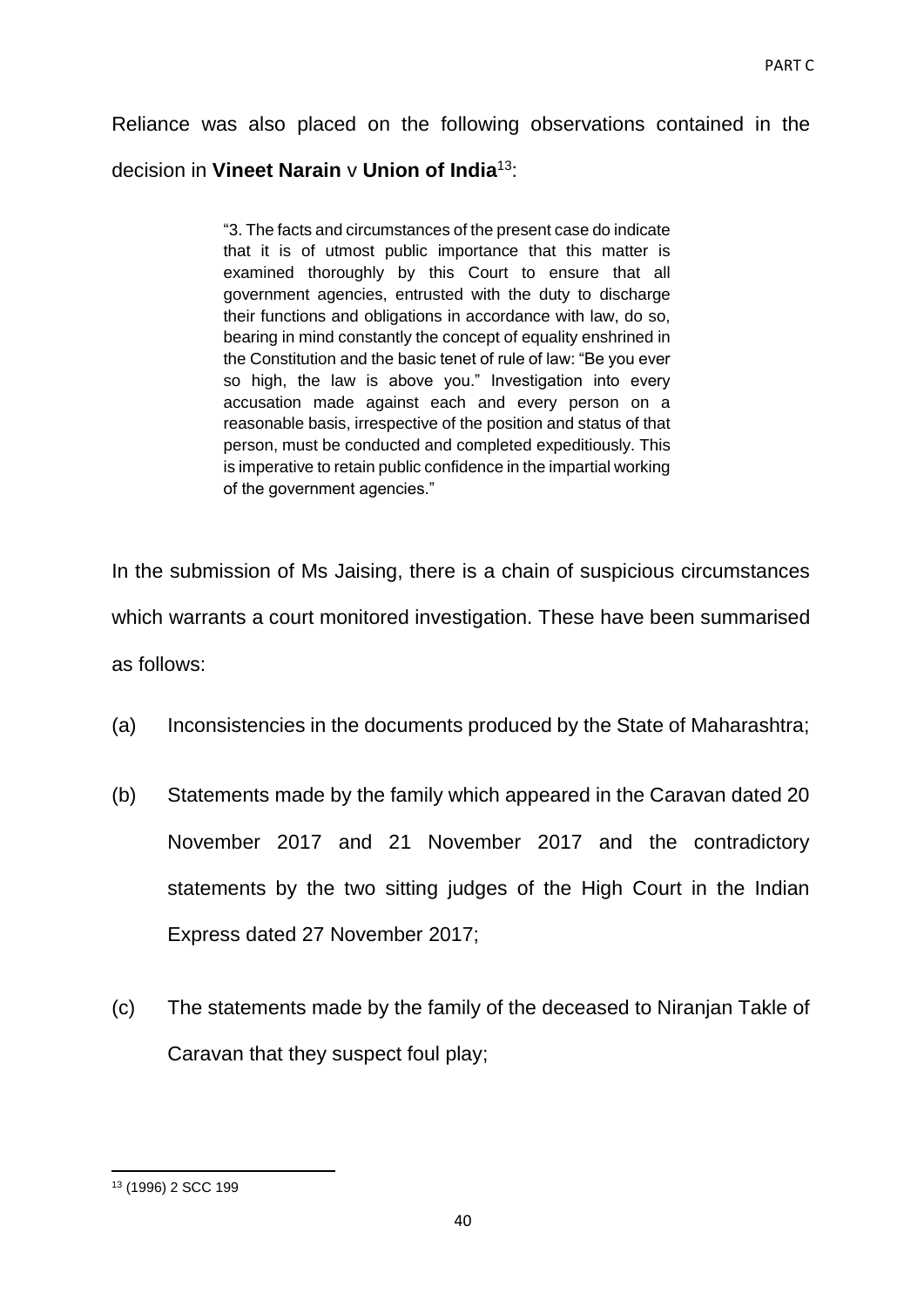Reliance was also placed on the following observations contained in the decision in **Vineet Narain** v **Union of India**[13]:

> "3. The facts and circumstances of the present case do indicate that it is of utmost public importance that this matter is examined thoroughly by this Court to ensure that all government agencies, entrusted with the duty to discharge their functions and obligations in accordance with law, do so, bearing in mind constantly the concept of equality enshrined in the Constitution and the basic tenet of rule of law: "Be you ever so high, the law is above you." Investigation into every accusation made against each and every person on a reasonable basis, irrespective of the position and status of that person, must be conducted and completed expeditiously. This is imperative to retain public confidence in the impartial working of the government agencies."

In the submission of Ms Jaising, there is a chain of suspicious circumstances which warrants a court monitored investigation. These have been summarised as follows:

(a) Inconsistencies in the documents produced by the State of Maharashtra;

(b) Statements made by the family which appeared in the Caravan dated 20 November 2017 and 21 November 2017 and the contradictory statements by the two sitting judges of the High Court in the Indian Express dated 27 November 2017;

(c) The statements made by the family of the deceased to Niranjan Takle of Caravan that they suspect foul play;

---

[13] (1996) 2 SCC 199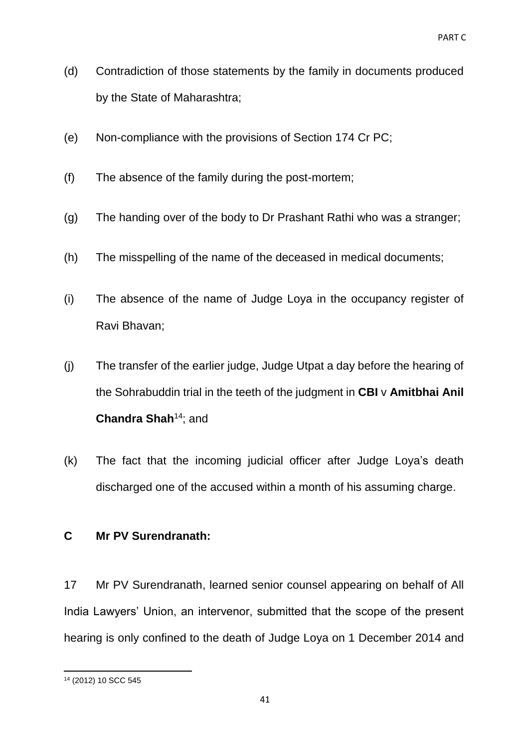(d) Contradiction of those statements by the family in documents produced by the State of Maharashtra;

(e) Non-compliance with the provisions of Section 174 Cr PC;

(f) The absence of the family during the post-mortem;

(g) The handing over of the body to Dr Prashant Rathi who was a stranger;

(h) The misspelling of the name of the deceased in medical documents;

(i) The absence of the name of Judge Loya in the occupancy register of Ravi Bhavan;

(j) The transfer of the earlier judge, Judge Utpat a day before the hearing of the Sohrabuddin trial in the teeth of the judgment in **CBI** v **Amitbhai Anil Chandra Shah**[14]; and

(k) The fact that the incoming judicial officer after Judge Loya's death discharged one of the accused within a month of his assuming charge.

**C Mr PV Surendranath:**

17 Mr PV Surendranath, learned senior counsel appearing on behalf of All India Lawyers' Union, an intervenor, submitted that the scope of the present hearing is only confined to the death of Judge Loya on 1 December 2014 and

[14] (2012) 10 SCC 545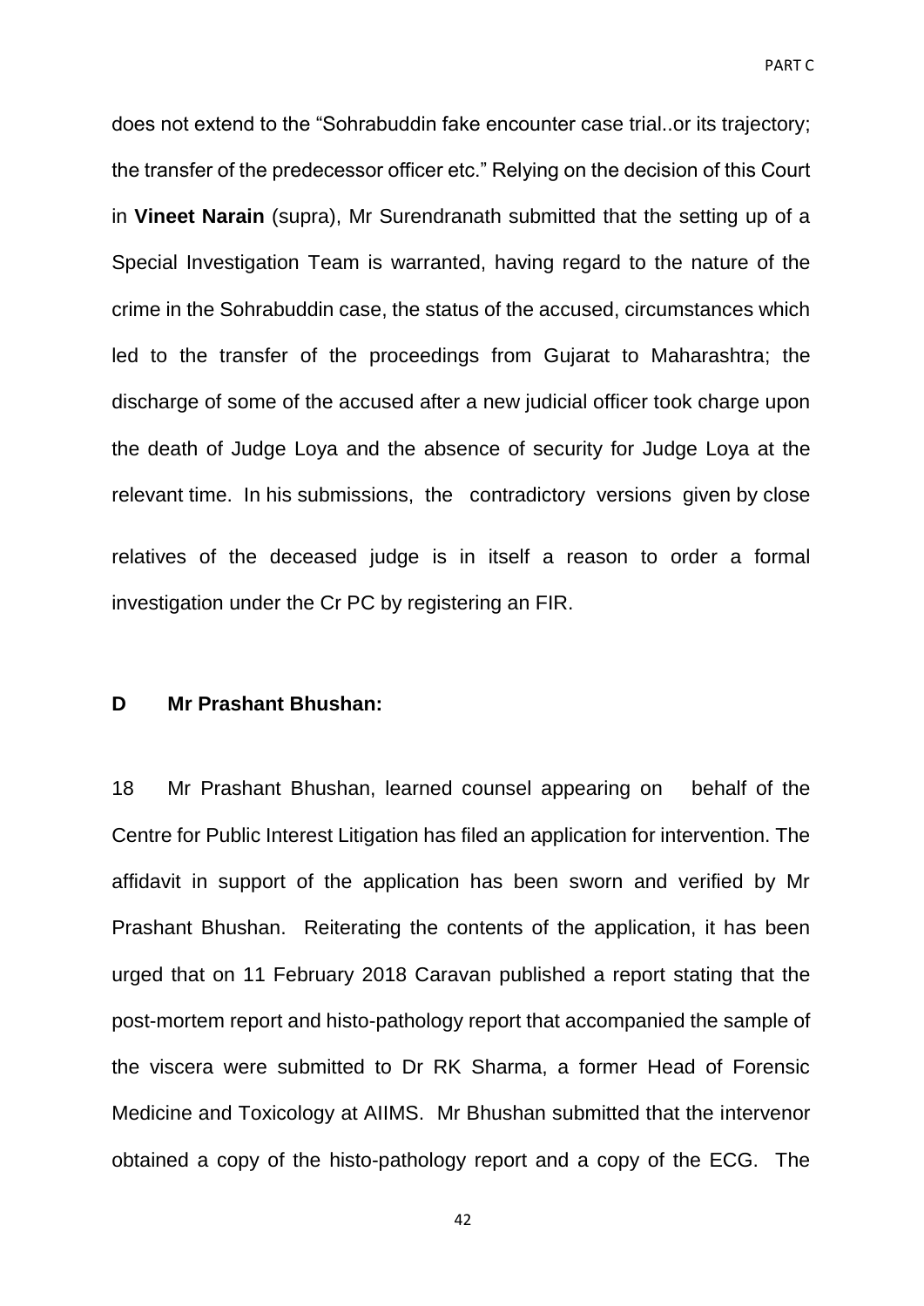does not extend to the "Sohrabuddin fake encounter case trial..or its trajectory; the transfer of the predecessor officer etc." Relying on the decision of this Court in **Vineet Narain** (supra), Mr Surendranath submitted that the setting up of a Special Investigation Team is warranted, having regard to the nature of the crime in the Sohrabuddin case, the status of the accused, circumstances which led to the transfer of the proceedings from Gujarat to Maharashtra; the discharge of some of the accused after a new judicial officer took charge upon the death of Judge Loya and the absence of security for Judge Loya at the relevant time. In his submissions, the contradictory versions given by close relatives of the deceased judge is in itself a reason to order a formal investigation under the Cr PC by registering an FIR.

**D Mr Prashant Bhushan:**

18 Mr Prashant Bhushan, learned counsel appearing on behalf of the Centre for Public Interest Litigation has filed an application for intervention. The affidavit in support of the application has been sworn and verified by Mr Prashant Bhushan. Reiterating the contents of the application, it has been urged that on 11 February 2018 Caravan published a report stating that the post-mortem report and histo-pathology report that accompanied the sample of the viscera were submitted to Dr RK Sharma, a former Head of Forensic Medicine and Toxicology at AIIMS. Mr Bhushan submitted that the intervenor obtained a copy of the histo-pathology report and a copy of the ECG. The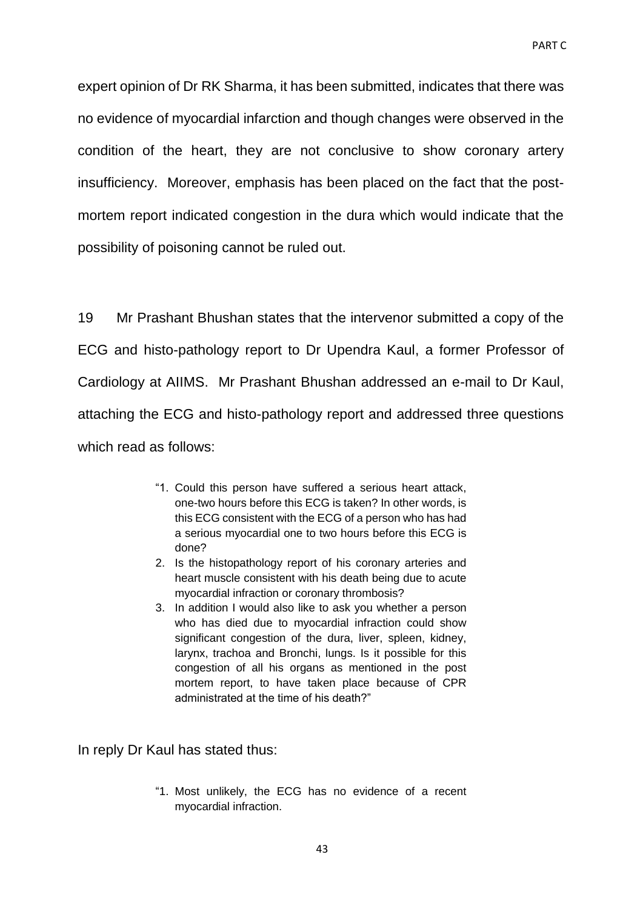expert opinion of Dr RK Sharma, it has been submitted, indicates that there was no evidence of myocardial infarction and though changes were observed in the condition of the heart, they are not conclusive to show coronary artery insufficiency. Moreover, emphasis has been placed on the fact that the post-mortem report indicated congestion in the dura which would indicate that the possibility of poisoning cannot be ruled out.

19 Mr Prashant Bhushan states that the intervenor submitted a copy of the ECG and histo-pathology report to Dr Upendra Kaul, a former Professor of Cardiology at AIIMS. Mr Prashant Bhushan addressed an e-mail to Dr Kaul, attaching the ECG and histo-pathology report and addressed three questions which read as follows:

> "1. Could this person have suffered a serious heart attack, one-two hours before this ECG is taken? In other words, is this ECG consistent with the ECG of a person who has had a serious myocardial one to two hours before this ECG is done?
> 2. Is the histopathology report of his coronary arteries and heart muscle consistent with his death being due to acute myocardial infraction or coronary thrombosis?
> 3. In addition I would also like to ask you whether a person who has died due to myocardial infraction could show significant congestion of the dura, liver, spleen, kidney, larynx, trachoa and Bronchi, lungs. Is it possible for this congestion of all his organs as mentioned in the post mortem report, to have taken place because of CPR administrated at the time of his death?"

In reply Dr Kaul has stated thus:

> "1. Most unlikely, the ECG has no evidence of a recent myocardial infraction.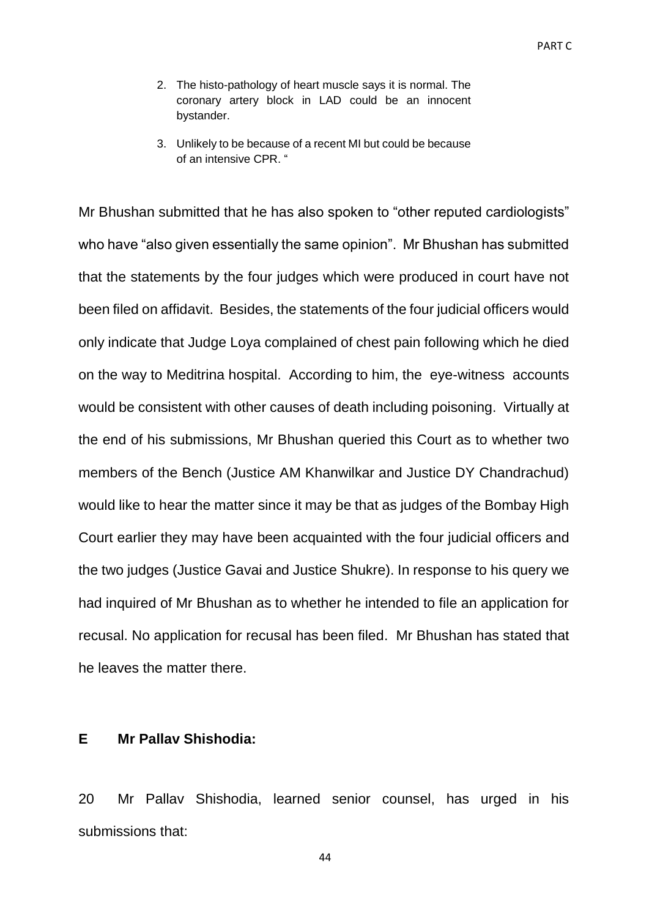2. The histo-pathology of heart muscle says it is normal. The coronary artery block in LAD could be an innocent bystander.

3. Unlikely to be because of a recent MI but could be because of an intensive CPR. "

Mr Bhushan submitted that he has also spoken to "other reputed cardiologists" who have "also given essentially the same opinion". Mr Bhushan has submitted that the statements by the four judges which were produced in court have not been filed on affidavit. Besides, the statements of the four judicial officers would only indicate that Judge Loya complained of chest pain following which he died on the way to Meditrina hospital. According to him, the eye-witness accounts would be consistent with other causes of death including poisoning. Virtually at the end of his submissions, Mr Bhushan queried this Court as to whether two members of the Bench (Justice AM Khanwilkar and Justice DY Chandrachud) would like to hear the matter since it may be that as judges of the Bombay High Court earlier they may have been acquainted with the four judicial officers and the two judges (Justice Gavai and Justice Shukre). In response to his query we had inquired of Mr Bhushan as to whether he intended to file an application for recusal. No application for recusal has been filed. Mr Bhushan has stated that he leaves the matter there.

### E Mr Pallav Shishodia:

20 Mr Pallav Shishodia, learned senior counsel, has urged in his submissions that: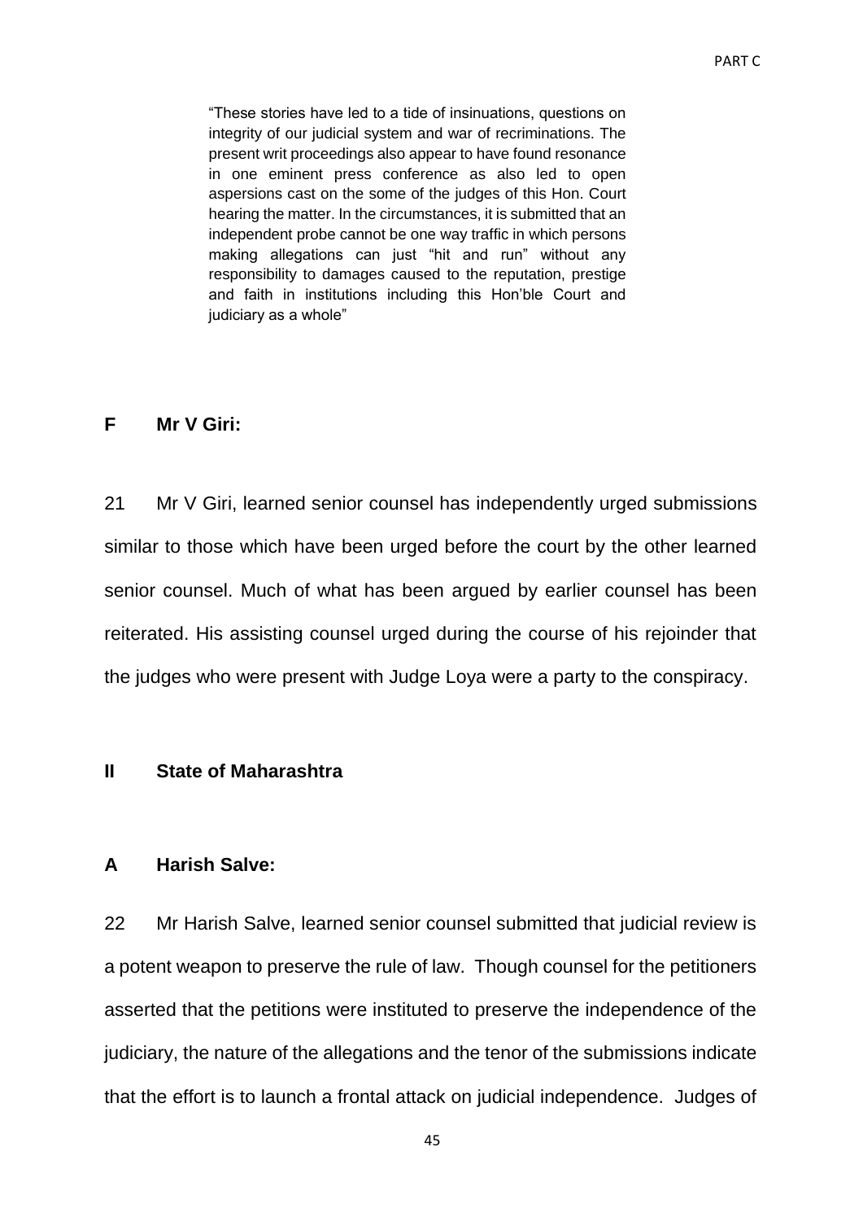> "These stories have led to a tide of insinuations, questions on integrity of our judicial system and war of recriminations. The present writ proceedings also appear to have found resonance in one eminent press conference as also led to open aspersions cast on the some of the judges of this Hon. Court hearing the matter. In the circumstances, it is submitted that an independent probe cannot be one way traffic in which persons making allegations can just "hit and run" without any responsibility to damages caused to the reputation, prestige and faith in institutions including this Hon'ble Court and judiciary as a whole"

**F Mr V Giri:**

21 Mr V Giri, learned senior counsel has independently urged submissions similar to those which have been urged before the court by the other learned senior counsel. Much of what has been argued by earlier counsel has been reiterated. His assisting counsel urged during the course of his rejoinder that the judges who were present with Judge Loya were a party to the conspiracy.

**II State of Maharashtra**

**A Harish Salve:**

22 Mr Harish Salve, learned senior counsel submitted that judicial review is a potent weapon to preserve the rule of law. Though counsel for the petitioners asserted that the petitions were instituted to preserve the independence of the judiciary, the nature of the allegations and the tenor of the submissions indicate that the effort is to launch a frontal attack on judicial independence. Judges of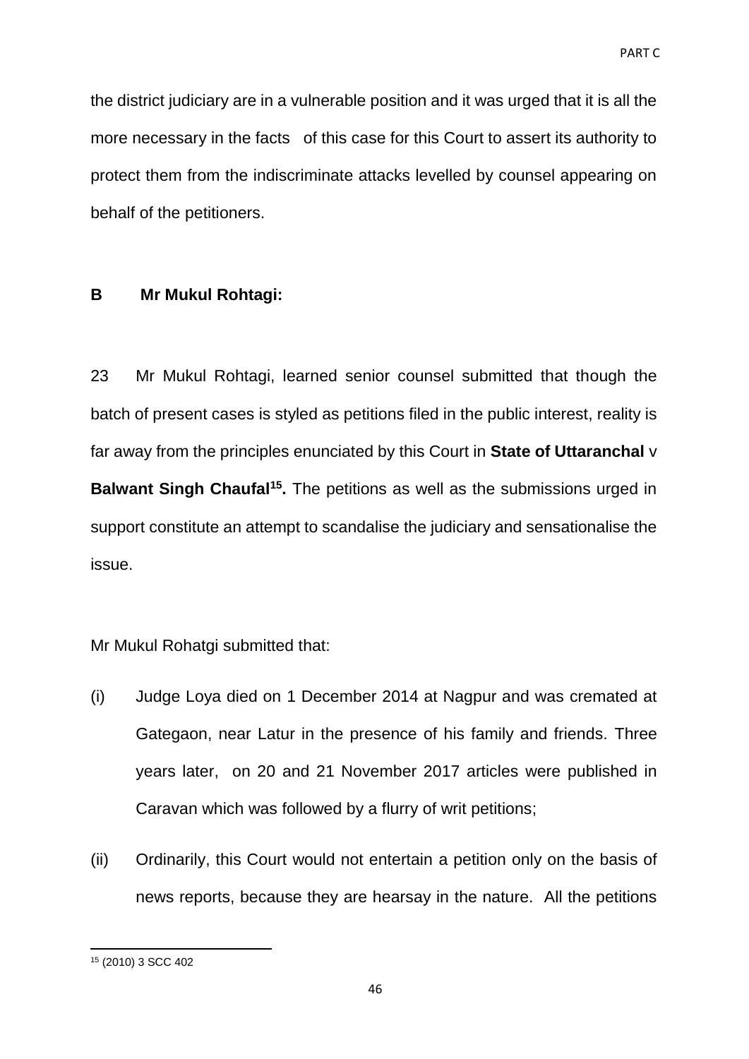the district judiciary are in a vulnerable position and it was urged that it is all the more necessary in the facts of this case for this Court to assert its authority to protect them from the indiscriminate attacks levelled by counsel appearing on behalf of the petitioners.

**B Mr Mukul Rohtagi:**

23 Mr Mukul Rohtagi, learned senior counsel submitted that though the batch of present cases is styled as petitions filed in the public interest, reality is far away from the principles enunciated by this Court in **State of Uttaranchal** v **Balwant Singh Chaufal[15].** The petitions as well as the submissions urged in support constitute an attempt to scandalise the judiciary and sensationalise the issue.

Mr Mukul Rohatgi submitted that:

(i) Judge Loya died on 1 December 2014 at Nagpur and was cremated at Gategaon, near Latur in the presence of his family and friends. Three years later, on 20 and 21 November 2017 articles were published in Caravan which was followed by a flurry of writ petitions;

(ii) Ordinarily, this Court would not entertain a petition only on the basis of news reports, because they are hearsay in the nature. All the petitions

[15] (2010) 3 SCC 402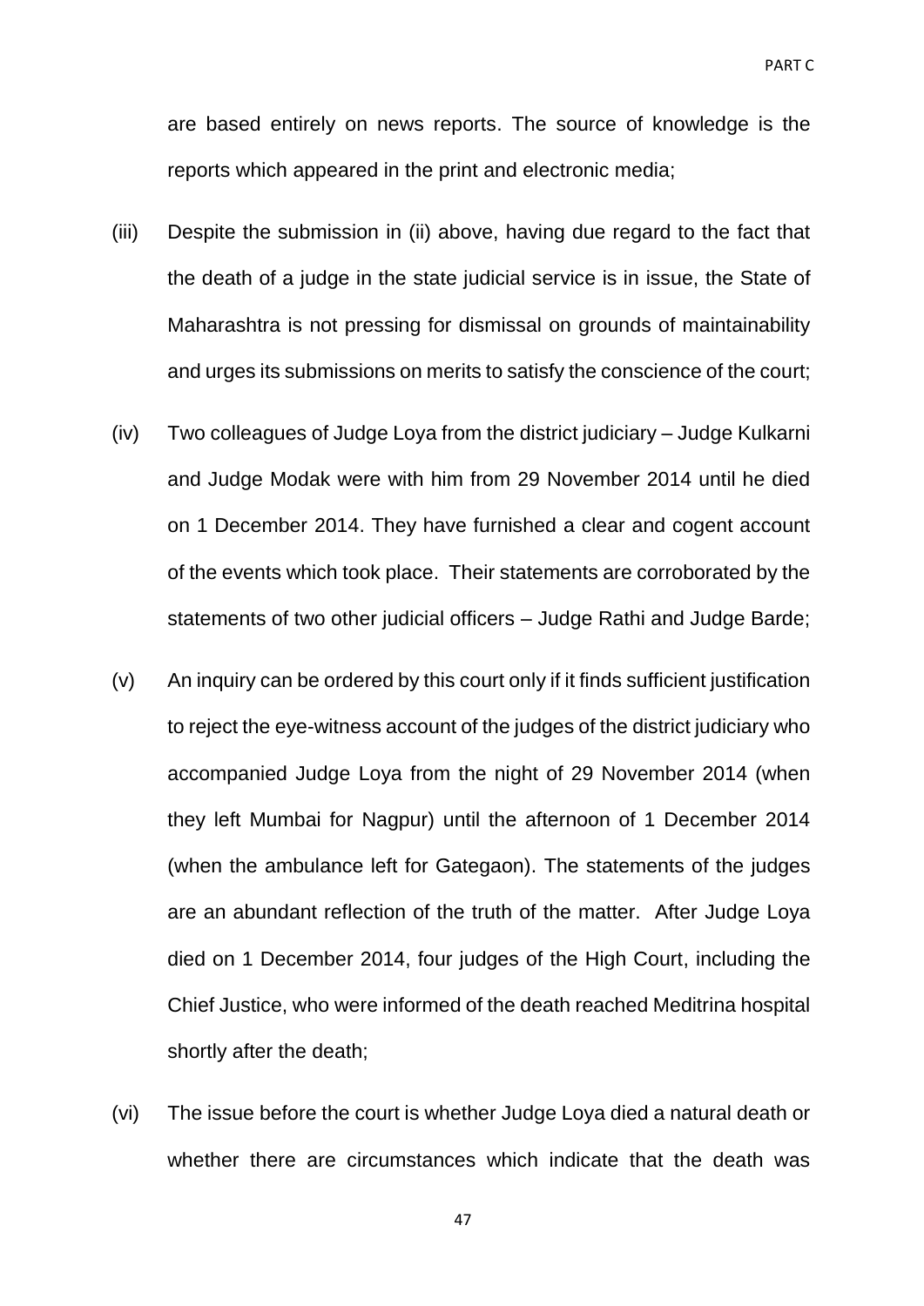are based entirely on news reports. The source of knowledge is the reports which appeared in the print and electronic media;

(iii) Despite the submission in (ii) above, having due regard to the fact that the death of a judge in the state judicial service is in issue, the State of Maharashtra is not pressing for dismissal on grounds of maintainability and urges its submissions on merits to satisfy the conscience of the court;

(iv) Two colleagues of Judge Loya from the district judiciary – Judge Kulkarni and Judge Modak were with him from 29 November 2014 until he died on 1 December 2014. They have furnished a clear and cogent account of the events which took place. Their statements are corroborated by the statements of two other judicial officers – Judge Rathi and Judge Barde;

(v) An inquiry can be ordered by this court only if it finds sufficient justification to reject the eye-witness account of the judges of the district judiciary who accompanied Judge Loya from the night of 29 November 2014 (when they left Mumbai for Nagpur) until the afternoon of 1 December 2014 (when the ambulance left for Gategaon). The statements of the judges are an abundant reflection of the truth of the matter. After Judge Loya died on 1 December 2014, four judges of the High Court, including the Chief Justice, who were informed of the death reached Meditrina hospital shortly after the death;

(vi) The issue before the court is whether Judge Loya died a natural death or whether there are circumstances which indicate that the death was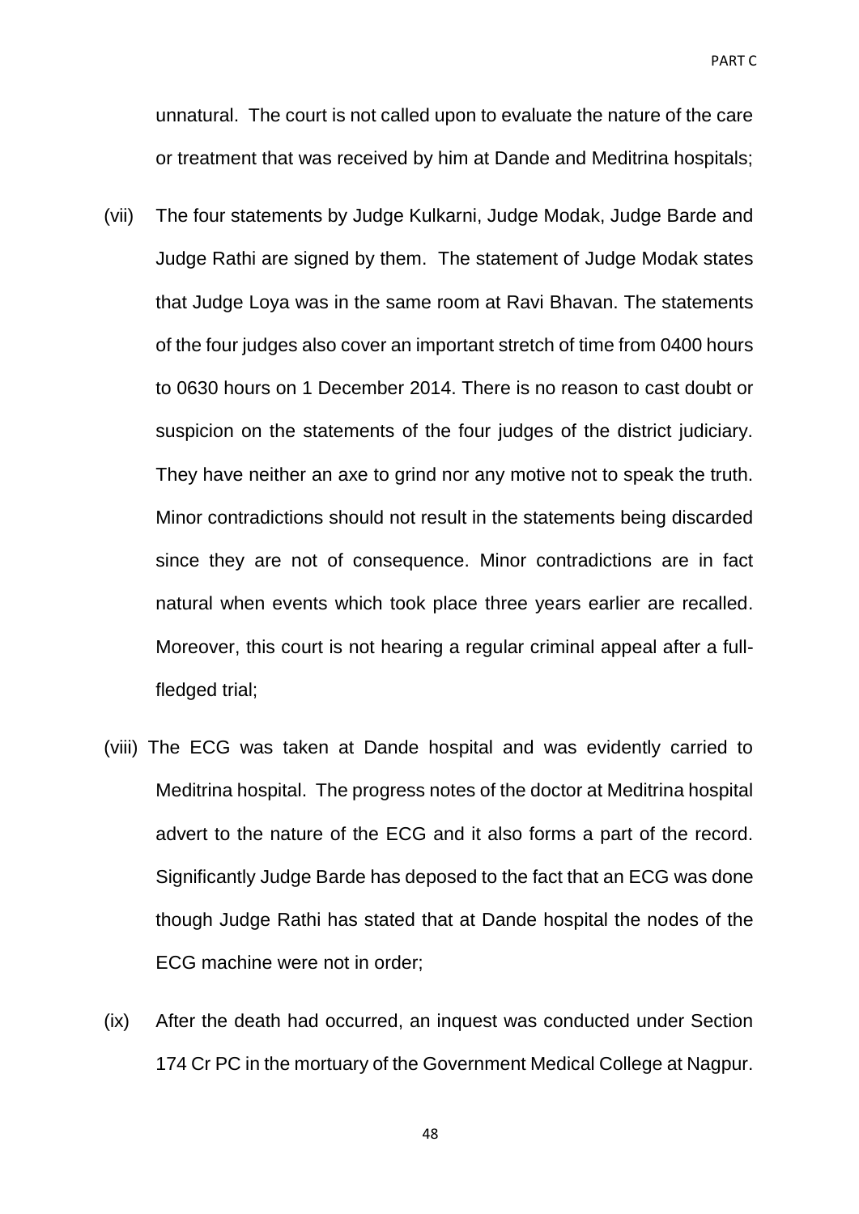unnatural. The court is not called upon to evaluate the nature of the care or treatment that was received by him at Dande and Meditrina hospitals;

(vii) The four statements by Judge Kulkarni, Judge Modak, Judge Barde and Judge Rathi are signed by them. The statement of Judge Modak states that Judge Loya was in the same room at Ravi Bhavan. The statements of the four judges also cover an important stretch of time from 0400 hours to 0630 hours on 1 December 2014. There is no reason to cast doubt or suspicion on the statements of the four judges of the district judiciary. They have neither an axe to grind nor any motive not to speak the truth. Minor contradictions should not result in the statements being discarded since they are not of consequence. Minor contradictions are in fact natural when events which took place three years earlier are recalled. Moreover, this court is not hearing a regular criminal appeal after a full-fledged trial;

(viii) The ECG was taken at Dande hospital and was evidently carried to Meditrina hospital. The progress notes of the doctor at Meditrina hospital advert to the nature of the ECG and it also forms a part of the record. Significantly Judge Barde has deposed to the fact that an ECG was done though Judge Rathi has stated that at Dande hospital the nodes of the ECG machine were not in order;

(ix) After the death had occurred, an inquest was conducted under Section 174 Cr PC in the mortuary of the Government Medical College at Nagpur.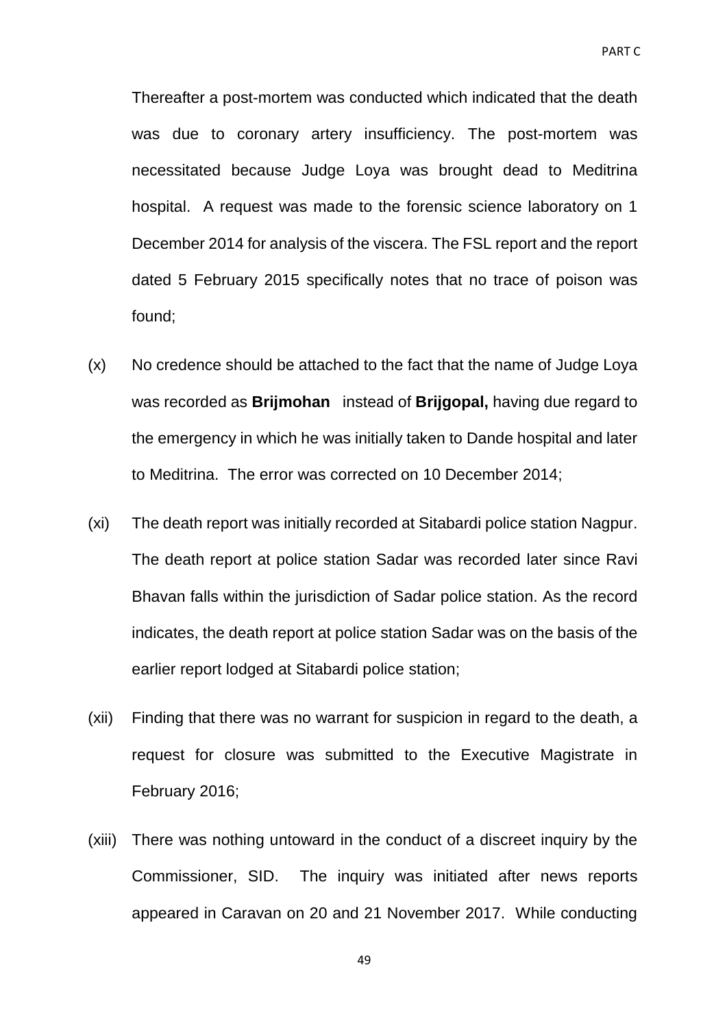Thereafter a post-mortem was conducted which indicated that the death was due to coronary artery insufficiency. The post-mortem was necessitated because Judge Loya was brought dead to Meditrina hospital. A request was made to the forensic science laboratory on 1 December 2014 for analysis of the viscera. The FSL report and the report dated 5 February 2015 specifically notes that no trace of poison was found;

(x) No credence should be attached to the fact that the name of Judge Loya was recorded as **Brijmohan** instead of **Brijgopal,** having due regard to the emergency in which he was initially taken to Dande hospital and later to Meditrina. The error was corrected on 10 December 2014;

(xi) The death report was initially recorded at Sitabardi police station Nagpur. The death report at police station Sadar was recorded later since Ravi Bhavan falls within the jurisdiction of Sadar police station. As the record indicates, the death report at police station Sadar was on the basis of the earlier report lodged at Sitabardi police station;

(xii) Finding that there was no warrant for suspicion in regard to the death, a request for closure was submitted to the Executive Magistrate in February 2016;

(xiii) There was nothing untoward in the conduct of a discreet inquiry by the Commissioner, SID. The inquiry was initiated after news reports appeared in Caravan on 20 and 21 November 2017. While conducting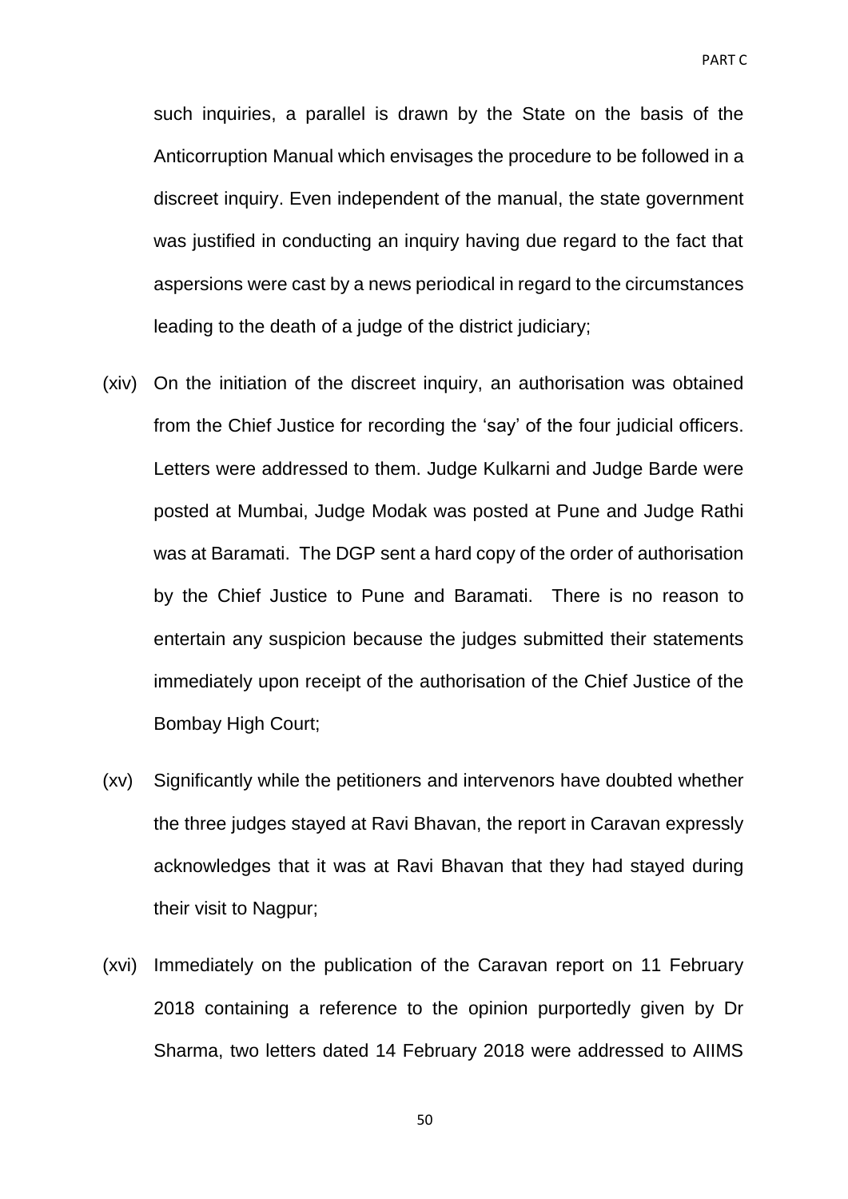such inquiries, a parallel is drawn by the State on the basis of the Anticorruption Manual which envisages the procedure to be followed in a discreet inquiry. Even independent of the manual, the state government was justified in conducting an inquiry having due regard to the fact that aspersions were cast by a news periodical in regard to the circumstances leading to the death of a judge of the district judiciary;

(xiv) On the initiation of the discreet inquiry, an authorisation was obtained from the Chief Justice for recording the 'say' of the four judicial officers. Letters were addressed to them. Judge Kulkarni and Judge Barde were posted at Mumbai, Judge Modak was posted at Pune and Judge Rathi was at Baramati. The DGP sent a hard copy of the order of authorisation by the Chief Justice to Pune and Baramati. There is no reason to entertain any suspicion because the judges submitted their statements immediately upon receipt of the authorisation of the Chief Justice of the Bombay High Court;

(xv) Significantly while the petitioners and intervenors have doubted whether the three judges stayed at Ravi Bhavan, the report in Caravan expressly acknowledges that it was at Ravi Bhavan that they had stayed during their visit to Nagpur;

(xvi) Immediately on the publication of the Caravan report on 11 February 2018 containing a reference to the opinion purportedly given by Dr Sharma, two letters dated 14 February 2018 were addressed to AIIMS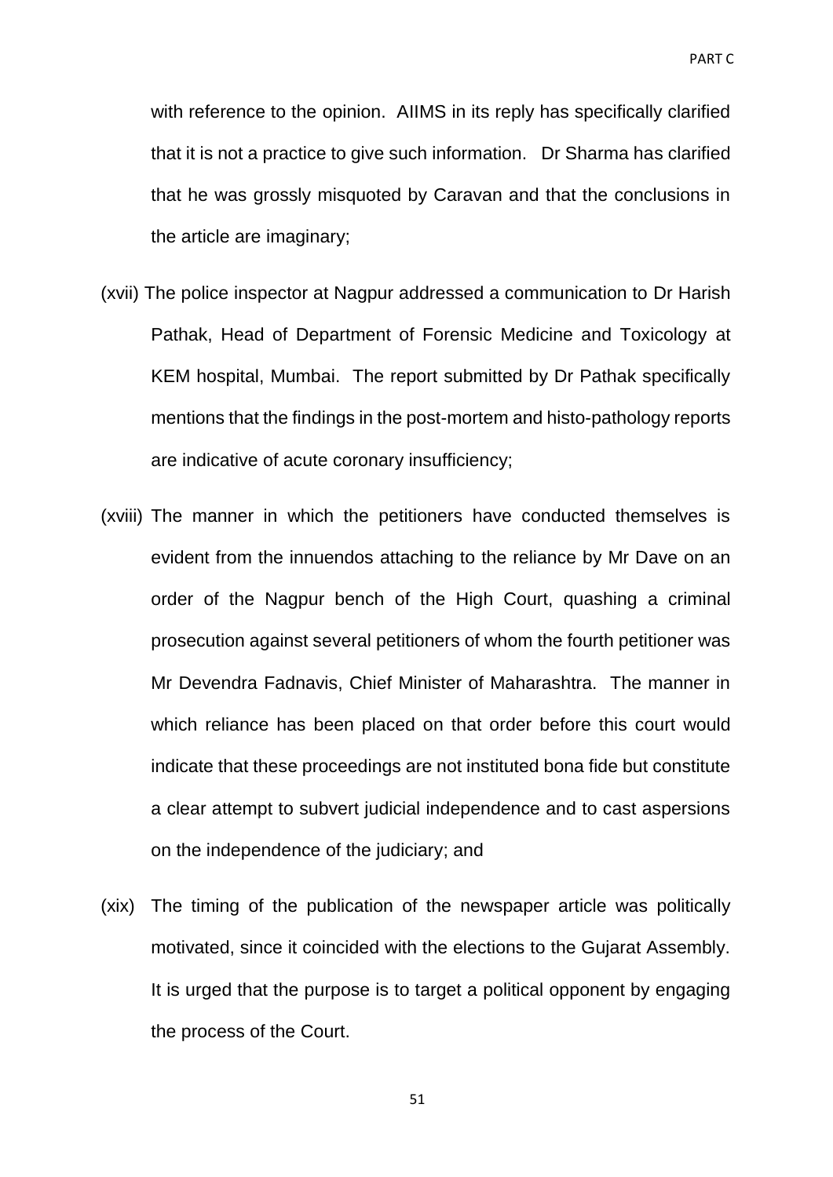with reference to the opinion. AIIMS in its reply has specifically clarified that it is not a practice to give such information. Dr Sharma has clarified that he was grossly misquoted by Caravan and that the conclusions in the article are imaginary;

(xvii) The police inspector at Nagpur addressed a communication to Dr Harish Pathak, Head of Department of Forensic Medicine and Toxicology at KEM hospital, Mumbai. The report submitted by Dr Pathak specifically mentions that the findings in the post-mortem and histo-pathology reports are indicative of acute coronary insufficiency;

(xviii) The manner in which the petitioners have conducted themselves is evident from the innuendos attaching to the reliance by Mr Dave on an order of the Nagpur bench of the High Court, quashing a criminal prosecution against several petitioners of whom the fourth petitioner was Mr Devendra Fadnavis, Chief Minister of Maharashtra. The manner in which reliance has been placed on that order before this court would indicate that these proceedings are not instituted bona fide but constitute a clear attempt to subvert judicial independence and to cast aspersions on the independence of the judiciary; and

(xix) The timing of the publication of the newspaper article was politically motivated, since it coincided with the elections to the Gujarat Assembly. It is urged that the purpose is to target a political opponent by engaging the process of the Court.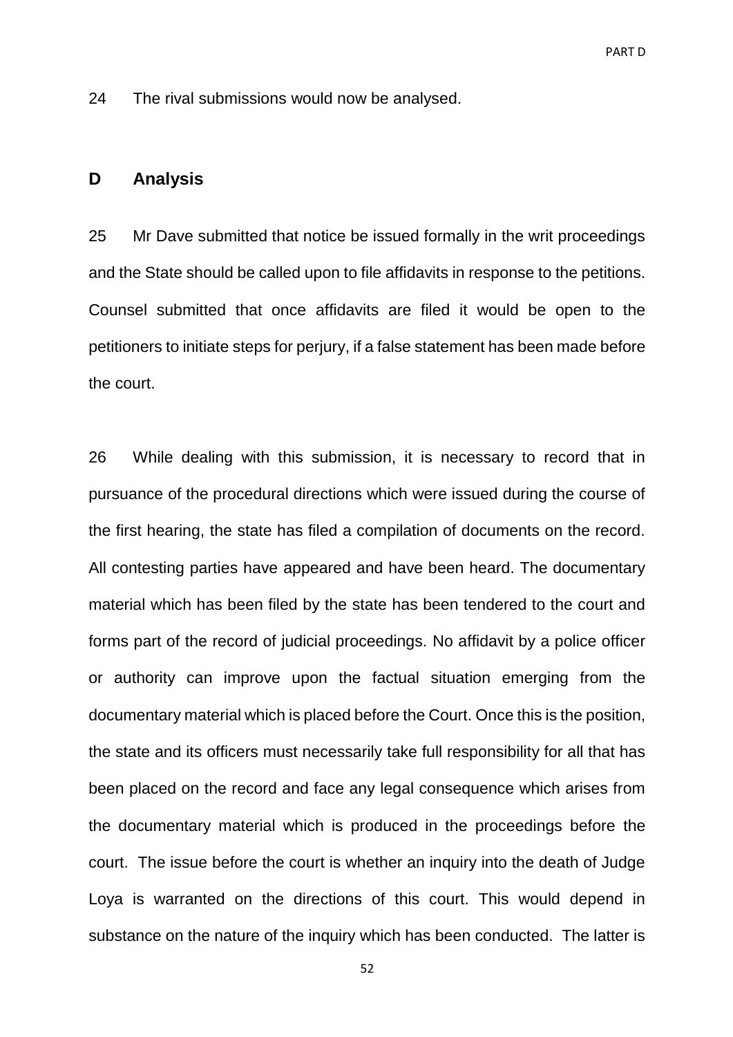24 The rival submissions would now be analysed.

## D Analysis

25 Mr Dave submitted that notice be issued formally in the writ proceedings and the State should be called upon to file affidavits in response to the petitions. Counsel submitted that once affidavits are filed it would be open to the petitioners to initiate steps for perjury, if a false statement has been made before the court.

26 While dealing with this submission, it is necessary to record that in pursuance of the procedural directions which were issued during the course of the first hearing, the state has filed a compilation of documents on the record. All contesting parties have appeared and have been heard. The documentary material which has been filed by the state has been tendered to the court and forms part of the record of judicial proceedings. No affidavit by a police officer or authority can improve upon the factual situation emerging from the documentary material which is placed before the Court. Once this is the position, the state and its officers must necessarily take full responsibility for all that has been placed on the record and face any legal consequence which arises from the documentary material which is produced in the proceedings before the court. The issue before the court is whether an inquiry into the death of Judge Loya is warranted on the directions of this court. This would depend in substance on the nature of the inquiry which has been conducted. The latter is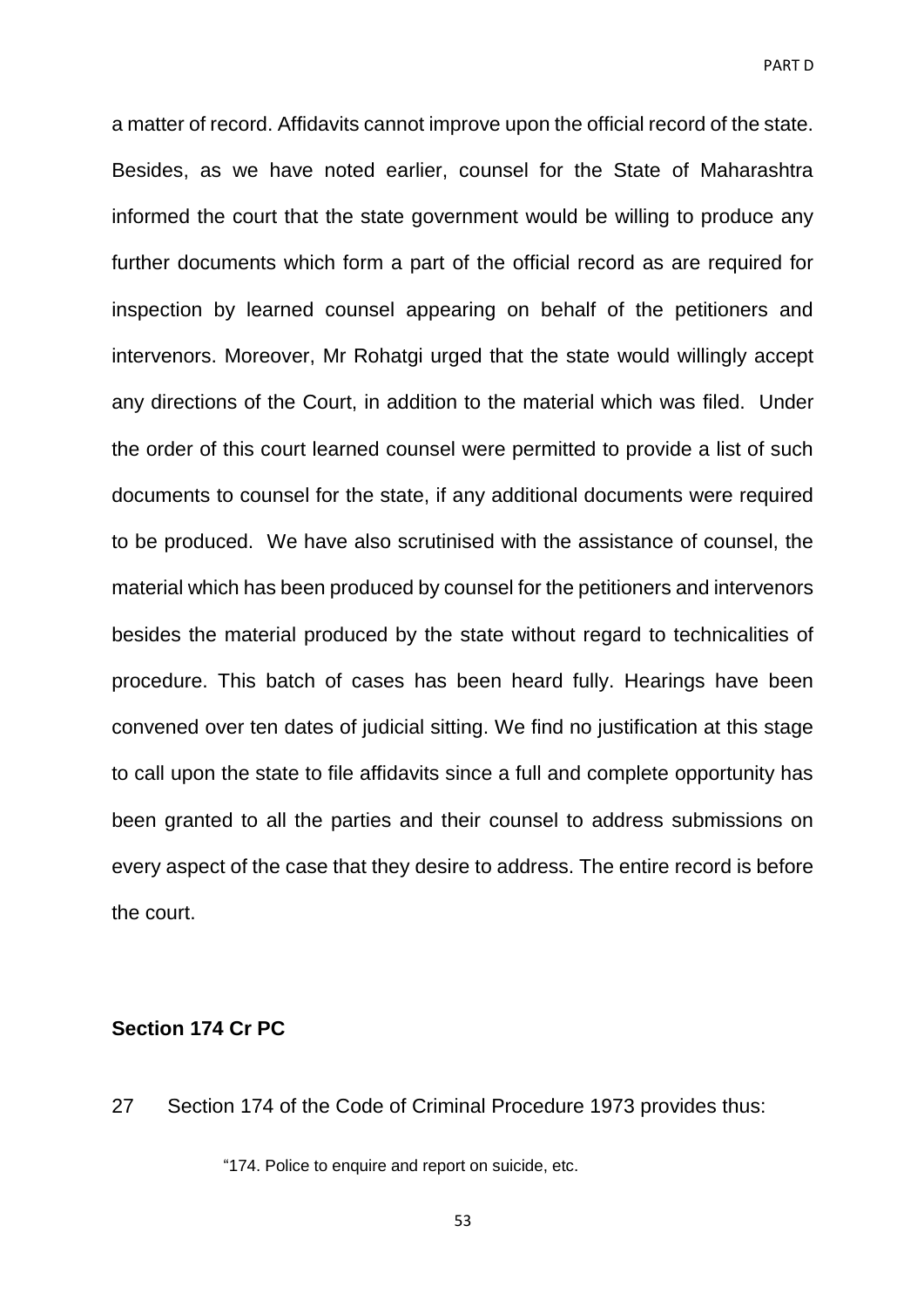a matter of record. Affidavits cannot improve upon the official record of the state. Besides, as we have noted earlier, counsel for the State of Maharashtra informed the court that the state government would be willing to produce any further documents which form a part of the official record as are required for inspection by learned counsel appearing on behalf of the petitioners and intervenors. Moreover, Mr Rohatgi urged that the state would willingly accept any directions of the Court, in addition to the material which was filed. Under the order of this court learned counsel were permitted to provide a list of such documents to counsel for the state, if any additional documents were required to be produced. We have also scrutinised with the assistance of counsel, the material which has been produced by counsel for the petitioners and intervenors besides the material produced by the state without regard to technicalities of procedure. This batch of cases has been heard fully. Hearings have been convened over ten dates of judicial sitting. We find no justification at this stage to call upon the state to file affidavits since a full and complete opportunity has been granted to all the parties and their counsel to address submissions on every aspect of the case that they desire to address. The entire record is before the court.

**Section 174 Cr PC**

27 Section 174 of the Code of Criminal Procedure 1973 provides thus:

> "174. Police to enquire and report on suicide, etc.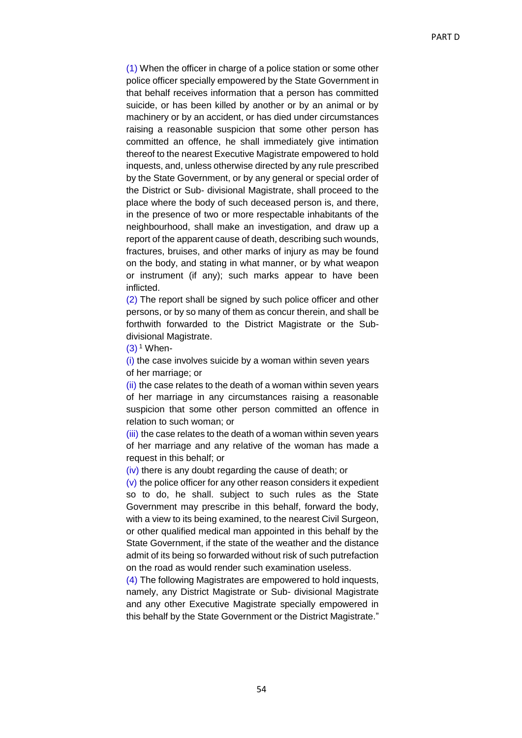(1) When the officer in charge of a police station or some other police officer specially empowered by the State Government in that behalf receives information that a person has committed suicide, or has been killed by another or by an animal or by machinery or by an accident, or has died under circumstances raising a reasonable suspicion that some other person has committed an offence, he shall immediately give intimation thereof to the nearest Executive Magistrate empowered to hold inquests, and, unless otherwise directed by any rule prescribed by the State Government, or by any general or special order of the District or Sub- divisional Magistrate, shall proceed to the place where the body of such deceased person is, and there, in the presence of two or more respectable inhabitants of the neighbourhood, shall make an investigation, and draw up a report of the apparent cause of death, describing such wounds, fractures, bruises, and other marks of injury as may be found on the body, and stating in what manner, or by what weapon or instrument (if any); such marks appear to have been inflicted.

(2) The report shall be signed by such police officer and other persons, or by so many of them as concur therein, and shall be forthwith forwarded to the District Magistrate or the Sub-divisional Magistrate.

(3) [1] When-

(i) the case involves suicide by a woman within seven years of her marriage; or

(ii) the case relates to the death of a woman within seven years of her marriage in any circumstances raising a reasonable suspicion that some other person committed an offence in relation to such woman; or

(iii) the case relates to the death of a woman within seven years of her marriage and any relative of the woman has made a request in this behalf; or

(iv) there is any doubt regarding the cause of death; or

(v) the police officer for any other reason considers it expedient so to do, he shall. subject to such rules as the State Government may prescribe in this behalf, forward the body, with a view to its being examined, to the nearest Civil Surgeon, or other qualified medical man appointed in this behalf by the State Government, if the state of the weather and the distance admit of its being so forwarded without risk of such putrefaction on the road as would render such examination useless.

(4) The following Magistrates are empowered to hold inquests, namely, any District Magistrate or Sub- divisional Magistrate and any other Executive Magistrate specially empowered in this behalf by the State Government or the District Magistrate."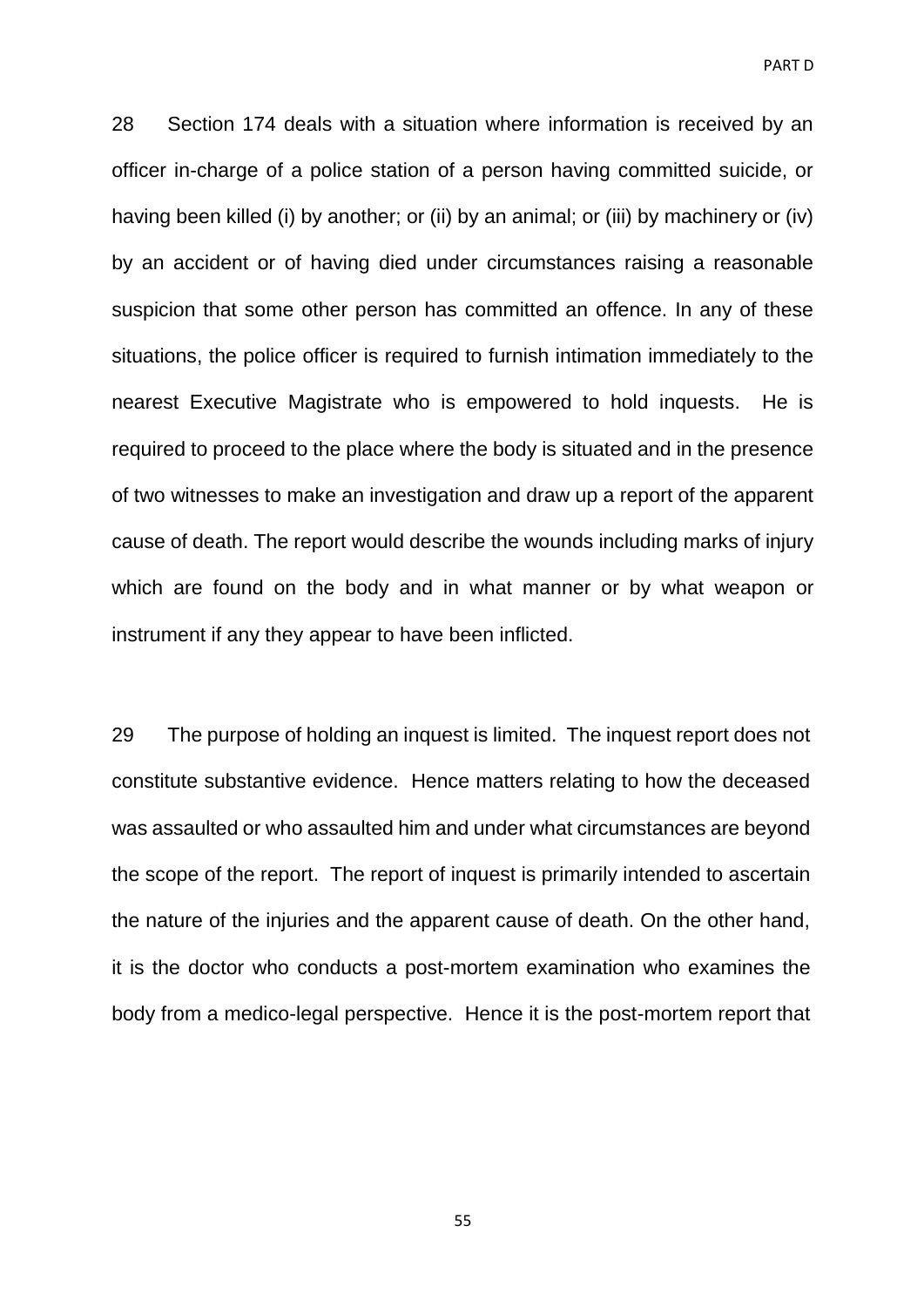28 Section 174 deals with a situation where information is received by an officer in-charge of a police station of a person having committed suicide, or having been killed (i) by another; or (ii) by an animal; or (iii) by machinery or (iv) by an accident or of having died under circumstances raising a reasonable suspicion that some other person has committed an offence. In any of these situations, the police officer is required to furnish intimation immediately to the nearest Executive Magistrate who is empowered to hold inquests. He is required to proceed to the place where the body is situated and in the presence of two witnesses to make an investigation and draw up a report of the apparent cause of death. The report would describe the wounds including marks of injury which are found on the body and in what manner or by what weapon or instrument if any they appear to have been inflicted.

29 The purpose of holding an inquest is limited. The inquest report does not constitute substantive evidence. Hence matters relating to how the deceased was assaulted or who assaulted him and under what circumstances are beyond the scope of the report. The report of inquest is primarily intended to ascertain the nature of the injuries and the apparent cause of death. On the other hand, it is the doctor who conducts a post-mortem examination who examines the body from a medico-legal perspective. Hence it is the post-mortem report that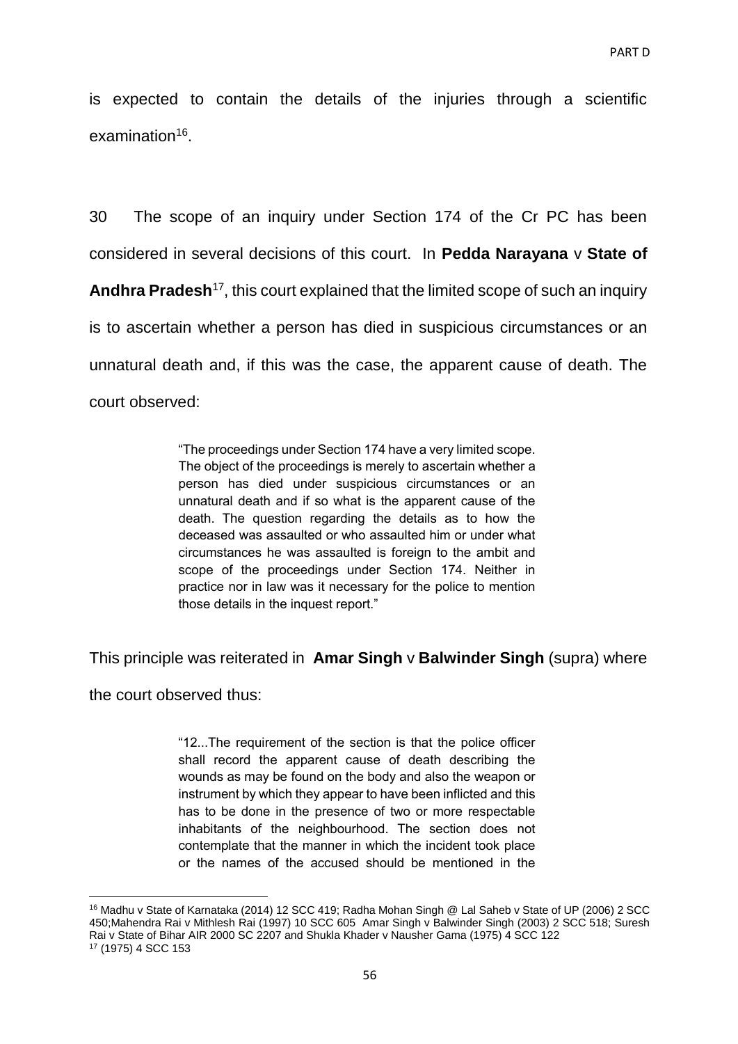is expected to contain the details of the injuries through a scientific examination[16].

30 The scope of an inquiry under Section 174 of the Cr PC has been considered in several decisions of this court. In **Pedda Narayana** v **State of Andhra Pradesh**[17], this court explained that the limited scope of such an inquiry is to ascertain whether a person has died in suspicious circumstances or an unnatural death and, if this was the case, the apparent cause of death. The court observed:

> "The proceedings under Section 174 have a very limited scope. The object of the proceedings is merely to ascertain whether a person has died under suspicious circumstances or an unnatural death and if so what is the apparent cause of the death. The question regarding the details as to how the deceased was assaulted or who assaulted him or under what circumstances he was assaulted is foreign to the ambit and scope of the proceedings under Section 174. Neither in practice nor in law was it necessary for the police to mention those details in the inquest report."

This principle was reiterated in **Amar Singh** v **Balwinder Singh** (supra) where the court observed thus:

> "12...The requirement of the section is that the police officer shall record the apparent cause of death describing the wounds as may be found on the body and also the weapon or instrument by which they appear to have been inflicted and this has to be done in the presence of two or more respectable inhabitants of the neighbourhood. The section does not contemplate that the manner in which the incident took place or the names of the accused should be mentioned in the

---

[16] Madhu v State of Karnataka (2014) 12 SCC 419; Radha Mohan Singh @ Lal Saheb v State of UP (2006) 2 SCC 450;Mahendra Rai v Mithlesh Rai (1997) 10 SCC 605 Amar Singh v Balwinder Singh (2003) 2 SCC 518; Suresh Rai v State of Bihar AIR 2000 SC 2207 and Shukla Khader v Nausher Gama (1975) 4 SCC 122

[17] (1975) 4 SCC 153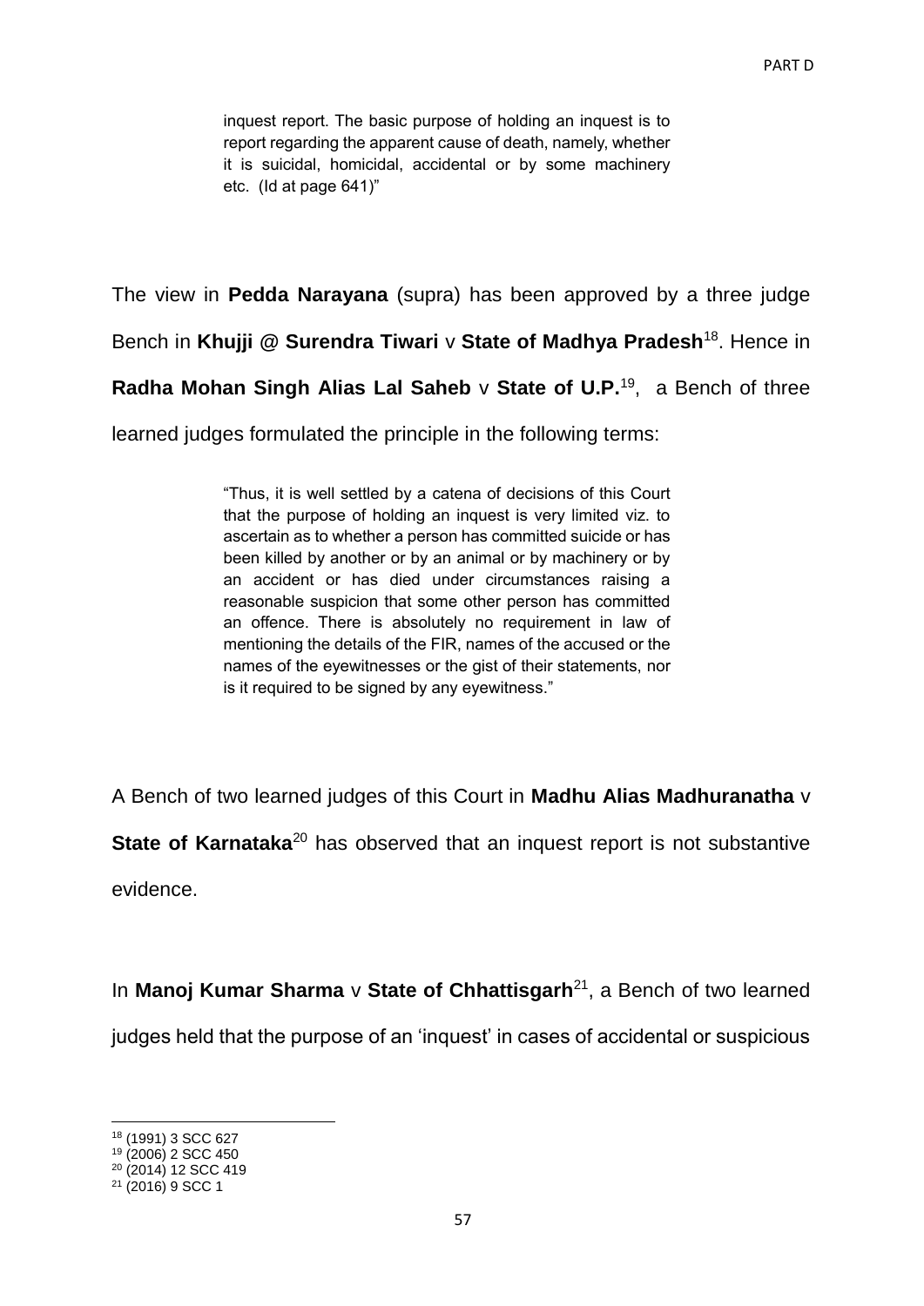> inquest report. The basic purpose of holding an inquest is to report regarding the apparent cause of death, namely, whether it is suicidal, homicidal, accidental or by some machinery etc. (Id at page 641)"

The view in **Pedda Narayana** (supra) has been approved by a three judge Bench in **Khujji @ Surendra Tiwari** v **State of Madhya Pradesh**[18]. Hence in **Radha Mohan Singh Alias Lal Saheb** v **State of U.P.**[19], a Bench of three learned judges formulated the principle in the following terms:

> "Thus, it is well settled by a catena of decisions of this Court that the purpose of holding an inquest is very limited viz. to ascertain as to whether a person has committed suicide or has been killed by another or by an animal or by machinery or by an accident or has died under circumstances raising a reasonable suspicion that some other person has committed an offence. There is absolutely no requirement in law of mentioning the details of the FIR, names of the accused or the names of the eyewitnesses or the gist of their statements, nor is it required to be signed by any eyewitness."

A Bench of two learned judges of this Court in **Madhu Alias Madhuranatha** v **State of Karnataka**[20] has observed that an inquest report is not substantive evidence.

In **Manoj Kumar Sharma** v **State of Chhattisgarh**[21], a Bench of two learned judges held that the purpose of an 'inquest' in cases of accidental or suspicious

---

[18] (1991) 3 SCC 627

[19] (2006) 2 SCC 450

[20] (2014) 12 SCC 419

[21] (2016) 9 SCC 1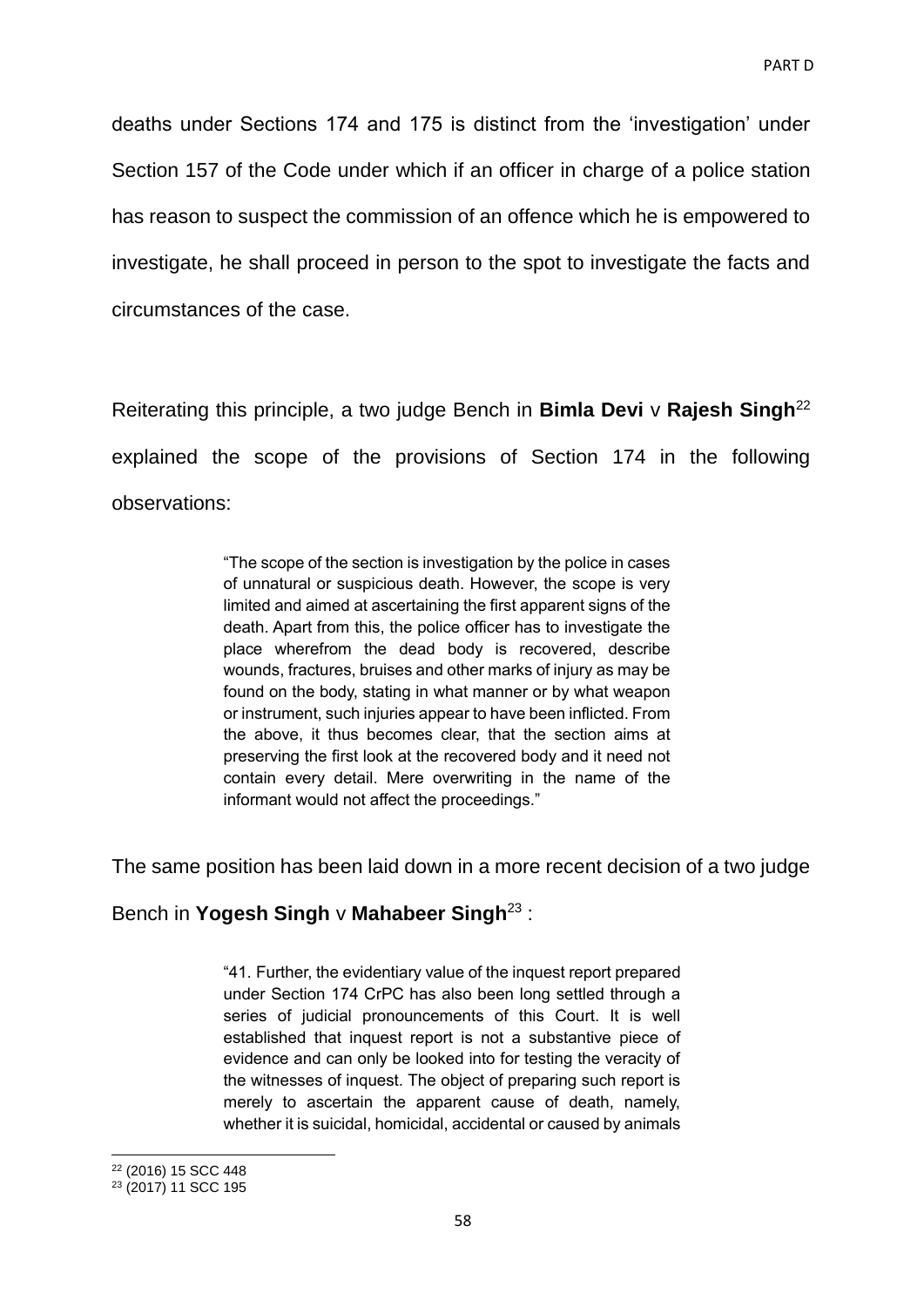deaths under Sections 174 and 175 is distinct from the 'investigation' under Section 157 of the Code under which if an officer in charge of a police station has reason to suspect the commission of an offence which he is empowered to investigate, he shall proceed in person to the spot to investigate the facts and circumstances of the case.

Reiterating this principle, a two judge Bench in **Bimla Devi** v **Rajesh Singh**[22] explained the scope of the provisions of Section 174 in the following observations:

> "The scope of the section is investigation by the police in cases of unnatural or suspicious death. However, the scope is very limited and aimed at ascertaining the first apparent signs of the death. Apart from this, the police officer has to investigate the place wherefrom the dead body is recovered, describe wounds, fractures, bruises and other marks of injury as may be found on the body, stating in what manner or by what weapon or instrument, such injuries appear to have been inflicted. From the above, it thus becomes clear, that the section aims at preserving the first look at the recovered body and it need not contain every detail. Mere overwriting in the name of the informant would not affect the proceedings."

The same position has been laid down in a more recent decision of a two judge Bench in **Yogesh Singh** v **Mahabeer Singh**[23] :

> "41. Further, the evidentiary value of the inquest report prepared under Section 174 CrPC has also been long settled through a series of judicial pronouncements of this Court. It is well established that inquest report is not a substantive piece of evidence and can only be looked into for testing the veracity of the witnesses of inquest. The object of preparing such report is merely to ascertain the apparent cause of death, namely, whether it is suicidal, homicidal, accidental or caused by animals

[22] (2016) 15 SCC 448

[23] (2017) 11 SCC 195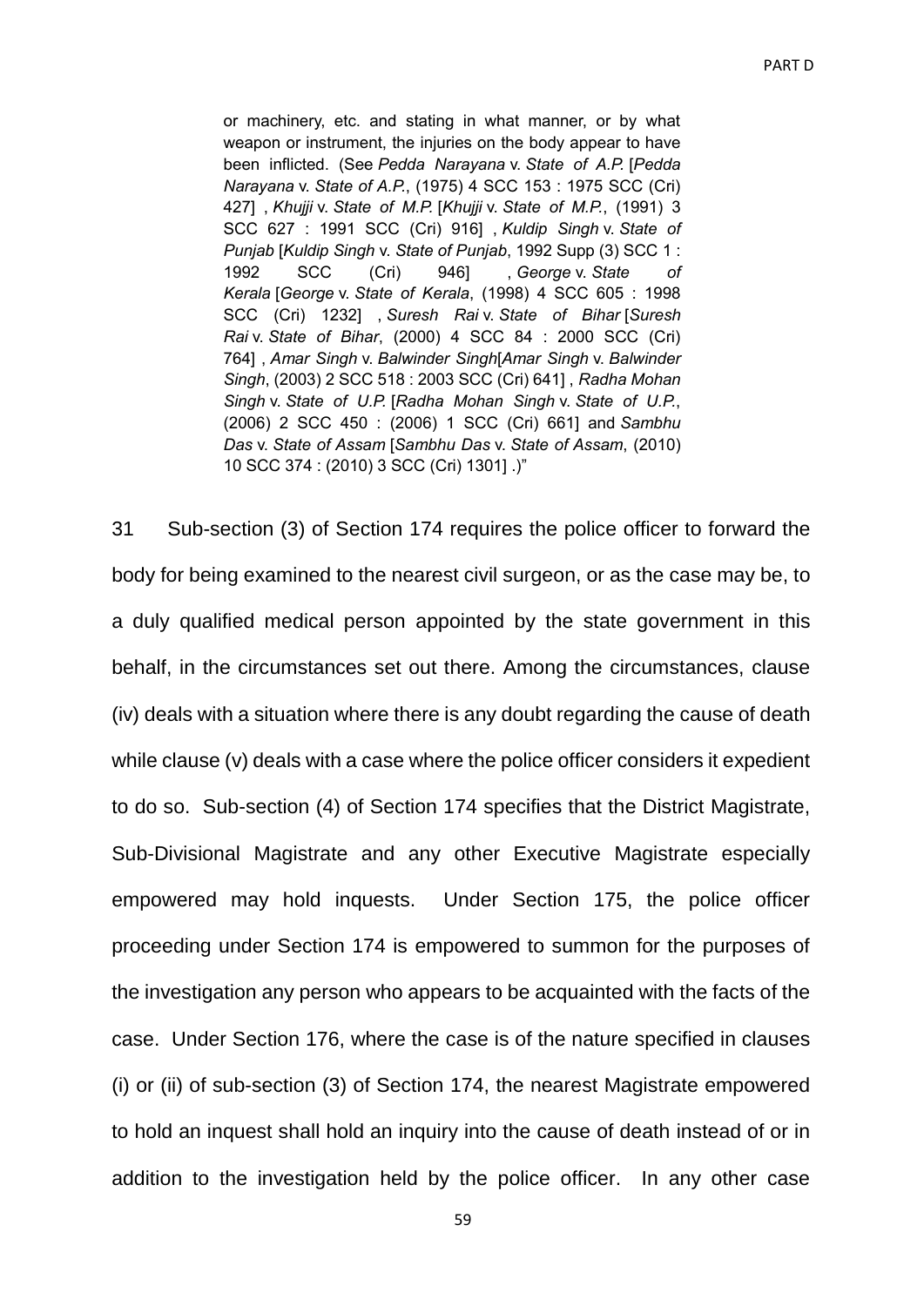> or machinery, etc. and stating in what manner, or by what weapon or instrument, the injuries on the body appear to have been inflicted. (See *Pedda Narayana* v. *State of A.P.* [*Pedda Narayana* v. *State of A.P.*, (1975) 4 SCC 153 : 1975 SCC (Cri) 427] , *Khujji* v. *State of M.P.* [*Khujji* v. *State of M.P.*, (1991) 3 SCC 627 : 1991 SCC (Cri) 916] , *Kuldip Singh* v. *State of Punjab* [*Kuldip Singh* v. *State of Punjab*, 1992 Supp (3) SCC 1 : 1992 SCC (Cri) 946] , *George* v. *State of Kerala* [*George* v. *State of Kerala*, (1998) 4 SCC 605 : 1998 SCC (Cri) 1232] , *Suresh Rai* v. *State of Bihar* [*Suresh Rai* v. *State of Bihar*, (2000) 4 SCC 84 : 2000 SCC (Cri) 764] , *Amar Singh* v. *Balwinder Singh*[*Amar Singh* v. *Balwinder Singh*, (2003) 2 SCC 518 : 2003 SCC (Cri) 641] , *Radha Mohan Singh* v. *State of U.P.* [*Radha Mohan Singh* v. *State of U.P.*, (2006) 2 SCC 450 : (2006) 1 SCC (Cri) 661] and *Sambhu Das* v. *State of Assam* [*Sambhu Das* v. *State of Assam*, (2010) 10 SCC 374 : (2010) 3 SCC (Cri) 1301] .)"

31 Sub-section (3) of Section 174 requires the police officer to forward the body for being examined to the nearest civil surgeon, or as the case may be, to a duly qualified medical person appointed by the state government in this behalf, in the circumstances set out there. Among the circumstances, clause (iv) deals with a situation where there is any doubt regarding the cause of death while clause (v) deals with a case where the police officer considers it expedient to do so. Sub-section (4) of Section 174 specifies that the District Magistrate, Sub-Divisional Magistrate and any other Executive Magistrate especially empowered may hold inquests. Under Section 175, the police officer proceeding under Section 174 is empowered to summon for the purposes of the investigation any person who appears to be acquainted with the facts of the case. Under Section 176, where the case is of the nature specified in clauses (i) or (ii) of sub-section (3) of Section 174, the nearest Magistrate empowered to hold an inquest shall hold an inquiry into the cause of death instead of or in addition to the investigation held by the police officer. In any other case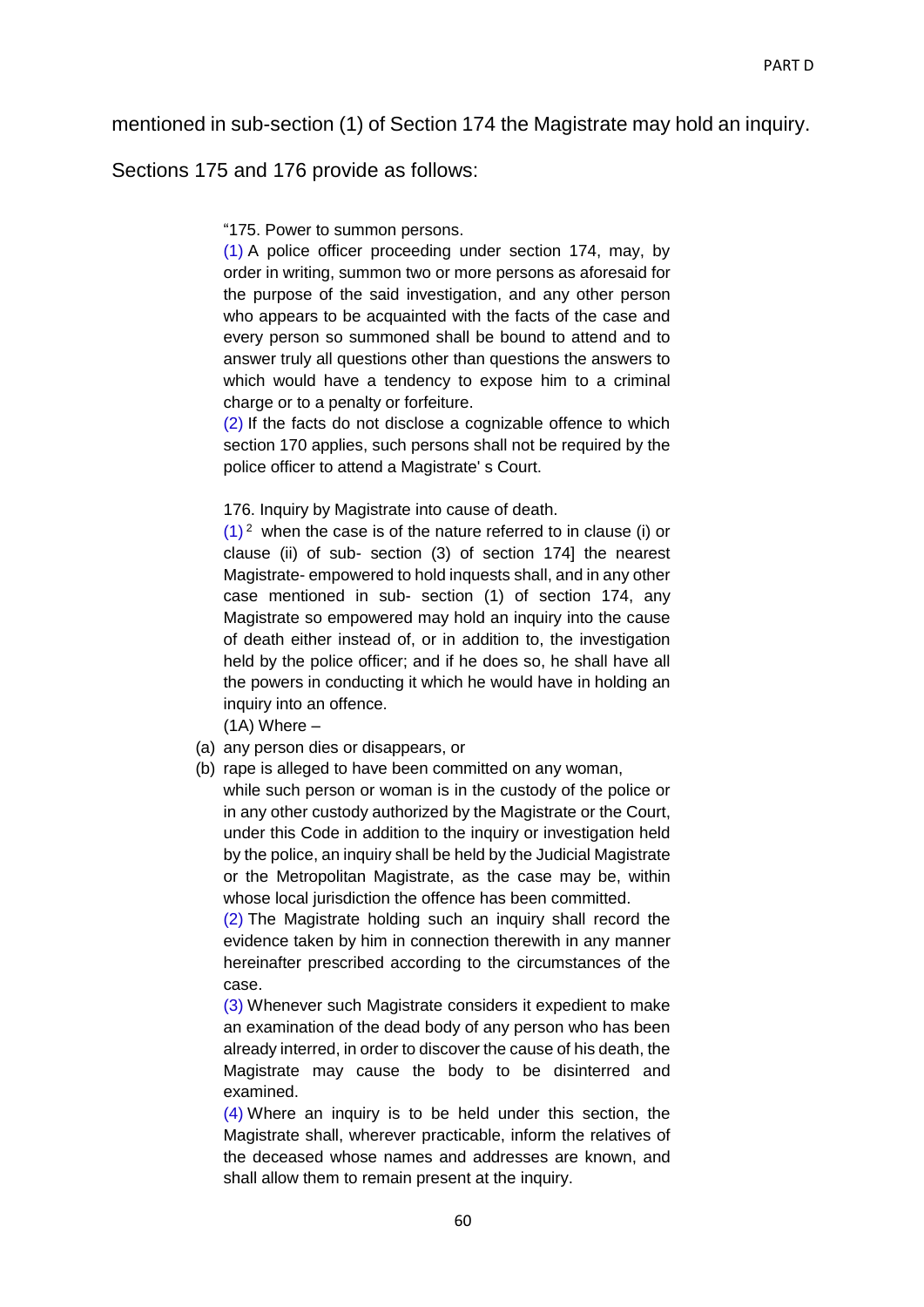mentioned in sub-section (1) of Section 174 the Magistrate may hold an inquiry.

Sections 175 and 176 provide as follows:

> "175. Power to summon persons.
>
> (1) A police officer proceeding under section 174, may, by order in writing, summon two or more persons as aforesaid for the purpose of the said investigation, and any other person who appears to be acquainted with the facts of the case and every person so summoned shall be bound to attend and to answer truly all questions other than questions the answers to which would have a tendency to expose him to a criminal charge or to a penalty or forfeiture.
>
> (2) If the facts do not disclose a cognizable offence to which section 170 applies, such persons shall not be required by the police officer to attend a Magistrate' s Court.
>
> 176. Inquiry by Magistrate into cause of death.
>
> (1) [2] when the case is of the nature referred to in clause (i) or clause (ii) of sub- section (3) of section 174] the nearest Magistrate- empowered to hold inquests shall, and in any other case mentioned in sub- section (1) of section 174, any Magistrate so empowered may hold an inquiry into the cause of death either instead of, or in addition to, the investigation held by the police officer; and if he does so, he shall have all the powers in conducting it which he would have in holding an inquiry into an offence.
>
> (1A) Where –
>
> (a) any person dies or disappears, or
>
> (b) rape is alleged to have been committed on any woman,
>
> while such person or woman is in the custody of the police or in any other custody authorized by the Magistrate or the Court, under this Code in addition to the inquiry or investigation held by the police, an inquiry shall be held by the Judicial Magistrate or the Metropolitan Magistrate, as the case may be, within whose local jurisdiction the offence has been committed.
>
> (2) The Magistrate holding such an inquiry shall record the evidence taken by him in connection therewith in any manner hereinafter prescribed according to the circumstances of the case.
>
> (3) Whenever such Magistrate considers it expedient to make an examination of the dead body of any person who has been already interred, in order to discover the cause of his death, the Magistrate may cause the body to be disinterred and examined.
>
> (4) Where an inquiry is to be held under this section, the Magistrate shall, wherever practicable, inform the relatives of the deceased whose names and addresses are known, and shall allow them to remain present at the inquiry.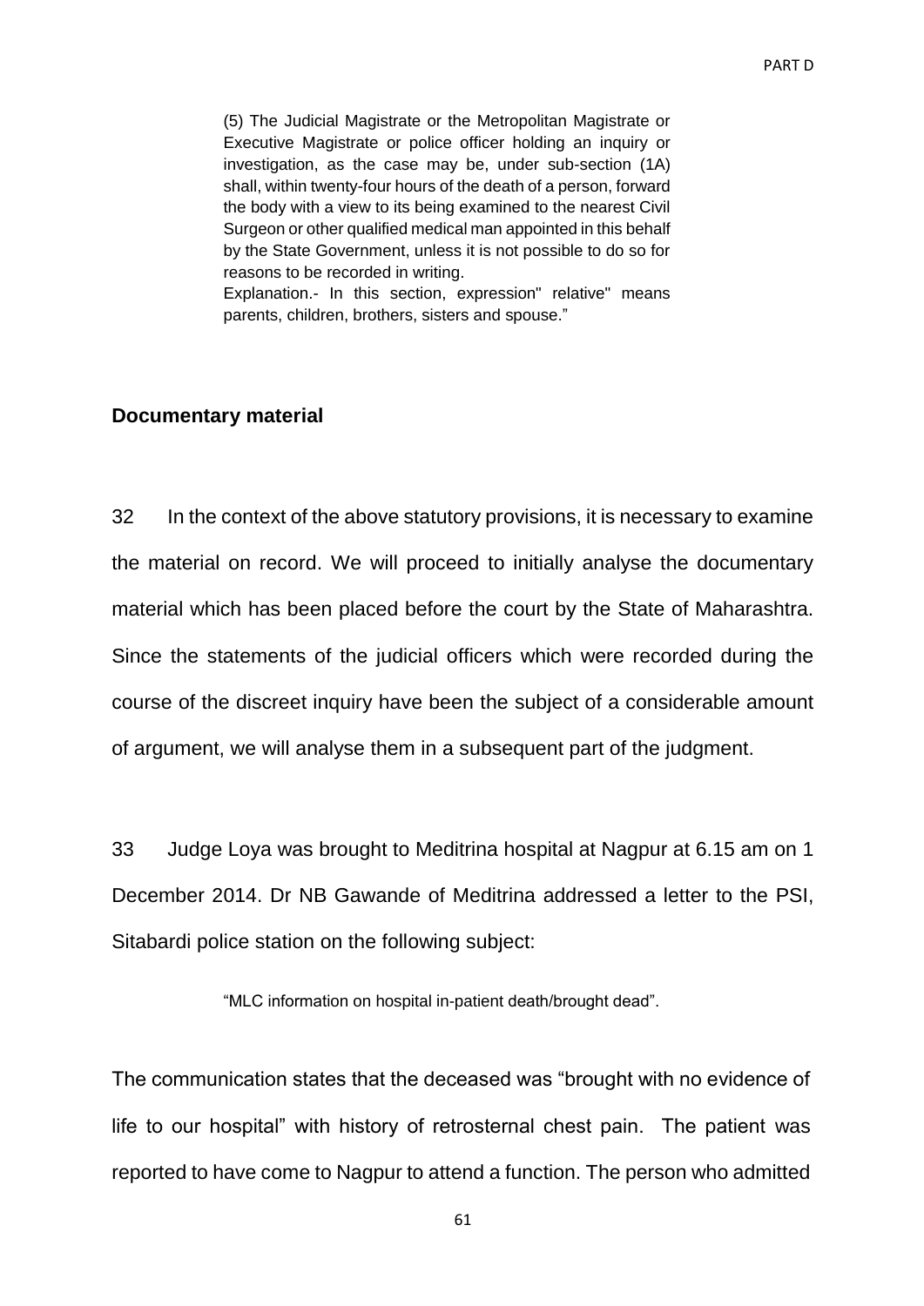> (5) The Judicial Magistrate or the Metropolitan Magistrate or Executive Magistrate or police officer holding an inquiry or investigation, as the case may be, under sub-section (1A) shall, within twenty-four hours of the death of a person, forward the body with a view to its being examined to the nearest Civil Surgeon or other qualified medical man appointed in this behalf by the State Government, unless it is not possible to do so for reasons to be recorded in writing.
>
> Explanation.- In this section, expression" relative" means parents, children, brothers, sisters and spouse."

**Documentary material**

32 In the context of the above statutory provisions, it is necessary to examine the material on record. We will proceed to initially analyse the documentary material which has been placed before the court by the State of Maharashtra. Since the statements of the judicial officers which were recorded during the course of the discreet inquiry have been the subject of a considerable amount of argument, we will analyse them in a subsequent part of the judgment.

33 Judge Loya was brought to Meditrina hospital at Nagpur at 6.15 am on 1 December 2014. Dr NB Gawande of Meditrina addressed a letter to the PSI, Sitabardi police station on the following subject:

> "MLC information on hospital in-patient death/brought dead".

The communication states that the deceased was "brought with no evidence of life to our hospital" with history of retrosternal chest pain. The patient was reported to have come to Nagpur to attend a function. The person who admitted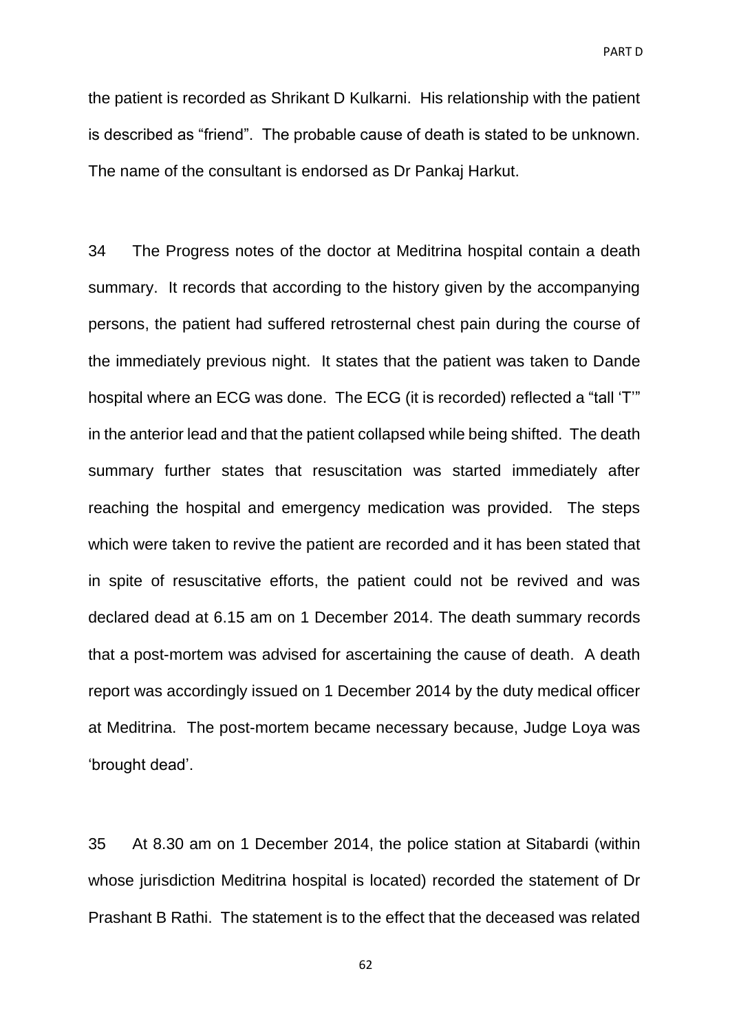the patient is recorded as Shrikant D Kulkarni. His relationship with the patient is described as "friend". The probable cause of death is stated to be unknown. The name of the consultant is endorsed as Dr Pankaj Harkut.

34 The Progress notes of the doctor at Meditrina hospital contain a death summary. It records that according to the history given by the accompanying persons, the patient had suffered retrosternal chest pain during the course of the immediately previous night. It states that the patient was taken to Dande hospital where an ECG was done. The ECG (it is recorded) reflected a "tall 'T'" in the anterior lead and that the patient collapsed while being shifted. The death summary further states that resuscitation was started immediately after reaching the hospital and emergency medication was provided. The steps which were taken to revive the patient are recorded and it has been stated that in spite of resuscitative efforts, the patient could not be revived and was declared dead at 6.15 am on 1 December 2014. The death summary records that a post-mortem was advised for ascertaining the cause of death. A death report was accordingly issued on 1 December 2014 by the duty medical officer at Meditrina. The post-mortem became necessary because, Judge Loya was 'brought dead'.

35 At 8.30 am on 1 December 2014, the police station at Sitabardi (within whose jurisdiction Meditrina hospital is located) recorded the statement of Dr Prashant B Rathi. The statement is to the effect that the deceased was related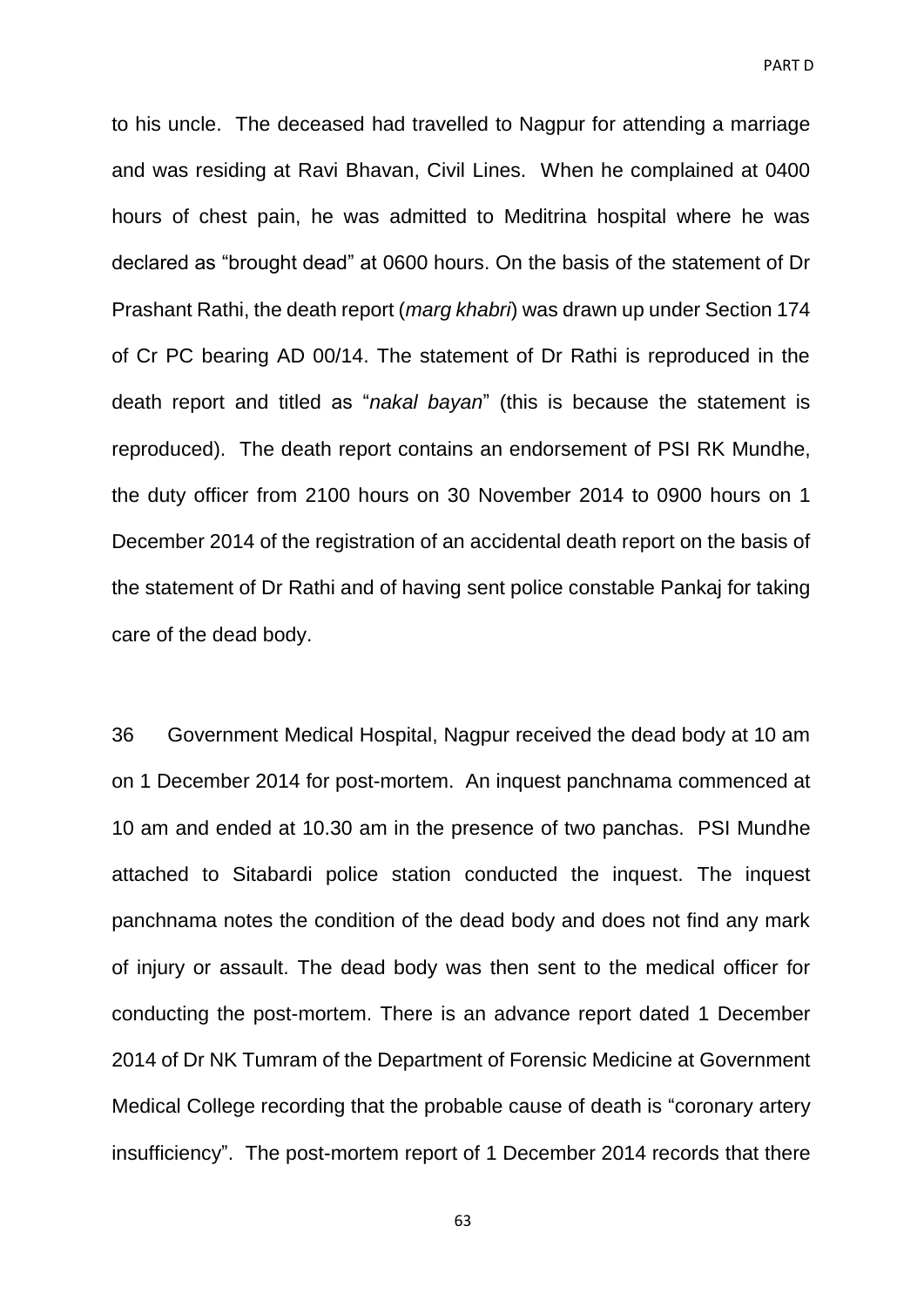to his uncle. The deceased had travelled to Nagpur for attending a marriage and was residing at Ravi Bhavan, Civil Lines. When he complained at 0400 hours of chest pain, he was admitted to Meditrina hospital where he was declared as "brought dead" at 0600 hours. On the basis of the statement of Dr Prashant Rathi, the death report (*marg khabri*) was drawn up under Section 174 of Cr PC bearing AD 00/14. The statement of Dr Rathi is reproduced in the death report and titled as "*nakal bayan*" (this is because the statement is reproduced). The death report contains an endorsement of PSI RK Mundhe, the duty officer from 2100 hours on 30 November 2014 to 0900 hours on 1 December 2014 of the registration of an accidental death report on the basis of the statement of Dr Rathi and of having sent police constable Pankaj for taking care of the dead body.

36 Government Medical Hospital, Nagpur received the dead body at 10 am on 1 December 2014 for post-mortem. An inquest panchnama commenced at 10 am and ended at 10.30 am in the presence of two panchas. PSI Mundhe attached to Sitabardi police station conducted the inquest. The inquest panchnama notes the condition of the dead body and does not find any mark of injury or assault. The dead body was then sent to the medical officer for conducting the post-mortem. There is an advance report dated 1 December 2014 of Dr NK Tumram of the Department of Forensic Medicine at Government Medical College recording that the probable cause of death is "coronary artery insufficiency". The post-mortem report of 1 December 2014 records that there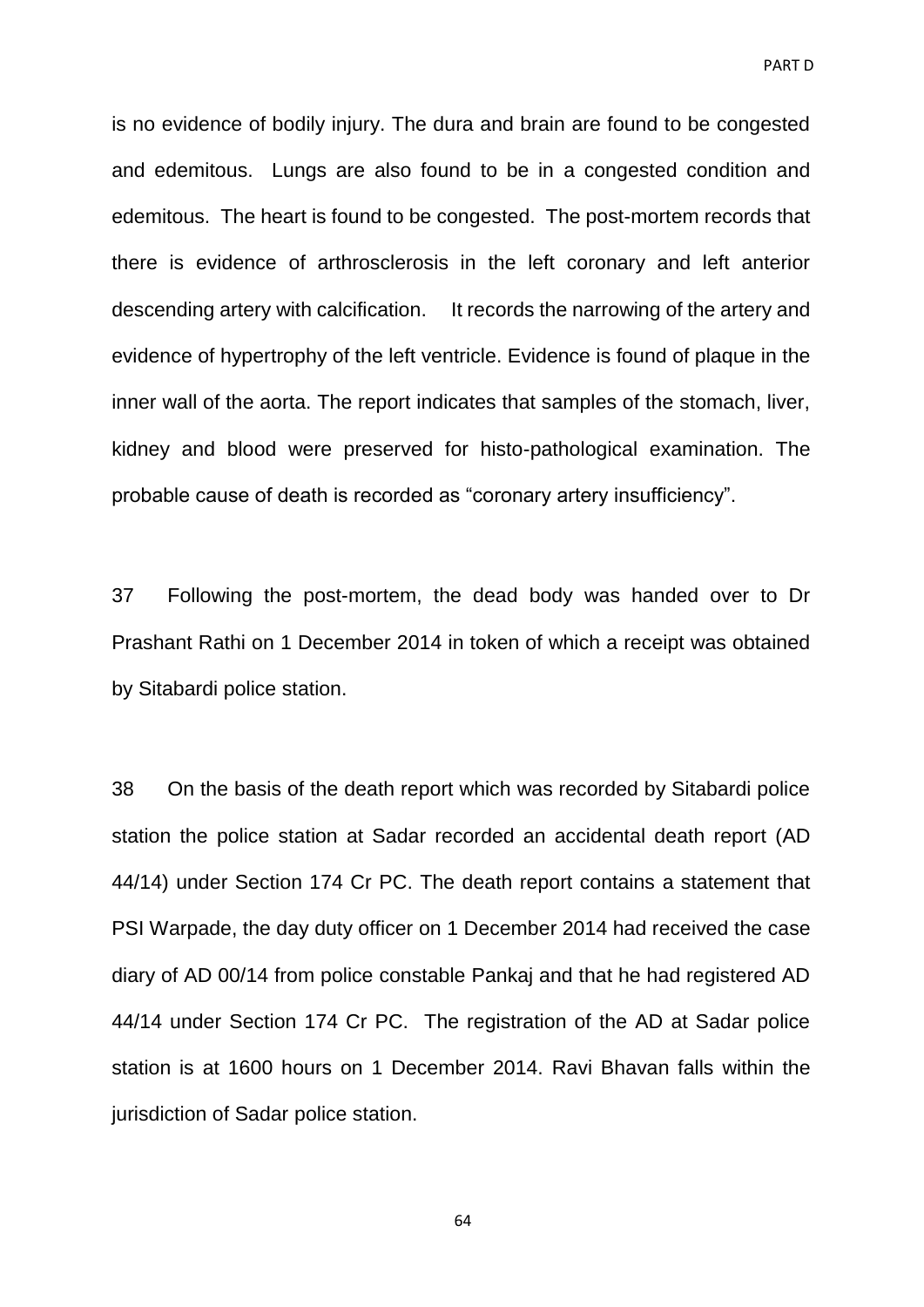is no evidence of bodily injury. The dura and brain are found to be congested and edemitous. Lungs are also found to be in a congested condition and edemitous. The heart is found to be congested. The post-mortem records that there is evidence of arthrosclerosis in the left coronary and left anterior descending artery with calcification. It records the narrowing of the artery and evidence of hypertrophy of the left ventricle. Evidence is found of plaque in the inner wall of the aorta. The report indicates that samples of the stomach, liver, kidney and blood were preserved for histo-pathological examination. The probable cause of death is recorded as "coronary artery insufficiency".

37 Following the post-mortem, the dead body was handed over to Dr Prashant Rathi on 1 December 2014 in token of which a receipt was obtained by Sitabardi police station.

38 On the basis of the death report which was recorded by Sitabardi police station the police station at Sadar recorded an accidental death report (AD 44/14) under Section 174 Cr PC. The death report contains a statement that PSI Warpade, the day duty officer on 1 December 2014 had received the case diary of AD 00/14 from police constable Pankaj and that he had registered AD 44/14 under Section 174 Cr PC. The registration of the AD at Sadar police station is at 1600 hours on 1 December 2014. Ravi Bhavan falls within the jurisdiction of Sadar police station.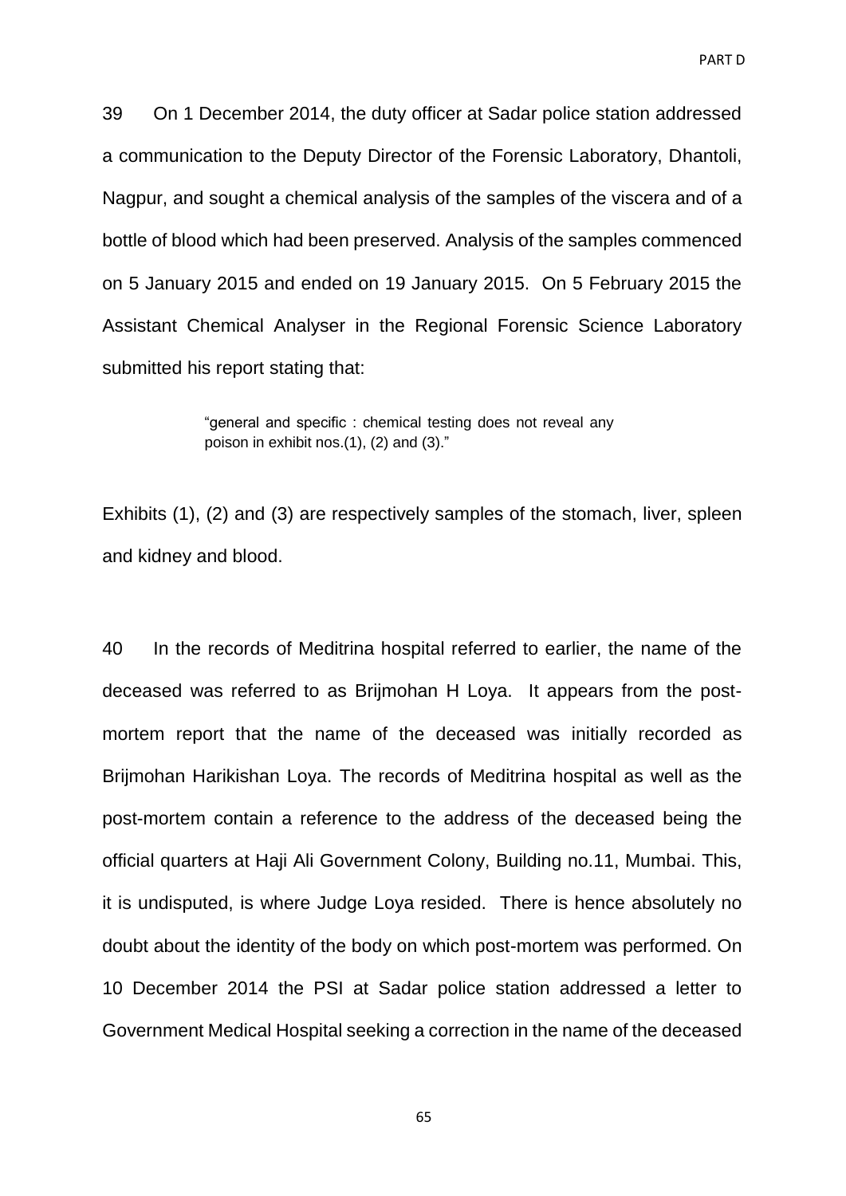39 On 1 December 2014, the duty officer at Sadar police station addressed a communication to the Deputy Director of the Forensic Laboratory, Dhantoli, Nagpur, and sought a chemical analysis of the samples of the viscera and of a bottle of blood which had been preserved. Analysis of the samples commenced on 5 January 2015 and ended on 19 January 2015. On 5 February 2015 the Assistant Chemical Analyser in the Regional Forensic Science Laboratory submitted his report stating that:

> "general and specific : chemical testing does not reveal any poison in exhibit nos.(1), (2) and (3)."

Exhibits (1), (2) and (3) are respectively samples of the stomach, liver, spleen and kidney and blood.

40 In the records of Meditrina hospital referred to earlier, the name of the deceased was referred to as Brijmohan H Loya. It appears from the post-mortem report that the name of the deceased was initially recorded as Brijmohan Harikishan Loya. The records of Meditrina hospital as well as the post-mortem contain a reference to the address of the deceased being the official quarters at Haji Ali Government Colony, Building no.11, Mumbai. This, it is undisputed, is where Judge Loya resided. There is hence absolutely no doubt about the identity of the body on which post-mortem was performed. On 10 December 2014 the PSI at Sadar police station addressed a letter to Government Medical Hospital seeking a correction in the name of the deceased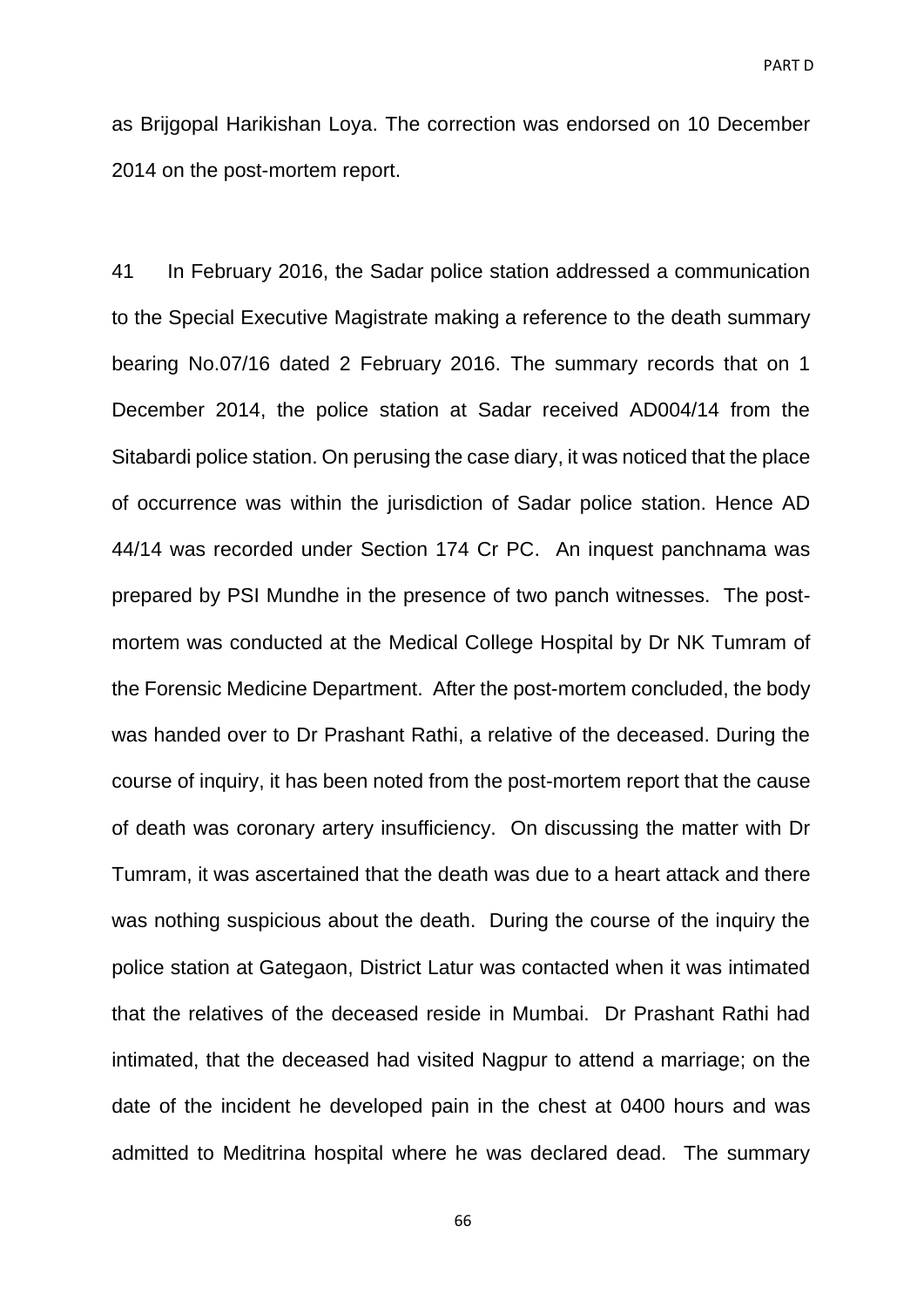as Brijgopal Harikishan Loya. The correction was endorsed on 10 December 2014 on the post-mortem report.

41 In February 2016, the Sadar police station addressed a communication to the Special Executive Magistrate making a reference to the death summary bearing No.07/16 dated 2 February 2016. The summary records that on 1 December 2014, the police station at Sadar received AD004/14 from the Sitabardi police station. On perusing the case diary, it was noticed that the place of occurrence was within the jurisdiction of Sadar police station. Hence AD 44/14 was recorded under Section 174 Cr PC. An inquest panchnama was prepared by PSI Mundhe in the presence of two panch witnesses. The post-mortem was conducted at the Medical College Hospital by Dr NK Tumram of the Forensic Medicine Department. After the post-mortem concluded, the body was handed over to Dr Prashant Rathi, a relative of the deceased. During the course of inquiry, it has been noted from the post-mortem report that the cause of death was coronary artery insufficiency. On discussing the matter with Dr Tumram, it was ascertained that the death was due to a heart attack and there was nothing suspicious about the death. During the course of the inquiry the police station at Gategaon, District Latur was contacted when it was intimated that the relatives of the deceased reside in Mumbai. Dr Prashant Rathi had intimated, that the deceased had visited Nagpur to attend a marriage; on the date of the incident he developed pain in the chest at 0400 hours and was admitted to Meditrina hospital where he was declared dead. The summary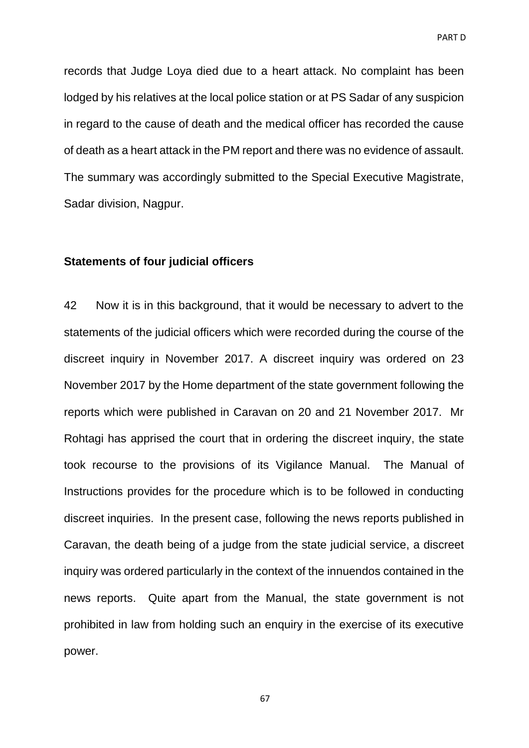records that Judge Loya died due to a heart attack. No complaint has been lodged by his relatives at the local police station or at PS Sadar of any suspicion in regard to the cause of death and the medical officer has recorded the cause of death as a heart attack in the PM report and there was no evidence of assault. The summary was accordingly submitted to the Special Executive Magistrate, Sadar division, Nagpur.

**Statements of four judicial officers**

42 Now it is in this background, that it would be necessary to advert to the statements of the judicial officers which were recorded during the course of the discreet inquiry in November 2017. A discreet inquiry was ordered on 23 November 2017 by the Home department of the state government following the reports which were published in Caravan on 20 and 21 November 2017. Mr Rohtagi has apprised the court that in ordering the discreet inquiry, the state took recourse to the provisions of its Vigilance Manual. The Manual of Instructions provides for the procedure which is to be followed in conducting discreet inquiries. In the present case, following the news reports published in Caravan, the death being of a judge from the state judicial service, a discreet inquiry was ordered particularly in the context of the innuendos contained in the news reports. Quite apart from the Manual, the state government is not prohibited in law from holding such an enquiry in the exercise of its executive power.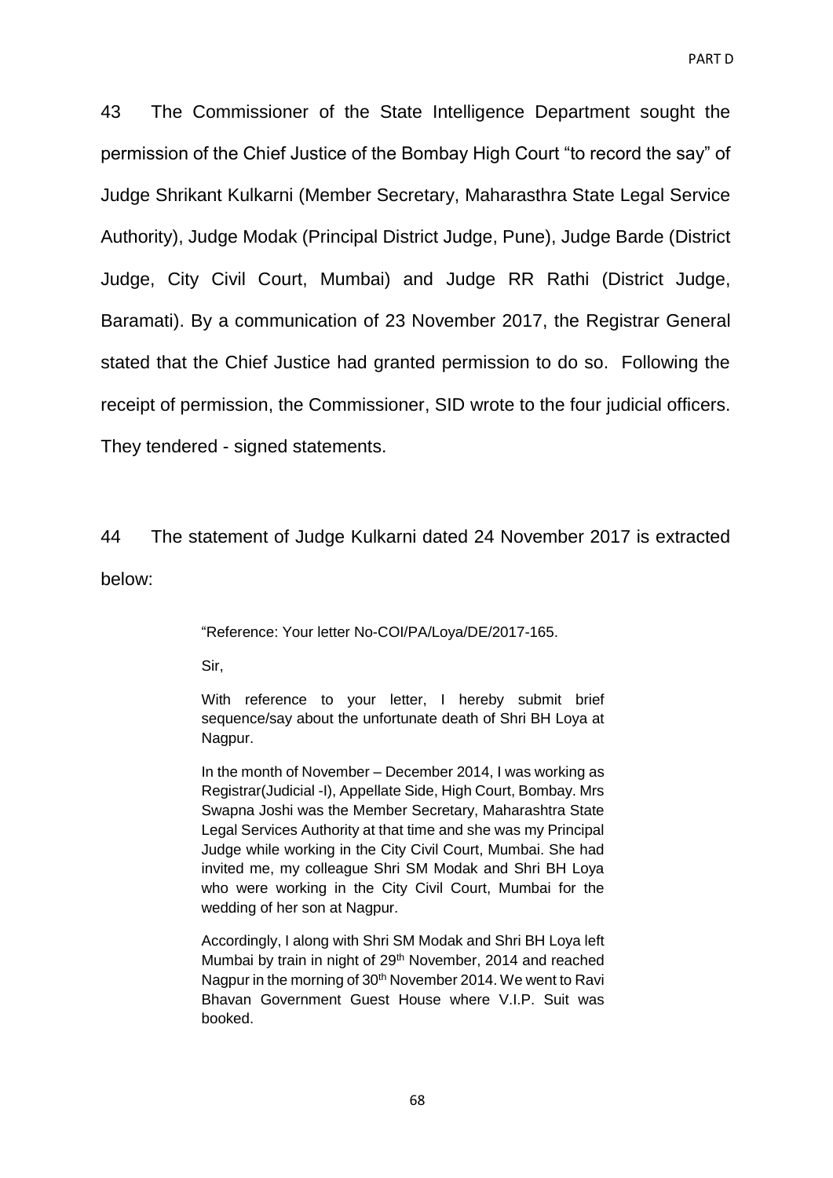43 The Commissioner of the State Intelligence Department sought the permission of the Chief Justice of the Bombay High Court "to record the say" of Judge Shrikant Kulkarni (Member Secretary, Maharasthra State Legal Service Authority), Judge Modak (Principal District Judge, Pune), Judge Barde (District Judge, City Civil Court, Mumbai) and Judge RR Rathi (District Judge, Baramati). By a communication of 23 November 2017, the Registrar General stated that the Chief Justice had granted permission to do so. Following the receipt of permission, the Commissioner, SID wrote to the four judicial officers. They tendered - signed statements.

44 The statement of Judge Kulkarni dated 24 November 2017 is extracted below:

> "Reference: Your letter No-COI/PA/Loya/DE/2017-165.
>
> Sir,
>
> With reference to your letter, I hereby submit brief sequence/say about the unfortunate death of Shri BH Loya at Nagpur.
>
> In the month of November – December 2014, I was working as Registrar(Judicial -I), Appellate Side, High Court, Bombay. Mrs Swapna Joshi was the Member Secretary, Maharashtra State Legal Services Authority at that time and she was my Principal Judge while working in the City Civil Court, Mumbai. She had invited me, my colleague Shri SM Modak and Shri BH Loya who were working in the City Civil Court, Mumbai for the wedding of her son at Nagpur.
>
> Accordingly, I along with Shri SM Modak and Shri BH Loya left Mumbai by train in night of 29th November, 2014 and reached Nagpur in the morning of 30th November 2014. We went to Ravi Bhavan Government Guest House where V.I.P. Suit was booked.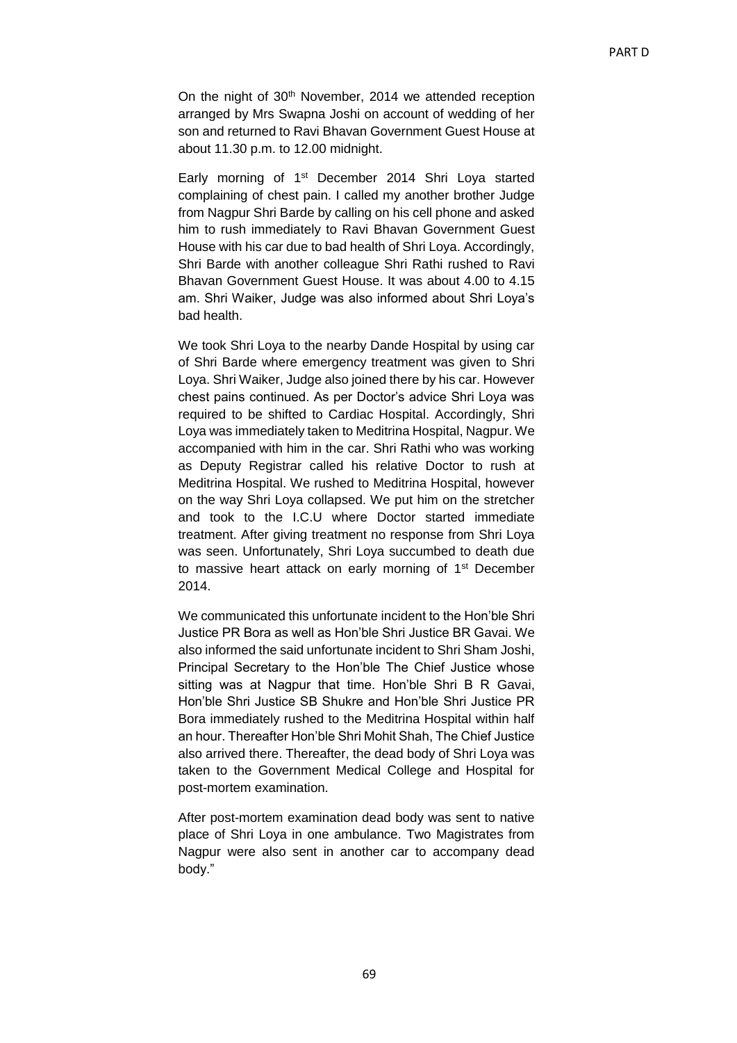On the night of 30th November, 2014 we attended reception arranged by Mrs Swapna Joshi on account of wedding of her son and returned to Ravi Bhavan Government Guest House at about 11.30 p.m. to 12.00 midnight.

Early morning of 1st December 2014 Shri Loya started complaining of chest pain. I called my another brother Judge from Nagpur Shri Barde by calling on his cell phone and asked him to rush immediately to Ravi Bhavan Government Guest House with his car due to bad health of Shri Loya. Accordingly, Shri Barde with another colleague Shri Rathi rushed to Ravi Bhavan Government Guest House. It was about 4.00 to 4.15 am. Shri Waiker, Judge was also informed about Shri Loya's bad health.

We took Shri Loya to the nearby Dande Hospital by using car of Shri Barde where emergency treatment was given to Shri Loya. Shri Waiker, Judge also joined there by his car. However chest pains continued. As per Doctor's advice Shri Loya was required to be shifted to Cardiac Hospital. Accordingly, Shri Loya was immediately taken to Meditrina Hospital, Nagpur. We accompanied with him in the car. Shri Rathi who was working as Deputy Registrar called his relative Doctor to rush at Meditrina Hospital. We rushed to Meditrina Hospital, however on the way Shri Loya collapsed. We put him on the stretcher and took to the I.C.U where Doctor started immediate treatment. After giving treatment no response from Shri Loya was seen. Unfortunately, Shri Loya succumbed to death due to massive heart attack on early morning of 1st December 2014.

We communicated this unfortunate incident to the Hon'ble Shri Justice PR Bora as well as Hon'ble Shri Justice BR Gavai. We also informed the said unfortunate incident to Shri Sham Joshi, Principal Secretary to the Hon'ble The Chief Justice whose sitting was at Nagpur that time. Hon'ble Shri B R Gavai, Hon'ble Shri Justice SB Shukre and Hon'ble Shri Justice PR Bora immediately rushed to the Meditrina Hospital within half an hour. Thereafter Hon'ble Shri Mohit Shah, The Chief Justice also arrived there. Thereafter, the dead body of Shri Loya was taken to the Government Medical College and Hospital for post-mortem examination.

After post-mortem examination dead body was sent to native place of Shri Loya in one ambulance. Two Magistrates from Nagpur were also sent in another car to accompany dead body."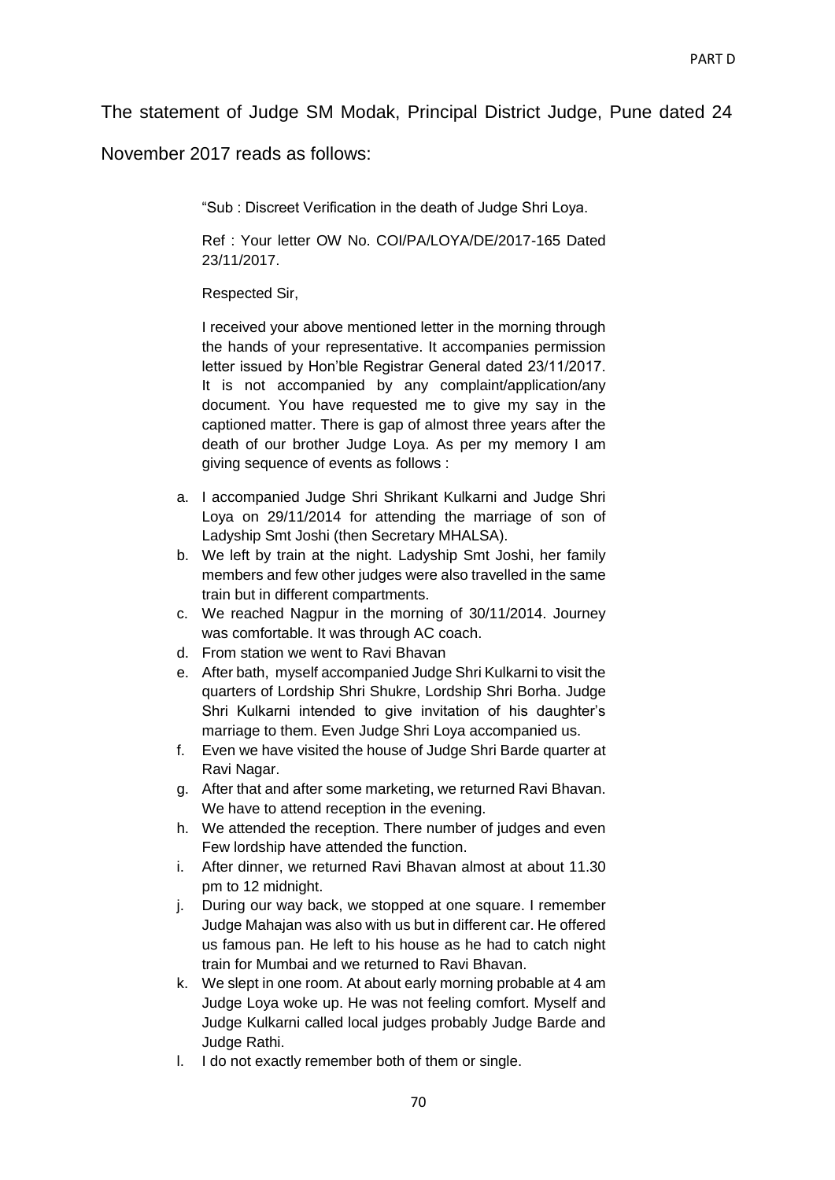The statement of Judge SM Modak, Principal District Judge, Pune dated 24 November 2017 reads as follows:

> "Sub : Discreet Verification in the death of Judge Shri Loya.
>
> Ref : Your letter OW No. COI/PA/LOYA/DE/2017-165 Dated 23/11/2017.
>
> Respected Sir,
>
> I received your above mentioned letter in the morning through the hands of your representative. It accompanies permission letter issued by Hon'ble Registrar General dated 23/11/2017. It is not accompanied by any complaint/application/any document. You have requested me to give my say in the captioned matter. There is gap of almost three years after the death of our brother Judge Loya. As per my memory I am giving sequence of events as follows :
>
> a. I accompanied Judge Shri Shrikant Kulkarni and Judge Shri Loya on 29/11/2014 for attending the marriage of son of Ladyship Smt Joshi (then Secretary MHALSA).
> b. We left by train at the night. Ladyship Smt Joshi, her family members and few other judges were also travelled in the same train but in different compartments.
> c. We reached Nagpur in the morning of 30/11/2014. Journey was comfortable. It was through AC coach.
> d. From station we went to Ravi Bhavan
> e. After bath, myself accompanied Judge Shri Kulkarni to visit the quarters of Lordship Shri Shukre, Lordship Shri Borha. Judge Shri Kulkarni intended to give invitation of his daughter's marriage to them. Even Judge Shri Loya accompanied us.
> f. Even we have visited the house of Judge Shri Barde quarter at Ravi Nagar.
> g. After that and after some marketing, we returned Ravi Bhavan. We have to attend reception in the evening.
> h. We attended the reception. There number of judges and even Few lordship have attended the function.
> i. After dinner, we returned Ravi Bhavan almost at about 11.30 pm to 12 midnight.
> j. During our way back, we stopped at one square. I remember Judge Mahajan was also with us but in different car. He offered us famous pan. He left to his house as he had to catch night train for Mumbai and we returned to Ravi Bhavan.
> k. We slept in one room. At about early morning probable at 4 am Judge Loya woke up. He was not feeling comfort. Myself and Judge Kulkarni called local judges probably Judge Barde and Judge Rathi.
> l. I do not exactly remember both of them or single.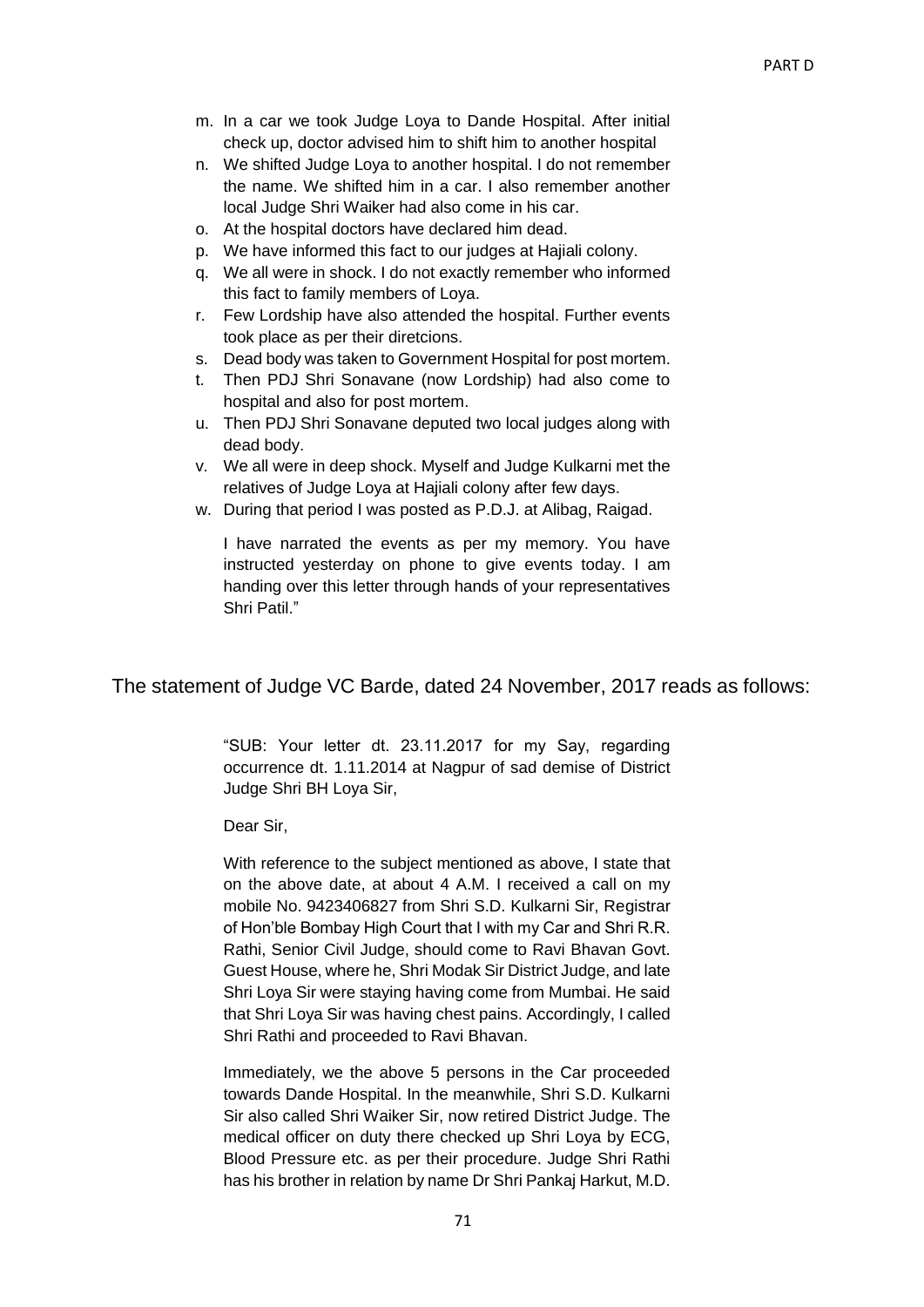m. In a car we took Judge Loya to Dande Hospital. After initial check up, doctor advised him to shift him to another hospital
n. We shifted Judge Loya to another hospital. I do not remember the name. We shifted him in a car. I also remember another local Judge Shri Waiker had also come in his car.
o. At the hospital doctors have declared him dead.
p. We have informed this fact to our judges at Hajiali colony.
q. We all were in shock. I do not exactly remember who informed this fact to family members of Loya.
r. Few Lordship have also attended the hospital. Further events took place as per their diretcions.
s. Dead body was taken to Government Hospital for post mortem.
t. Then PDJ Shri Sonavane (now Lordship) had also come to hospital and also for post mortem.
u. Then PDJ Shri Sonavane deputed two local judges along with dead body.
v. We all were in deep shock. Myself and Judge Kulkarni met the relatives of Judge Loya at Hajiali colony after few days.
w. During that period I was posted as P.D.J. at Alibag, Raigad.

I have narrated the events as per my memory. You have instructed yesterday on phone to give events today. I am handing over this letter through hands of your representatives Shri Patil."

The statement of Judge VC Barde, dated 24 November, 2017 reads as follows:

> "SUB: Your letter dt. 23.11.2017 for my Say, regarding occurrence dt. 1.11.2014 at Nagpur of sad demise of District Judge Shri BH Loya Sir,
>
> Dear Sir,
>
> With reference to the subject mentioned as above, I state that on the above date, at about 4 A.M. I received a call on my mobile No. 9423406827 from Shri S.D. Kulkarni Sir, Registrar of Hon'ble Bombay High Court that I with my Car and Shri R.R. Rathi, Senior Civil Judge, should come to Ravi Bhavan Govt. Guest House, where he, Shri Modak Sir District Judge, and late Shri Loya Sir were staying having come from Mumbai. He said that Shri Loya Sir was having chest pains. Accordingly, I called Shri Rathi and proceeded to Ravi Bhavan.
>
> Immediately, we the above 5 persons in the Car proceeded towards Dande Hospital. In the meanwhile, Shri S.D. Kulkarni Sir also called Shri Waiker Sir, now retired District Judge. The medical officer on duty there checked up Shri Loya by ECG, Blood Pressure etc. as per their procedure. Judge Shri Rathi has his brother in relation by name Dr Shri Pankaj Harkut, M.D.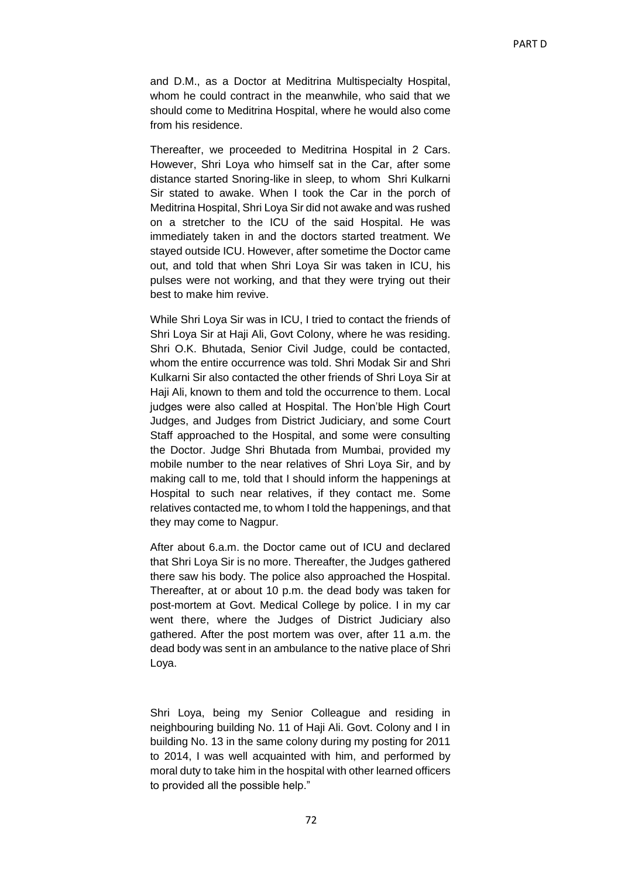and D.M., as a Doctor at Meditrina Multispecialty Hospital, whom he could contract in the meanwhile, who said that we should come to Meditrina Hospital, where he would also come from his residence.

Thereafter, we proceeded to Meditrina Hospital in 2 Cars. However, Shri Loya who himself sat in the Car, after some distance started Snoring-like in sleep, to whom Shri Kulkarni Sir stated to awake. When I took the Car in the porch of Meditrina Hospital, Shri Loya Sir did not awake and was rushed on a stretcher to the ICU of the said Hospital. He was immediately taken in and the doctors started treatment. We stayed outside ICU. However, after sometime the Doctor came out, and told that when Shri Loya Sir was taken in ICU, his pulses were not working, and that they were trying out their best to make him revive.

While Shri Loya Sir was in ICU, I tried to contact the friends of Shri Loya Sir at Haji Ali, Govt Colony, where he was residing. Shri O.K. Bhutada, Senior Civil Judge, could be contacted, whom the entire occurrence was told. Shri Modak Sir and Shri Kulkarni Sir also contacted the other friends of Shri Loya Sir at Haji Ali, known to them and told the occurrence to them. Local judges were also called at Hospital. The Hon'ble High Court Judges, and Judges from District Judiciary, and some Court Staff approached to the Hospital, and some were consulting the Doctor. Judge Shri Bhutada from Mumbai, provided my mobile number to the near relatives of Shri Loya Sir, and by making call to me, told that I should inform the happenings at Hospital to such near relatives, if they contact me. Some relatives contacted me, to whom I told the happenings, and that they may come to Nagpur.

After about 6.a.m. the Doctor came out of ICU and declared that Shri Loya Sir is no more. Thereafter, the Judges gathered there saw his body. The police also approached the Hospital. Thereafter, at or about 10 p.m. the dead body was taken for post-mortem at Govt. Medical College by police. I in my car went there, where the Judges of District Judiciary also gathered. After the post mortem was over, after 11 a.m. the dead body was sent in an ambulance to the native place of Shri Loya.

Shri Loya, being my Senior Colleague and residing in neighbouring building No. 11 of Haji Ali. Govt. Colony and I in building No. 13 in the same colony during my posting for 2011 to 2014, I was well acquainted with him, and performed by moral duty to take him in the hospital with other learned officers to provided all the possible help."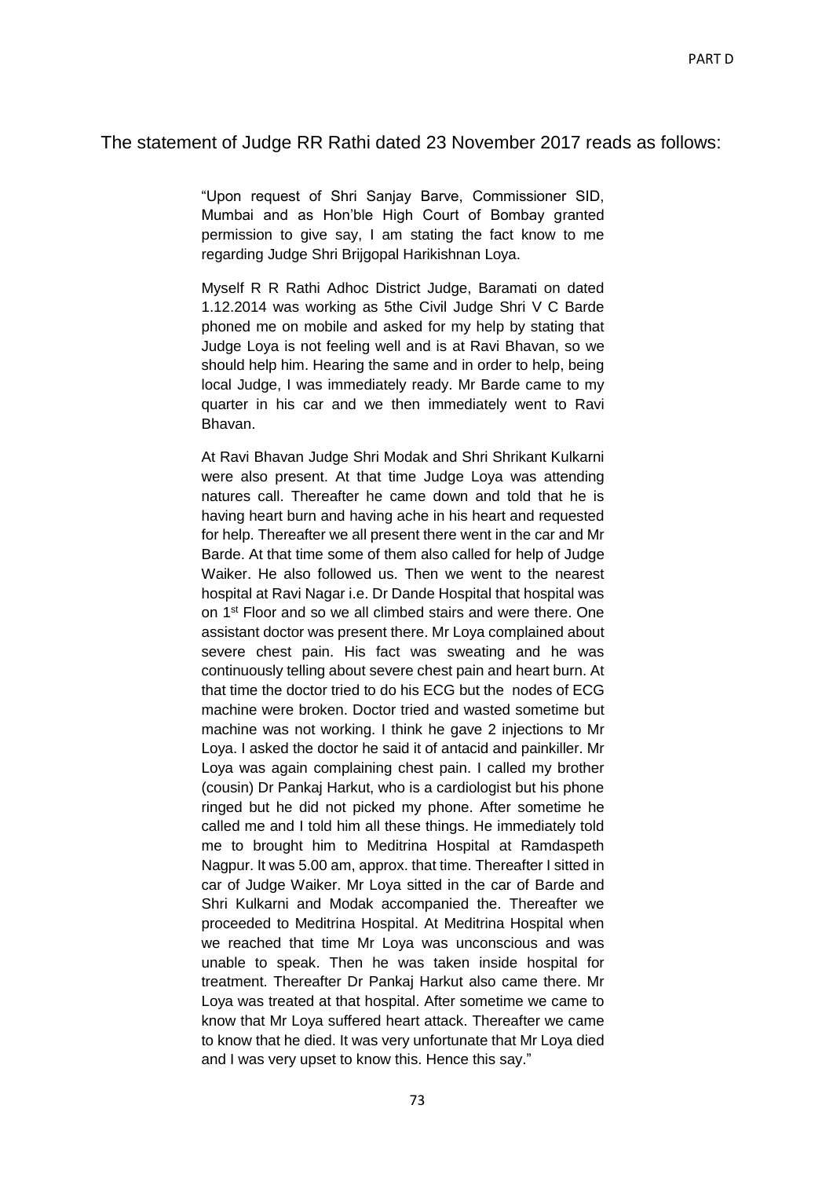The statement of Judge RR Rathi dated 23 November 2017 reads as follows:

> "Upon request of Shri Sanjay Barve, Commissioner SID, Mumbai and as Hon'ble High Court of Bombay granted permission to give say, I am stating the fact know to me regarding Judge Shri Brijgopal Harikishnan Loya.
>
> Myself R R Rathi Adhoc District Judge, Baramati on dated 1.12.2014 was working as 5the Civil Judge Shri V C Barde phoned me on mobile and asked for my help by stating that Judge Loya is not feeling well and is at Ravi Bhavan, so we should help him. Hearing the same and in order to help, being local Judge, I was immediately ready. Mr Barde came to my quarter in his car and we then immediately went to Ravi Bhavan.
>
> At Ravi Bhavan Judge Shri Modak and Shri Shrikant Kulkarni were also present. At that time Judge Loya was attending natures call. Thereafter he came down and told that he is having heart burn and having ache in his heart and requested for help. Thereafter we all present there went in the car and Mr Barde. At that time some of them also called for help of Judge Waiker. He also followed us. Then we went to the nearest hospital at Ravi Nagar i.e. Dr Dande Hospital that hospital was on 1st Floor and so we all climbed stairs and were there. One assistant doctor was present there. Mr Loya complained about severe chest pain. His fact was sweating and he was continuously telling about severe chest pain and heart burn. At that time the doctor tried to do his ECG but the nodes of ECG machine were broken. Doctor tried and wasted sometime but machine was not working. I think he gave 2 injections to Mr Loya. I asked the doctor he said it of antacid and painkiller. Mr Loya was again complaining chest pain. I called my brother (cousin) Dr Pankaj Harkut, who is a cardiologist but his phone ringed but he did not picked my phone. After sometime he called me and I told him all these things. He immediately told me to brought him to Meditrina Hospital at Ramdaspeth Nagpur. It was 5.00 am, approx. that time. Thereafter I sitted in car of Judge Waiker. Mr Loya sitted in the car of Barde and Shri Kulkarni and Modak accompanied the. Thereafter we proceeded to Meditrina Hospital. At Meditrina Hospital when we reached that time Mr Loya was unconscious and was unable to speak. Then he was taken inside hospital for treatment. Thereafter Dr Pankaj Harkut also came there. Mr Loya was treated at that hospital. After sometime we came to know that Mr Loya suffered heart attack. Thereafter we came to know that he died. It was very unfortunate that Mr Loya died and I was very upset to know this. Hence this say."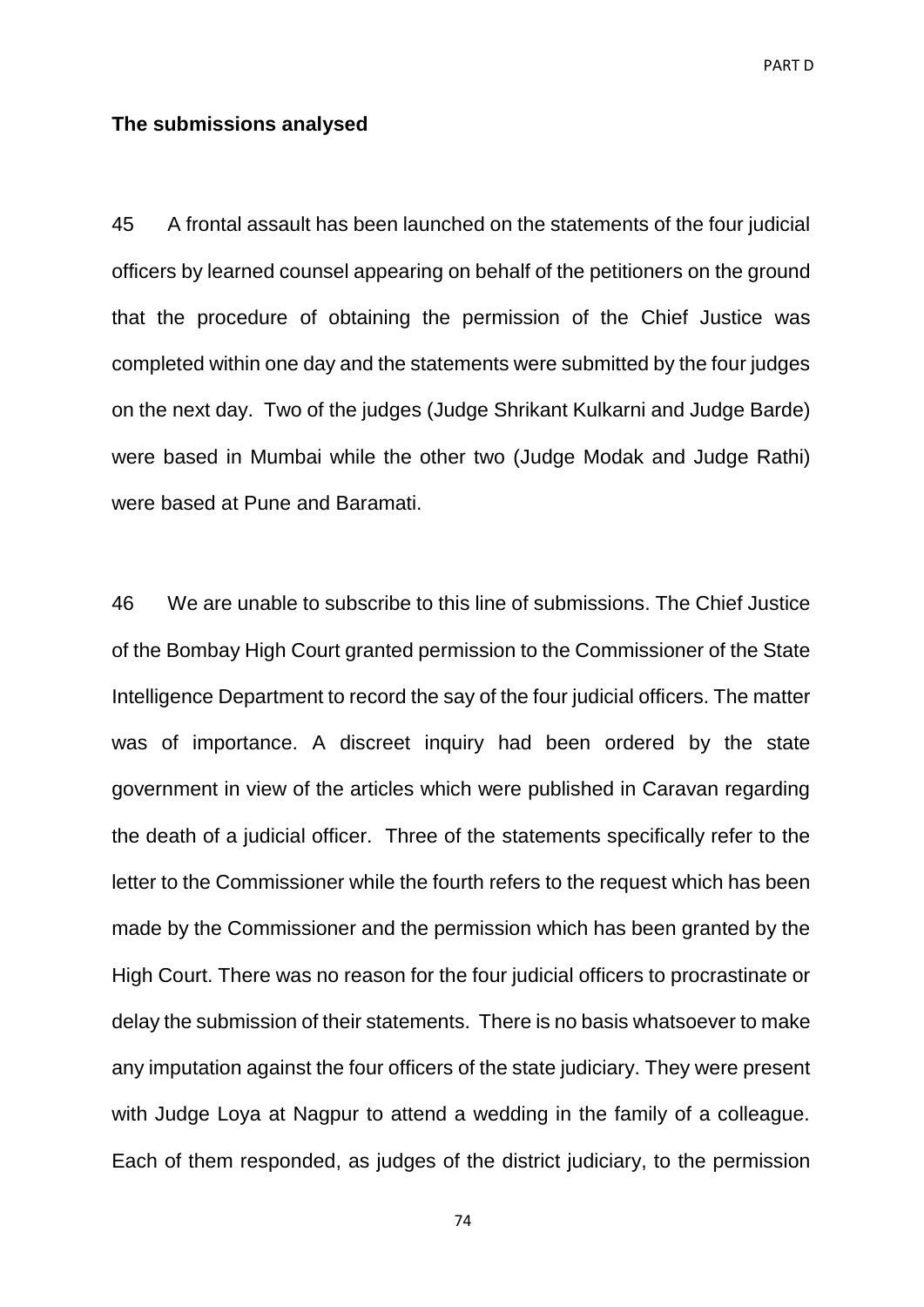**The submissions analysed**

45 A frontal assault has been launched on the statements of the four judicial officers by learned counsel appearing on behalf of the petitioners on the ground that the procedure of obtaining the permission of the Chief Justice was completed within one day and the statements were submitted by the four judges on the next day. Two of the judges (Judge Shrikant Kulkarni and Judge Barde) were based in Mumbai while the other two (Judge Modak and Judge Rathi) were based at Pune and Baramati.

46 We are unable to subscribe to this line of submissions. The Chief Justice of the Bombay High Court granted permission to the Commissioner of the State Intelligence Department to record the say of the four judicial officers. The matter was of importance. A discreet inquiry had been ordered by the state government in view of the articles which were published in Caravan regarding the death of a judicial officer. Three of the statements specifically refer to the letter to the Commissioner while the fourth refers to the request which has been made by the Commissioner and the permission which has been granted by the High Court. There was no reason for the four judicial officers to procrastinate or delay the submission of their statements. There is no basis whatsoever to make any imputation against the four officers of the state judiciary. They were present with Judge Loya at Nagpur to attend a wedding in the family of a colleague. Each of them responded, as judges of the district judiciary, to the permission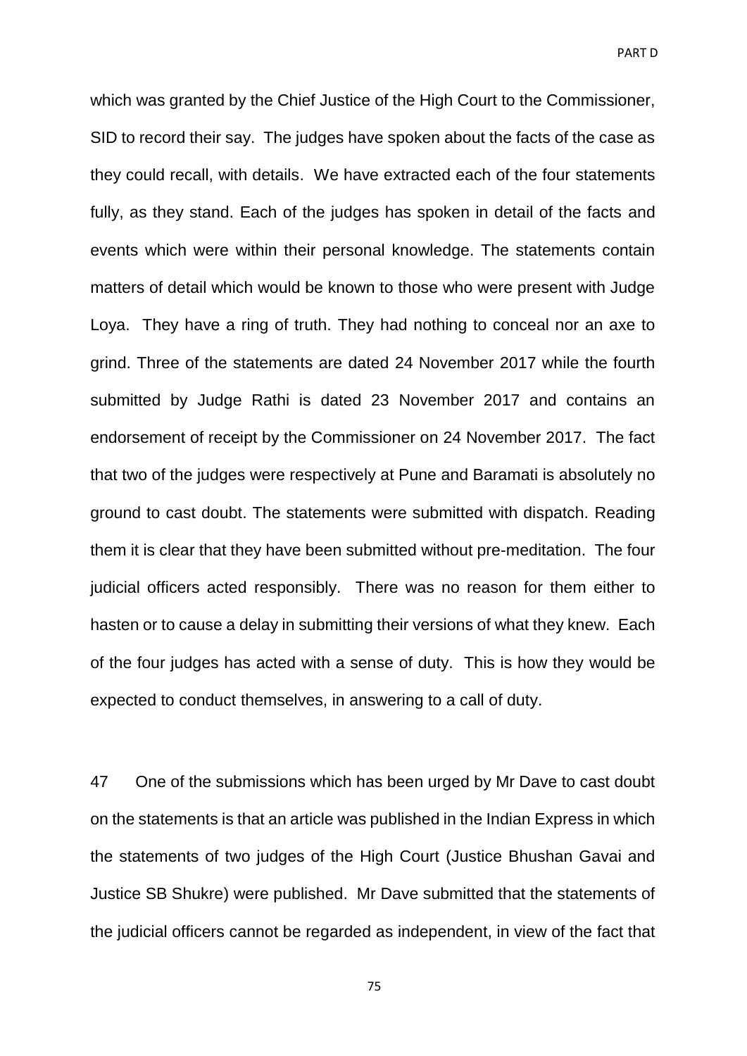which was granted by the Chief Justice of the High Court to the Commissioner, SID to record their say. The judges have spoken about the facts of the case as they could recall, with details. We have extracted each of the four statements fully, as they stand. Each of the judges has spoken in detail of the facts and events which were within their personal knowledge. The statements contain matters of detail which would be known to those who were present with Judge Loya. They have a ring of truth. They had nothing to conceal nor an axe to grind. Three of the statements are dated 24 November 2017 while the fourth submitted by Judge Rathi is dated 23 November 2017 and contains an endorsement of receipt by the Commissioner on 24 November 2017. The fact that two of the judges were respectively at Pune and Baramati is absolutely no ground to cast doubt. The statements were submitted with dispatch. Reading them it is clear that they have been submitted without pre-meditation. The four judicial officers acted responsibly. There was no reason for them either to hasten or to cause a delay in submitting their versions of what they knew. Each of the four judges has acted with a sense of duty. This is how they would be expected to conduct themselves, in answering to a call of duty.

47 One of the submissions which has been urged by Mr Dave to cast doubt on the statements is that an article was published in the Indian Express in which the statements of two judges of the High Court (Justice Bhushan Gavai and Justice SB Shukre) were published. Mr Dave submitted that the statements of the judicial officers cannot be regarded as independent, in view of the fact that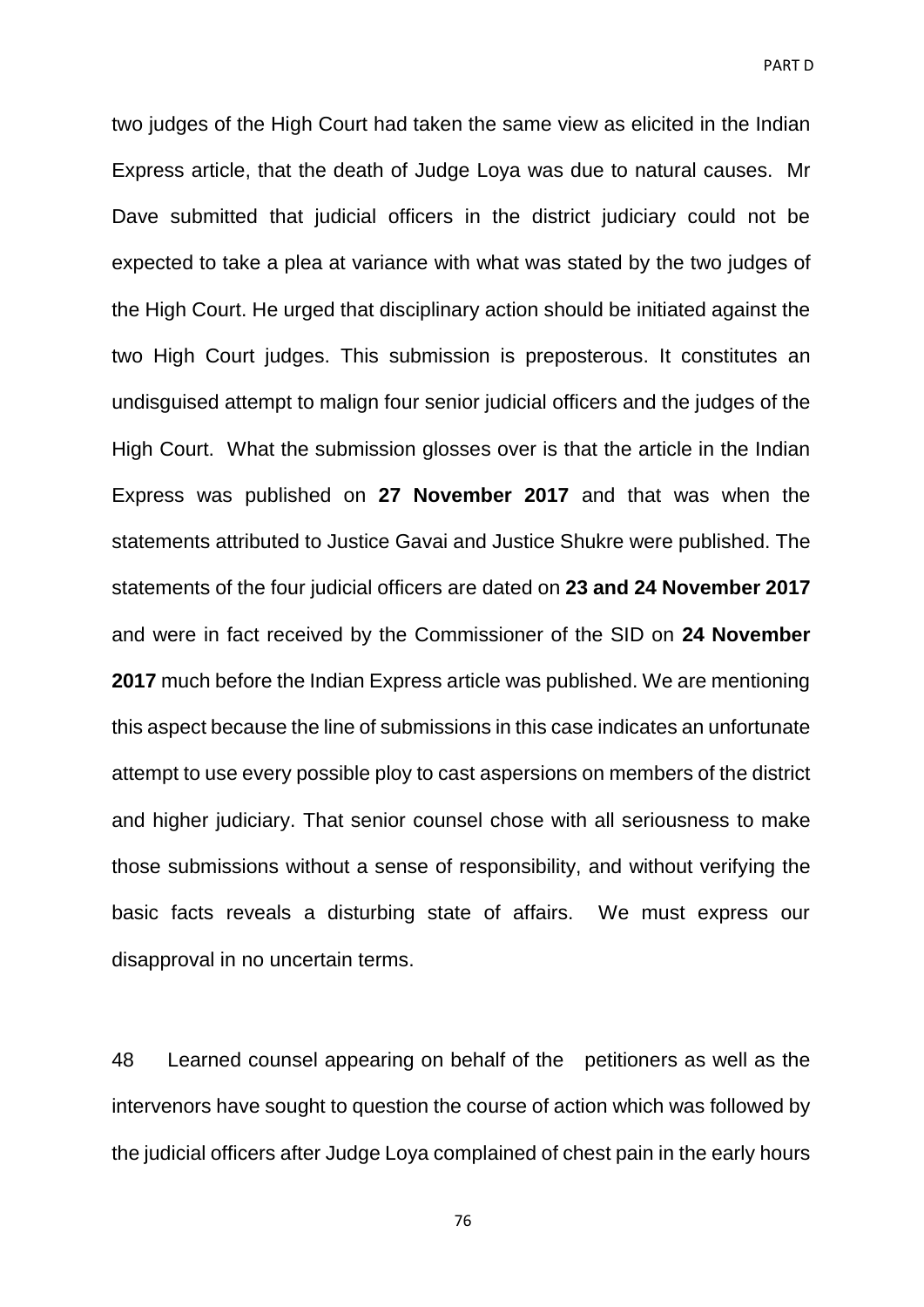two judges of the High Court had taken the same view as elicited in the Indian Express article, that the death of Judge Loya was due to natural causes. Mr Dave submitted that judicial officers in the district judiciary could not be expected to take a plea at variance with what was stated by the two judges of the High Court. He urged that disciplinary action should be initiated against the two High Court judges. This submission is preposterous. It constitutes an undisguised attempt to malign four senior judicial officers and the judges of the High Court. What the submission glosses over is that the article in the Indian Express was published on **27 November 2017** and that was when the statements attributed to Justice Gavai and Justice Shukre were published. The statements of the four judicial officers are dated on **23 and 24 November 2017** and were in fact received by the Commissioner of the SID on **24 November 2017** much before the Indian Express article was published. We are mentioning this aspect because the line of submissions in this case indicates an unfortunate attempt to use every possible ploy to cast aspersions on members of the district and higher judiciary. That senior counsel chose with all seriousness to make those submissions without a sense of responsibility, and without verifying the basic facts reveals a disturbing state of affairs. We must express our disapproval in no uncertain terms.

48 Learned counsel appearing on behalf of the petitioners as well as the intervenors have sought to question the course of action which was followed by the judicial officers after Judge Loya complained of chest pain in the early hours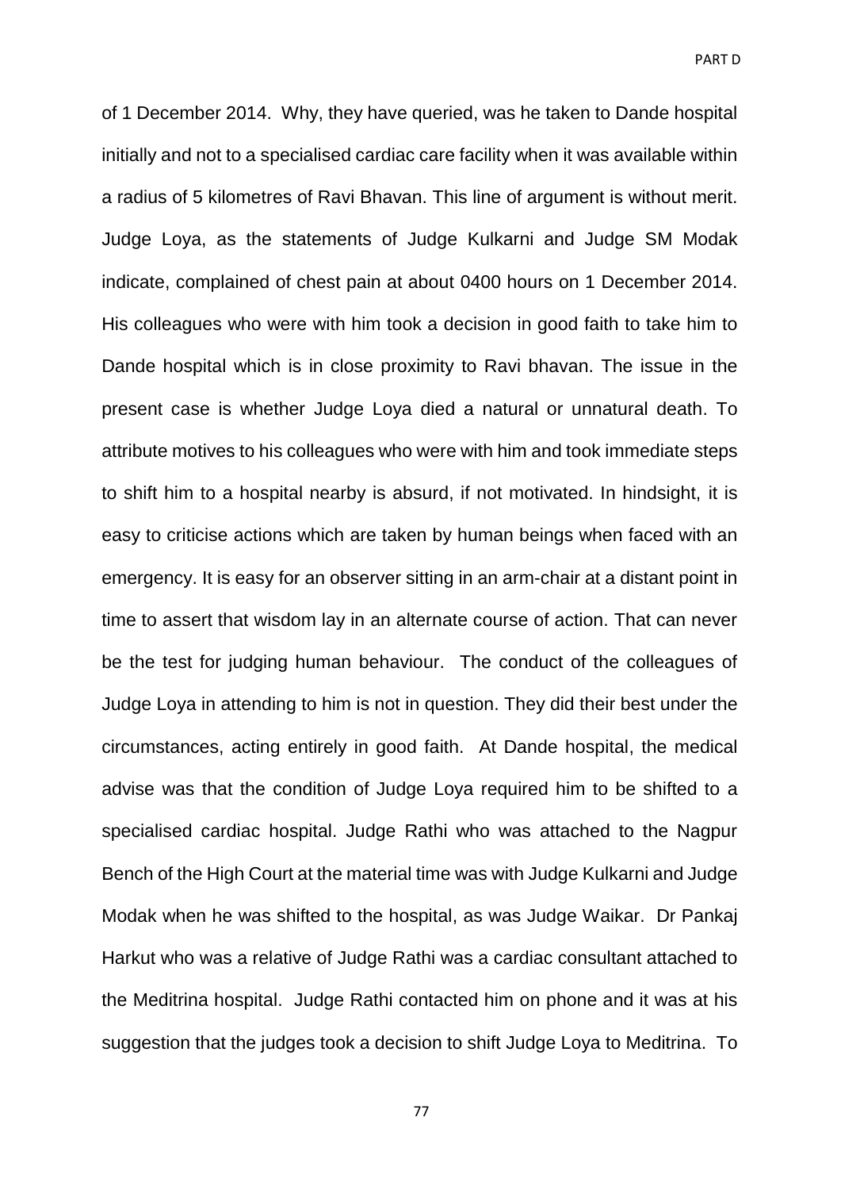of 1 December 2014. Why, they have queried, was he taken to Dande hospital initially and not to a specialised cardiac care facility when it was available within a radius of 5 kilometres of Ravi Bhavan. This line of argument is without merit. Judge Loya, as the statements of Judge Kulkarni and Judge SM Modak indicate, complained of chest pain at about 0400 hours on 1 December 2014. His colleagues who were with him took a decision in good faith to take him to Dande hospital which is in close proximity to Ravi bhavan. The issue in the present case is whether Judge Loya died a natural or unnatural death. To attribute motives to his colleagues who were with him and took immediate steps to shift him to a hospital nearby is absurd, if not motivated. In hindsight, it is easy to criticise actions which are taken by human beings when faced with an emergency. It is easy for an observer sitting in an arm-chair at a distant point in time to assert that wisdom lay in an alternate course of action. That can never be the test for judging human behaviour. The conduct of the colleagues of Judge Loya in attending to him is not in question. They did their best under the circumstances, acting entirely in good faith. At Dande hospital, the medical advise was that the condition of Judge Loya required him to be shifted to a specialised cardiac hospital. Judge Rathi who was attached to the Nagpur Bench of the High Court at the material time was with Judge Kulkarni and Judge Modak when he was shifted to the hospital, as was Judge Waikar. Dr Pankaj Harkut who was a relative of Judge Rathi was a cardiac consultant attached to the Meditrina hospital. Judge Rathi contacted him on phone and it was at his suggestion that the judges took a decision to shift Judge Loya to Meditrina. To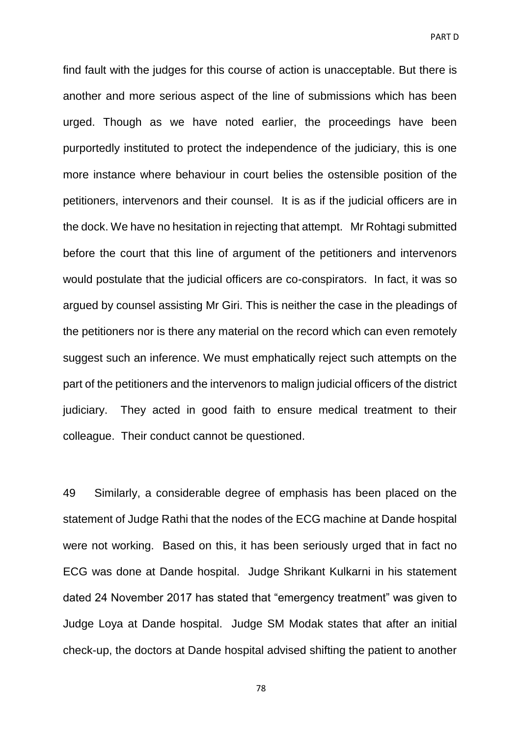find fault with the judges for this course of action is unacceptable. But there is another and more serious aspect of the line of submissions which has been urged. Though as we have noted earlier, the proceedings have been purportedly instituted to protect the independence of the judiciary, this is one more instance where behaviour in court belies the ostensible position of the petitioners, intervenors and their counsel. It is as if the judicial officers are in the dock. We have no hesitation in rejecting that attempt. Mr Rohtagi submitted before the court that this line of argument of the petitioners and intervenors would postulate that the judicial officers are co-conspirators. In fact, it was so argued by counsel assisting Mr Giri. This is neither the case in the pleadings of the petitioners nor is there any material on the record which can even remotely suggest such an inference. We must emphatically reject such attempts on the part of the petitioners and the intervenors to malign judicial officers of the district judiciary. They acted in good faith to ensure medical treatment to their colleague. Their conduct cannot be questioned.

49 Similarly, a considerable degree of emphasis has been placed on the statement of Judge Rathi that the nodes of the ECG machine at Dande hospital were not working. Based on this, it has been seriously urged that in fact no ECG was done at Dande hospital. Judge Shrikant Kulkarni in his statement dated 24 November 2017 has stated that "emergency treatment" was given to Judge Loya at Dande hospital. Judge SM Modak states that after an initial check-up, the doctors at Dande hospital advised shifting the patient to another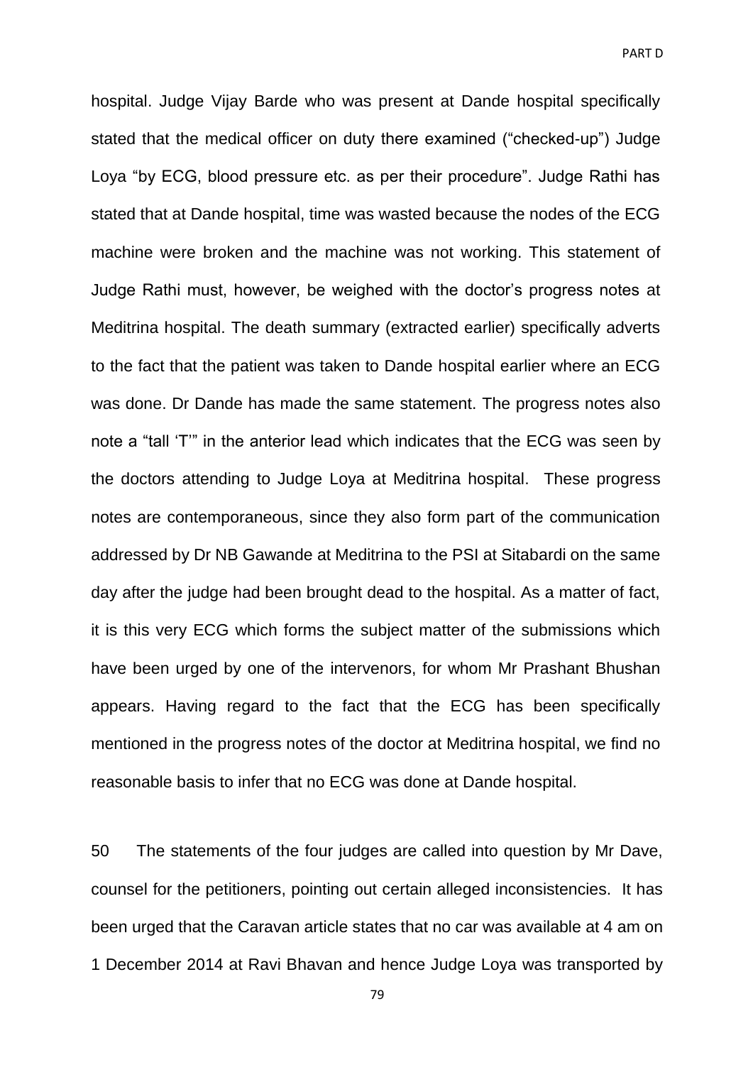hospital. Judge Vijay Barde who was present at Dande hospital specifically stated that the medical officer on duty there examined ("checked-up") Judge Loya "by ECG, blood pressure etc. as per their procedure". Judge Rathi has stated that at Dande hospital, time was wasted because the nodes of the ECG machine were broken and the machine was not working. This statement of Judge Rathi must, however, be weighed with the doctor's progress notes at Meditrina hospital. The death summary (extracted earlier) specifically adverts to the fact that the patient was taken to Dande hospital earlier where an ECG was done. Dr Dande has made the same statement. The progress notes also note a "tall 'T'" in the anterior lead which indicates that the ECG was seen by the doctors attending to Judge Loya at Meditrina hospital. These progress notes are contemporaneous, since they also form part of the communication addressed by Dr NB Gawande at Meditrina to the PSI at Sitabardi on the same day after the judge had been brought dead to the hospital. As a matter of fact, it is this very ECG which forms the subject matter of the submissions which have been urged by one of the intervenors, for whom Mr Prashant Bhushan appears. Having regard to the fact that the ECG has been specifically mentioned in the progress notes of the doctor at Meditrina hospital, we find no reasonable basis to infer that no ECG was done at Dande hospital.

50 The statements of the four judges are called into question by Mr Dave, counsel for the petitioners, pointing out certain alleged inconsistencies. It has been urged that the Caravan article states that no car was available at 4 am on 1 December 2014 at Ravi Bhavan and hence Judge Loya was transported by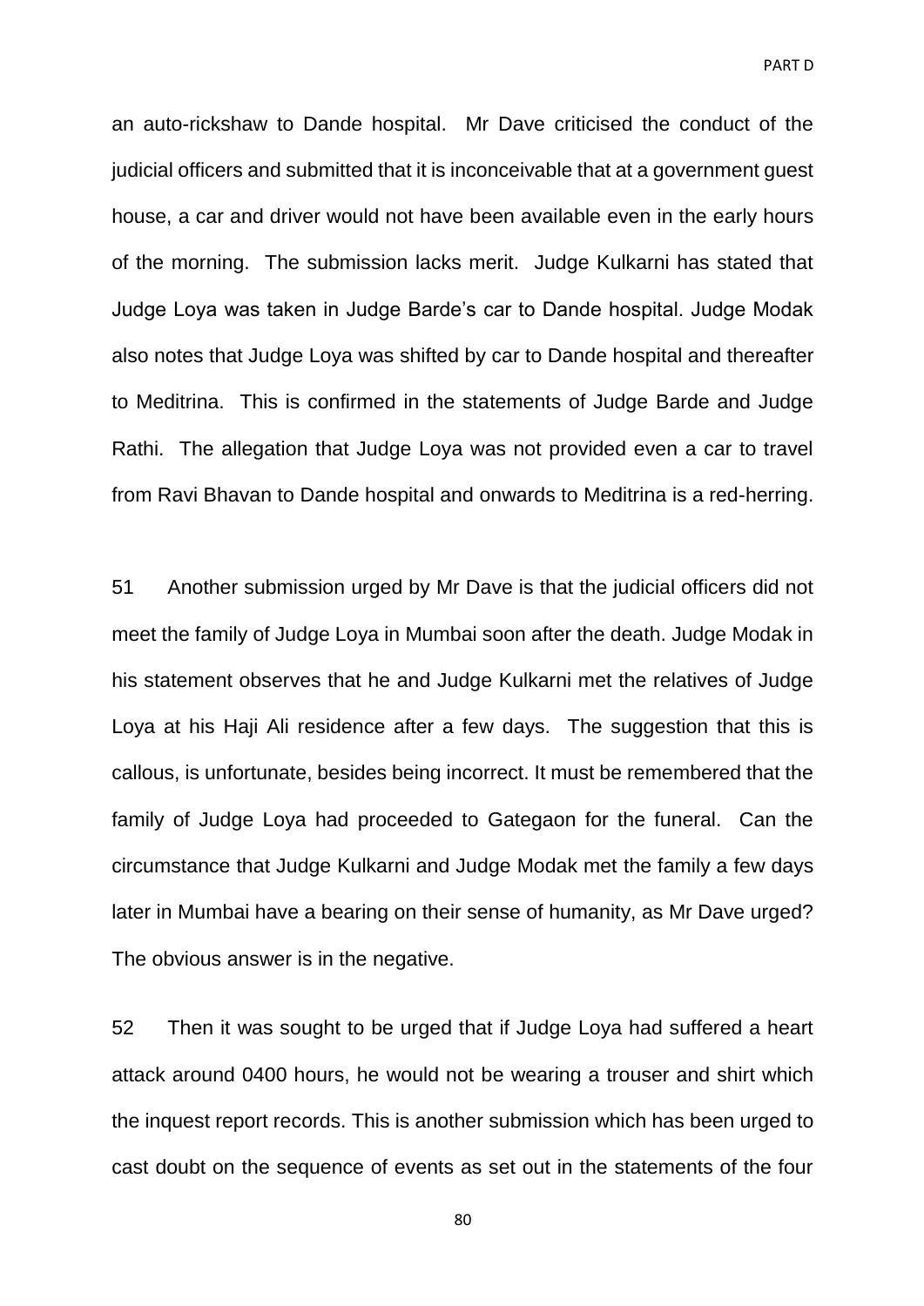an auto-rickshaw to Dande hospital. Mr Dave criticised the conduct of the judicial officers and submitted that it is inconceivable that at a government guest house, a car and driver would not have been available even in the early hours of the morning. The submission lacks merit. Judge Kulkarni has stated that Judge Loya was taken in Judge Barde's car to Dande hospital. Judge Modak also notes that Judge Loya was shifted by car to Dande hospital and thereafter to Meditrina. This is confirmed in the statements of Judge Barde and Judge Rathi. The allegation that Judge Loya was not provided even a car to travel from Ravi Bhavan to Dande hospital and onwards to Meditrina is a red-herring.

51 Another submission urged by Mr Dave is that the judicial officers did not meet the family of Judge Loya in Mumbai soon after the death. Judge Modak in his statement observes that he and Judge Kulkarni met the relatives of Judge Loya at his Haji Ali residence after a few days. The suggestion that this is callous, is unfortunate, besides being incorrect. It must be remembered that the family of Judge Loya had proceeded to Gategaon for the funeral. Can the circumstance that Judge Kulkarni and Judge Modak met the family a few days later in Mumbai have a bearing on their sense of humanity, as Mr Dave urged? The obvious answer is in the negative.

52 Then it was sought to be urged that if Judge Loya had suffered a heart attack around 0400 hours, he would not be wearing a trouser and shirt which the inquest report records. This is another submission which has been urged to cast doubt on the sequence of events as set out in the statements of the four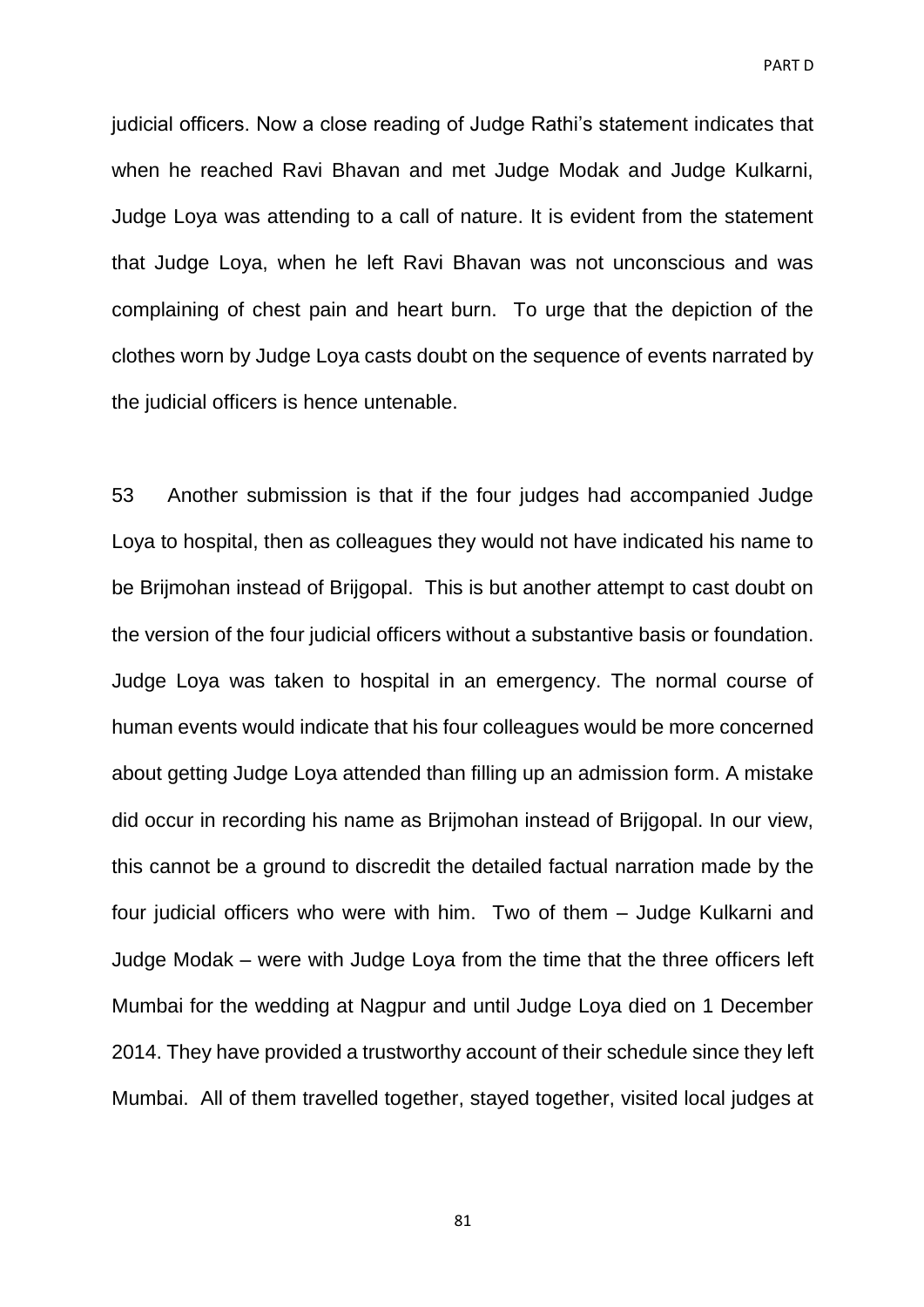judicial officers. Now a close reading of Judge Rathi's statement indicates that when he reached Ravi Bhavan and met Judge Modak and Judge Kulkarni, Judge Loya was attending to a call of nature. It is evident from the statement that Judge Loya, when he left Ravi Bhavan was not unconscious and was complaining of chest pain and heart burn. To urge that the depiction of the clothes worn by Judge Loya casts doubt on the sequence of events narrated by the judicial officers is hence untenable.

53 Another submission is that if the four judges had accompanied Judge Loya to hospital, then as colleagues they would not have indicated his name to be Brijmohan instead of Brijgopal. This is but another attempt to cast doubt on the version of the four judicial officers without a substantive basis or foundation. Judge Loya was taken to hospital in an emergency. The normal course of human events would indicate that his four colleagues would be more concerned about getting Judge Loya attended than filling up an admission form. A mistake did occur in recording his name as Brijmohan instead of Brijgopal. In our view, this cannot be a ground to discredit the detailed factual narration made by the four judicial officers who were with him. Two of them – Judge Kulkarni and Judge Modak – were with Judge Loya from the time that the three officers left Mumbai for the wedding at Nagpur and until Judge Loya died on 1 December 2014. They have provided a trustworthy account of their schedule since they left Mumbai. All of them travelled together, stayed together, visited local judges at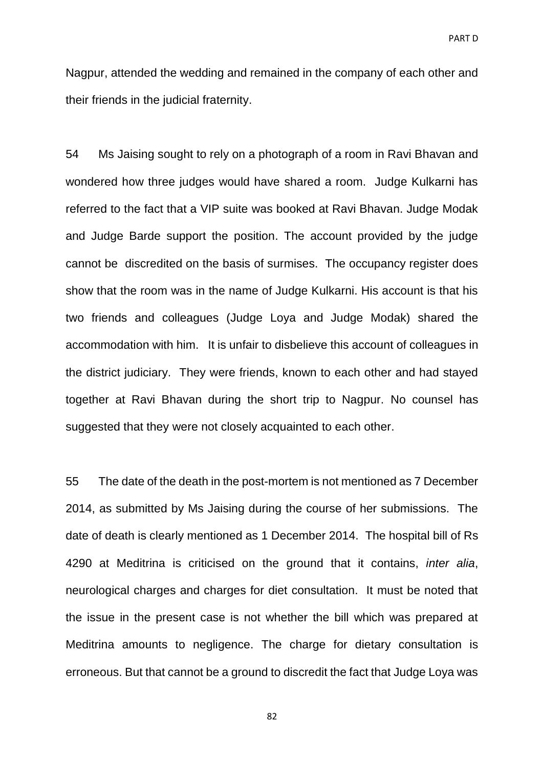Nagpur, attended the wedding and remained in the company of each other and their friends in the judicial fraternity.

54 Ms Jaising sought to rely on a photograph of a room in Ravi Bhavan and wondered how three judges would have shared a room. Judge Kulkarni has referred to the fact that a VIP suite was booked at Ravi Bhavan. Judge Modak and Judge Barde support the position. The account provided by the judge cannot be discredited on the basis of surmises. The occupancy register does show that the room was in the name of Judge Kulkarni. His account is that his two friends and colleagues (Judge Loya and Judge Modak) shared the accommodation with him. It is unfair to disbelieve this account of colleagues in the district judiciary. They were friends, known to each other and had stayed together at Ravi Bhavan during the short trip to Nagpur. No counsel has suggested that they were not closely acquainted to each other.

55 The date of the death in the post-mortem is not mentioned as 7 December 2014, as submitted by Ms Jaising during the course of her submissions. The date of death is clearly mentioned as 1 December 2014. The hospital bill of Rs 4290 at Meditrina is criticised on the ground that it contains, *inter alia*, neurological charges and charges for diet consultation. It must be noted that the issue in the present case is not whether the bill which was prepared at Meditrina amounts to negligence. The charge for dietary consultation is erroneous. But that cannot be a ground to discredit the fact that Judge Loya was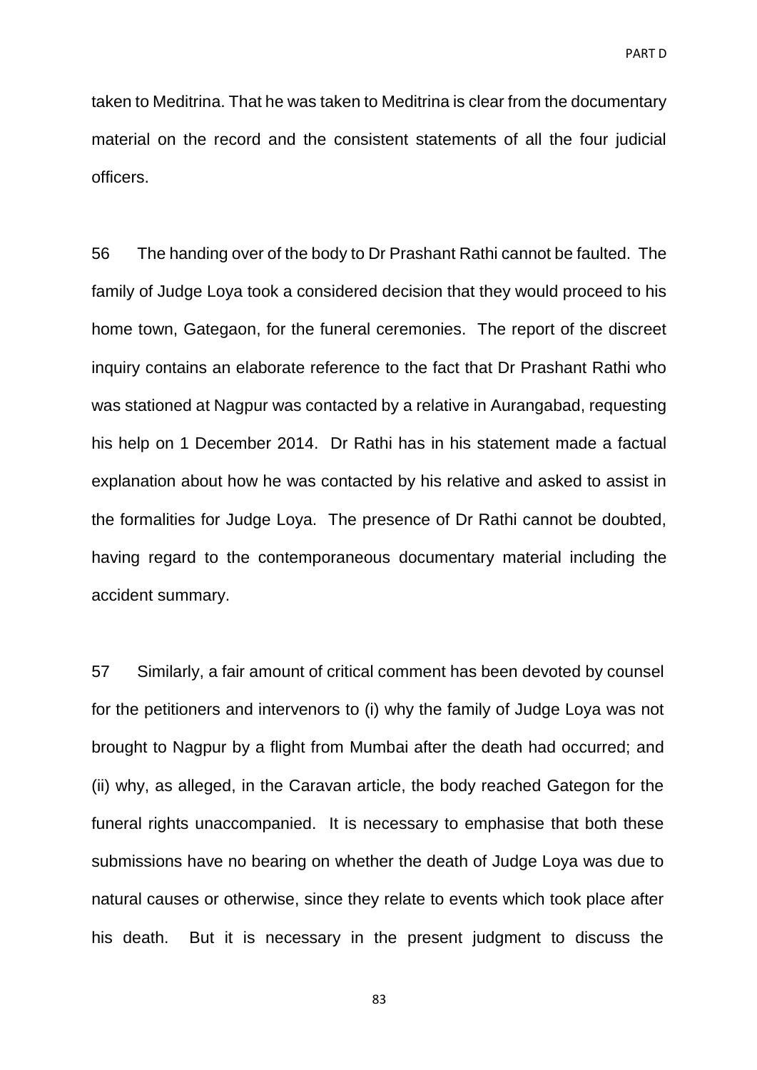taken to Meditrina. That he was taken to Meditrina is clear from the documentary material on the record and the consistent statements of all the four judicial officers.

56 The handing over of the body to Dr Prashant Rathi cannot be faulted. The family of Judge Loya took a considered decision that they would proceed to his home town, Gategaon, for the funeral ceremonies. The report of the discreet inquiry contains an elaborate reference to the fact that Dr Prashant Rathi who was stationed at Nagpur was contacted by a relative in Aurangabad, requesting his help on 1 December 2014. Dr Rathi has in his statement made a factual explanation about how he was contacted by his relative and asked to assist in the formalities for Judge Loya. The presence of Dr Rathi cannot be doubted, having regard to the contemporaneous documentary material including the accident summary.

57 Similarly, a fair amount of critical comment has been devoted by counsel for the petitioners and intervenors to (i) why the family of Judge Loya was not brought to Nagpur by a flight from Mumbai after the death had occurred; and (ii) why, as alleged, in the Caravan article, the body reached Gategon for the funeral rights unaccompanied. It is necessary to emphasise that both these submissions have no bearing on whether the death of Judge Loya was due to natural causes or otherwise, since they relate to events which took place after his death. But it is necessary in the present judgment to discuss the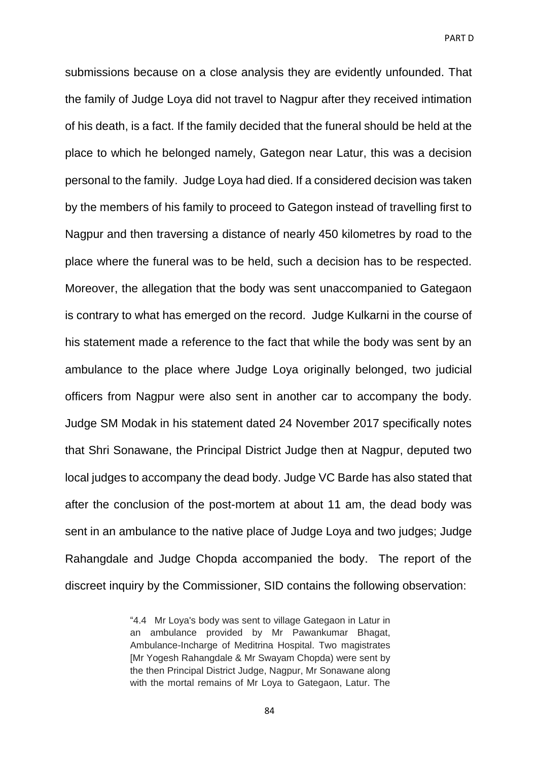submissions because on a close analysis they are evidently unfounded. That the family of Judge Loya did not travel to Nagpur after they received intimation of his death, is a fact. If the family decided that the funeral should be held at the place to which he belonged namely, Gategon near Latur, this was a decision personal to the family. Judge Loya had died. If a considered decision was taken by the members of his family to proceed to Gategon instead of travelling first to Nagpur and then traversing a distance of nearly 450 kilometres by road to the place where the funeral was to be held, such a decision has to be respected. Moreover, the allegation that the body was sent unaccompanied to Gategaon is contrary to what has emerged on the record. Judge Kulkarni in the course of his statement made a reference to the fact that while the body was sent by an ambulance to the place where Judge Loya originally belonged, two judicial officers from Nagpur were also sent in another car to accompany the body. Judge SM Modak in his statement dated 24 November 2017 specifically notes that Shri Sonawane, the Principal District Judge then at Nagpur, deputed two local judges to accompany the dead body. Judge VC Barde has also stated that after the conclusion of the post-mortem at about 11 am, the dead body was sent in an ambulance to the native place of Judge Loya and two judges; Judge Rahangdale and Judge Chopda accompanied the body. The report of the discreet inquiry by the Commissioner, SID contains the following observation:

> "4.4 Mr Loya's body was sent to village Gategaon in Latur in an ambulance provided by Mr Pawankumar Bhagat, Ambulance-Incharge of Meditrina Hospital. Two magistrates [Mr Yogesh Rahangdale & Mr Swayam Chopda) were sent by the then Principal District Judge, Nagpur, Mr Sonawane along with the mortal remains of Mr Loya to Gategaon, Latur. The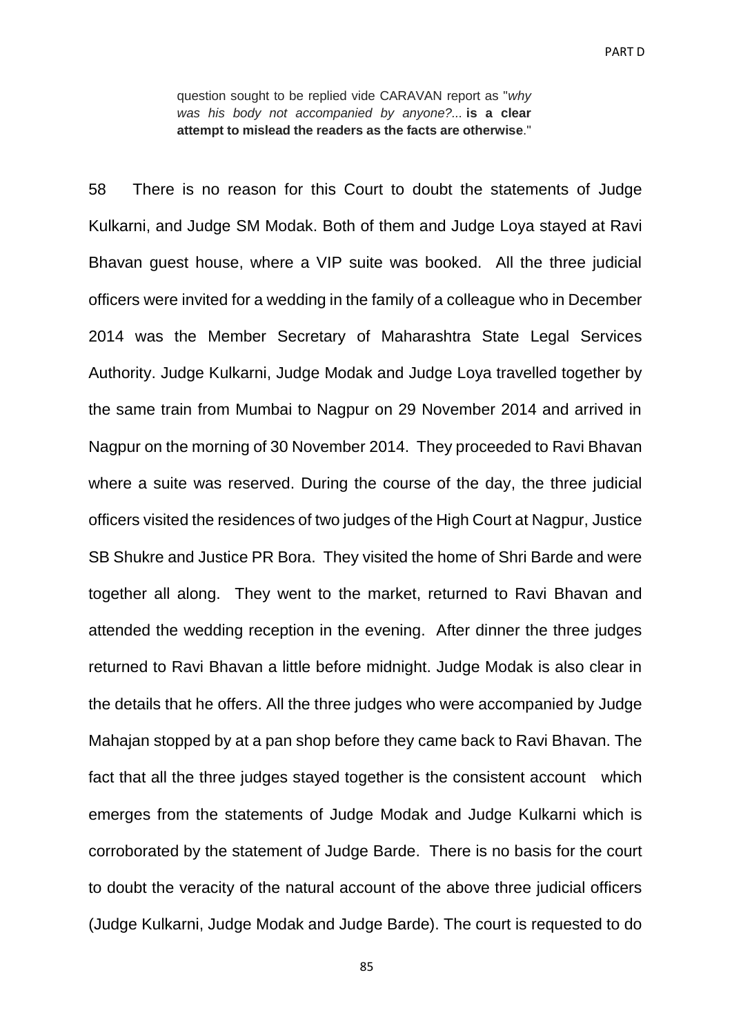question sought to be replied vide CARAVAN report as "*why was his body not accompanied by anyone?...* **is a clear attempt to mislead the readers as the facts are otherwise**."

58 There is no reason for this Court to doubt the statements of Judge Kulkarni, and Judge SM Modak. Both of them and Judge Loya stayed at Ravi Bhavan guest house, where a VIP suite was booked. All the three judicial officers were invited for a wedding in the family of a colleague who in December 2014 was the Member Secretary of Maharashtra State Legal Services Authority. Judge Kulkarni, Judge Modak and Judge Loya travelled together by the same train from Mumbai to Nagpur on 29 November 2014 and arrived in Nagpur on the morning of 30 November 2014. They proceeded to Ravi Bhavan where a suite was reserved. During the course of the day, the three judicial officers visited the residences of two judges of the High Court at Nagpur, Justice SB Shukre and Justice PR Bora. They visited the home of Shri Barde and were together all along. They went to the market, returned to Ravi Bhavan and attended the wedding reception in the evening. After dinner the three judges returned to Ravi Bhavan a little before midnight. Judge Modak is also clear in the details that he offers. All the three judges who were accompanied by Judge Mahajan stopped by at a pan shop before they came back to Ravi Bhavan. The fact that all the three judges stayed together is the consistent account which emerges from the statements of Judge Modak and Judge Kulkarni which is corroborated by the statement of Judge Barde. There is no basis for the court to doubt the veracity of the natural account of the above three judicial officers (Judge Kulkarni, Judge Modak and Judge Barde). The court is requested to do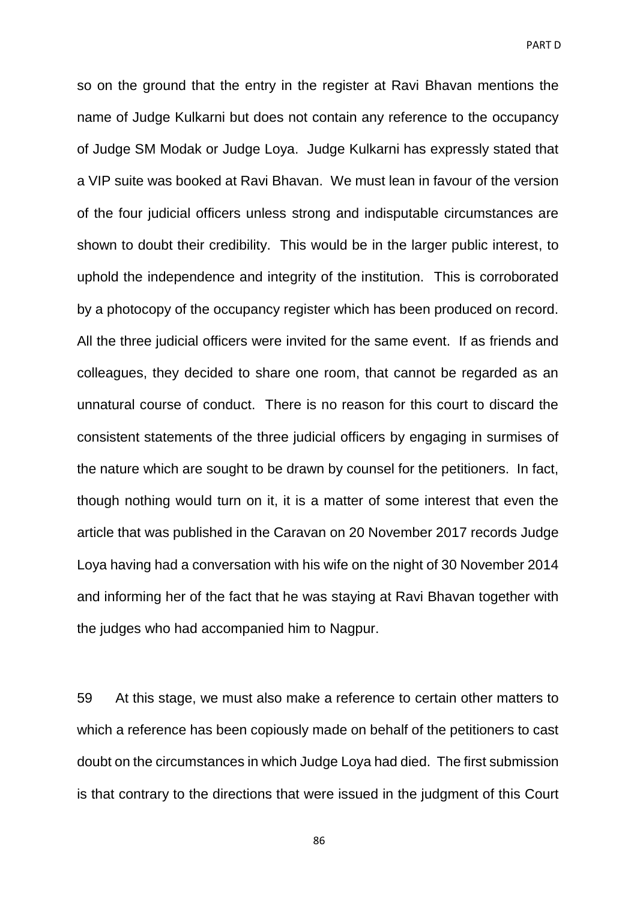so on the ground that the entry in the register at Ravi Bhavan mentions the name of Judge Kulkarni but does not contain any reference to the occupancy of Judge SM Modak or Judge Loya. Judge Kulkarni has expressly stated that a VIP suite was booked at Ravi Bhavan. We must lean in favour of the version of the four judicial officers unless strong and indisputable circumstances are shown to doubt their credibility. This would be in the larger public interest, to uphold the independence and integrity of the institution. This is corroborated by a photocopy of the occupancy register which has been produced on record. All the three judicial officers were invited for the same event. If as friends and colleagues, they decided to share one room, that cannot be regarded as an unnatural course of conduct. There is no reason for this court to discard the consistent statements of the three judicial officers by engaging in surmises of the nature which are sought to be drawn by counsel for the petitioners. In fact, though nothing would turn on it, it is a matter of some interest that even the article that was published in the Caravan on 20 November 2017 records Judge Loya having had a conversation with his wife on the night of 30 November 2014 and informing her of the fact that he was staying at Ravi Bhavan together with the judges who had accompanied him to Nagpur.

59 At this stage, we must also make a reference to certain other matters to which a reference has been copiously made on behalf of the petitioners to cast doubt on the circumstances in which Judge Loya had died. The first submission is that contrary to the directions that were issued in the judgment of this Court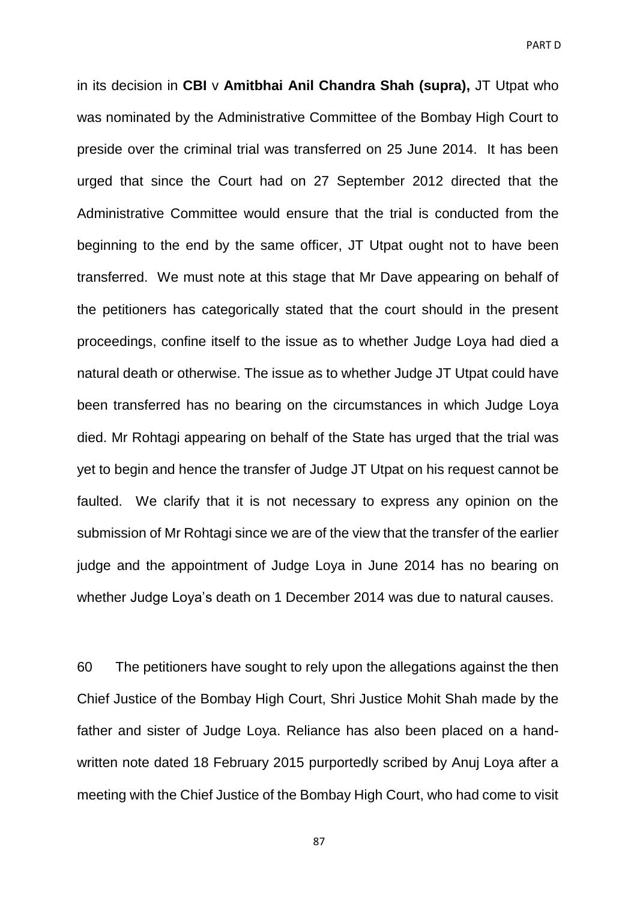in its decision in **CBI** v **Amitbhai Anil Chandra Shah (supra),** JT Utpat who was nominated by the Administrative Committee of the Bombay High Court to preside over the criminal trial was transferred on 25 June 2014. It has been urged that since the Court had on 27 September 2012 directed that the Administrative Committee would ensure that the trial is conducted from the beginning to the end by the same officer, JT Utpat ought not to have been transferred. We must note at this stage that Mr Dave appearing on behalf of the petitioners has categorically stated that the court should in the present proceedings, confine itself to the issue as to whether Judge Loya had died a natural death or otherwise. The issue as to whether Judge JT Utpat could have been transferred has no bearing on the circumstances in which Judge Loya died. Mr Rohtagi appearing on behalf of the State has urged that the trial was yet to begin and hence the transfer of Judge JT Utpat on his request cannot be faulted. We clarify that it is not necessary to express any opinion on the submission of Mr Rohtagi since we are of the view that the transfer of the earlier judge and the appointment of Judge Loya in June 2014 has no bearing on whether Judge Loya's death on 1 December 2014 was due to natural causes.

60 The petitioners have sought to rely upon the allegations against the then Chief Justice of the Bombay High Court, Shri Justice Mohit Shah made by the father and sister of Judge Loya. Reliance has also been placed on a hand-written note dated 18 February 2015 purportedly scribed by Anuj Loya after a meeting with the Chief Justice of the Bombay High Court, who had come to visit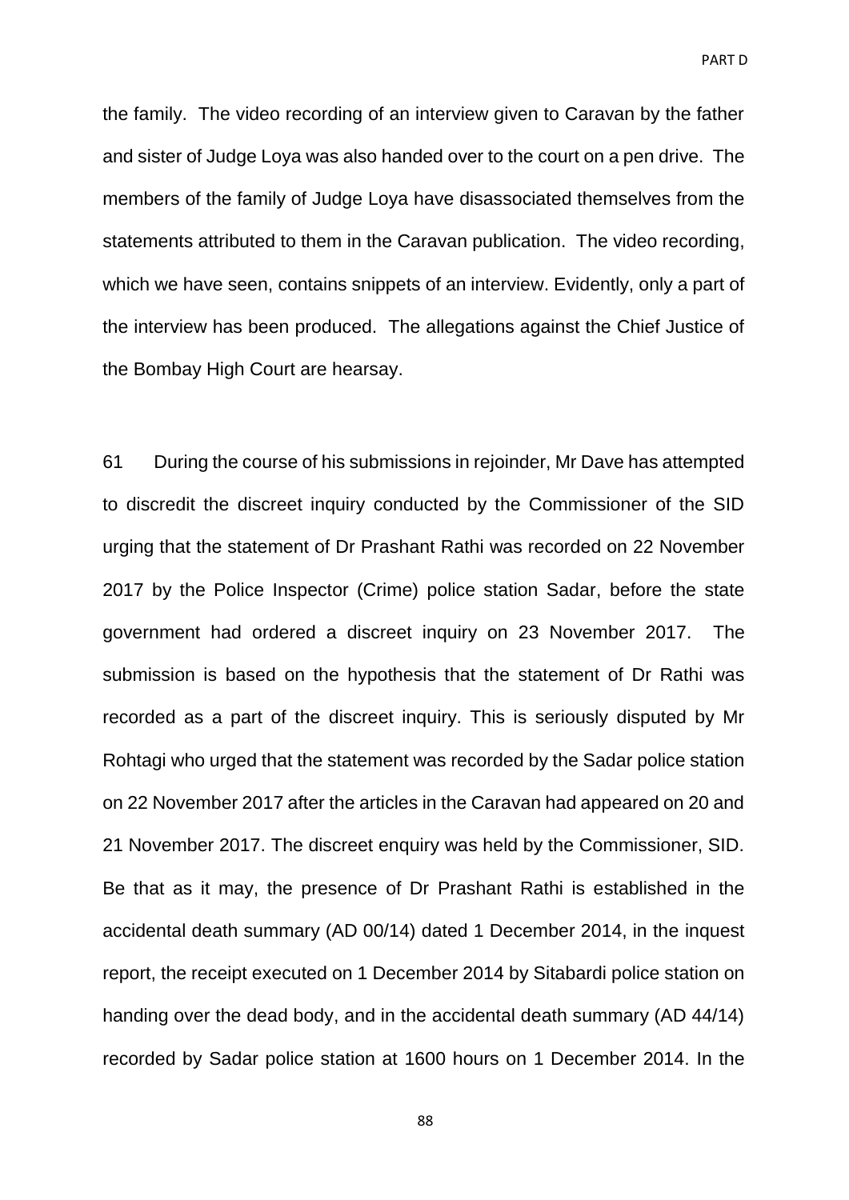the family. The video recording of an interview given to Caravan by the father and sister of Judge Loya was also handed over to the court on a pen drive. The members of the family of Judge Loya have disassociated themselves from the statements attributed to them in the Caravan publication. The video recording, which we have seen, contains snippets of an interview. Evidently, only a part of the interview has been produced. The allegations against the Chief Justice of the Bombay High Court are hearsay.

61 During the course of his submissions in rejoinder, Mr Dave has attempted to discredit the discreet inquiry conducted by the Commissioner of the SID urging that the statement of Dr Prashant Rathi was recorded on 22 November 2017 by the Police Inspector (Crime) police station Sadar, before the state government had ordered a discreet inquiry on 23 November 2017. The submission is based on the hypothesis that the statement of Dr Rathi was recorded as a part of the discreet inquiry. This is seriously disputed by Mr Rohtagi who urged that the statement was recorded by the Sadar police station on 22 November 2017 after the articles in the Caravan had appeared on 20 and 21 November 2017. The discreet enquiry was held by the Commissioner, SID. Be that as it may, the presence of Dr Prashant Rathi is established in the accidental death summary (AD 00/14) dated 1 December 2014, in the inquest report, the receipt executed on 1 December 2014 by Sitabardi police station on handing over the dead body, and in the accidental death summary (AD 44/14) recorded by Sadar police station at 1600 hours on 1 December 2014. In the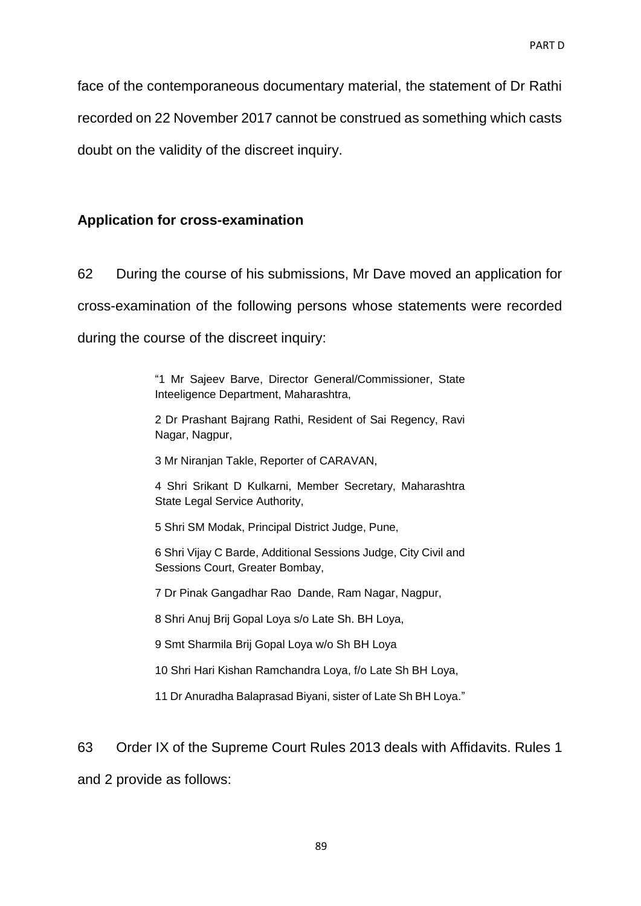face of the contemporaneous documentary material, the statement of Dr Rathi recorded on 22 November 2017 cannot be construed as something which casts doubt on the validity of the discreet inquiry.

**Application for cross-examination**

62 During the course of his submissions, Mr Dave moved an application for cross-examination of the following persons whose statements were recorded during the course of the discreet inquiry:

> "1 Mr Sajeev Barve, Director General/Commissioner, State Inteeligence Department, Maharashtra,
>
> 2 Dr Prashant Bajrang Rathi, Resident of Sai Regency, Ravi Nagar, Nagpur,
>
> 3 Mr Niranjan Takle, Reporter of CARAVAN,
>
> 4 Shri Srikant D Kulkarni, Member Secretary, Maharashtra State Legal Service Authority,
>
> 5 Shri SM Modak, Principal District Judge, Pune,
>
> 6 Shri Vijay C Barde, Additional Sessions Judge, City Civil and Sessions Court, Greater Bombay,
>
> 7 Dr Pinak Gangadhar Rao Dande, Ram Nagar, Nagpur,
>
> 8 Shri Anuj Brij Gopal Loya s/o Late Sh. BH Loya,
>
> 9 Smt Sharmila Brij Gopal Loya w/o Sh BH Loya
>
> 10 Shri Hari Kishan Ramchandra Loya, f/o Late Sh BH Loya,
>
> 11 Dr Anuradha Balaprasad Biyani, sister of Late Sh BH Loya."

63 Order IX of the Supreme Court Rules 2013 deals with Affidavits. Rules 1 and 2 provide as follows: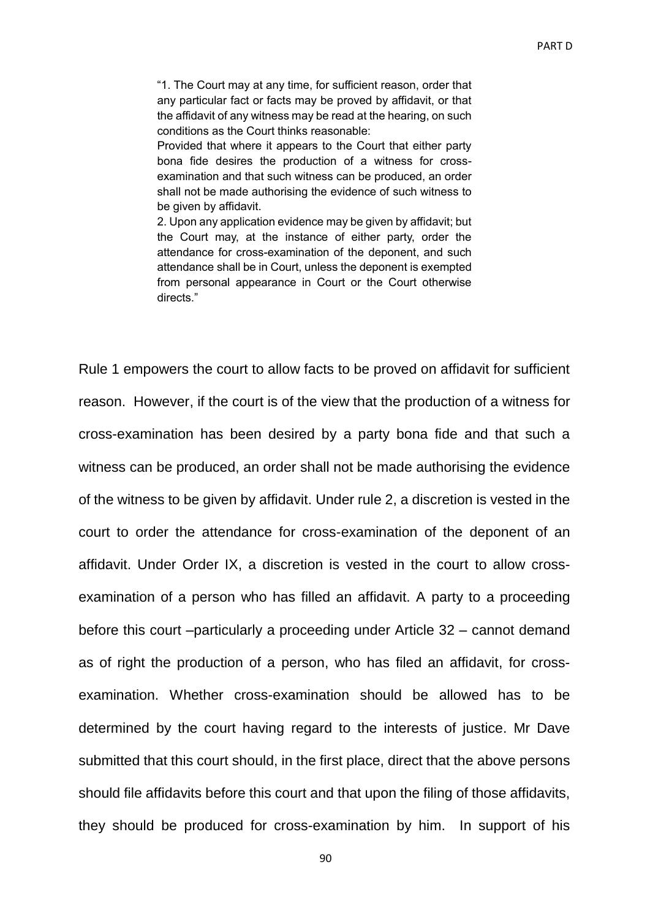> "1. The Court may at any time, for sufficient reason, order that any particular fact or facts may be proved by affidavit, or that the affidavit of any witness may be read at the hearing, on such conditions as the Court thinks reasonable:
>
> Provided that where it appears to the Court that either party bona fide desires the production of a witness for cross-examination and that such witness can be produced, an order shall not be made authorising the evidence of such witness to be given by affidavit.
>
> 2. Upon any application evidence may be given by affidavit; but the Court may, at the instance of either party, order the attendance for cross-examination of the deponent, and such attendance shall be in Court, unless the deponent is exempted from personal appearance in Court or the Court otherwise directs."

Rule 1 empowers the court to allow facts to be proved on affidavit for sufficient reason. However, if the court is of the view that the production of a witness for cross-examination has been desired by a party bona fide and that such a witness can be produced, an order shall not be made authorising the evidence of the witness to be given by affidavit. Under rule 2, a discretion is vested in the court to order the attendance for cross-examination of the deponent of an affidavit. Under Order IX, a discretion is vested in the court to allow cross-examination of a person who has filled an affidavit. A party to a proceeding before this court –particularly a proceeding under Article 32 – cannot demand as of right the production of a person, who has filed an affidavit, for cross-examination. Whether cross-examination should be allowed has to be determined by the court having regard to the interests of justice. Mr Dave submitted that this court should, in the first place, direct that the above persons should file affidavits before this court and that upon the filing of those affidavits, they should be produced for cross-examination by him. In support of his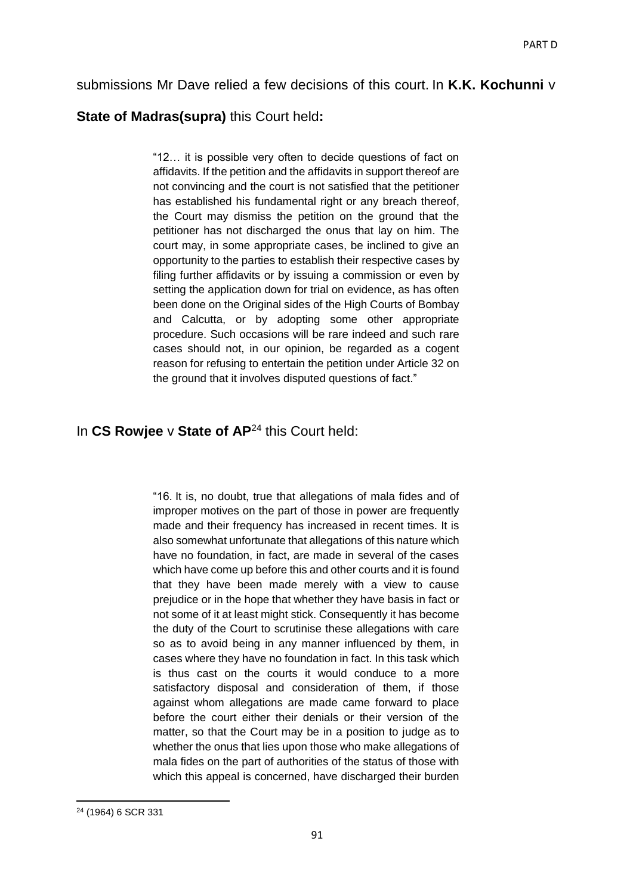submissions Mr Dave relied a few decisions of this court. In **K.K. Kochunni** v **State of Madras(supra)** this Court held**:**

> "12… it is possible very often to decide questions of fact on affidavits. If the petition and the affidavits in support thereof are not convincing and the court is not satisfied that the petitioner has established his fundamental right or any breach thereof, the Court may dismiss the petition on the ground that the petitioner has not discharged the onus that lay on him. The court may, in some appropriate cases, be inclined to give an opportunity to the parties to establish their respective cases by filing further affidavits or by issuing a commission or even by setting the application down for trial on evidence, as has often been done on the Original sides of the High Courts of Bombay and Calcutta, or by adopting some other appropriate procedure. Such occasions will be rare indeed and such rare cases should not, in our opinion, be regarded as a cogent reason for refusing to entertain the petition under Article 32 on the ground that it involves disputed questions of fact."

In **CS Rowjee** v **State of AP**[24] this Court held:

> "16. It is, no doubt, true that allegations of mala fides and of improper motives on the part of those in power are frequently made and their frequency has increased in recent times. It is also somewhat unfortunate that allegations of this nature which have no foundation, in fact, are made in several of the cases which have come up before this and other courts and it is found that they have been made merely with a view to cause prejudice or in the hope that whether they have basis in fact or not some of it at least might stick. Consequently it has become the duty of the Court to scrutinise these allegations with care so as to avoid being in any manner influenced by them, in cases where they have no foundation in fact. In this task which is thus cast on the courts it would conduce to a more satisfactory disposal and consideration of them, if those against whom allegations are made came forward to place before the court either their denials or their version of the matter, so that the Court may be in a position to judge as to whether the onus that lies upon those who make allegations of mala fides on the part of authorities of the status of those with which this appeal is concerned, have discharged their burden

[24] (1964) 6 SCR 331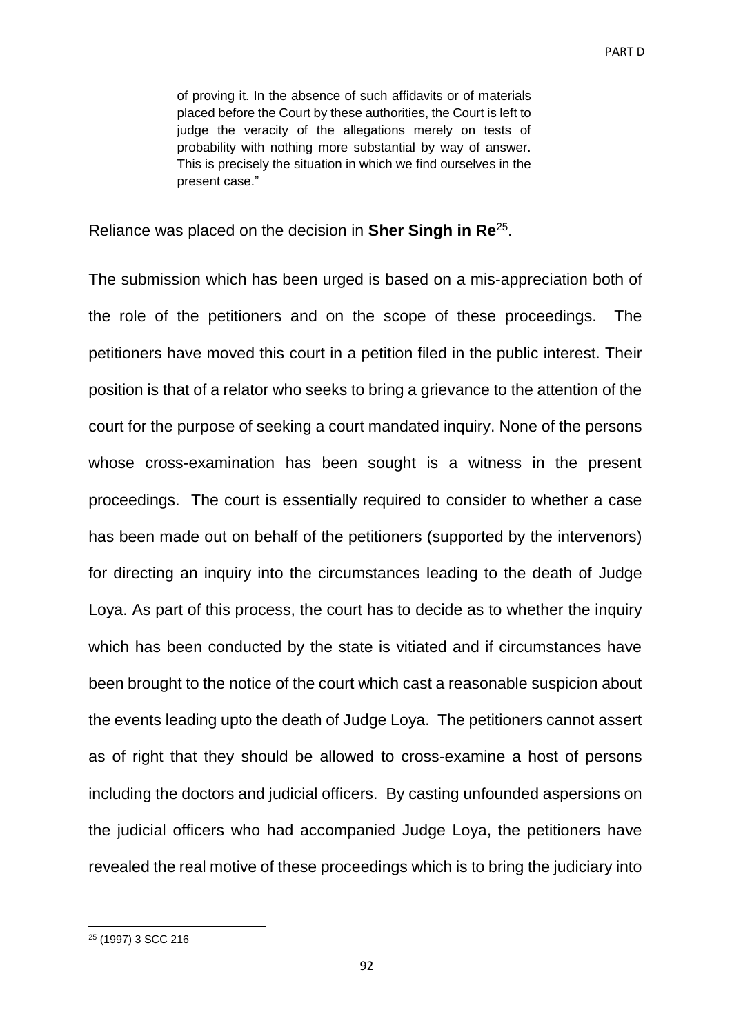> of proving it. In the absence of such affidavits or of materials placed before the Court by these authorities, the Court is left to judge the veracity of the allegations merely on tests of probability with nothing more substantial by way of answer. This is precisely the situation in which we find ourselves in the present case."

Reliance was placed on the decision in **Sher Singh in Re**[25].

The submission which has been urged is based on a mis-appreciation both of the role of the petitioners and on the scope of these proceedings. The petitioners have moved this court in a petition filed in the public interest. Their position is that of a relator who seeks to bring a grievance to the attention of the court for the purpose of seeking a court mandated inquiry. None of the persons whose cross-examination has been sought is a witness in the present proceedings. The court is essentially required to consider to whether a case has been made out on behalf of the petitioners (supported by the intervenors) for directing an inquiry into the circumstances leading to the death of Judge Loya. As part of this process, the court has to decide as to whether the inquiry which has been conducted by the state is vitiated and if circumstances have been brought to the notice of the court which cast a reasonable suspicion about the events leading upto the death of Judge Loya. The petitioners cannot assert as of right that they should be allowed to cross-examine a host of persons including the doctors and judicial officers. By casting unfounded aspersions on the judicial officers who had accompanied Judge Loya, the petitioners have revealed the real motive of these proceedings which is to bring the judiciary into

---

[25] (1997) 3 SCC 216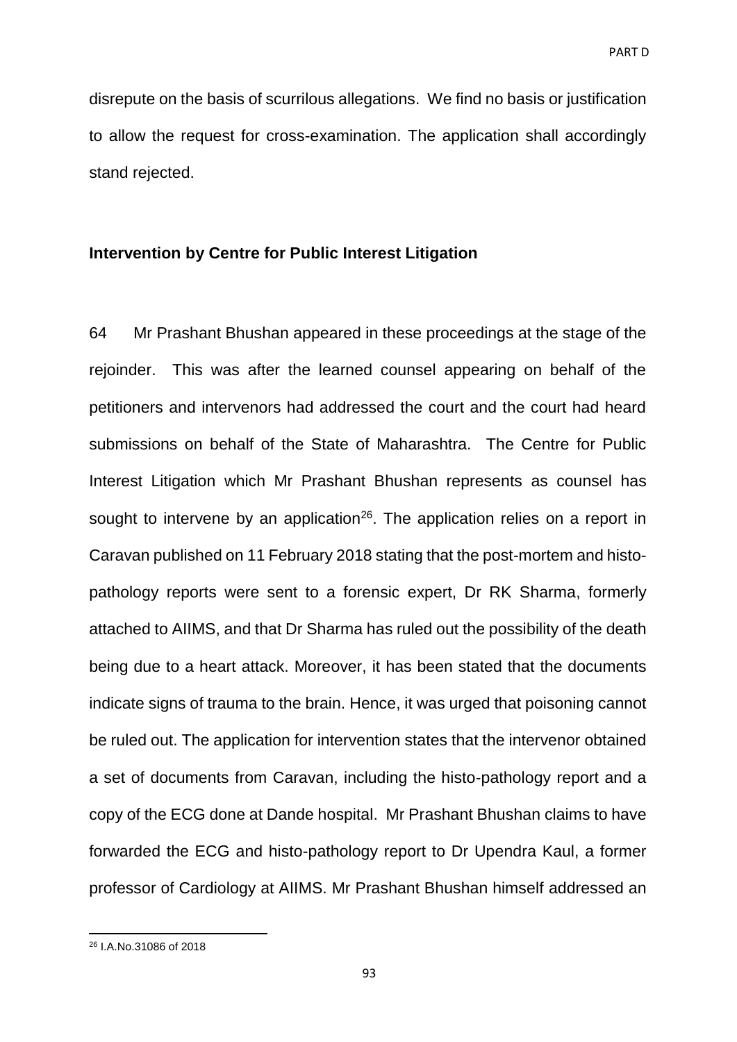disrepute on the basis of scurrilous allegations. We find no basis or justification to allow the request for cross-examination. The application shall accordingly stand rejected.

**Intervention by Centre for Public Interest Litigation**

64 Mr Prashant Bhushan appeared in these proceedings at the stage of the rejoinder. This was after the learned counsel appearing on behalf of the petitioners and intervenors had addressed the court and the court had heard submissions on behalf of the State of Maharashtra. The Centre for Public Interest Litigation which Mr Prashant Bhushan represents as counsel has sought to intervene by an application[26]. The application relies on a report in Caravan published on 11 February 2018 stating that the post-mortem and histo-pathology reports were sent to a forensic expert, Dr RK Sharma, formerly attached to AIIMS, and that Dr Sharma has ruled out the possibility of the death being due to a heart attack. Moreover, it has been stated that the documents indicate signs of trauma to the brain. Hence, it was urged that poisoning cannot be ruled out. The application for intervention states that the intervenor obtained a set of documents from Caravan, including the histo-pathology report and a copy of the ECG done at Dande hospital. Mr Prashant Bhushan claims to have forwarded the ECG and histo-pathology report to Dr Upendra Kaul, a former professor of Cardiology at AIIMS. Mr Prashant Bhushan himself addressed an

[26] I.A.No.31086 of 2018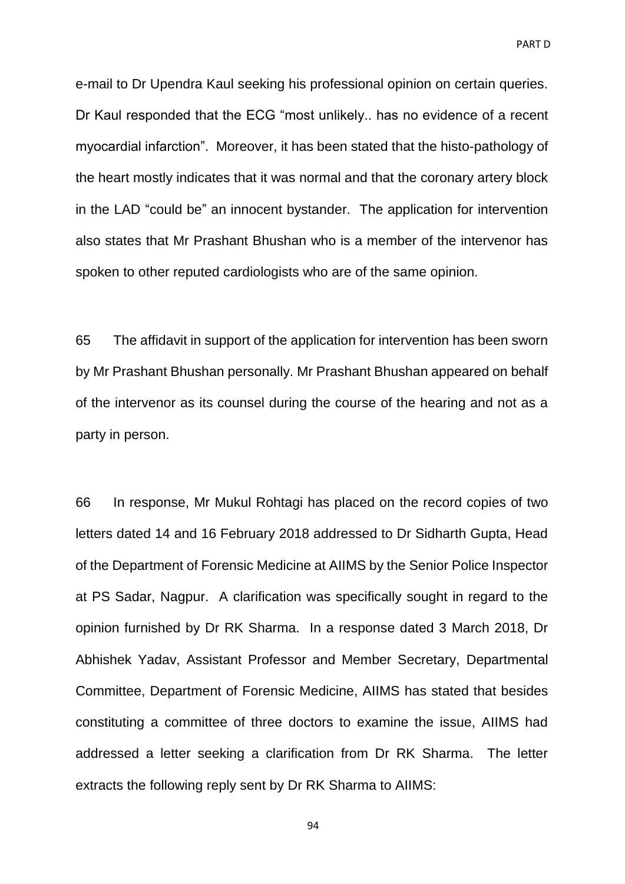e-mail to Dr Upendra Kaul seeking his professional opinion on certain queries. Dr Kaul responded that the ECG "most unlikely.. has no evidence of a recent myocardial infarction". Moreover, it has been stated that the histo-pathology of the heart mostly indicates that it was normal and that the coronary artery block in the LAD "could be" an innocent bystander. The application for intervention also states that Mr Prashant Bhushan who is a member of the intervenor has spoken to other reputed cardiologists who are of the same opinion.

65 The affidavit in support of the application for intervention has been sworn by Mr Prashant Bhushan personally. Mr Prashant Bhushan appeared on behalf of the intervenor as its counsel during the course of the hearing and not as a party in person.

66 In response, Mr Mukul Rohtagi has placed on the record copies of two letters dated 14 and 16 February 2018 addressed to Dr Sidharth Gupta, Head of the Department of Forensic Medicine at AIIMS by the Senior Police Inspector at PS Sadar, Nagpur. A clarification was specifically sought in regard to the opinion furnished by Dr RK Sharma. In a response dated 3 March 2018, Dr Abhishek Yadav, Assistant Professor and Member Secretary, Departmental Committee, Department of Forensic Medicine, AIIMS has stated that besides constituting a committee of three doctors to examine the issue, AIIMS had addressed a letter seeking a clarification from Dr RK Sharma. The letter extracts the following reply sent by Dr RK Sharma to AIIMS: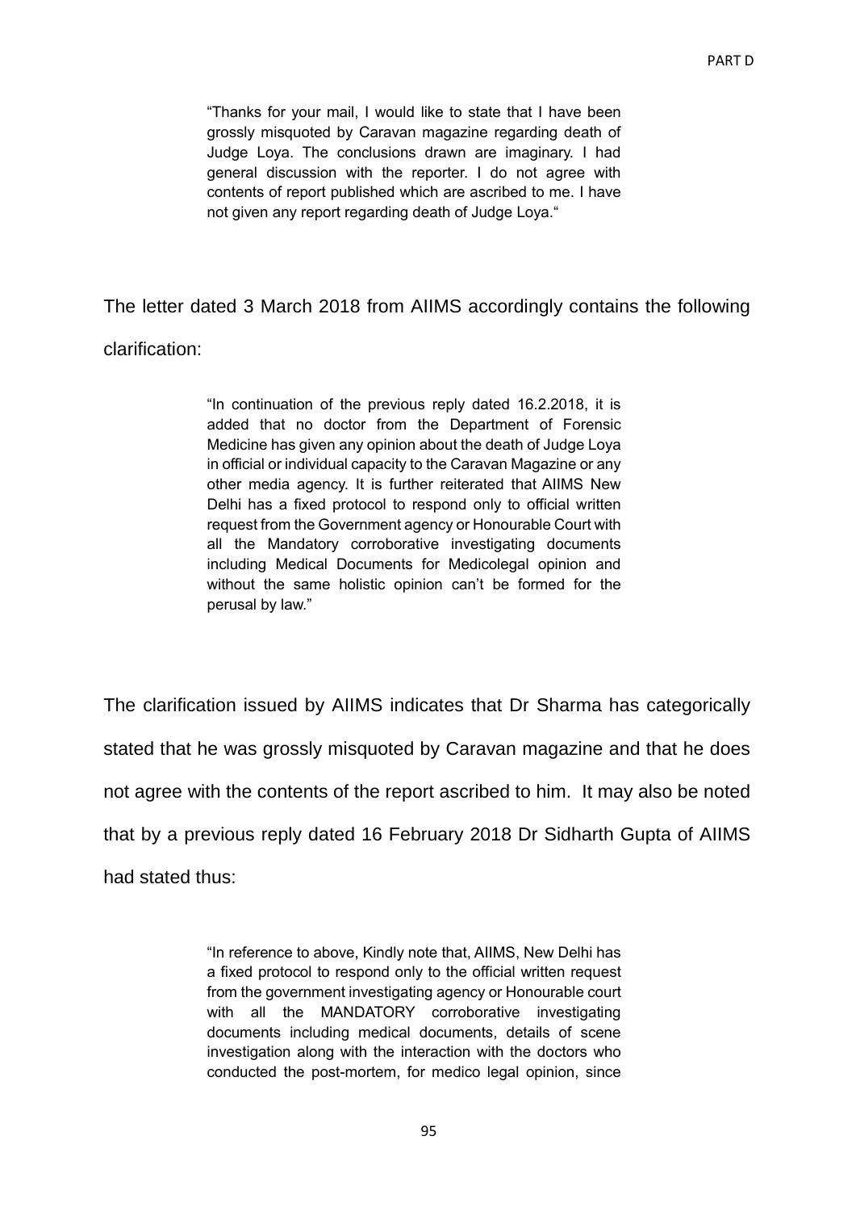> "Thanks for your mail, I would like to state that I have been grossly misquoted by Caravan magazine regarding death of Judge Loya. The conclusions drawn are imaginary. I had general discussion with the reporter. I do not agree with contents of report published which are ascribed to me. I have not given any report regarding death of Judge Loya."

The letter dated 3 March 2018 from AIIMS accordingly contains the following clarification:

> "In continuation of the previous reply dated 16.2.2018, it is added that no doctor from the Department of Forensic Medicine has given any opinion about the death of Judge Loya in official or individual capacity to the Caravan Magazine or any other media agency. It is further reiterated that AIIMS New Delhi has a fixed protocol to respond only to official written request from the Government agency or Honourable Court with all the Mandatory corroborative investigating documents including Medical Documents for Medicolegal opinion and without the same holistic opinion can't be formed for the perusal by law."

The clarification issued by AIIMS indicates that Dr Sharma has categorically stated that he was grossly misquoted by Caravan magazine and that he does not agree with the contents of the report ascribed to him. It may also be noted that by a previous reply dated 16 February 2018 Dr Sidharth Gupta of AIIMS had stated thus:

> "In reference to above, Kindly note that, AIIMS, New Delhi has a fixed protocol to respond only to the official written request from the government investigating agency or Honourable court with all the MANDATORY corroborative investigating documents including medical documents, details of scene investigation along with the interaction with the doctors who conducted the post-mortem, for medico legal opinion, since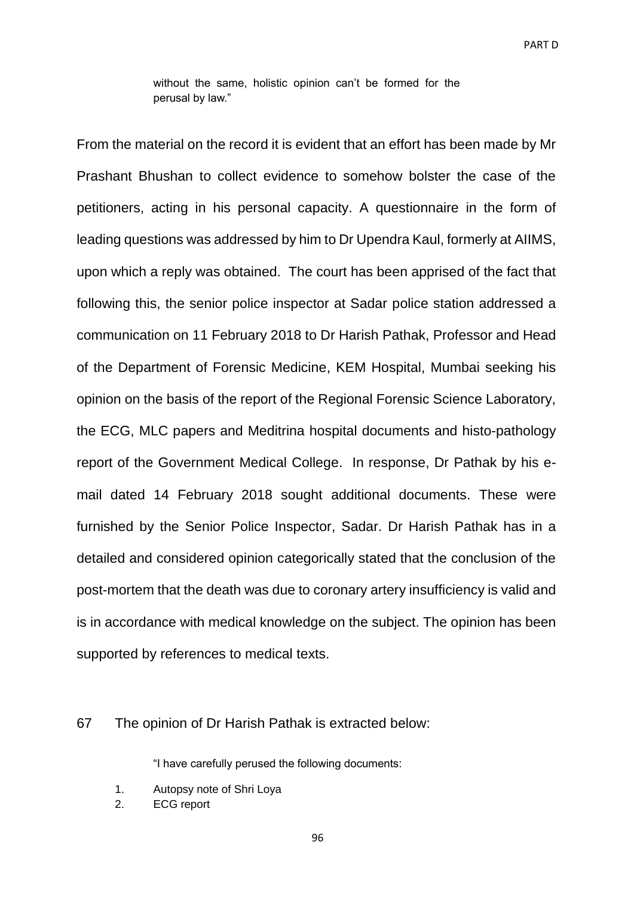> without the same, holistic opinion can't be formed for the perusal by law."

From the material on the record it is evident that an effort has been made by Mr Prashant Bhushan to collect evidence to somehow bolster the case of the petitioners, acting in his personal capacity. A questionnaire in the form of leading questions was addressed by him to Dr Upendra Kaul, formerly at AIIMS, upon which a reply was obtained. The court has been apprised of the fact that following this, the senior police inspector at Sadar police station addressed a communication on 11 February 2018 to Dr Harish Pathak, Professor and Head of the Department of Forensic Medicine, KEM Hospital, Mumbai seeking his opinion on the basis of the report of the Regional Forensic Science Laboratory, the ECG, MLC papers and Meditrina hospital documents and histo-pathology report of the Government Medical College. In response, Dr Pathak by his e-mail dated 14 February 2018 sought additional documents. These were furnished by the Senior Police Inspector, Sadar. Dr Harish Pathak has in a detailed and considered opinion categorically stated that the conclusion of the post-mortem that the death was due to coronary artery insufficiency is valid and is in accordance with medical knowledge on the subject. The opinion has been supported by references to medical texts.

67 The opinion of Dr Harish Pathak is extracted below:

> "I have carefully perused the following documents:
>
> 1. Autopsy note of Shri Loya
> 2. ECG report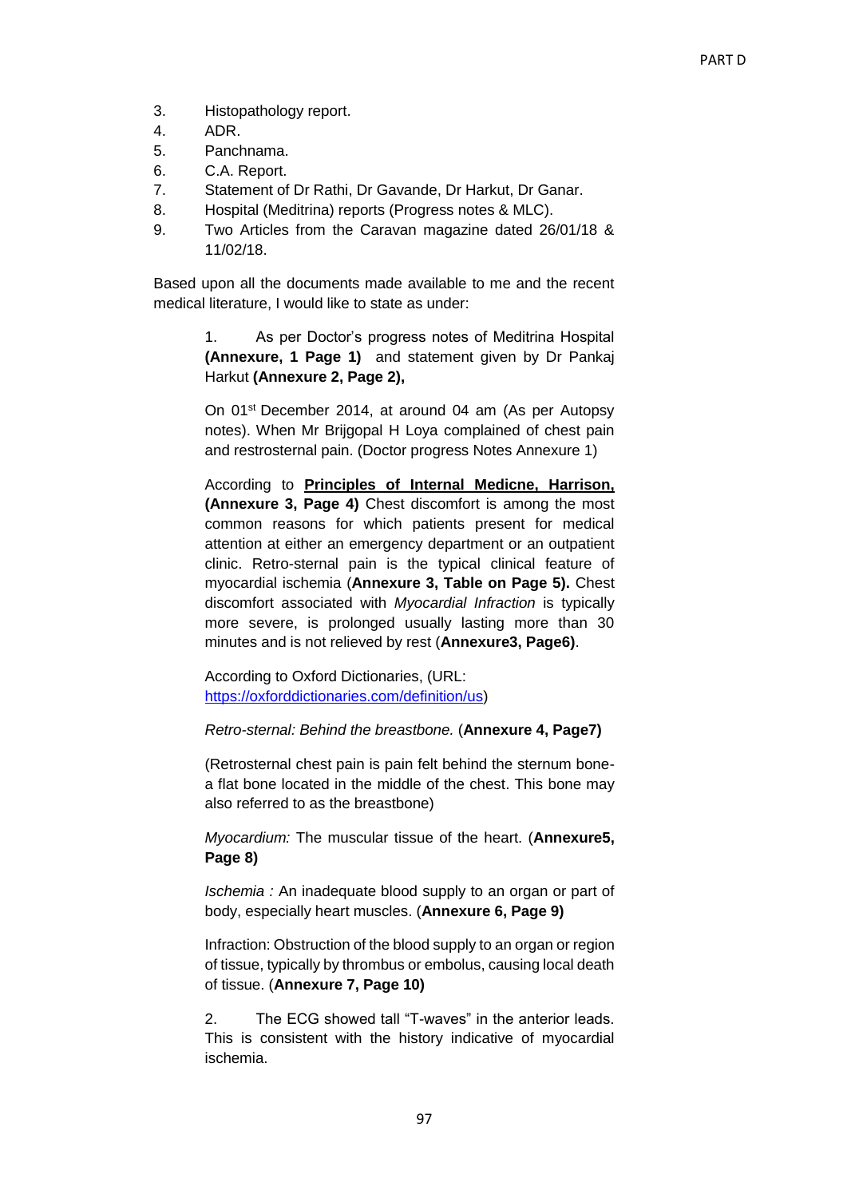3. Histopathology report.
4. ADR.
5. Panchnama.
6. C.A. Report.
7. Statement of Dr Rathi, Dr Gavande, Dr Harkut, Dr Ganar.
8. Hospital (Meditrina) reports (Progress notes & MLC).
9. Two Articles from the Caravan magazine dated 26/01/18 & 11/02/18.

Based upon all the documents made available to me and the recent medical literature, I would like to state as under:

1. As per Doctor's progress notes of Meditrina Hospital **(Annexure, 1 Page 1)** and statement given by Dr Pankaj Harkut **(Annexure 2, Page 2),**

On 01st December 2014, at around 04 am (As per Autopsy notes). When Mr Brijgopal H Loya complained of chest pain and restrosternal pain. (Doctor progress Notes Annexure 1)

According to **<u>Principles of Internal Medicne, Harrison,</u> (Annexure 3, Page 4)** Chest discomfort is among the most common reasons for which patients present for medical attention at either an emergency department or an outpatient clinic. Retro-sternal pain is the typical clinical feature of myocardial ischemia (**Annexure 3, Table on Page 5).** Chest discomfort associated with *Myocardial Infraction* is typically more severe, is prolonged usually lasting more than 30 minutes and is not relieved by rest (**Annexure3, Page6)**.

According to Oxford Dictionaries, (URL: https://oxforddictionaries.com/definition/us)

*Retro-sternal: Behind the breastbone.* (**Annexure 4, Page7)**

(Retrosternal chest pain is pain felt behind the sternum bone- a flat bone located in the middle of the chest. This bone may also referred to as the breastbone)

*Myocardium:* The muscular tissue of the heart. (**Annexure5, Page 8)**

*Ischemia :* An inadequate blood supply to an organ or part of body, especially heart muscles. (**Annexure 6, Page 9)**

Infraction: Obstruction of the blood supply to an organ or region of tissue, typically by thrombus or embolus, causing local death of tissue. (**Annexure 7, Page 10)**

2. The ECG showed tall "T-waves" in the anterior leads. This is consistent with the history indicative of myocardial ischemia.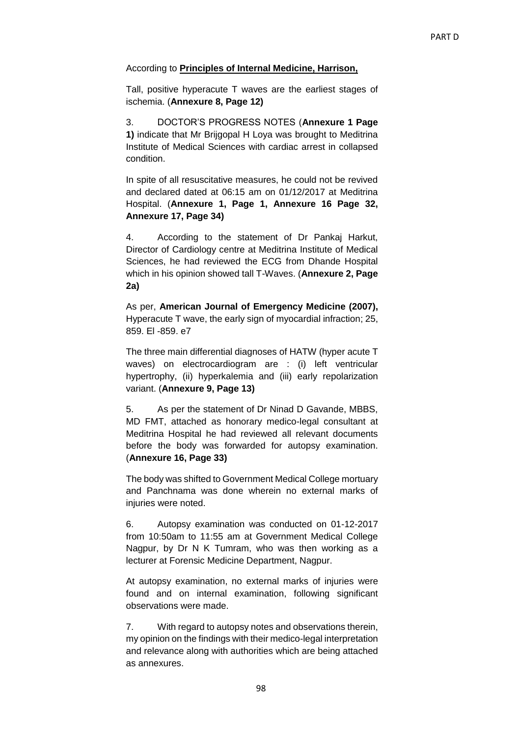According to **Principles of Internal Medicine, Harrison,**

Tall, positive hyperacute T waves are the earliest stages of ischemia. (**Annexure 8, Page 12)**

3. DOCTOR'S PROGRESS NOTES (**Annexure 1 Page 1)** indicate that Mr Brijgopal H Loya was brought to Meditrina Institute of Medical Sciences with cardiac arrest in collapsed condition.

In spite of all resuscitative measures, he could not be revived and declared dated at 06:15 am on 01/12/2017 at Meditrina Hospital. (**Annexure 1, Page 1, Annexure 16 Page 32, Annexure 17, Page 34)**

4. According to the statement of Dr Pankaj Harkut, Director of Cardiology centre at Meditrina Institute of Medical Sciences, he had reviewed the ECG from Dhande Hospital which in his opinion showed tall T-Waves. (**Annexure 2, Page 2a)**

As per, **American Journal of Emergency Medicine (2007),** Hyperacute T wave, the early sign of myocardial infraction; 25, 859. El -859. e7

The three main differential diagnoses of HATW (hyper acute T waves) on electrocardiogram are : (i) left ventricular hypertrophy, (ii) hyperkalemia and (iii) early repolarization variant. (**Annexure 9, Page 13)**

5. As per the statement of Dr Ninad D Gavande, MBBS, MD FMT, attached as honorary medico-legal consultant at Meditrina Hospital he had reviewed all relevant documents before the body was forwarded for autopsy examination. (**Annexure 16, Page 33)**

The body was shifted to Government Medical College mortuary and Panchnama was done wherein no external marks of injuries were noted.

6. Autopsy examination was conducted on 01-12-2017 from 10:50am to 11:55 am at Government Medical College Nagpur, by Dr N K Tumram, who was then working as a lecturer at Forensic Medicine Department, Nagpur.

At autopsy examination, no external marks of injuries were found and on internal examination, following significant observations were made.

7. With regard to autopsy notes and observations therein, my opinion on the findings with their medico-legal interpretation and relevance along with authorities which are being attached as annexures.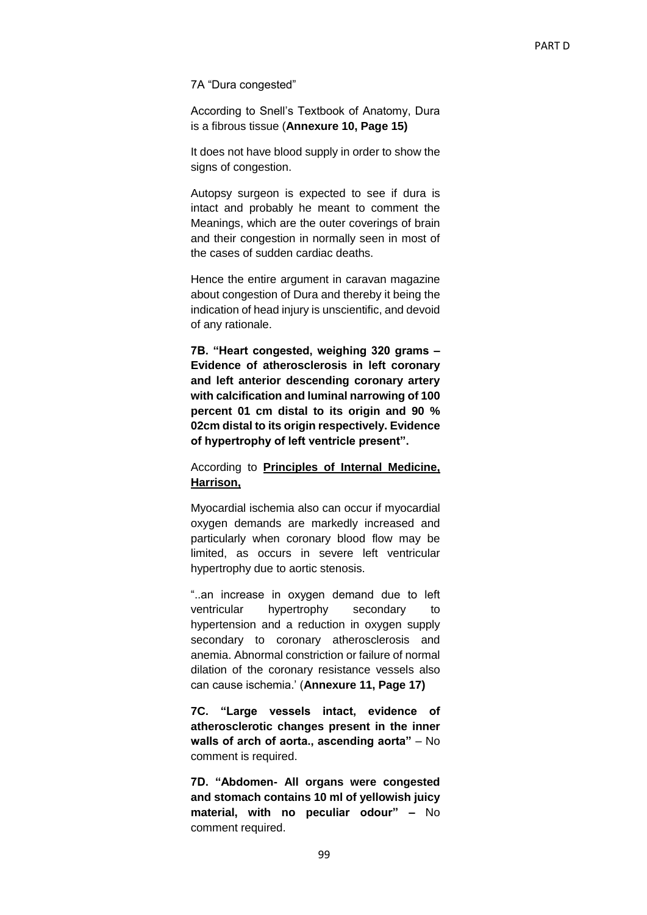7A "Dura congested"

According to Snell's Textbook of Anatomy, Dura is a fibrous tissue (**Annexure 10, Page 15)**

It does not have blood supply in order to show the signs of congestion.

Autopsy surgeon is expected to see if dura is intact and probably he meant to comment the Meanings, which are the outer coverings of brain and their congestion in normally seen in most of the cases of sudden cardiac deaths.

Hence the entire argument in caravan magazine about congestion of Dura and thereby it being the indication of head injury is unscientific, and devoid of any rationale.

**7B. "Heart congested, weighing 320 grams – Evidence of atherosclerosis in left coronary and left anterior descending coronary artery with calcification and luminal narrowing of 100 percent 01 cm distal to its origin and 90 % 02cm distal to its origin respectively. Evidence of hypertrophy of left ventricle present".**

According to **<u>Principles of Internal Medicine, Harrison,</u>**

Myocardial ischemia also can occur if myocardial oxygen demands are markedly increased and particularly when coronary blood flow may be limited, as occurs in severe left ventricular hypertrophy due to aortic stenosis.

"..an increase in oxygen demand due to left ventricular hypertrophy secondary to hypertension and a reduction in oxygen supply secondary to coronary atherosclerosis and anemia. Abnormal constriction or failure of normal dilation of the coronary resistance vessels also can cause ischemia.' (**Annexure 11, Page 17)**

**7C. "Large vessels intact, evidence of atherosclerotic changes present in the inner walls of arch of aorta., ascending aorta"** – No comment is required.

**7D. "Abdomen- All organs were congested and stomach contains 10 ml of yellowish juicy material, with no peculiar odour" –** No comment required.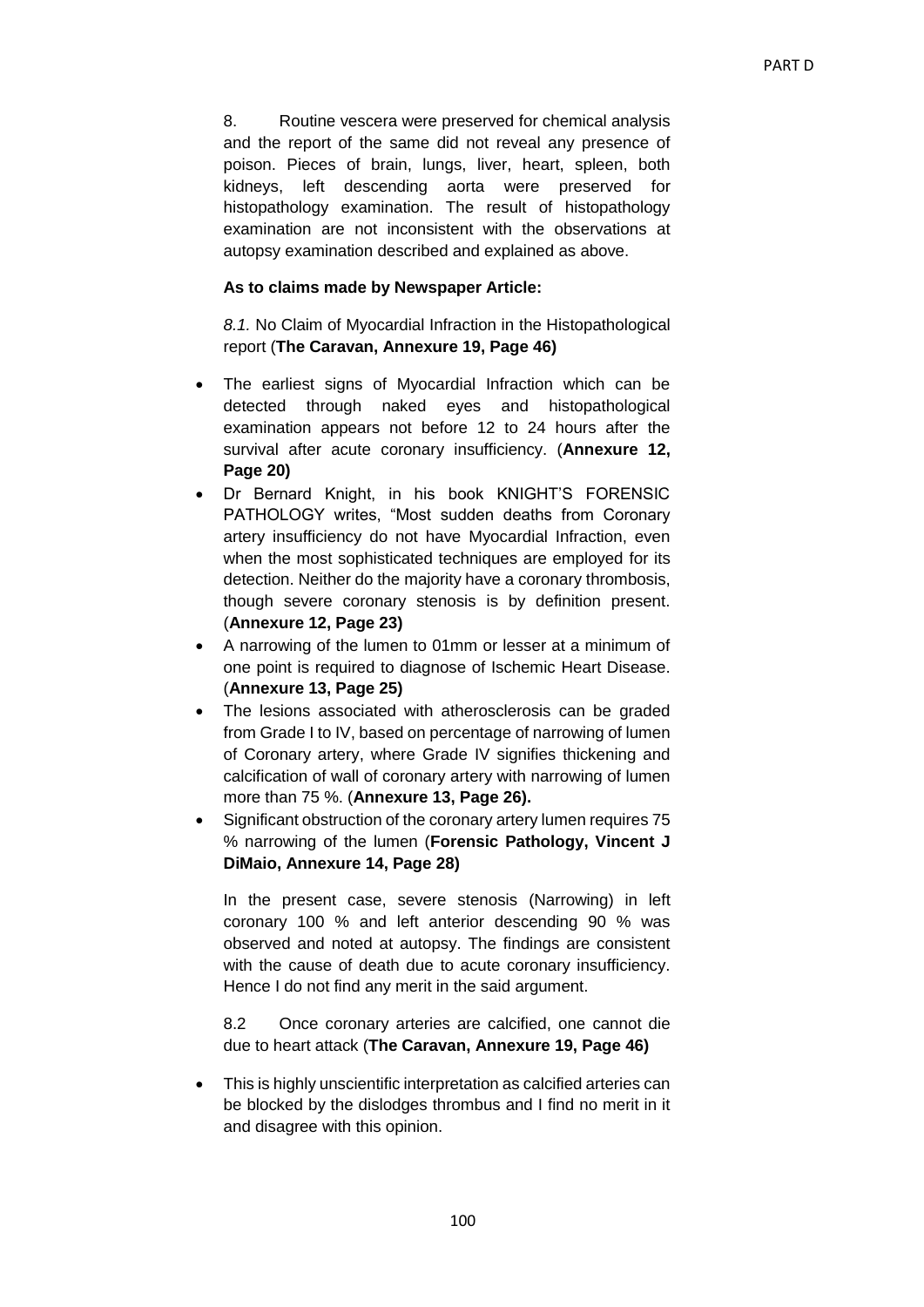8. Routine vescera were preserved for chemical analysis and the report of the same did not reveal any presence of poison. Pieces of brain, lungs, liver, heart, spleen, both kidneys, left descending aorta were preserved for histopathology examination. The result of histopathology examination are not inconsistent with the observations at autopsy examination described and explained as above.

**As to claims made by Newspaper Article:**

*8.1.* No Claim of Myocardial Infraction in the Histopathological report (**The Caravan, Annexure 19, Page 46)**

- The earliest signs of Myocardial Infraction which can be detected through naked eyes and histopathological examination appears not before 12 to 24 hours after the survival after acute coronary insufficiency. (**Annexure 12, Page 20)**
- Dr Bernard Knight, in his book KNIGHT'S FORENSIC PATHOLOGY writes, "Most sudden deaths from Coronary artery insufficiency do not have Myocardial Infraction, even when the most sophisticated techniques are employed for its detection. Neither do the majority have a coronary thrombosis, though severe coronary stenosis is by definition present. (**Annexure 12, Page 23)**
- A narrowing of the lumen to 01mm or lesser at a minimum of one point is required to diagnose of Ischemic Heart Disease. (**Annexure 13, Page 25)**
- The lesions associated with atherosclerosis can be graded from Grade I to IV, based on percentage of narrowing of lumen of Coronary artery, where Grade IV signifies thickening and calcification of wall of coronary artery with narrowing of lumen more than 75 %. (**Annexure 13, Page 26).**
- Significant obstruction of the coronary artery lumen requires 75 % narrowing of the lumen (**Forensic Pathology, Vincent J DiMaio, Annexure 14, Page 28)**

  In the present case, severe stenosis (Narrowing) in left coronary 100 % and left anterior descending 90 % was observed and noted at autopsy. The findings are consistent with the cause of death due to acute coronary insufficiency. Hence I do not find any merit in the said argument.

8.2 Once coronary arteries are calcified, one cannot die due to heart attack (**The Caravan, Annexure 19, Page 46)**

- This is highly unscientific interpretation as calcified arteries can be blocked by the dislodges thrombus and I find no merit in it and disagree with this opinion.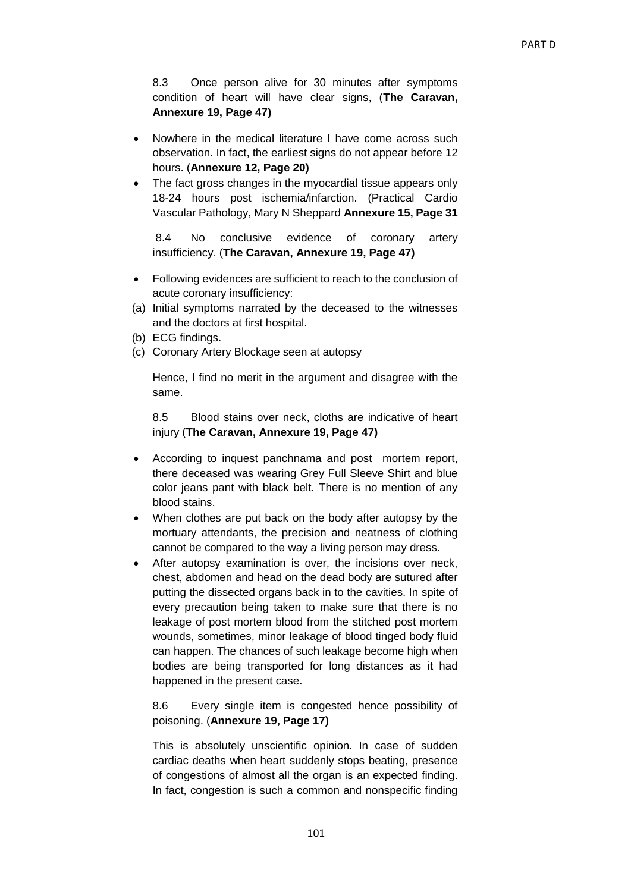8.3 Once person alive for 30 minutes after symptoms condition of heart will have clear signs, (**The Caravan, Annexure 19, Page 47)**

- Nowhere in the medical literature I have come across such observation. In fact, the earliest signs do not appear before 12 hours. (**Annexure 12, Page 20)**
- The fact gross changes in the myocardial tissue appears only 18-24 hours post ischemia/infarction. (Practical Cardio Vascular Pathology, Mary N Sheppard **Annexure 15, Page 31**

8.4 No conclusive evidence of coronary artery insufficiency. (**The Caravan, Annexure 19, Page 47)**

- Following evidences are sufficient to reach to the conclusion of acute coronary insufficiency:

(a) Initial symptoms narrated by the deceased to the witnesses and the doctors at first hospital.
(b) ECG findings.
(c) Coronary Artery Blockage seen at autopsy

Hence, I find no merit in the argument and disagree with the same.

8.5 Blood stains over neck, cloths are indicative of heart injury (**The Caravan, Annexure 19, Page 47)**

- According to inquest panchnama and post mortem report, there deceased was wearing Grey Full Sleeve Shirt and blue color jeans pant with black belt. There is no mention of any blood stains.
- When clothes are put back on the body after autopsy by the mortuary attendants, the precision and neatness of clothing cannot be compared to the way a living person may dress.
- After autopsy examination is over, the incisions over neck, chest, abdomen and head on the dead body are sutured after putting the dissected organs back in to the cavities. In spite of every precaution being taken to make sure that there is no leakage of post mortem blood from the stitched post mortem wounds, sometimes, minor leakage of blood tinged body fluid can happen. The chances of such leakage become high when bodies are being transported for long distances as it had happened in the present case.

8.6 Every single item is congested hence possibility of poisoning. (**Annexure 19, Page 17)**

This is absolutely unscientific opinion. In case of sudden cardiac deaths when heart suddenly stops beating, presence of congestions of almost all the organ is an expected finding. In fact, congestion is such a common and nonspecific finding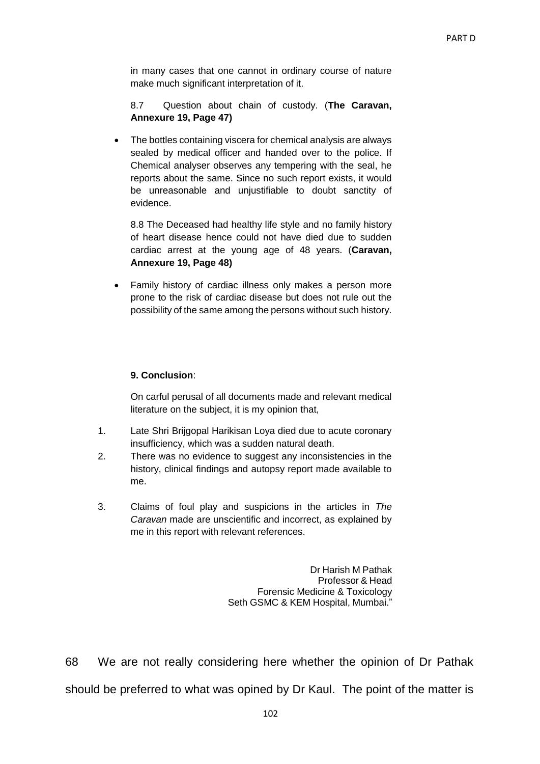in many cases that one cannot in ordinary course of nature make much significant interpretation of it.

8.7 Question about chain of custody. (**The Caravan, Annexure 19, Page 47)**

- The bottles containing viscera for chemical analysis are always sealed by medical officer and handed over to the police. If Chemical analyser observes any tempering with the seal, he reports about the same. Since no such report exists, it would be unreasonable and unjustifiable to doubt sanctity of evidence.

8.8 The Deceased had healthy life style and no family history of heart disease hence could not have died due to sudden cardiac arrest at the young age of 48 years. (**Caravan, Annexure 19, Page 48)**

- Family history of cardiac illness only makes a person more prone to the risk of cardiac disease but does not rule out the possibility of the same among the persons without such history.

**9. Conclusion**:

On carful perusal of all documents made and relevant medical literature on the subject, it is my opinion that,

1. Late Shri Brijgopal Harikisan Loya died due to acute coronary insufficiency, which was a sudden natural death.
2. There was no evidence to suggest any inconsistencies in the history, clinical findings and autopsy report made available to me.
3. Claims of foul play and suspicions in the articles in *The Caravan* made are unscientific and incorrect, as explained by me in this report with relevant references.

Dr Harish M Pathak
Professor & Head
Forensic Medicine & Toxicology
Seth GSMC & KEM Hospital, Mumbai."

68 We are not really considering here whether the opinion of Dr Pathak should be preferred to what was opined by Dr Kaul. The point of the matter is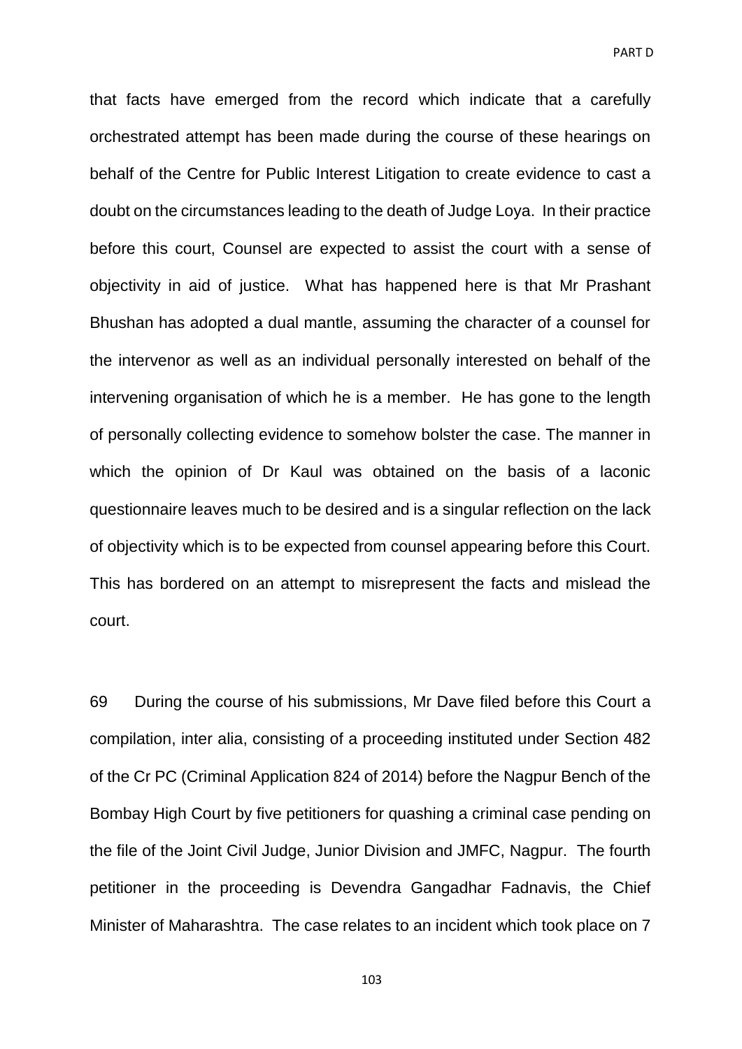that facts have emerged from the record which indicate that a carefully orchestrated attempt has been made during the course of these hearings on behalf of the Centre for Public Interest Litigation to create evidence to cast a doubt on the circumstances leading to the death of Judge Loya. In their practice before this court, Counsel are expected to assist the court with a sense of objectivity in aid of justice. What has happened here is that Mr Prashant Bhushan has adopted a dual mantle, assuming the character of a counsel for the intervenor as well as an individual personally interested on behalf of the intervening organisation of which he is a member. He has gone to the length of personally collecting evidence to somehow bolster the case. The manner in which the opinion of Dr Kaul was obtained on the basis of a laconic questionnaire leaves much to be desired and is a singular reflection on the lack of objectivity which is to be expected from counsel appearing before this Court. This has bordered on an attempt to misrepresent the facts and mislead the court.

69 During the course of his submissions, Mr Dave filed before this Court a compilation, inter alia, consisting of a proceeding instituted under Section 482 of the Cr PC (Criminal Application 824 of 2014) before the Nagpur Bench of the Bombay High Court by five petitioners for quashing a criminal case pending on the file of the Joint Civil Judge, Junior Division and JMFC, Nagpur. The fourth petitioner in the proceeding is Devendra Gangadhar Fadnavis, the Chief Minister of Maharashtra. The case relates to an incident which took place on 7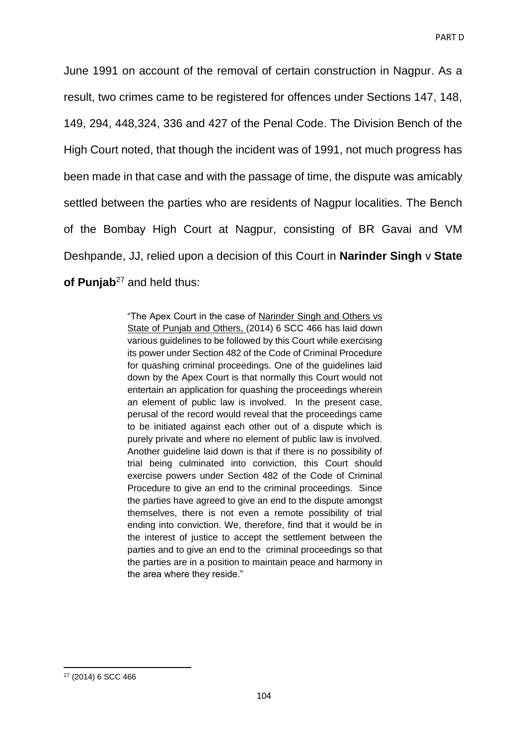June 1991 on account of the removal of certain construction in Nagpur. As a result, two crimes came to be registered for offences under Sections 147, 148, 149, 294, 448,324, 336 and 427 of the Penal Code. The Division Bench of the High Court noted, that though the incident was of 1991, not much progress has been made in that case and with the passage of time, the dispute was amicably settled between the parties who are residents of Nagpur localities. The Bench of the Bombay High Court at Nagpur, consisting of BR Gavai and VM Deshpande, JJ, relied upon a decision of this Court in **Narinder Singh** v **State of Punjab**[27] and held thus:

> "The Apex Court in the case of Narinder Singh and Others vs State of Punjab and Others, (2014) 6 SCC 466 has laid down various guidelines to be followed by this Court while exercising its power under Section 482 of the Code of Criminal Procedure for quashing criminal proceedings. One of the guidelines laid down by the Apex Court is that normally this Court would not entertain an application for quashing the proceedings wherein an element of public law is involved. In the present case, perusal of the record would reveal that the proceedings came to be initiated against each other out of a dispute which is purely private and where no element of public law is involved. Another guideline laid down is that if there is no possibility of trial being culminated into conviction, this Court should exercise powers under Section 482 of the Code of Criminal Procedure to give an end to the criminal proceedings. Since the parties have agreed to give an end to the dispute amongst themselves, there is not even a remote possibility of trial ending into conviction. We, therefore, find that it would be in the interest of justice to accept the settlement between the parties and to give an end to the criminal proceedings so that the parties are in a position to maintain peace and harmony in the area where they reside."

---

[27] (2014) 6 SCC 466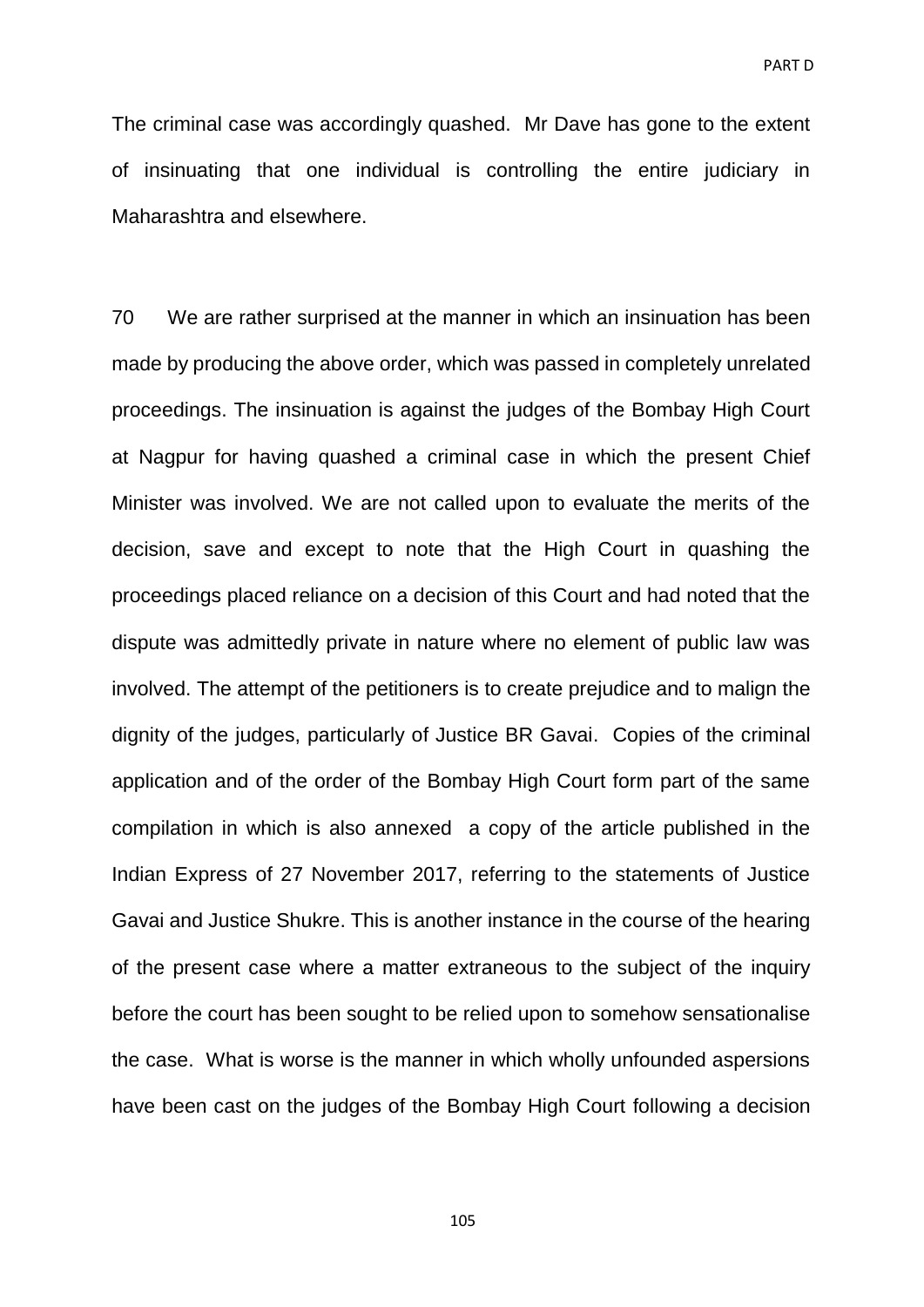The criminal case was accordingly quashed. Mr Dave has gone to the extent of insinuating that one individual is controlling the entire judiciary in Maharashtra and elsewhere.

70 We are rather surprised at the manner in which an insinuation has been made by producing the above order, which was passed in completely unrelated proceedings. The insinuation is against the judges of the Bombay High Court at Nagpur for having quashed a criminal case in which the present Chief Minister was involved. We are not called upon to evaluate the merits of the decision, save and except to note that the High Court in quashing the proceedings placed reliance on a decision of this Court and had noted that the dispute was admittedly private in nature where no element of public law was involved. The attempt of the petitioners is to create prejudice and to malign the dignity of the judges, particularly of Justice BR Gavai. Copies of the criminal application and of the order of the Bombay High Court form part of the same compilation in which is also annexed a copy of the article published in the Indian Express of 27 November 2017, referring to the statements of Justice Gavai and Justice Shukre. This is another instance in the course of the hearing of the present case where a matter extraneous to the subject of the inquiry before the court has been sought to be relied upon to somehow sensationalise the case. What is worse is the manner in which wholly unfounded aspersions have been cast on the judges of the Bombay High Court following a decision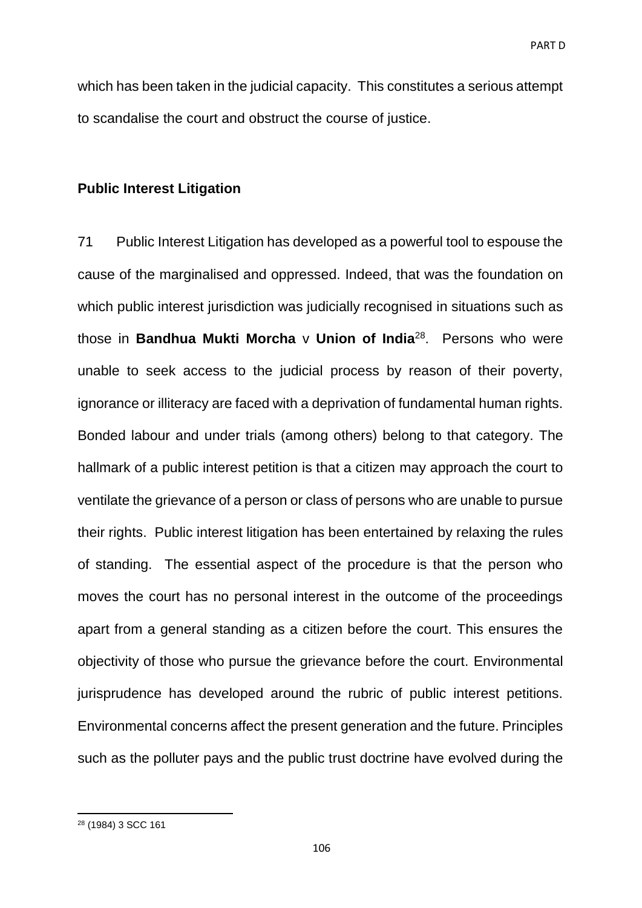which has been taken in the judicial capacity. This constitutes a serious attempt to scandalise the court and obstruct the course of justice.

**Public Interest Litigation**

71 Public Interest Litigation has developed as a powerful tool to espouse the cause of the marginalised and oppressed. Indeed, that was the foundation on which public interest jurisdiction was judicially recognised in situations such as those in **Bandhua Mukti Morcha** v **Union of India**[28]. Persons who were unable to seek access to the judicial process by reason of their poverty, ignorance or illiteracy are faced with a deprivation of fundamental human rights. Bonded labour and under trials (among others) belong to that category. The hallmark of a public interest petition is that a citizen may approach the court to ventilate the grievance of a person or class of persons who are unable to pursue their rights. Public interest litigation has been entertained by relaxing the rules of standing. The essential aspect of the procedure is that the person who moves the court has no personal interest in the outcome of the proceedings apart from a general standing as a citizen before the court. This ensures the objectivity of those who pursue the grievance before the court. Environmental jurisprudence has developed around the rubric of public interest petitions. Environmental concerns affect the present generation and the future. Principles such as the polluter pays and the public trust doctrine have evolved during the

---

[28] (1984) 3 SCC 161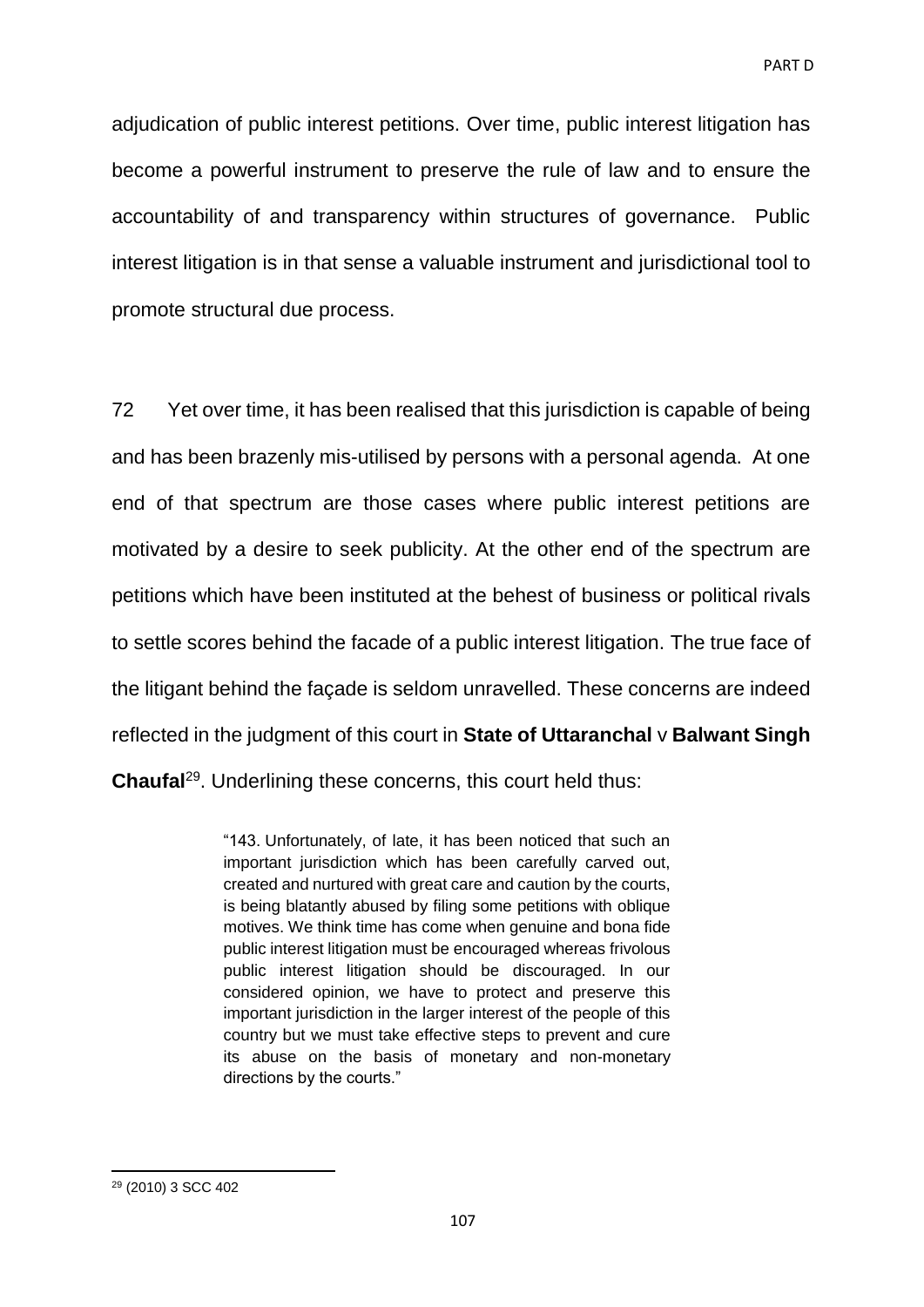adjudication of public interest petitions. Over time, public interest litigation has become a powerful instrument to preserve the rule of law and to ensure the accountability of and transparency within structures of governance. Public interest litigation is in that sense a valuable instrument and jurisdictional tool to promote structural due process.

72 Yet over time, it has been realised that this jurisdiction is capable of being and has been brazenly mis-utilised by persons with a personal agenda. At one end of that spectrum are those cases where public interest petitions are motivated by a desire to seek publicity. At the other end of the spectrum are petitions which have been instituted at the behest of business or political rivals to settle scores behind the facade of a public interest litigation. The true face of the litigant behind the façade is seldom unravelled. These concerns are indeed reflected in the judgment of this court in **State of Uttaranchal** v **Balwant Singh Chaufal**[29]. Underlining these concerns, this court held thus:

> "143. Unfortunately, of late, it has been noticed that such an important jurisdiction which has been carefully carved out, created and nurtured with great care and caution by the courts, is being blatantly abused by filing some petitions with oblique motives. We think time has come when genuine and bona fide public interest litigation must be encouraged whereas frivolous public interest litigation should be discouraged. In our considered opinion, we have to protect and preserve this important jurisdiction in the larger interest of the people of this country but we must take effective steps to prevent and cure its abuse on the basis of monetary and non-monetary directions by the courts."

[29] (2010) 3 SCC 402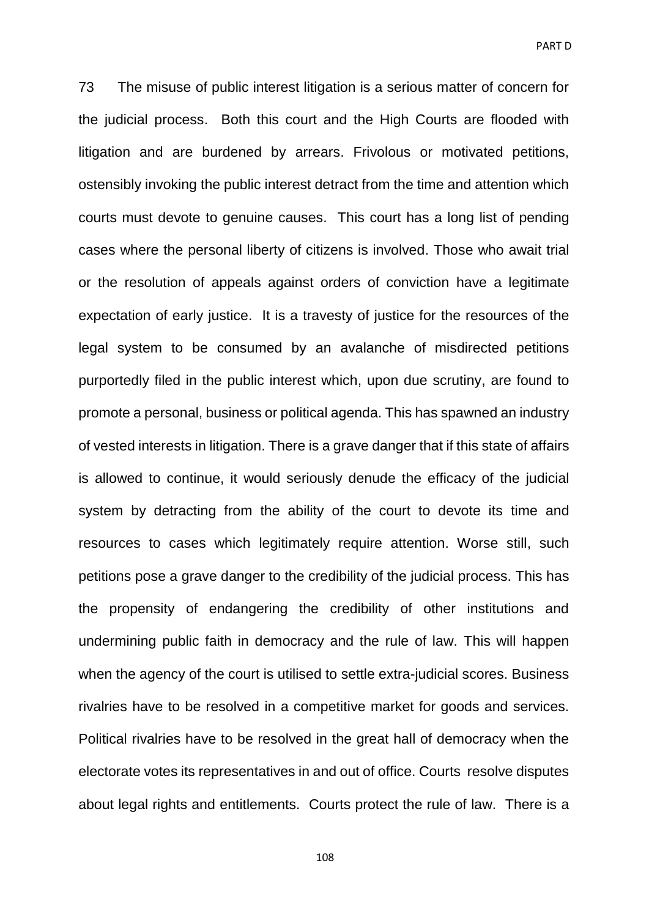73 The misuse of public interest litigation is a serious matter of concern for the judicial process. Both this court and the High Courts are flooded with litigation and are burdened by arrears. Frivolous or motivated petitions, ostensibly invoking the public interest detract from the time and attention which courts must devote to genuine causes. This court has a long list of pending cases where the personal liberty of citizens is involved. Those who await trial or the resolution of appeals against orders of conviction have a legitimate expectation of early justice. It is a travesty of justice for the resources of the legal system to be consumed by an avalanche of misdirected petitions purportedly filed in the public interest which, upon due scrutiny, are found to promote a personal, business or political agenda. This has spawned an industry of vested interests in litigation. There is a grave danger that if this state of affairs is allowed to continue, it would seriously denude the efficacy of the judicial system by detracting from the ability of the court to devote its time and resources to cases which legitimately require attention. Worse still, such petitions pose a grave danger to the credibility of the judicial process. This has the propensity of endangering the credibility of other institutions and undermining public faith in democracy and the rule of law. This will happen when the agency of the court is utilised to settle extra-judicial scores. Business rivalries have to be resolved in a competitive market for goods and services. Political rivalries have to be resolved in the great hall of democracy when the electorate votes its representatives in and out of office. Courts resolve disputes about legal rights and entitlements. Courts protect the rule of law. There is a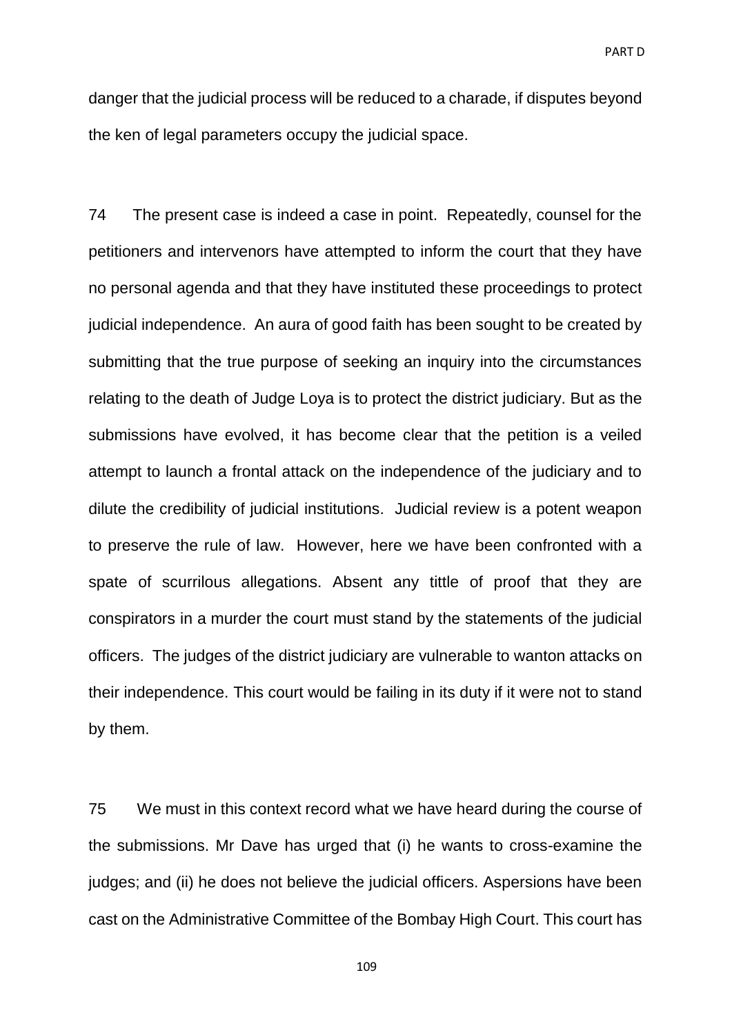danger that the judicial process will be reduced to a charade, if disputes beyond the ken of legal parameters occupy the judicial space.

74 The present case is indeed a case in point. Repeatedly, counsel for the petitioners and intervenors have attempted to inform the court that they have no personal agenda and that they have instituted these proceedings to protect judicial independence. An aura of good faith has been sought to be created by submitting that the true purpose of seeking an inquiry into the circumstances relating to the death of Judge Loya is to protect the district judiciary. But as the submissions have evolved, it has become clear that the petition is a veiled attempt to launch a frontal attack on the independence of the judiciary and to dilute the credibility of judicial institutions. Judicial review is a potent weapon to preserve the rule of law. However, here we have been confronted with a spate of scurrilous allegations. Absent any tittle of proof that they are conspirators in a murder the court must stand by the statements of the judicial officers. The judges of the district judiciary are vulnerable to wanton attacks on their independence. This court would be failing in its duty if it were not to stand by them.

75 We must in this context record what we have heard during the course of the submissions. Mr Dave has urged that (i) he wants to cross-examine the judges; and (ii) he does not believe the judicial officers. Aspersions have been cast on the Administrative Committee of the Bombay High Court. This court has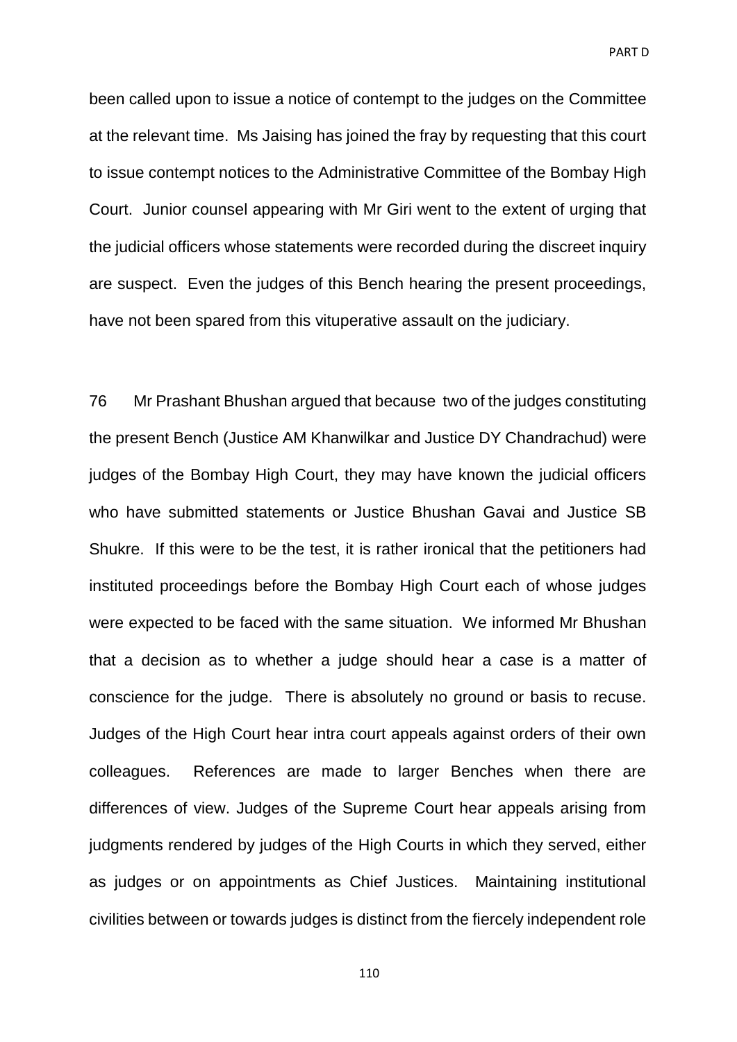been called upon to issue a notice of contempt to the judges on the Committee at the relevant time. Ms Jaising has joined the fray by requesting that this court to issue contempt notices to the Administrative Committee of the Bombay High Court. Junior counsel appearing with Mr Giri went to the extent of urging that the judicial officers whose statements were recorded during the discreet inquiry are suspect. Even the judges of this Bench hearing the present proceedings, have not been spared from this vituperative assault on the judiciary.

76 Mr Prashant Bhushan argued that because two of the judges constituting the present Bench (Justice AM Khanwilkar and Justice DY Chandrachud) were judges of the Bombay High Court, they may have known the judicial officers who have submitted statements or Justice Bhushan Gavai and Justice SB Shukre. If this were to be the test, it is rather ironical that the petitioners had instituted proceedings before the Bombay High Court each of whose judges were expected to be faced with the same situation. We informed Mr Bhushan that a decision as to whether a judge should hear a case is a matter of conscience for the judge. There is absolutely no ground or basis to recuse. Judges of the High Court hear intra court appeals against orders of their own colleagues. References are made to larger Benches when there are differences of view. Judges of the Supreme Court hear appeals arising from judgments rendered by judges of the High Courts in which they served, either as judges or on appointments as Chief Justices. Maintaining institutional civilities between or towards judges is distinct from the fiercely independent role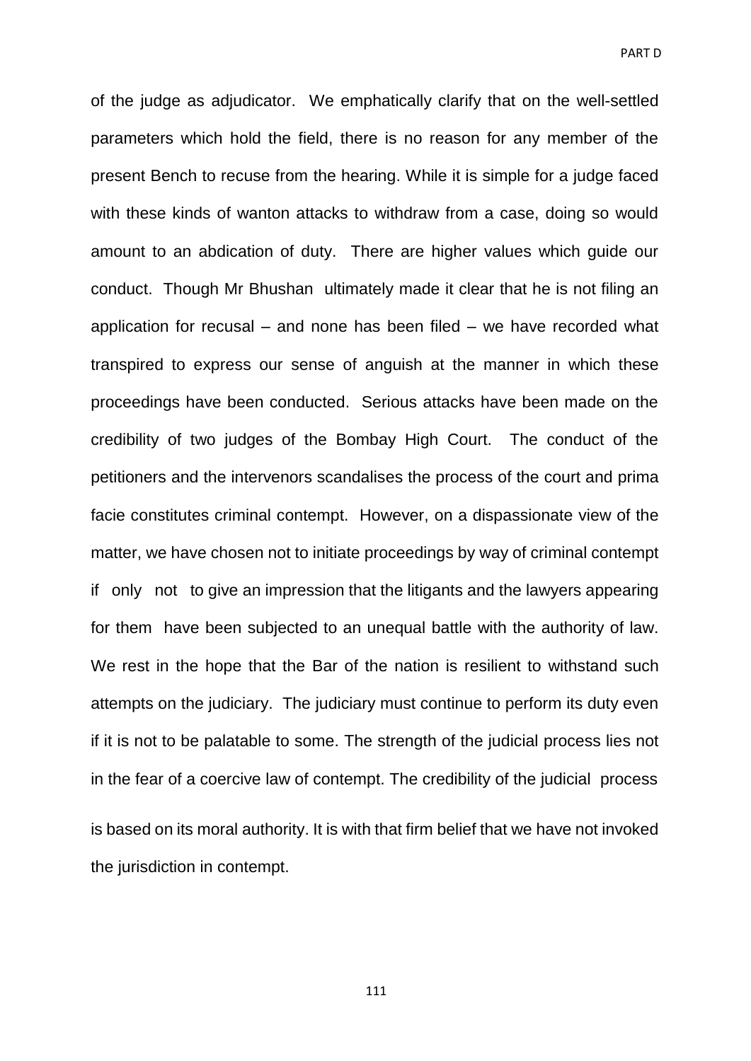of the judge as adjudicator. We emphatically clarify that on the well-settled parameters which hold the field, there is no reason for any member of the present Bench to recuse from the hearing. While it is simple for a judge faced with these kinds of wanton attacks to withdraw from a case, doing so would amount to an abdication of duty. There are higher values which guide our conduct. Though Mr Bhushan ultimately made it clear that he is not filing an application for recusal – and none has been filed – we have recorded what transpired to express our sense of anguish at the manner in which these proceedings have been conducted. Serious attacks have been made on the credibility of two judges of the Bombay High Court. The conduct of the petitioners and the intervenors scandalises the process of the court and prima facie constitutes criminal contempt. However, on a dispassionate view of the matter, we have chosen not to initiate proceedings by way of criminal contempt if only not to give an impression that the litigants and the lawyers appearing for them have been subjected to an unequal battle with the authority of law. We rest in the hope that the Bar of the nation is resilient to withstand such attempts on the judiciary. The judiciary must continue to perform its duty even if it is not to be palatable to some. The strength of the judicial process lies not in the fear of a coercive law of contempt. The credibility of the judicial process is based on its moral authority. It is with that firm belief that we have not invoked the jurisdiction in contempt.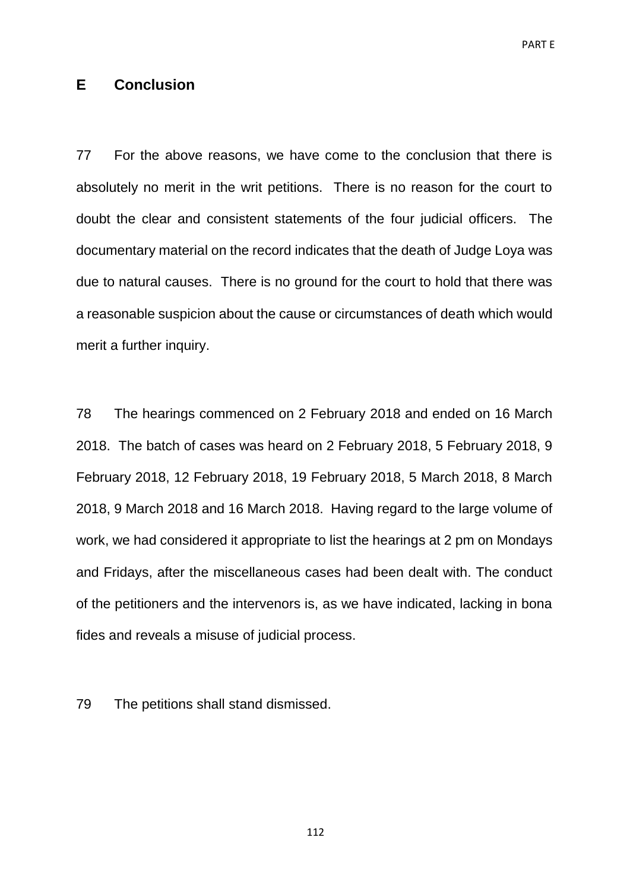## E Conclusion

77 For the above reasons, we have come to the conclusion that there is absolutely no merit in the writ petitions. There is no reason for the court to doubt the clear and consistent statements of the four judicial officers. The documentary material on the record indicates that the death of Judge Loya was due to natural causes. There is no ground for the court to hold that there was a reasonable suspicion about the cause or circumstances of death which would merit a further inquiry.

78 The hearings commenced on 2 February 2018 and ended on 16 March 2018. The batch of cases was heard on 2 February 2018, 5 February 2018, 9 February 2018, 12 February 2018, 19 February 2018, 5 March 2018, 8 March 2018, 9 March 2018 and 16 March 2018. Having regard to the large volume of work, we had considered it appropriate to list the hearings at 2 pm on Mondays and Fridays, after the miscellaneous cases had been dealt with. The conduct of the petitioners and the intervenors is, as we have indicated, lacking in bona fides and reveals a misuse of judicial process.

79 The petitions shall stand dismissed.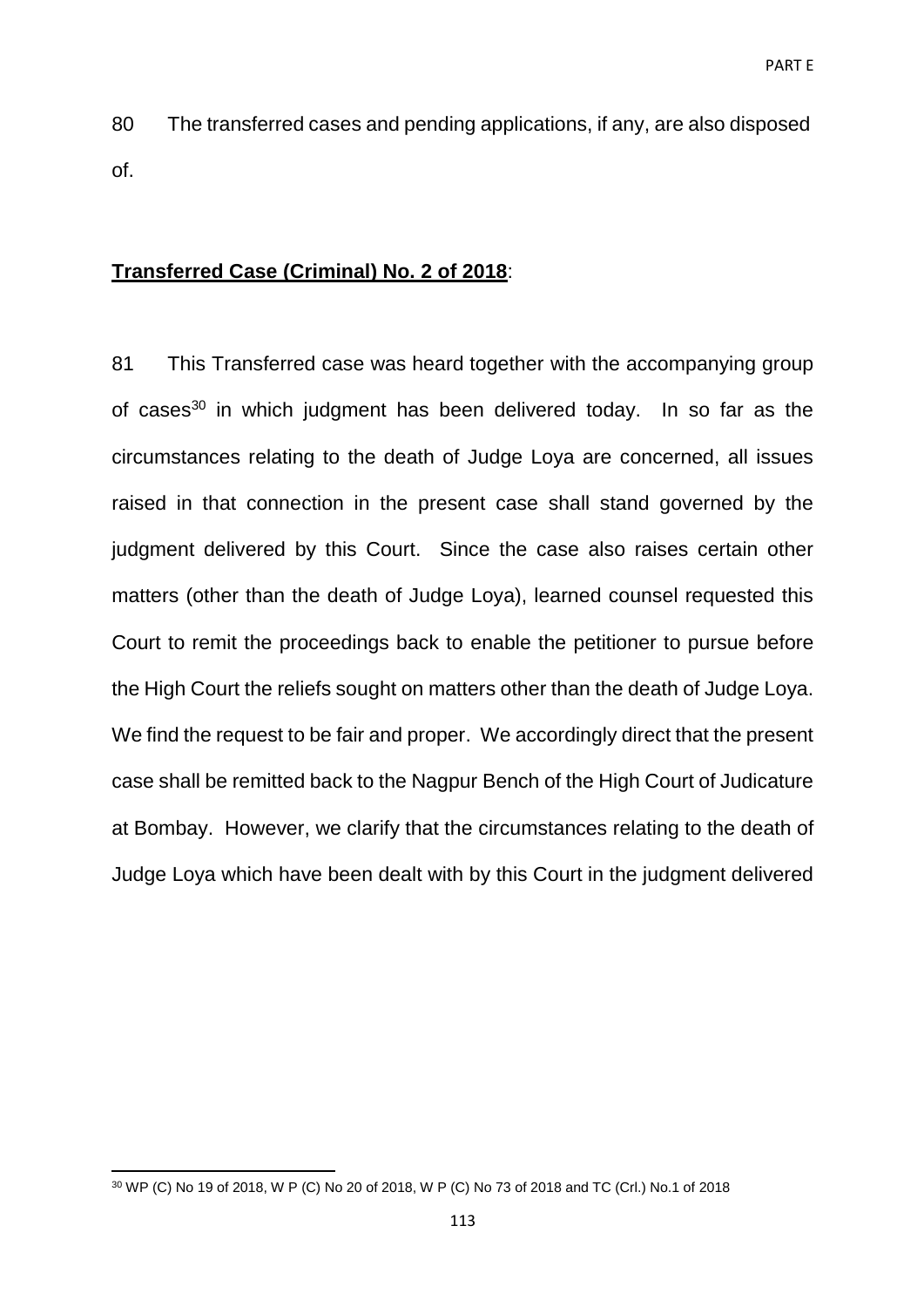80 The transferred cases and pending applications, if any, are also disposed of.

**Transferred Case (Criminal) No. 2 of 2018**:

81 This Transferred case was heard together with the accompanying group of cases[30] in which judgment has been delivered today. In so far as the circumstances relating to the death of Judge Loya are concerned, all issues raised in that connection in the present case shall stand governed by the judgment delivered by this Court. Since the case also raises certain other matters (other than the death of Judge Loya), learned counsel requested this Court to remit the proceedings back to enable the petitioner to pursue before the High Court the reliefs sought on matters other than the death of Judge Loya. We find the request to be fair and proper. We accordingly direct that the present case shall be remitted back to the Nagpur Bench of the High Court of Judicature at Bombay. However, we clarify that the circumstances relating to the death of Judge Loya which have been dealt with by this Court in the judgment delivered

---

[30] WP (C) No 19 of 2018, W P (C) No 20 of 2018, W P (C) No 73 of 2018 and TC (Crl.) No.1 of 2018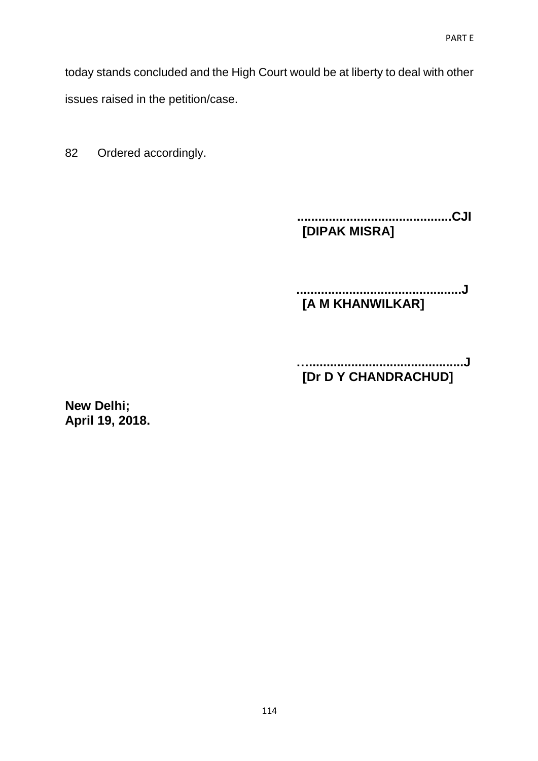today stands concluded and the High Court would be at liberty to deal with other issues raised in the petition/case.

82 Ordered accordingly.

**............................................CJI**
**[DIPAK MISRA]**

**..............................................J**
**[A M KHANWILKAR]**

**…...........................................J**
**[Dr D Y CHANDRACHUD]**

**New Delhi;**
**April 19, 2018.**